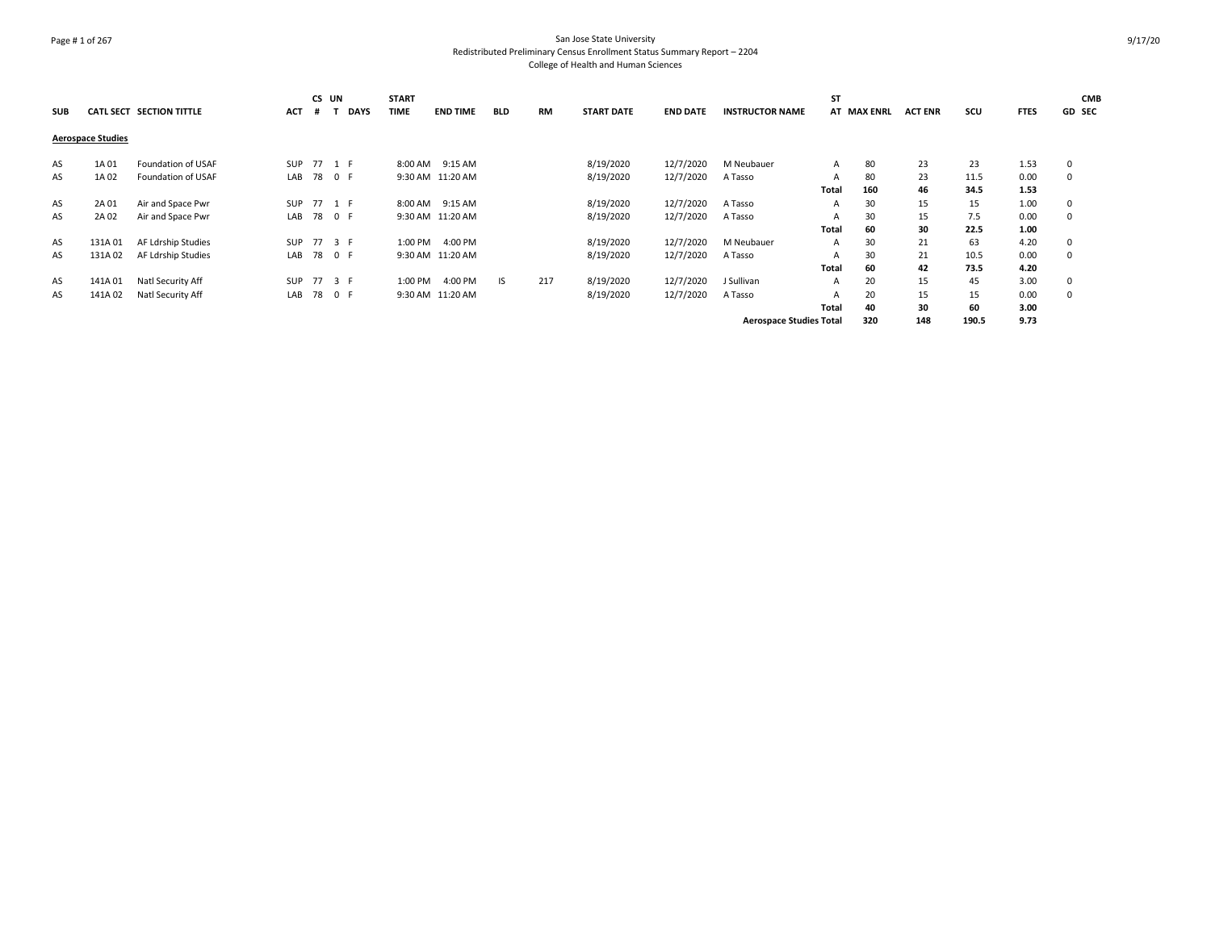# San Jose State University
## Redistributed Preliminary Census Enrollment Status Summary Report – 2204
### College of Health and Human Sciences

| SUB | CATL SECT | SECTION TITTLE | ACT | CS # | UN T | DAYS | START TIME | END TIME | BLD | RM | START DATE | END DATE | INSTRUCTOR NAME | ST AT | MAX ENRL | ACT ENR | SCU | FTES | GD | CMB SEC |
|---|---|---|---|---|---|---|---|---|---|---|---|---|---|---|---|---|---|---|---|---|
| **Aerospace Studies** | | | | | | | | | | | | | | | | | | | | |
| AS | 1A 01 | Foundation of USAF | SUP | 77 | 1 | F | 8:00 AM | 9:15 AM | | | 8/19/2020 | 12/7/2020 | M Neubauer | A | 80 | 23 | 23 | 1.53 | 0 | |
| AS | 1A 02 | Foundation of USAF | LAB | 78 | 0 | F | 9:30 AM | 11:20 AM | | | 8/19/2020 | 12/7/2020 | A Tasso | A | 80 | 23 | 11.5 | 0.00 | 0 | |
| | | | | | | | | | | | | | | **Total** | **160** | **46** | **34.5** | **1.53** | | |
| AS | 2A 01 | Air and Space Pwr | SUP | 77 | 1 | F | 8:00 AM | 9:15 AM | | | 8/19/2020 | 12/7/2020 | A Tasso | A | 30 | 15 | 15 | 1.00 | 0 | |
| AS | 2A 02 | Air and Space Pwr | LAB | 78 | 0 | F | 9:30 AM | 11:20 AM | | | 8/19/2020 | 12/7/2020 | A Tasso | A | 30 | 15 | 7.5 | 0.00 | 0 | |
| | | | | | | | | | | | | | | **Total** | **60** | **30** | **22.5** | **1.00** | | |
| AS | 131A 01 | AF Ldrship Studies | SUP | 77 | 3 | F | 1:00 PM | 4:00 PM | | | 8/19/2020 | 12/7/2020 | M Neubauer | A | 30 | 21 | 63 | 4.20 | 0 | |
| AS | 131A 02 | AF Ldrship Studies | LAB | 78 | 0 | F | 9:30 AM | 11:20 AM | | | 8/19/2020 | 12/7/2020 | A Tasso | A | 30 | 21 | 10.5 | 0.00 | 0 | |
| | | | | | | | | | | | | | | **Total** | **60** | **42** | **73.5** | **4.20** | | |
| AS | 141A 01 | Natl Security Aff | SUP | 77 | 3 | F | 1:00 PM | 4:00 PM | IS | 217 | 8/19/2020 | 12/7/2020 | J Sullivan | A | 20 | 15 | 45 | 3.00 | 0 | |
| AS | 141A 02 | Natl Security Aff | LAB | 78 | 0 | F | 9:30 AM | 11:20 AM | | | 8/19/2020 | 12/7/2020 | A Tasso | A | 20 | 15 | 15 | 0.00 | 0 | |
| | | | | | | | | | | | | | | **Total** | **40** | **30** | **60** | **3.00** | | |
| | | | | | | | | | | | | | **Aerospace Studies Total** | | **320** | **148** | **190.5** | **9.73** | | |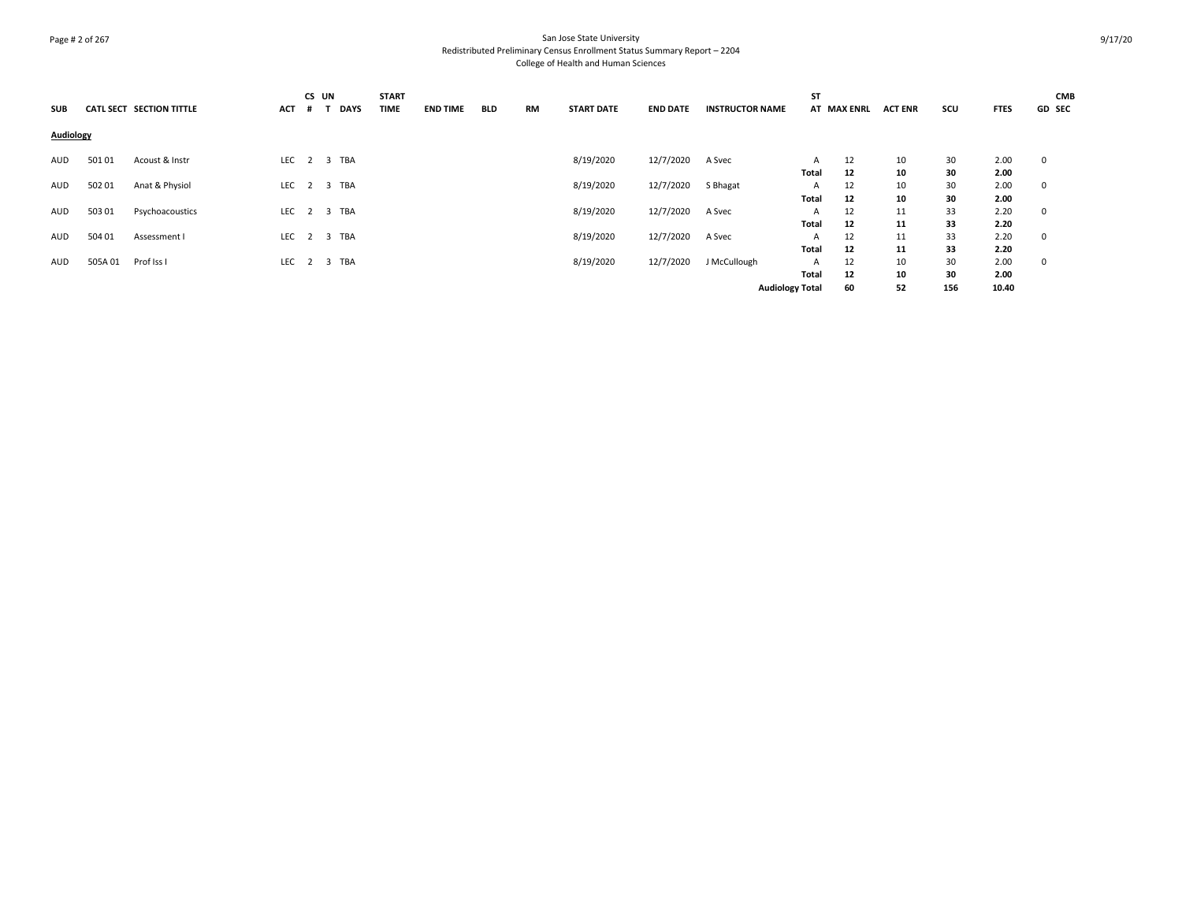San Jose State University
Redistributed Preliminary Census Enrollment Status Summary Report – 2204
College of Health and Human Sciences

| SUB | CATL SECT | SECTION TITTLE | ACT | CS # | UN T | DAYS | START TIME | END TIME | BLD | RM | START DATE | END DATE | INSTRUCTOR NAME | ST AT | MAX ENRL | ACT ENR | SCU | FTES | GD | CMB SEC |
|---|---|---|---|---|---|---|---|---|---|---|---|---|---|---|---|---|---|---|---|---|
| **Audiology** | | | | | | | | | | | | | | | | | | | | |
| AUD | 501 01 | Acoust & Instr | LEC | 2 | 3 | TBA | | | | | 8/19/2020 | 12/7/2020 | A Svec | A | 12 | 10 | 30 | 2.00 | 0 | |
| | | | | | | | | | | | | | | **Total** | **12** | **10** | **30** | **2.00** | | |
| AUD | 502 01 | Anat & Physiol | LEC | 2 | 3 | TBA | | | | | 8/19/2020 | 12/7/2020 | S Bhagat | A | 12 | 10 | 30 | 2.00 | 0 | |
| | | | | | | | | | | | | | | **Total** | **12** | **10** | **30** | **2.00** | | |
| AUD | 503 01 | Psychoacoustics | LEC | 2 | 3 | TBA | | | | | 8/19/2020 | 12/7/2020 | A Svec | A | 12 | 11 | 33 | 2.20 | 0 | |
| | | | | | | | | | | | | | | **Total** | **12** | **11** | **33** | **2.20** | | |
| AUD | 504 01 | Assessment I | LEC | 2 | 3 | TBA | | | | | 8/19/2020 | 12/7/2020 | A Svec | A | 12 | 11 | 33 | 2.20 | 0 | |
| | | | | | | | | | | | | | | **Total** | **12** | **11** | **33** | **2.20** | | |
| AUD | 505A 01 | Prof Iss I | LEC | 2 | 3 | TBA | | | | | 8/19/2020 | 12/7/2020 | J McCullough | A | 12 | 10 | 30 | 2.00 | 0 | |
| | | | | | | | | | | | | | | **Total** | **12** | **10** | **30** | **2.00** | | |
| | | | | | | | | | | | | | **Audiology Total** | | **60** | **52** | **156** | **10.40** | | |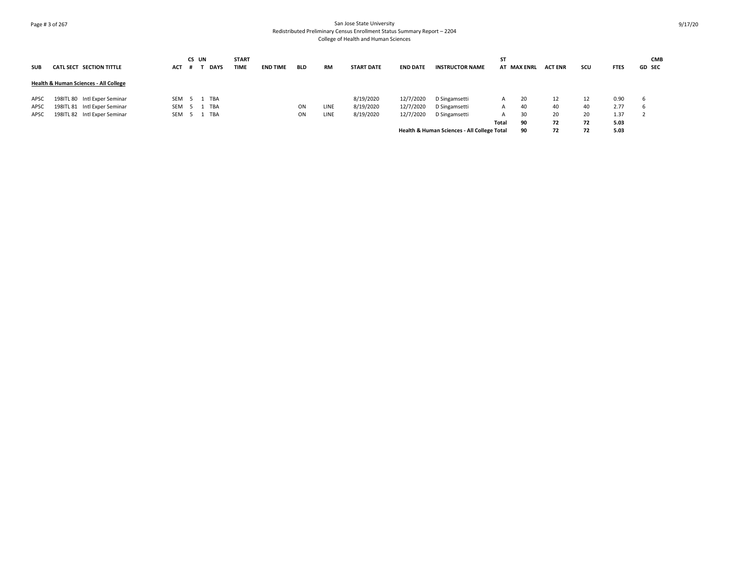San Jose State University
Redistributed Preliminary Census Enrollment Status Summary Report – 2204
College of Health and Human Sciences

| SUB | CATL SECT | SECTION TITTLE | ACT | CS # | UN T | DAYS | START TIME | END TIME | BLD | RM | START DATE | END DATE | INSTRUCTOR NAME | ST AT | MAX ENRL | ACT ENR | SCU | FTES | GD | CMB SEC |
|---|---|---|---|---|---|---|---|---|---|---|---|---|---|---|---|---|---|---|---|---|
| **Health & Human Sciences - All College** | | | | | | | | | | | | | | | | | | | | |
| APSC | 198ITL 80 | Intl Exper Seminar | SEM | 5 | 1 | TBA | | | | | 8/19/2020 | 12/7/2020 | D Singamsetti | A | 20 | 12 | 12 | 0.90 | 6 | |
| APSC | 198ITL 81 | Intl Exper Seminar | SEM | 5 | 1 | TBA | | | ON | LINE | 8/19/2020 | 12/7/2020 | D Singamsetti | A | 40 | 40 | 40 | 2.77 | 6 | |
| APSC | 198ITL 82 | Intl Exper Seminar | SEM | 5 | 1 | TBA | | | ON | LINE | 8/19/2020 | 12/7/2020 | D Singamsetti | A | 30 | 20 | 20 | 1.37 | 2 | |
| | | | | | | | | | | | | | | **Total** | **90** | **72** | **72** | **5.03** | | |
| | | | | | | | | | | | | | **Health & Human Sciences - All College Total** | | **90** | **72** | **72** | **5.03** | | |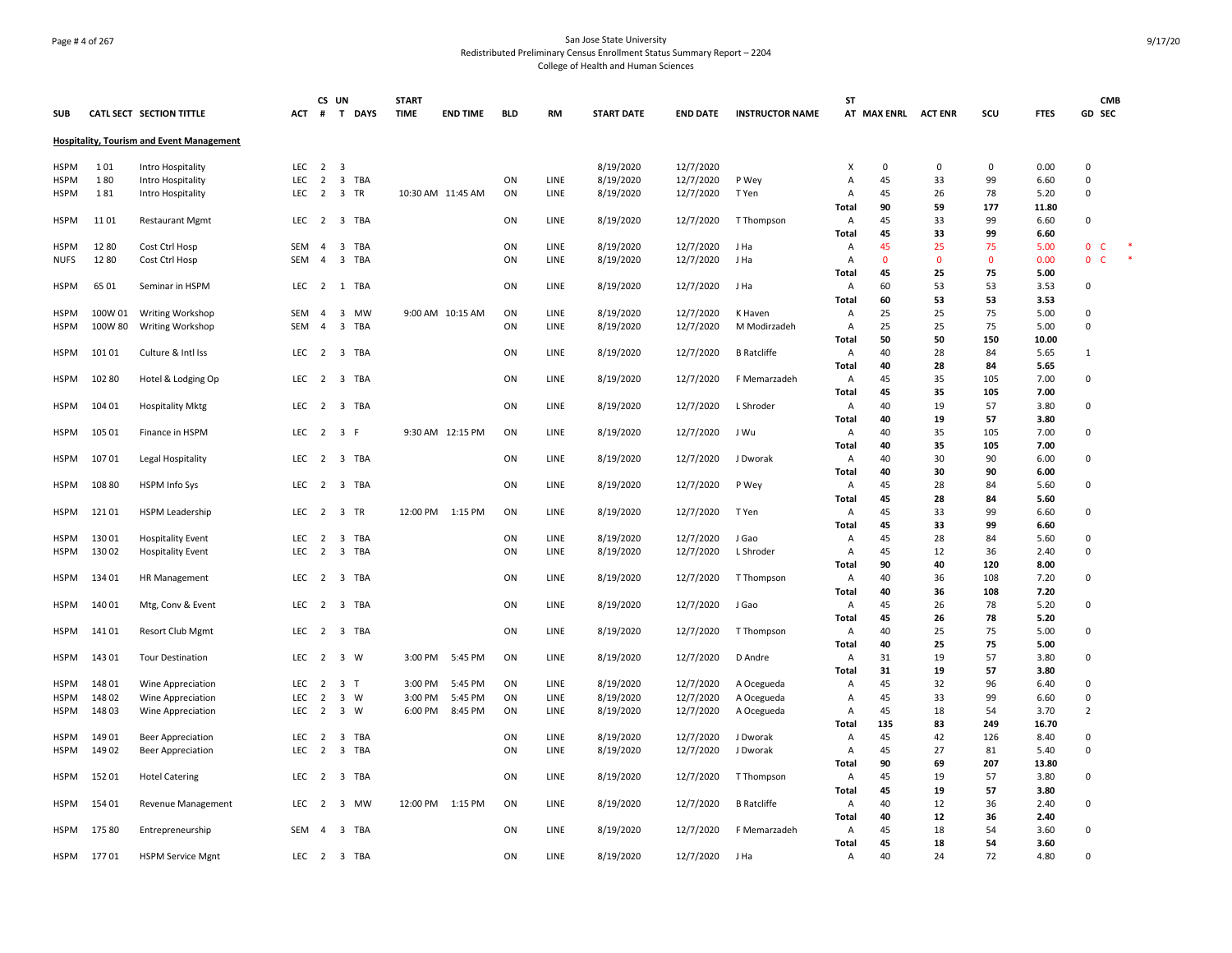San Jose State University
Redistributed Preliminary Census Enrollment Status Summary Report – 2204
College of Health and Human Sciences

| SUB | CATL | SECT | SECTION TITTLE | ACT | CS # | UN T | DAYS | START TIME | END TIME | BLD | RM | START DATE | END DATE | INSTRUCTOR NAME | ST AT | MAX ENRL | ACT ENR | SCU | FTES | GD | CMB SEC |
|---|---|---|---|---|---|---|---|---|---|---|---|---|---|---|---|---|---|---|---|---|---|
| **Hospitality, Tourism and Event Management** | | | | | | | | | | | | | | | | | | | | | |
| HSPM | 1 | 01 | Intro Hospitality | LEC | 2 | 3 | | | | | | 8/19/2020 | 12/7/2020 | | X | 0 | 0 | 0 | 0.00 | 0 | |
| HSPM | 1 | 80 | Intro Hospitality | LEC | 2 | 3 | TBA | | | ON | LINE | 8/19/2020 | 12/7/2020 | P Wey | A | 45 | 33 | 99 | 6.60 | 0 | |
| HSPM | 1 | 81 | Intro Hospitality | LEC | 2 | 3 | TR | 10:30 AM | 11:45 AM | ON | LINE | 8/19/2020 | 12/7/2020 | T Yen | A | 45 | 26 | 78 | 5.20 | 0 | |
| | | | | | | | | | | | | | | | **Total** | **90** | **59** | **177** | **11.80** | | |
| HSPM | 11 | 01 | Restaurant Mgmt | LEC | 2 | 3 | TBA | | | ON | LINE | 8/19/2020 | 12/7/2020 | T Thompson | A | 45 | 33 | 99 | 6.60 | 0 | |
| | | | | | | | | | | | | | | | **Total** | **45** | **33** | **99** | **6.60** | | |
| HSPM | 12 | 80 | Cost Ctrl Hosp | SEM | 4 | 3 | TBA | | | ON | LINE | 8/19/2020 | 12/7/2020 | J Ha | A | 45 | 25 | 75 | 5.00 | 0 | C * |
| NUFS | 12 | 80 | Cost Ctrl Hosp | SEM | 4 | 3 | TBA | | | ON | LINE | 8/19/2020 | 12/7/2020 | J Ha | A | 0 | 0 | 0 | 0.00 | 0 | C * |
| | | | | | | | | | | | | | | | **Total** | **45** | **25** | **75** | **5.00** | | |
| HSPM | 65 | 01 | Seminar in HSPM | LEC | 2 | 1 | TBA | | | ON | LINE | 8/19/2020 | 12/7/2020 | J Ha | A | 60 | 53 | 53 | 3.53 | 0 | |
| | | | | | | | | | | | | | | | **Total** | **60** | **53** | **53** | **3.53** | | |
| HSPM | 100W | 01 | Writing Workshop | SEM | 4 | 3 | MW | 9:00 AM | 10:15 AM | ON | LINE | 8/19/2020 | 12/7/2020 | K Haven | A | 25 | 25 | 75 | 5.00 | 0 | |
| HSPM | 100W | 80 | Writing Workshop | SEM | 4 | 3 | TBA | | | ON | LINE | 8/19/2020 | 12/7/2020 | M Modirzadeh | A | 25 | 25 | 75 | 5.00 | 0 | |
| | | | | | | | | | | | | | | | **Total** | **50** | **50** | **150** | **10.00** | | |
| HSPM | 101 | 01 | Culture & Intl Iss | LEC | 2 | 3 | TBA | | | ON | LINE | 8/19/2020 | 12/7/2020 | B Ratcliffe | A | 40 | 28 | 84 | 5.65 | 1 | |
| | | | | | | | | | | | | | | | **Total** | **40** | **28** | **84** | **5.65** | | |
| HSPM | 102 | 80 | Hotel & Lodging Op | LEC | 2 | 3 | TBA | | | ON | LINE | 8/19/2020 | 12/7/2020 | F Memarzadeh | A | 45 | 35 | 105 | 7.00 | 0 | |
| | | | | | | | | | | | | | | | **Total** | **45** | **35** | **105** | **7.00** | | |
| HSPM | 104 | 01 | Hospitality Mktg | LEC | 2 | 3 | TBA | | | ON | LINE | 8/19/2020 | 12/7/2020 | L Shroder | A | 40 | 19 | 57 | 3.80 | 0 | |
| | | | | | | | | | | | | | | | **Total** | **40** | **19** | **57** | **3.80** | | |
| HSPM | 105 | 01 | Finance in HSPM | LEC | 2 | 3 | F | 9:30 AM | 12:15 PM | ON | LINE | 8/19/2020 | 12/7/2020 | J Wu | A | 40 | 35 | 105 | 7.00 | 0 | |
| | | | | | | | | | | | | | | | **Total** | **40** | **35** | **105** | **7.00** | | |
| HSPM | 107 | 01 | Legal Hospitality | LEC | 2 | 3 | TBA | | | ON | LINE | 8/19/2020 | 12/7/2020 | J Dworak | A | 40 | 30 | 90 | 6.00 | 0 | |
| | | | | | | | | | | | | | | | **Total** | **40** | **30** | **90** | **6.00** | | |
| HSPM | 108 | 80 | HSPM Info Sys | LEC | 2 | 3 | TBA | | | ON | LINE | 8/19/2020 | 12/7/2020 | P Wey | A | 45 | 28 | 84 | 5.60 | 0 | |
| | | | | | | | | | | | | | | | **Total** | **45** | **28** | **84** | **5.60** | | |
| HSPM | 121 | 01 | HSPM Leadership | LEC | 2 | 3 | TR | 12:00 PM | 1:15 PM | ON | LINE | 8/19/2020 | 12/7/2020 | T Yen | A | 45 | 33 | 99 | 6.60 | 0 | |
| | | | | | | | | | | | | | | | **Total** | **45** | **33** | **99** | **6.60** | | |
| HSPM | 130 | 01 | Hospitality Event | LEC | 2 | 3 | TBA | | | ON | LINE | 8/19/2020 | 12/7/2020 | J Gao | A | 45 | 28 | 84 | 5.60 | 0 | |
| HSPM | 130 | 02 | Hospitality Event | LEC | 2 | 3 | TBA | | | ON | LINE | 8/19/2020 | 12/7/2020 | L Shroder | A | 45 | 12 | 36 | 2.40 | 0 | |
| | | | | | | | | | | | | | | | **Total** | **90** | **40** | **120** | **8.00** | | |
| HSPM | 134 | 01 | HR Management | LEC | 2 | 3 | TBA | | | ON | LINE | 8/19/2020 | 12/7/2020 | T Thompson | A | 40 | 36 | 108 | 7.20 | 0 | |
| | | | | | | | | | | | | | | | **Total** | **40** | **36** | **108** | **7.20** | | |
| HSPM | 140 | 01 | Mtg, Conv & Event | LEC | 2 | 3 | TBA | | | ON | LINE | 8/19/2020 | 12/7/2020 | J Gao | A | 45 | 26 | 78 | 5.20 | 0 | |
| | | | | | | | | | | | | | | | **Total** | **45** | **26** | **78** | **5.20** | | |
| HSPM | 141 | 01 | Resort Club Mgmt | LEC | 2 | 3 | TBA | | | ON | LINE | 8/19/2020 | 12/7/2020 | T Thompson | A | 40 | 25 | 75 | 5.00 | 0 | |
| | | | | | | | | | | | | | | | **Total** | **40** | **25** | **75** | **5.00** | | |
| HSPM | 143 | 01 | Tour Destination | LEC | 2 | 3 | W | 3:00 PM | 5:45 PM | ON | LINE | 8/19/2020 | 12/7/2020 | D Andre | A | 31 | 19 | 57 | 3.80 | 0 | |
| | | | | | | | | | | | | | | | **Total** | **31** | **19** | **57** | **3.80** | | |
| HSPM | 148 | 01 | Wine Appreciation | LEC | 2 | 3 | T | 3:00 PM | 5:45 PM | ON | LINE | 8/19/2020 | 12/7/2020 | A Ocegueda | A | 45 | 32 | 96 | 6.40 | 0 | |
| HSPM | 148 | 02 | Wine Appreciation | LEC | 2 | 3 | W | 3:00 PM | 5:45 PM | ON | LINE | 8/19/2020 | 12/7/2020 | A Ocegueda | A | 45 | 33 | 99 | 6.60 | 0 | |
| HSPM | 148 | 03 | Wine Appreciation | LEC | 2 | 3 | W | 6:00 PM | 8:45 PM | ON | LINE | 8/19/2020 | 12/7/2020 | A Ocegueda | A | 45 | 18 | 54 | 3.70 | 2 | |
| | | | | | | | | | | | | | | | **Total** | **135** | **83** | **249** | **16.70** | | |
| HSPM | 149 | 01 | Beer Appreciation | LEC | 2 | 3 | TBA | | | ON | LINE | 8/19/2020 | 12/7/2020 | J Dworak | A | 45 | 42 | 126 | 8.40 | 0 | |
| HSPM | 149 | 02 | Beer Appreciation | LEC | 2 | 3 | TBA | | | ON | LINE | 8/19/2020 | 12/7/2020 | J Dworak | A | 45 | 27 | 81 | 5.40 | 0 | |
| | | | | | | | | | | | | | | | **Total** | **90** | **69** | **207** | **13.80** | | |
| HSPM | 152 | 01 | Hotel Catering | LEC | 2 | 3 | TBA | | | ON | LINE | 8/19/2020 | 12/7/2020 | T Thompson | A | 45 | 19 | 57 | 3.80 | 0 | |
| | | | | | | | | | | | | | | | **Total** | **45** | **19** | **57** | **3.80** | | |
| HSPM | 154 | 01 | Revenue Management | LEC | 2 | 3 | MW | 12:00 PM | 1:15 PM | ON | LINE | 8/19/2020 | 12/7/2020 | B Ratcliffe | A | 40 | 12 | 36 | 2.40 | 0 | |
| | | | | | | | | | | | | | | | **Total** | **40** | **12** | **36** | **2.40** | | |
| HSPM | 175 | 80 | Entrepreneurship | SEM | 4 | 3 | TBA | | | ON | LINE | 8/19/2020 | 12/7/2020 | F Memarzadeh | A | 45 | 18 | 54 | 3.60 | 0 | |
| | | | | | | | | | | | | | | | **Total** | **45** | **18** | **54** | **3.60** | | |
| HSPM | 177 | 01 | HSPM Service Mgnt | LEC | 2 | 3 | TBA | | | ON | LINE | 8/19/2020 | 12/7/2020 | J Ha | A | 40 | 24 | 72 | 4.80 | 0 | |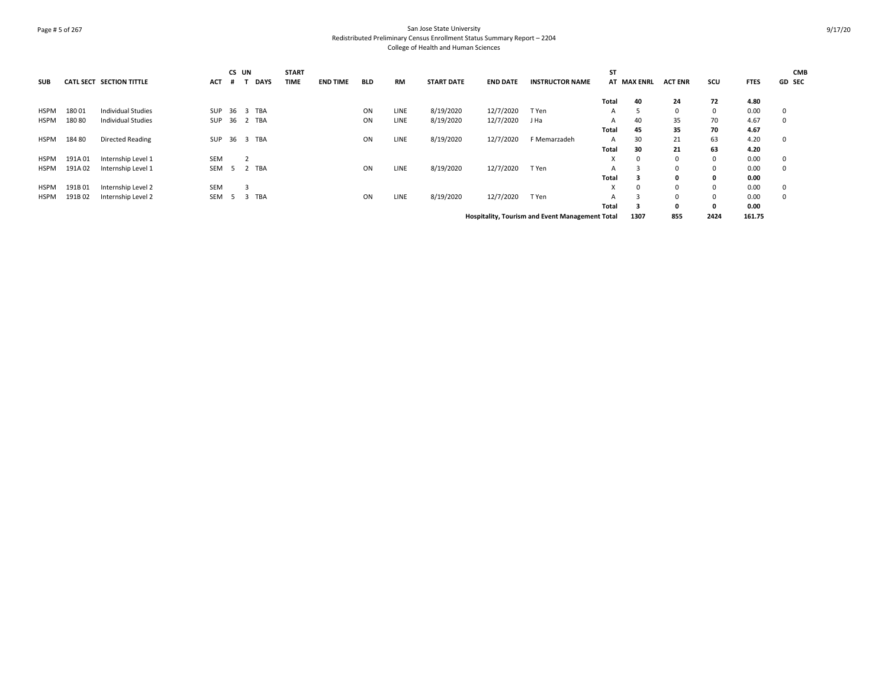San Jose State University
Redistributed Preliminary Census Enrollment Status Summary Report – 2204
College of Health and Human Sciences

| SUB | CATL SECT | SECTION TITTLE | ACT | CS # | UN T | DAYS | START TIME | END TIME | BLD | RM | START DATE | END DATE | INSTRUCTOR NAME | ST AT | MAX ENRL | ACT ENR | SCU | FTES | GD | CMB SEC |
|---|---|---|---|---|---|---|---|---|---|---|---|---|---|---|---|---|---|---|---|---|
| | | | | | | | | | | | | | | **Total** | **40** | **24** | **72** | **4.80** | | |
| HSPM | 180 01 | Individual Studies | SUP | 36 | 3 | TBA | | | ON | LINE | 8/19/2020 | 12/7/2020 | T Yen | A | 5 | 0 | 0 | 0.00 | 0 | |
| HSPM | 180 80 | Individual Studies | SUP | 36 | 2 | TBA | | | ON | LINE | 8/19/2020 | 12/7/2020 | J Ha | A | 40 | 35 | 70 | 4.67 | 0 | |
| | | | | | | | | | | | | | | **Total** | **45** | **35** | **70** | **4.67** | | |
| HSPM | 184 80 | Directed Reading | SUP | 36 | 3 | TBA | | | ON | LINE | 8/19/2020 | 12/7/2020 | F Memarzadeh | A | 30 | 21 | 63 | 4.20 | 0 | |
| | | | | | | | | | | | | | | **Total** | **30** | **21** | **63** | **4.20** | | |
| HSPM | 191A 01 | Internship Level 1 | SEM | | 2 | | | | | | | | | X | 0 | 0 | 0 | 0.00 | 0 | |
| HSPM | 191A 02 | Internship Level 1 | SEM | 5 | 2 | TBA | | | ON | LINE | 8/19/2020 | 12/7/2020 | T Yen | A | 3 | 0 | 0 | 0.00 | 0 | |
| | | | | | | | | | | | | | | **Total** | **3** | **0** | **0** | **0.00** | | |
| HSPM | 191B 01 | Internship Level 2 | SEM | | 3 | | | | | | | | | X | 0 | 0 | 0 | 0.00 | 0 | |
| HSPM | 191B 02 | Internship Level 2 | SEM | 5 | 3 | TBA | | | ON | LINE | 8/19/2020 | 12/7/2020 | T Yen | A | 3 | 0 | 0 | 0.00 | 0 | |
| | | | | | | | | | | | | | | **Total** | **3** | **0** | **0** | **0.00** | | |
| | | | | | | | | | | | | | **Hospitality, Tourism and Event Management Total** | | **1307** | **855** | **2424** | **161.75** | | |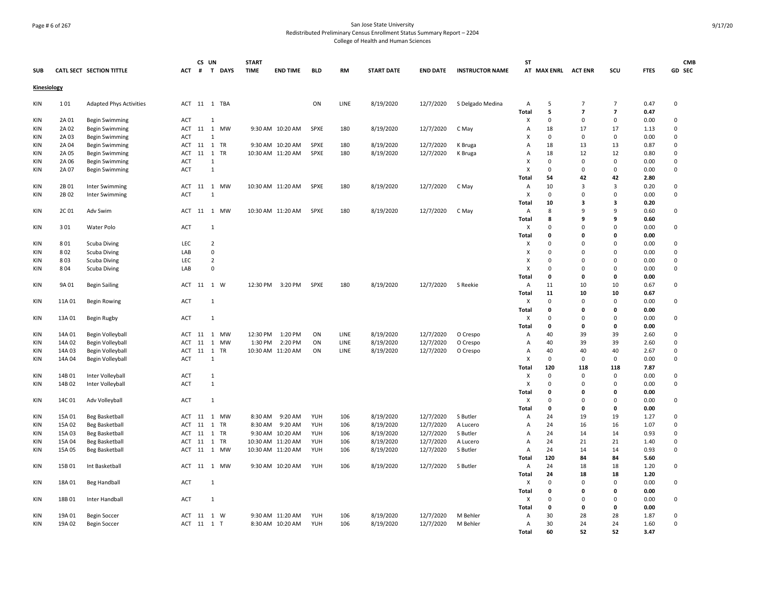# San Jose State University
## Redistributed Preliminary Census Enrollment Status Summary Report – 2204
### College of Health and Human Sciences

**Kinesiology**

| SUB | CATL SECT | SECTION TITTLE | ACT | CS # | UN T | DAYS | START TIME | END TIME | BLD | RM | START DATE | END DATE | INSTRUCTOR NAME | ST AT | MAX ENRL | ACT ENR | SCU | FTES | GD | CMB SEC |
|---|---|---|---|---|---|---|---|---|---|---|---|---|---|---|---|---|---|---|---|---|
| KIN | 1 01 | Adapted Phys Activities | ACT | 11 | 1 | TBA | | | ON | LINE | 8/19/2020 | 12/7/2020 | S Delgado Medina | A | 5 | 7 | 7 | 0.47 | 0 | |
| | | | | | | | | | | | | | | **Total** | **5** | **7** | **7** | **0.47** | | |
| KIN | 2A 01 | Begin Swimming | ACT | | 1 | | | | | | | | | X | 0 | 0 | 0 | 0.00 | 0 | |
| KIN | 2A 02 | Begin Swimming | ACT | 11 | 1 | MW | 9:30 AM | 10:20 AM | SPXE | 180 | 8/19/2020 | 12/7/2020 | C May | A | 18 | 17 | 17 | 1.13 | 0 | |
| KIN | 2A 03 | Begin Swimming | ACT | | 1 | | | | | | | | | X | 0 | 0 | 0 | 0.00 | 0 | |
| KIN | 2A 04 | Begin Swimming | ACT | 11 | 1 | TR | 9:30 AM | 10:20 AM | SPXE | 180 | 8/19/2020 | 12/7/2020 | K Bruga | A | 18 | 13 | 13 | 0.87 | 0 | |
| KIN | 2A 05 | Begin Swimming | ACT | 11 | 1 | TR | 10:30 AM | 11:20 AM | SPXE | 180 | 8/19/2020 | 12/7/2020 | K Bruga | A | 18 | 12 | 12 | 0.80 | 0 | |
| KIN | 2A 06 | Begin Swimming | ACT | | 1 | | | | | | | | | X | 0 | 0 | 0 | 0.00 | 0 | |
| KIN | 2A 07 | Begin Swimming | ACT | | 1 | | | | | | | | | X | 0 | 0 | 0 | 0.00 | 0 | |
| | | | | | | | | | | | | | | **Total** | **54** | **42** | **42** | **2.80** | | |
| KIN | 2B 01 | Inter Swimming | ACT | 11 | 1 | MW | 10:30 AM | 11:20 AM | SPXE | 180 | 8/19/2020 | 12/7/2020 | C May | A | 10 | 3 | 3 | 0.20 | 0 | |
| KIN | 2B 02 | Inter Swimming | ACT | | 1 | | | | | | | | | X | 0 | 0 | 0 | 0.00 | 0 | |
| | | | | | | | | | | | | | | **Total** | **10** | **3** | **3** | **0.20** | | |
| KIN | 2C 01 | Adv Swim | ACT | 11 | 1 | MW | 10:30 AM | 11:20 AM | SPXE | 180 | 8/19/2020 | 12/7/2020 | C May | A | 8 | 9 | 9 | 0.60 | 0 | |
| | | | | | | | | | | | | | | **Total** | **8** | **9** | **9** | **0.60** | | |
| KIN | 3 01 | Water Polo | ACT | | 1 | | | | | | | | | X | 0 | 0 | 0 | 0.00 | 0 | |
| | | | | | | | | | | | | | | **Total** | **0** | **0** | **0** | **0.00** | | |
| KIN | 8 01 | Scuba Diving | LEC | | 2 | | | | | | | | | X | 0 | 0 | 0 | 0.00 | 0 | |
| KIN | 8 02 | Scuba Diving | LAB | | 0 | | | | | | | | | X | 0 | 0 | 0 | 0.00 | 0 | |
| KIN | 8 03 | Scuba Diving | LEC | | 2 | | | | | | | | | X | 0 | 0 | 0 | 0.00 | 0 | |
| KIN | 8 04 | Scuba Diving | LAB | | 0 | | | | | | | | | X | 0 | 0 | 0 | 0.00 | 0 | |
| | | | | | | | | | | | | | | **Total** | **0** | **0** | **0** | **0.00** | | |
| KIN | 9A 01 | Begin Sailing | ACT | 11 | 1 | W | 12:30 PM | 3:20 PM | SPXE | 180 | 8/19/2020 | 12/7/2020 | S Reekie | A | 11 | 10 | 10 | 0.67 | 0 | |
| | | | | | | | | | | | | | | **Total** | **11** | **10** | **10** | **0.67** | | |
| KIN | 11A 01 | Begin Rowing | ACT | | 1 | | | | | | | | | X | 0 | 0 | 0 | 0.00 | 0 | |
| | | | | | | | | | | | | | | **Total** | **0** | **0** | **0** | **0.00** | | |
| KIN | 13A 01 | Begin Rugby | ACT | | 1 | | | | | | | | | X | 0 | 0 | 0 | 0.00 | 0 | |
| | | | | | | | | | | | | | | **Total** | **0** | **0** | **0** | **0.00** | | |
| KIN | 14A 01 | Begin Volleyball | ACT | 11 | 1 | MW | 12:30 PM | 1:20 PM | ON | LINE | 8/19/2020 | 12/7/2020 | O Crespo | A | 40 | 39 | 39 | 2.60 | 0 | |
| KIN | 14A 02 | Begin Volleyball | ACT | 11 | 1 | MW | 1:30 PM | 2:20 PM | ON | LINE | 8/19/2020 | 12/7/2020 | O Crespo | A | 40 | 39 | 39 | 2.60 | 0 | |
| KIN | 14A 03 | Begin Volleyball | ACT | 11 | 1 | TR | 10:30 AM | 11:20 AM | ON | LINE | 8/19/2020 | 12/7/2020 | O Crespo | A | 40 | 40 | 40 | 2.67 | 0 | |
| KIN | 14A 04 | Begin Volleyball | ACT | | 1 | | | | | | | | | X | 0 | 0 | 0 | 0.00 | 0 | |
| | | | | | | | | | | | | | | **Total** | **120** | **118** | **118** | **7.87** | | |
| KIN | 14B 01 | Inter Volleyball | ACT | | 1 | | | | | | | | | X | 0 | 0 | 0 | 0.00 | 0 | |
| KIN | 14B 02 | Inter Volleyball | ACT | | 1 | | | | | | | | | X | 0 | 0 | 0 | 0.00 | 0 | |
| | | | | | | | | | | | | | | **Total** | **0** | **0** | **0** | **0.00** | | |
| KIN | 14C 01 | Adv Volleyball | ACT | | 1 | | | | | | | | | X | 0 | 0 | 0 | 0.00 | 0 | |
| | | | | | | | | | | | | | | **Total** | **0** | **0** | **0** | **0.00** | | |
| KIN | 15A 01 | Beg Basketball | ACT | 11 | 1 | MW | 8:30 AM | 9:20 AM | YUH | 106 | 8/19/2020 | 12/7/2020 | S Butler | A | 24 | 19 | 19 | 1.27 | 0 | |
| KIN | 15A 02 | Beg Basketball | ACT | 11 | 1 | TR | 8:30 AM | 9:20 AM | YUH | 106 | 8/19/2020 | 12/7/2020 | A Lucero | A | 24 | 16 | 16 | 1.07 | 0 | |
| KIN | 15A 03 | Beg Basketball | ACT | 11 | 1 | TR | 9:30 AM | 10:20 AM | YUH | 106 | 8/19/2020 | 12/7/2020 | S Butler | A | 24 | 14 | 14 | 0.93 | 0 | |
| KIN | 15A 04 | Beg Basketball | ACT | 11 | 1 | TR | 10:30 AM | 11:20 AM | YUH | 106 | 8/19/2020 | 12/7/2020 | A Lucero | A | 24 | 21 | 21 | 1.40 | 0 | |
| KIN | 15A 05 | Beg Basketball | ACT | 11 | 1 | MW | 10:30 AM | 11:20 AM | YUH | 106 | 8/19/2020 | 12/7/2020 | S Butler | A | 24 | 14 | 14 | 0.93 | 0 | |
| | | | | | | | | | | | | | | **Total** | **120** | **84** | **84** | **5.60** | | |
| KIN | 15B 01 | Int Basketball | ACT | 11 | 1 | MW | 9:30 AM | 10:20 AM | YUH | 106 | 8/19/2020 | 12/7/2020 | S Butler | A | 24 | 18 | 18 | 1.20 | 0 | |
| | | | | | | | | | | | | | | **Total** | **24** | **18** | **18** | **1.20** | | |
| KIN | 18A 01 | Beg Handball | ACT | | 1 | | | | | | | | | X | 0 | 0 | 0 | 0.00 | 0 | |
| | | | | | | | | | | | | | | **Total** | **0** | **0** | **0** | **0.00** | | |
| KIN | 18B 01 | Inter Handball | ACT | | 1 | | | | | | | | | X | 0 | 0 | 0 | 0.00 | 0 | |
| | | | | | | | | | | | | | | **Total** | **0** | **0** | **0** | **0.00** | | |
| KIN | 19A 01 | Begin Soccer | ACT | 11 | 1 | W | 9:30 AM | 11:20 AM | YUH | 106 | 8/19/2020 | 12/7/2020 | M Behler | A | 30 | 28 | 28 | 1.87 | 0 | |
| KIN | 19A 02 | Begin Soccer | ACT | 11 | 1 | T | 8:30 AM | 10:20 AM | YUH | 106 | 8/19/2020 | 12/7/2020 | M Behler | A | 30 | 24 | 24 | 1.60 | 0 | |
| | | | | | | | | | | | | | | **Total** | **60** | **52** | **52** | **3.47** | | |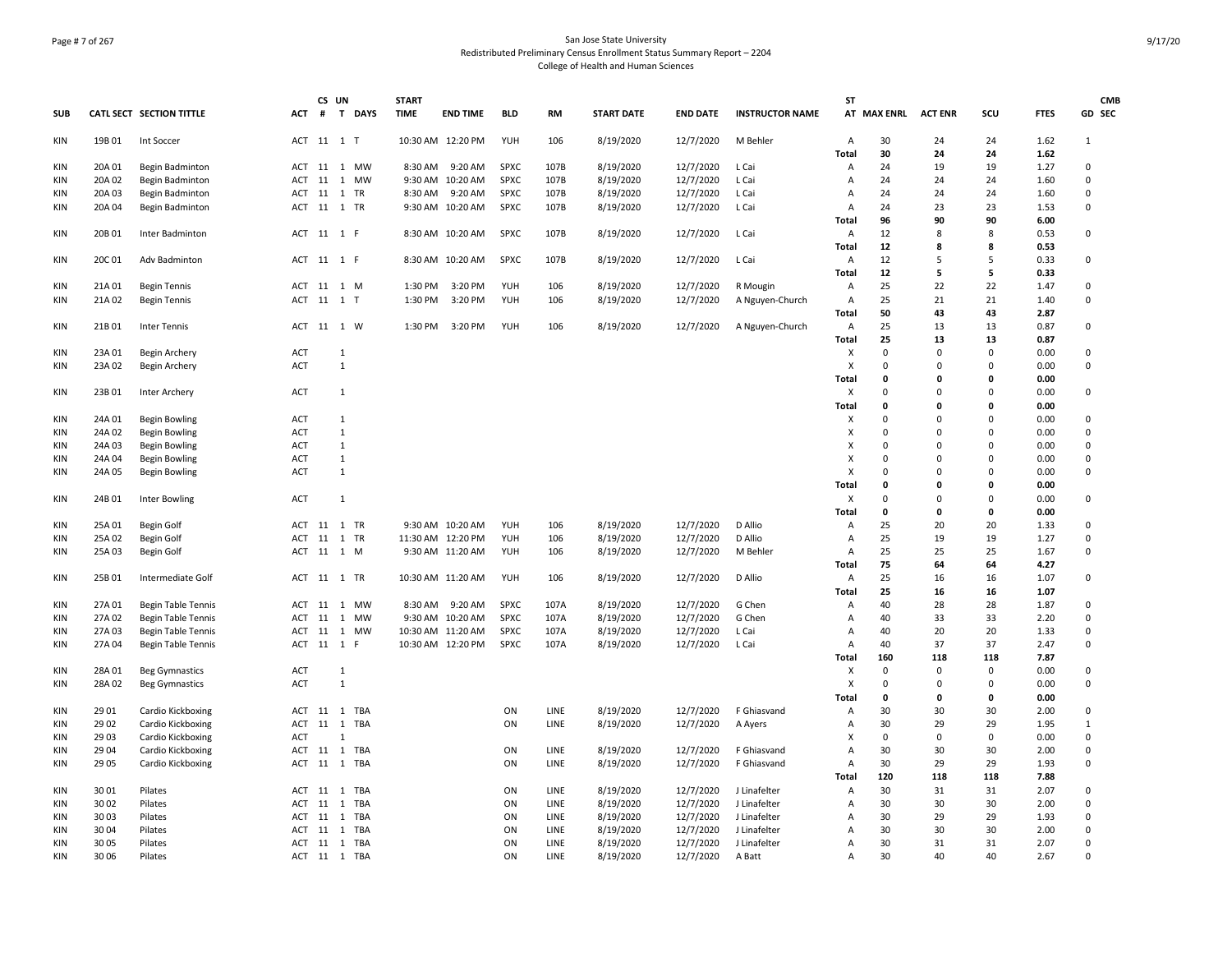San Jose State University
Redistributed Preliminary Census Enrollment Status Summary Report – 2204
College of Health and Human Sciences

| SUB | CATL SECT | SECTION TITTLE | ACT | CS # | UN T | DAYS | START TIME | END TIME | BLD | RM | START DATE | END DATE | INSTRUCTOR NAME | ST AT | MAX ENRL | ACT ENR | SCU | FTES | GD | CMB SEC |
|---|---|---|---|---|---|---|---|---|---|---|---|---|---|---|---|---|---|---|---|---|
| KIN | 19B 01 | Int Soccer | ACT | 11 | 1 | T | 10:30 AM | 12:20 PM | YUH | 106 | 8/19/2020 | 12/7/2020 | M Behler | A | 30 | 24 | 24 | 1.62 | 1 | |
| | | | | | | | | | | | | | | Total | 30 | 24 | 24 | 1.62 | | |
| KIN | 20A 01 | Begin Badminton | ACT | 11 | 1 | MW | 8:30 AM | 9:20 AM | SPXC | 107B | 8/19/2020 | 12/7/2020 | L Cai | A | 24 | 19 | 19 | 1.27 | 0 | |
| KIN | 20A 02 | Begin Badminton | ACT | 11 | 1 | MW | 9:30 AM | 10:20 AM | SPXC | 107B | 8/19/2020 | 12/7/2020 | L Cai | A | 24 | 24 | 24 | 1.60 | 0 | |
| KIN | 20A 03 | Begin Badminton | ACT | 11 | 1 | TR | 8:30 AM | 9:20 AM | SPXC | 107B | 8/19/2020 | 12/7/2020 | L Cai | A | 24 | 24 | 24 | 1.60 | 0 | |
| KIN | 20A 04 | Begin Badminton | ACT | 11 | 1 | TR | 9:30 AM | 10:20 AM | SPXC | 107B | 8/19/2020 | 12/7/2020 | L Cai | A | 24 | 23 | 23 | 1.53 | 0 | |
| | | | | | | | | | | | | | | Total | 96 | 90 | 90 | 6.00 | | |
| KIN | 20B 01 | Inter Badminton | ACT | 11 | 1 | F | 8:30 AM | 10:20 AM | SPXC | 107B | 8/19/2020 | 12/7/2020 | L Cai | A | 12 | 8 | 8 | 0.53 | 0 | |
| | | | | | | | | | | | | | | Total | 12 | 8 | 8 | 0.53 | | |
| KIN | 20C 01 | Adv Badminton | ACT | 11 | 1 | F | 8:30 AM | 10:20 AM | SPXC | 107B | 8/19/2020 | 12/7/2020 | L Cai | A | 12 | 5 | 5 | 0.33 | 0 | |
| | | | | | | | | | | | | | | Total | 12 | 5 | 5 | 0.33 | | |
| KIN | 21A 01 | Begin Tennis | ACT | 11 | 1 | M | 1:30 PM | 3:20 PM | YUH | 106 | 8/19/2020 | 12/7/2020 | R Mougin | A | 25 | 22 | 22 | 1.47 | 0 | |
| KIN | 21A 02 | Begin Tennis | ACT | 11 | 1 | T | 1:30 PM | 3:20 PM | YUH | 106 | 8/19/2020 | 12/7/2020 | A Nguyen-Church | A | 25 | 21 | 21 | 1.40 | 0 | |
| | | | | | | | | | | | | | | Total | 50 | 43 | 43 | 2.87 | | |
| KIN | 21B 01 | Inter Tennis | ACT | 11 | 1 | W | 1:30 PM | 3:20 PM | YUH | 106 | 8/19/2020 | 12/7/2020 | A Nguyen-Church | A | 25 | 13 | 13 | 0.87 | 0 | |
| | | | | | | | | | | | | | | Total | 25 | 13 | 13 | 0.87 | | |
| KIN | 23A 01 | Begin Archery | ACT | | 1 | | | | | | | | | X | 0 | 0 | 0 | 0.00 | 0 | |
| KIN | 23A 02 | Begin Archery | ACT | | 1 | | | | | | | | | X | 0 | 0 | 0 | 0.00 | 0 | |
| | | | | | | | | | | | | | | Total | 0 | 0 | 0 | 0.00 | | |
| KIN | 23B 01 | Inter Archery | ACT | | 1 | | | | | | | | | X | 0 | 0 | 0 | 0.00 | 0 | |
| | | | | | | | | | | | | | | Total | 0 | 0 | 0 | 0.00 | | |
| KIN | 24A 01 | Begin Bowling | ACT | | 1 | | | | | | | | | X | 0 | 0 | 0 | 0.00 | 0 | |
| KIN | 24A 02 | Begin Bowling | ACT | | 1 | | | | | | | | | X | 0 | 0 | 0 | 0.00 | 0 | |
| KIN | 24A 03 | Begin Bowling | ACT | | 1 | | | | | | | | | X | 0 | 0 | 0 | 0.00 | 0 | |
| KIN | 24A 04 | Begin Bowling | ACT | | 1 | | | | | | | | | X | 0 | 0 | 0 | 0.00 | 0 | |
| KIN | 24A 05 | Begin Bowling | ACT | | 1 | | | | | | | | | X | 0 | 0 | 0 | 0.00 | 0 | |
| | | | | | | | | | | | | | | Total | 0 | 0 | 0 | 0.00 | | |
| KIN | 24B 01 | Inter Bowling | ACT | | 1 | | | | | | | | | X | 0 | 0 | 0 | 0.00 | 0 | |
| | | | | | | | | | | | | | | Total | 0 | 0 | 0 | 0.00 | | |
| KIN | 25A 01 | Begin Golf | ACT | 11 | 1 | TR | 9:30 AM | 10:20 AM | YUH | 106 | 8/19/2020 | 12/7/2020 | D Allio | A | 25 | 20 | 20 | 1.33 | 0 | |
| KIN | 25A 02 | Begin Golf | ACT | 11 | 1 | TR | 11:30 AM | 12:20 PM | YUH | 106 | 8/19/2020 | 12/7/2020 | D Allio | A | 25 | 19 | 19 | 1.27 | 0 | |
| KIN | 25A 03 | Begin Golf | ACT | 11 | 1 | M | 9:30 AM | 11:20 AM | YUH | 106 | 8/19/2020 | 12/7/2020 | M Behler | A | 25 | 25 | 25 | 1.67 | 0 | |
| | | | | | | | | | | | | | | Total | 75 | 64 | 64 | 4.27 | | |
| KIN | 25B 01 | Intermediate Golf | ACT | 11 | 1 | TR | 10:30 AM | 11:20 AM | YUH | 106 | 8/19/2020 | 12/7/2020 | D Allio | A | 25 | 16 | 16 | 1.07 | 0 | |
| | | | | | | | | | | | | | | Total | 25 | 16 | 16 | 1.07 | | |
| KIN | 27A 01 | Begin Table Tennis | ACT | 11 | 1 | MW | 8:30 AM | 9:20 AM | SPXC | 107A | 8/19/2020 | 12/7/2020 | G Chen | A | 40 | 28 | 28 | 1.87 | 0 | |
| KIN | 27A 02 | Begin Table Tennis | ACT | 11 | 1 | MW | 9:30 AM | 10:20 AM | SPXC | 107A | 8/19/2020 | 12/7/2020 | G Chen | A | 40 | 33 | 33 | 2.20 | 0 | |
| KIN | 27A 03 | Begin Table Tennis | ACT | 11 | 1 | MW | 10:30 AM | 11:20 AM | SPXC | 107A | 8/19/2020 | 12/7/2020 | L Cai | A | 40 | 20 | 20 | 1.33 | 0 | |
| KIN | 27A 04 | Begin Table Tennis | ACT | 11 | 1 | F | 10:30 AM | 12:20 PM | SPXC | 107A | 8/19/2020 | 12/7/2020 | L Cai | A | 40 | 37 | 37 | 2.47 | 0 | |
| | | | | | | | | | | | | | | Total | 160 | 118 | 118 | 7.87 | | |
| KIN | 28A 01 | Beg Gymnastics | ACT | | 1 | | | | | | | | | X | 0 | 0 | 0 | 0.00 | 0 | |
| KIN | 28A 02 | Beg Gymnastics | ACT | | 1 | | | | | | | | | X | 0 | 0 | 0 | 0.00 | 0 | |
| | | | | | | | | | | | | | | Total | 0 | 0 | 0 | 0.00 | | |
| KIN | 29 01 | Cardio Kickboxing | ACT | 11 | 1 | TBA | | | ON | LINE | 8/19/2020 | 12/7/2020 | F Ghiasvand | A | 30 | 30 | 30 | 2.00 | 0 | |
| KIN | 29 02 | Cardio Kickboxing | ACT | 11 | 1 | TBA | | | ON | LINE | 8/19/2020 | 12/7/2020 | A Ayers | A | 30 | 29 | 29 | 1.95 | 1 | |
| KIN | 29 03 | Cardio Kickboxing | ACT | | 1 | | | | | | | | | X | 0 | 0 | 0 | 0.00 | 0 | |
| KIN | 29 04 | Cardio Kickboxing | ACT | 11 | 1 | TBA | | | ON | LINE | 8/19/2020 | 12/7/2020 | F Ghiasvand | A | 30 | 30 | 30 | 2.00 | 0 | |
| KIN | 29 05 | Cardio Kickboxing | ACT | 11 | 1 | TBA | | | ON | LINE | 8/19/2020 | 12/7/2020 | F Ghiasvand | A | 30 | 29 | 29 | 1.93 | 0 | |
| | | | | | | | | | | | | | | Total | 120 | 118 | 118 | 7.88 | | |
| KIN | 30 01 | Pilates | ACT | 11 | 1 | TBA | | | ON | LINE | 8/19/2020 | 12/7/2020 | J Linafelter | A | 30 | 31 | 31 | 2.07 | 0 | |
| KIN | 30 02 | Pilates | ACT | 11 | 1 | TBA | | | ON | LINE | 8/19/2020 | 12/7/2020 | J Linafelter | A | 30 | 30 | 30 | 2.00 | 0 | |
| KIN | 30 03 | Pilates | ACT | 11 | 1 | TBA | | | ON | LINE | 8/19/2020 | 12/7/2020 | J Linafelter | A | 30 | 29 | 29 | 1.93 | 0 | |
| KIN | 30 04 | Pilates | ACT | 11 | 1 | TBA | | | ON | LINE | 8/19/2020 | 12/7/2020 | J Linafelter | A | 30 | 30 | 30 | 2.00 | 0 | |
| KIN | 30 05 | Pilates | ACT | 11 | 1 | TBA | | | ON | LINE | 8/19/2020 | 12/7/2020 | J Linafelter | A | 30 | 31 | 31 | 2.07 | 0 | |
| KIN | 30 06 | Pilates | ACT | 11 | 1 | TBA | | | ON | LINE | 8/19/2020 | 12/7/2020 | A Batt | A | 30 | 40 | 40 | 2.67 | 0 | |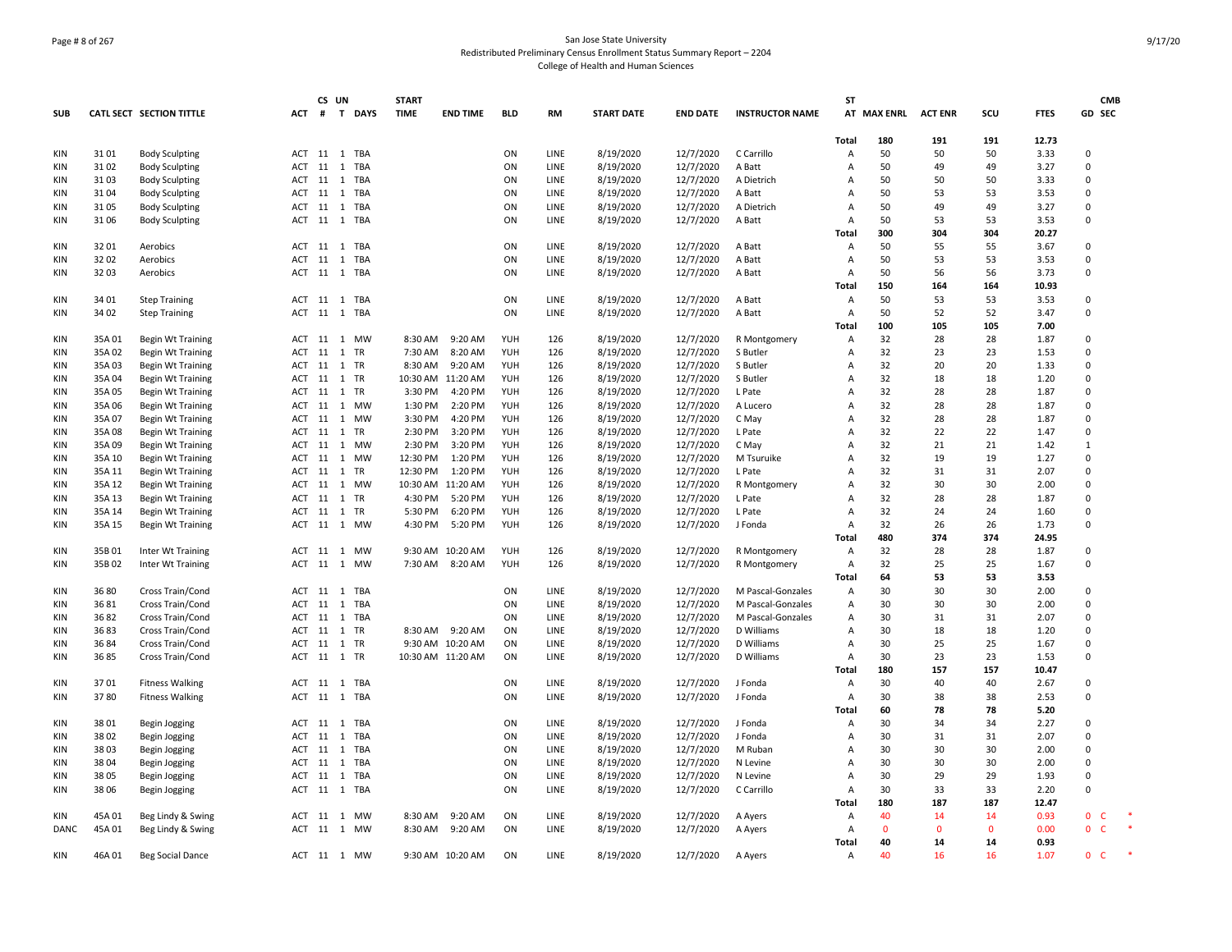## San Jose State University
### Redistributed Preliminary Census Enrollment Status Summary Report – 2204
### College of Health and Human Sciences

| SUB | CATL SECT | SECTION TITTLE | ACT | CS # | UN T | DAYS | START TIME | END TIME | BLD | RM | START DATE | END DATE | INSTRUCTOR NAME | ST AT | MAX ENRL | ACT ENR | SCU | FTES | GD | CMB SEC |
|---|---|---|---|---|---|---|---|---|---|---|---|---|---|---|---|---|---|---|---|---|
| | | | | | | | | | | | | | | Total | 180 | 191 | 191 | 12.73 | | |
| KIN | 31 01 | Body Sculpting | ACT | 11 | 1 | TBA | | | ON | LINE | 8/19/2020 | 12/7/2020 | C Carrillo | A | 50 | 50 | 50 | 3.33 | 0 | |
| KIN | 31 02 | Body Sculpting | ACT | 11 | 1 | TBA | | | ON | LINE | 8/19/2020 | 12/7/2020 | A Batt | A | 50 | 49 | 49 | 3.27 | 0 | |
| KIN | 31 03 | Body Sculpting | ACT | 11 | 1 | TBA | | | ON | LINE | 8/19/2020 | 12/7/2020 | A Dietrich | A | 50 | 50 | 50 | 3.33 | 0 | |
| KIN | 31 04 | Body Sculpting | ACT | 11 | 1 | TBA | | | ON | LINE | 8/19/2020 | 12/7/2020 | A Batt | A | 50 | 53 | 53 | 3.53 | 0 | |
| KIN | 31 05 | Body Sculpting | ACT | 11 | 1 | TBA | | | ON | LINE | 8/19/2020 | 12/7/2020 | A Dietrich | A | 50 | 49 | 49 | 3.27 | 0 | |
| KIN | 31 06 | Body Sculpting | ACT | 11 | 1 | TBA | | | ON | LINE | 8/19/2020 | 12/7/2020 | A Batt | A | 50 | 53 | 53 | 3.53 | 0 | |
| | | | | | | | | | | | | | | Total | 300 | 304 | 304 | 20.27 | | |
| KIN | 32 01 | Aerobics | ACT | 11 | 1 | TBA | | | ON | LINE | 8/19/2020 | 12/7/2020 | A Batt | A | 50 | 55 | 55 | 3.67 | 0 | |
| KIN | 32 02 | Aerobics | ACT | 11 | 1 | TBA | | | ON | LINE | 8/19/2020 | 12/7/2020 | A Batt | A | 50 | 53 | 53 | 3.53 | 0 | |
| KIN | 32 03 | Aerobics | ACT | 11 | 1 | TBA | | | ON | LINE | 8/19/2020 | 12/7/2020 | A Batt | A | 50 | 56 | 56 | 3.73 | 0 | |
| | | | | | | | | | | | | | | Total | 150 | 164 | 164 | 10.93 | | |
| KIN | 34 01 | Step Training | ACT | 11 | 1 | TBA | | | ON | LINE | 8/19/2020 | 12/7/2020 | A Batt | A | 50 | 53 | 53 | 3.53 | 0 | |
| KIN | 34 02 | Step Training | ACT | 11 | 1 | TBA | | | ON | LINE | 8/19/2020 | 12/7/2020 | A Batt | A | 50 | 52 | 52 | 3.47 | 0 | |
| | | | | | | | | | | | | | | Total | 100 | 105 | 105 | 7.00 | | |
| KIN | 35A 01 | Begin Wt Training | ACT | 11 | 1 | MW | 8:30 AM | 9:20 AM | YUH | 126 | 8/19/2020 | 12/7/2020 | R Montgomery | A | 32 | 28 | 28 | 1.87 | 0 | |
| KIN | 35A 02 | Begin Wt Training | ACT | 11 | 1 | TR | 7:30 AM | 8:20 AM | YUH | 126 | 8/19/2020 | 12/7/2020 | S Butler | A | 32 | 23 | 23 | 1.53 | 0 | |
| KIN | 35A 03 | Begin Wt Training | ACT | 11 | 1 | TR | 8:30 AM | 9:20 AM | YUH | 126 | 8/19/2020 | 12/7/2020 | S Butler | A | 32 | 20 | 20 | 1.33 | 0 | |
| KIN | 35A 04 | Begin Wt Training | ACT | 11 | 1 | TR | 10:30 AM | 11:20 AM | YUH | 126 | 8/19/2020 | 12/7/2020 | S Butler | A | 32 | 18 | 18 | 1.20 | 0 | |
| KIN | 35A 05 | Begin Wt Training | ACT | 11 | 1 | TR | 3:30 PM | 4:20 PM | YUH | 126 | 8/19/2020 | 12/7/2020 | L Pate | A | 32 | 28 | 28 | 1.87 | 0 | |
| KIN | 35A 06 | Begin Wt Training | ACT | 11 | 1 | MW | 1:30 PM | 2:20 PM | YUH | 126 | 8/19/2020 | 12/7/2020 | A Lucero | A | 32 | 28 | 28 | 1.87 | 0 | |
| KIN | 35A 07 | Begin Wt Training | ACT | 11 | 1 | MW | 3:30 PM | 4:20 PM | YUH | 126 | 8/19/2020 | 12/7/2020 | C May | A | 32 | 28 | 28 | 1.87 | 0 | |
| KIN | 35A 08 | Begin Wt Training | ACT | 11 | 1 | TR | 2:30 PM | 3:20 PM | YUH | 126 | 8/19/2020 | 12/7/2020 | L Pate | A | 32 | 22 | 22 | 1.47 | 0 | |
| KIN | 35A 09 | Begin Wt Training | ACT | 11 | 1 | MW | 2:30 PM | 3:20 PM | YUH | 126 | 8/19/2020 | 12/7/2020 | C May | A | 32 | 21 | 21 | 1.42 | 1 | |
| KIN | 35A 10 | Begin Wt Training | ACT | 11 | 1 | MW | 12:30 PM | 1:20 PM | YUH | 126 | 8/19/2020 | 12/7/2020 | M Tsuruike | A | 32 | 19 | 19 | 1.27 | 0 | |
| KIN | 35A 11 | Begin Wt Training | ACT | 11 | 1 | TR | 12:30 PM | 1:20 PM | YUH | 126 | 8/19/2020 | 12/7/2020 | L Pate | A | 32 | 31 | 31 | 2.07 | 0 | |
| KIN | 35A 12 | Begin Wt Training | ACT | 11 | 1 | MW | 10:30 AM | 11:20 AM | YUH | 126 | 8/19/2020 | 12/7/2020 | R Montgomery | A | 32 | 30 | 30 | 2.00 | 0 | |
| KIN | 35A 13 | Begin Wt Training | ACT | 11 | 1 | TR | 4:30 PM | 5:20 PM | YUH | 126 | 8/19/2020 | 12/7/2020 | L Pate | A | 32 | 28 | 28 | 1.87 | 0 | |
| KIN | 35A 14 | Begin Wt Training | ACT | 11 | 1 | TR | 5:30 PM | 6:20 PM | YUH | 126 | 8/19/2020 | 12/7/2020 | L Pate | A | 32 | 24 | 24 | 1.60 | 0 | |
| KIN | 35A 15 | Begin Wt Training | ACT | 11 | 1 | MW | 4:30 PM | 5:20 PM | YUH | 126 | 8/19/2020 | 12/7/2020 | J Fonda | A | 32 | 26 | 26 | 1.73 | 0 | |
| | | | | | | | | | | | | | | Total | 480 | 374 | 374 | 24.95 | | |
| KIN | 35B 01 | Inter Wt Training | ACT | 11 | 1 | MW | 9:30 AM | 10:20 AM | YUH | 126 | 8/19/2020 | 12/7/2020 | R Montgomery | A | 32 | 28 | 28 | 1.87 | 0 | |
| KIN | 35B 02 | Inter Wt Training | ACT | 11 | 1 | MW | 7:30 AM | 8:20 AM | YUH | 126 | 8/19/2020 | 12/7/2020 | R Montgomery | A | 32 | 25 | 25 | 1.67 | 0 | |
| | | | | | | | | | | | | | | Total | 64 | 53 | 53 | 3.53 | | |
| KIN | 36 80 | Cross Train/Cond | ACT | 11 | 1 | TBA | | | ON | LINE | 8/19/2020 | 12/7/2020 | M Pascal-Gonzales | A | 30 | 30 | 30 | 2.00 | 0 | |
| KIN | 36 81 | Cross Train/Cond | ACT | 11 | 1 | TBA | | | ON | LINE | 8/19/2020 | 12/7/2020 | M Pascal-Gonzales | A | 30 | 30 | 30 | 2.00 | 0 | |
| KIN | 36 82 | Cross Train/Cond | ACT | 11 | 1 | TBA | | | ON | LINE | 8/19/2020 | 12/7/2020 | M Pascal-Gonzales | A | 30 | 31 | 31 | 2.07 | 0 | |
| KIN | 36 83 | Cross Train/Cond | ACT | 11 | 1 | TR | 8:30 AM | 9:20 AM | ON | LINE | 8/19/2020 | 12/7/2020 | D Williams | A | 30 | 18 | 18 | 1.20 | 0 | |
| KIN | 36 84 | Cross Train/Cond | ACT | 11 | 1 | TR | 9:30 AM | 10:20 AM | ON | LINE | 8/19/2020 | 12/7/2020 | D Williams | A | 30 | 25 | 25 | 1.67 | 0 | |
| KIN | 36 85 | Cross Train/Cond | ACT | 11 | 1 | TR | 10:30 AM | 11:20 AM | ON | LINE | 8/19/2020 | 12/7/2020 | D Williams | A | 30 | 23 | 23 | 1.53 | 0 | |
| | | | | | | | | | | | | | | Total | 180 | 157 | 157 | 10.47 | | |
| KIN | 37 01 | Fitness Walking | ACT | 11 | 1 | TBA | | | ON | LINE | 8/19/2020 | 12/7/2020 | J Fonda | A | 30 | 40 | 40 | 2.67 | 0 | |
| KIN | 37 80 | Fitness Walking | ACT | 11 | 1 | TBA | | | ON | LINE | 8/19/2020 | 12/7/2020 | J Fonda | A | 30 | 38 | 38 | 2.53 | 0 | |
| | | | | | | | | | | | | | | Total | 60 | 78 | 78 | 5.20 | | |
| KIN | 38 01 | Begin Jogging | ACT | 11 | 1 | TBA | | | ON | LINE | 8/19/2020 | 12/7/2020 | J Fonda | A | 30 | 34 | 34 | 2.27 | 0 | |
| KIN | 38 02 | Begin Jogging | ACT | 11 | 1 | TBA | | | ON | LINE | 8/19/2020 | 12/7/2020 | J Fonda | A | 30 | 31 | 31 | 2.07 | 0 | |
| KIN | 38 03 | Begin Jogging | ACT | 11 | 1 | TBA | | | ON | LINE | 8/19/2020 | 12/7/2020 | M Ruban | A | 30 | 30 | 30 | 2.00 | 0 | |
| KIN | 38 04 | Begin Jogging | ACT | 11 | 1 | TBA | | | ON | LINE | 8/19/2020 | 12/7/2020 | N Levine | A | 30 | 30 | 30 | 2.00 | 0 | |
| KIN | 38 05 | Begin Jogging | ACT | 11 | 1 | TBA | | | ON | LINE | 8/19/2020 | 12/7/2020 | N Levine | A | 30 | 29 | 29 | 1.93 | 0 | |
| KIN | 38 06 | Begin Jogging | ACT | 11 | 1 | TBA | | | ON | LINE | 8/19/2020 | 12/7/2020 | C Carrillo | A | 30 | 33 | 33 | 2.20 | 0 | |
| | | | | | | | | | | | | | | Total | 180 | 187 | 187 | 12.47 | | |
| KIN | 45A 01 | Beg Lindy & Swing | ACT | 11 | 1 | MW | 8:30 AM | 9:20 AM | ON | LINE | 8/19/2020 | 12/7/2020 | A Ayers | A | 40 | 14 | 14 | 0.93 | 0 | C * |
| DANC | 45A 01 | Beg Lindy & Swing | ACT | 11 | 1 | MW | 8:30 AM | 9:20 AM | ON | LINE | 8/19/2020 | 12/7/2020 | A Ayers | A | 0 | 0 | 0 | 0.00 | 0 | C * |
| | | | | | | | | | | | | | | Total | 40 | 14 | 14 | 0.93 | | |
| KIN | 46A 01 | Beg Social Dance | ACT | 11 | 1 | MW | 9:30 AM | 10:20 AM | ON | LINE | 8/19/2020 | 12/7/2020 | A Ayers | A | 40 | 16 | 16 | 1.07 | 0 | C * |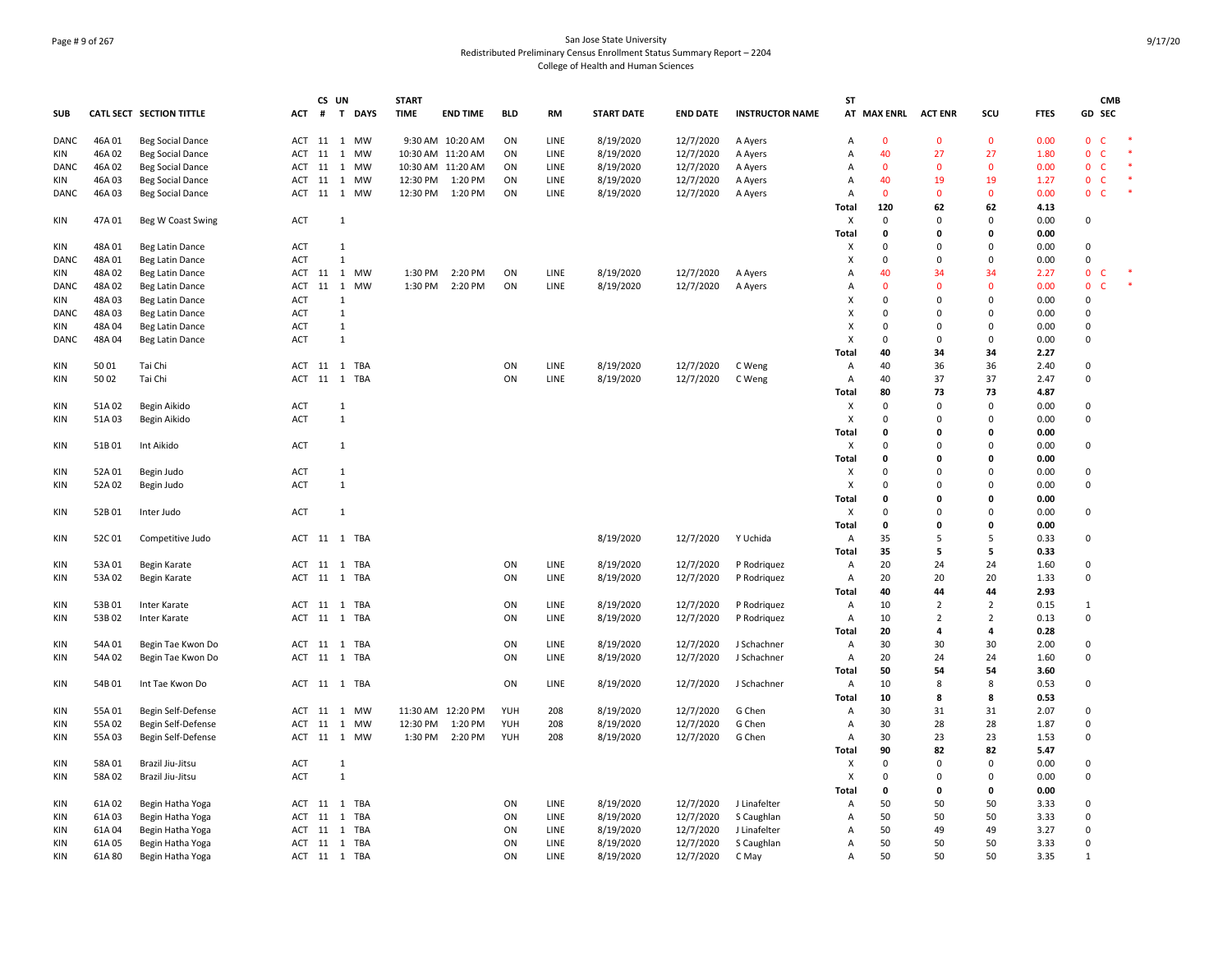San Jose State University
Redistributed Preliminary Census Enrollment Status Summary Report – 2204
College of Health and Human Sciences

| SUB | CATL SECT | SECTION TITTLE | ACT | CS # | UN T | DAYS | START TIME | END TIME | BLD | RM | START DATE | END DATE | INSTRUCTOR NAME | ST AT | MAX ENRL | ACT ENR | SCU | FTES | GD | CMB SEC | |
|---|---|---|---|---|---|---|---|---|---|---|---|---|---|---|---|---|---|---|---|---|---|
| DANC | 46A 01 | Beg Social Dance | ACT | 11 | 1 | MW | 9:30 AM | 10:20 AM | ON | LINE | 8/19/2020 | 12/7/2020 | A Ayers | A | 0 | 0 | 0 | 0.00 | 0 | C | * |
| KIN | 46A 02 | Beg Social Dance | ACT | 11 | 1 | MW | 10:30 AM | 11:20 AM | ON | LINE | 8/19/2020 | 12/7/2020 | A Ayers | A | 40 | 27 | 27 | 1.80 | 0 | C | * |
| DANC | 46A 02 | Beg Social Dance | ACT | 11 | 1 | MW | 10:30 AM | 11:20 AM | ON | LINE | 8/19/2020 | 12/7/2020 | A Ayers | A | 0 | 0 | 0 | 0.00 | 0 | C | * |
| KIN | 46A 03 | Beg Social Dance | ACT | 11 | 1 | MW | 12:30 PM | 1:20 PM | ON | LINE | 8/19/2020 | 12/7/2020 | A Ayers | A | 40 | 19 | 19 | 1.27 | 0 | C | * |
| DANC | 46A 03 | Beg Social Dance | ACT | 11 | 1 | MW | 12:30 PM | 1:20 PM | ON | LINE | 8/19/2020 | 12/7/2020 | A Ayers | A | 0 | 0 | 0 | 0.00 | 0 | C | * |
| | | | | | | | | | | | | | | **Total** | **120** | **62** | **62** | **4.13** | | | |
| KIN | 47A 01 | Beg W Coast Swing | ACT | | 1 | | | | | | | | | X | 0 | 0 | 0 | 0.00 | 0 | | |
| | | | | | | | | | | | | | | **Total** | **0** | **0** | **0** | **0.00** | | | |
| KIN | 48A 01 | Beg Latin Dance | ACT | | 1 | | | | | | | | | X | 0 | 0 | 0 | 0.00 | 0 | | |
| DANC | 48A 01 | Beg Latin Dance | ACT | | 1 | | | | | | | | | X | 0 | 0 | 0 | 0.00 | 0 | | |
| KIN | 48A 02 | Beg Latin Dance | ACT | 11 | 1 | MW | 1:30 PM | 2:20 PM | ON | LINE | 8/19/2020 | 12/7/2020 | A Ayers | A | 40 | 34 | 34 | 2.27 | 0 | C | * |
| DANC | 48A 02 | Beg Latin Dance | ACT | 11 | 1 | MW | 1:30 PM | 2:20 PM | ON | LINE | 8/19/2020 | 12/7/2020 | A Ayers | A | 0 | 0 | 0 | 0.00 | 0 | C | * |
| KIN | 48A 03 | Beg Latin Dance | ACT | | 1 | | | | | | | | | X | 0 | 0 | 0 | 0.00 | 0 | | |
| DANC | 48A 03 | Beg Latin Dance | ACT | | 1 | | | | | | | | | X | 0 | 0 | 0 | 0.00 | 0 | | |
| KIN | 48A 04 | Beg Latin Dance | ACT | | 1 | | | | | | | | | X | 0 | 0 | 0 | 0.00 | 0 | | |
| DANC | 48A 04 | Beg Latin Dance | ACT | | 1 | | | | | | | | | X | 0 | 0 | 0 | 0.00 | 0 | | |
| | | | | | | | | | | | | | | **Total** | **40** | **34** | **34** | **2.27** | | | |
| KIN | 50 01 | Tai Chi | ACT | 11 | 1 | TBA | | | ON | LINE | 8/19/2020 | 12/7/2020 | C Weng | A | 40 | 36 | 36 | 2.40 | 0 | | |
| KIN | 50 02 | Tai Chi | ACT | 11 | 1 | TBA | | | ON | LINE | 8/19/2020 | 12/7/2020 | C Weng | A | 40 | 37 | 37 | 2.47 | 0 | | |
| | | | | | | | | | | | | | | **Total** | **80** | **73** | **73** | **4.87** | | | |
| KIN | 51A 02 | Begin Aikido | ACT | | 1 | | | | | | | | | X | 0 | 0 | 0 | 0.00 | 0 | | |
| KIN | 51A 03 | Begin Aikido | ACT | | 1 | | | | | | | | | X | 0 | 0 | 0 | 0.00 | 0 | | |
| | | | | | | | | | | | | | | **Total** | **0** | **0** | **0** | **0.00** | | | |
| KIN | 51B 01 | Int Aikido | ACT | | 1 | | | | | | | | | X | 0 | 0 | 0 | 0.00 | 0 | | |
| | | | | | | | | | | | | | | **Total** | **0** | **0** | **0** | **0.00** | | | |
| KIN | 52A 01 | Begin Judo | ACT | | 1 | | | | | | | | | X | 0 | 0 | 0 | 0.00 | 0 | | |
| KIN | 52A 02 | Begin Judo | ACT | | 1 | | | | | | | | | X | 0 | 0 | 0 | 0.00 | 0 | | |
| | | | | | | | | | | | | | | **Total** | **0** | **0** | **0** | **0.00** | | | |
| KIN | 52B 01 | Inter Judo | ACT | | 1 | | | | | | | | | X | 0 | 0 | 0 | 0.00 | 0 | | |
| | | | | | | | | | | | | | | **Total** | **0** | **0** | **0** | **0.00** | | | |
| KIN | 52C 01 | Competitive Judo | ACT | 11 | 1 | TBA | | | | | 8/19/2020 | 12/7/2020 | Y Uchida | A | 35 | 5 | 5 | 0.33 | 0 | | |
| | | | | | | | | | | | | | | **Total** | **35** | **5** | **5** | **0.33** | | | |
| KIN | 53A 01 | Begin Karate | ACT | 11 | 1 | TBA | | | ON | LINE | 8/19/2020 | 12/7/2020 | P Rodriquez | A | 20 | 24 | 24 | 1.60 | 0 | | |
| KIN | 53A 02 | Begin Karate | ACT | 11 | 1 | TBA | | | ON | LINE | 8/19/2020 | 12/7/2020 | P Rodriquez | A | 20 | 20 | 20 | 1.33 | 0 | | |
| | | | | | | | | | | | | | | **Total** | **40** | **44** | **44** | **2.93** | | | |
| KIN | 53B 01 | Inter Karate | ACT | 11 | 1 | TBA | | | ON | LINE | 8/19/2020 | 12/7/2020 | P Rodriquez | A | 10 | 2 | 2 | 0.15 | 1 | | |
| KIN | 53B 02 | Inter Karate | ACT | 11 | 1 | TBA | | | ON | LINE | 8/19/2020 | 12/7/2020 | P Rodriquez | A | 10 | 2 | 2 | 0.13 | 0 | | |
| | | | | | | | | | | | | | | **Total** | **20** | **4** | **4** | **0.28** | | | |
| KIN | 54A 01 | Begin Tae Kwon Do | ACT | 11 | 1 | TBA | | | ON | LINE | 8/19/2020 | 12/7/2020 | J Schachner | A | 30 | 30 | 30 | 2.00 | 0 | | |
| KIN | 54A 02 | Begin Tae Kwon Do | ACT | 11 | 1 | TBA | | | ON | LINE | 8/19/2020 | 12/7/2020 | J Schachner | A | 20 | 24 | 24 | 1.60 | 0 | | |
| | | | | | | | | | | | | | | **Total** | **50** | **54** | **54** | **3.60** | | | |
| KIN | 54B 01 | Int Tae Kwon Do | ACT | 11 | 1 | TBA | | | ON | LINE | 8/19/2020 | 12/7/2020 | J Schachner | A | 10 | 8 | 8 | 0.53 | 0 | | |
| | | | | | | | | | | | | | | **Total** | **10** | **8** | **8** | **0.53** | | | |
| KIN | 55A 01 | Begin Self-Defense | ACT | 11 | 1 | MW | 11:30 AM | 12:20 PM | YUH | 208 | 8/19/2020 | 12/7/2020 | G Chen | A | 30 | 31 | 31 | 2.07 | 0 | | |
| KIN | 55A 02 | Begin Self-Defense | ACT | 11 | 1 | MW | 12:30 PM | 1:20 PM | YUH | 208 | 8/19/2020 | 12/7/2020 | G Chen | A | 30 | 28 | 28 | 1.87 | 0 | | |
| KIN | 55A 03 | Begin Self-Defense | ACT | 11 | 1 | MW | 1:30 PM | 2:20 PM | YUH | 208 | 8/19/2020 | 12/7/2020 | G Chen | A | 30 | 23 | 23 | 1.53 | 0 | | |
| | | | | | | | | | | | | | | **Total** | **90** | **82** | **82** | **5.47** | | | |
| KIN | 58A 01 | Brazil Jiu-Jitsu | ACT | | 1 | | | | | | | | | X | 0 | 0 | 0 | 0.00 | 0 | | |
| KIN | 58A 02 | Brazil Jiu-Jitsu | ACT | | 1 | | | | | | | | | X | 0 | 0 | 0 | 0.00 | 0 | | |
| | | | | | | | | | | | | | | **Total** | **0** | **0** | **0** | **0.00** | | | |
| KIN | 61A 02 | Begin Hatha Yoga | ACT | 11 | 1 | TBA | | | ON | LINE | 8/19/2020 | 12/7/2020 | J Linafelter | A | 50 | 50 | 50 | 3.33 | 0 | | |
| KIN | 61A 03 | Begin Hatha Yoga | ACT | 11 | 1 | TBA | | | ON | LINE | 8/19/2020 | 12/7/2020 | S Caughlan | A | 50 | 50 | 50 | 3.33 | 0 | | |
| KIN | 61A 04 | Begin Hatha Yoga | ACT | 11 | 1 | TBA | | | ON | LINE | 8/19/2020 | 12/7/2020 | J Linafelter | A | 50 | 49 | 49 | 3.27 | 0 | | |
| KIN | 61A 05 | Begin Hatha Yoga | ACT | 11 | 1 | TBA | | | ON | LINE | 8/19/2020 | 12/7/2020 | S Caughlan | A | 50 | 50 | 50 | 3.33 | 0 | | |
| KIN | 61A 80 | Begin Hatha Yoga | ACT | 11 | 1 | TBA | | | ON | LINE | 8/19/2020 | 12/7/2020 | C May | A | 50 | 50 | 50 | 3.35 | 1 | | |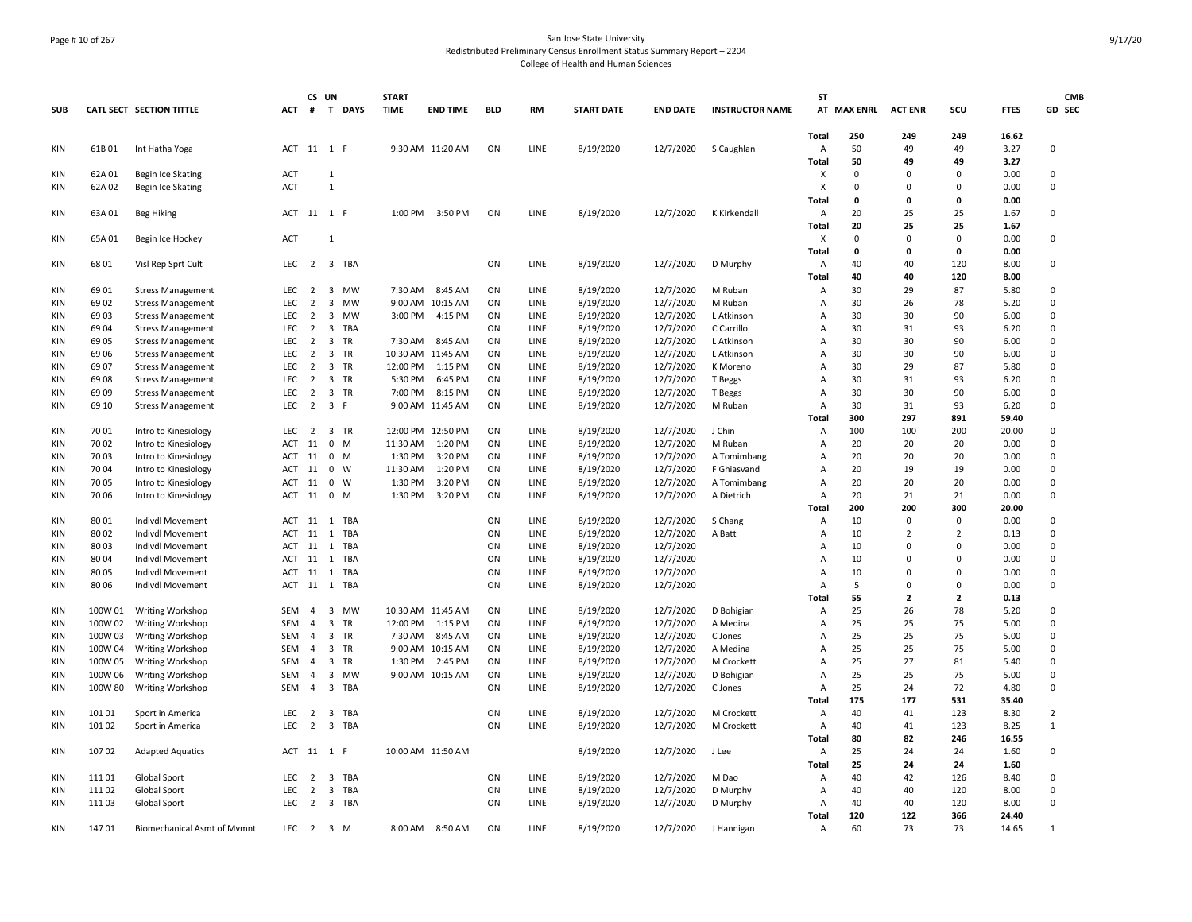San Jose State University
Redistributed Preliminary Census Enrollment Status Summary Report – 2204
College of Health and Human Sciences

| SUB | CATL SECT | SECTION TITTLE | ACT | CS # | UN T | DAYS | START TIME | END TIME | BLD | RM | START DATE | END DATE | INSTRUCTOR NAME | ST AT | MAX ENRL | ACT ENR | SCU | FTES | GD | CMB SEC |
|---|---|---|---|---|---|---|---|---|---|---|---|---|---|---|---|---|---|---|---|---|
| | | | | | | | | | | | | | | Total | 250 | 249 | 249 | 16.62 | | |
| KIN | 61B 01 | Int Hatha Yoga | ACT | 11 | 1 | F | 9:30 AM | 11:20 AM | ON | LINE | 8/19/2020 | 12/7/2020 | S Caughlan | A | 50 | 49 | 49 | 3.27 | 0 | |
| | | | | | | | | | | | | | | Total | 50 | 49 | 49 | 3.27 | | |
| KIN | 62A 01 | Begin Ice Skating | ACT | | 1 | | | | | | | | | X | 0 | 0 | 0 | 0.00 | 0 | |
| KIN | 62A 02 | Begin Ice Skating | ACT | | 1 | | | | | | | | | X | 0 | 0 | 0 | 0.00 | 0 | |
| | | | | | | | | | | | | | | Total | 0 | 0 | 0 | 0.00 | | |
| KIN | 63A 01 | Beg Hiking | ACT | 11 | 1 | F | 1:00 PM | 3:50 PM | ON | LINE | 8/19/2020 | 12/7/2020 | K Kirkendall | A | 20 | 25 | 25 | 1.67 | 0 | |
| | | | | | | | | | | | | | | Total | 20 | 25 | 25 | 1.67 | | |
| KIN | 65A 01 | Begin Ice Hockey | ACT | | 1 | | | | | | | | | X | 0 | 0 | 0 | 0.00 | 0 | |
| | | | | | | | | | | | | | | Total | 0 | 0 | 0 | 0.00 | | |
| KIN | 68 01 | Visl Rep Sprt Cult | LEC | 2 | 3 | TBA | | | ON | LINE | 8/19/2020 | 12/7/2020 | D Murphy | A | 40 | 40 | 120 | 8.00 | 0 | |
| | | | | | | | | | | | | | | Total | 40 | 40 | 120 | 8.00 | | |
| KIN | 69 01 | Stress Management | LEC | 2 | 3 | MW | 7:30 AM | 8:45 AM | ON | LINE | 8/19/2020 | 12/7/2020 | M Ruban | A | 30 | 29 | 87 | 5.80 | 0 | |
| KIN | 69 02 | Stress Management | LEC | 2 | 3 | MW | 9:00 AM | 10:15 AM | ON | LINE | 8/19/2020 | 12/7/2020 | M Ruban | A | 30 | 26 | 78 | 5.20 | 0 | |
| KIN | 69 03 | Stress Management | LEC | 2 | 3 | MW | 3:00 PM | 4:15 PM | ON | LINE | 8/19/2020 | 12/7/2020 | L Atkinson | A | 30 | 30 | 90 | 6.00 | 0 | |
| KIN | 69 04 | Stress Management | LEC | 2 | 3 | TBA | | | ON | LINE | 8/19/2020 | 12/7/2020 | C Carrillo | A | 30 | 31 | 93 | 6.20 | 0 | |
| KIN | 69 05 | Stress Management | LEC | 2 | 3 | TR | 7:30 AM | 8:45 AM | ON | LINE | 8/19/2020 | 12/7/2020 | L Atkinson | A | 30 | 30 | 90 | 6.00 | 0 | |
| KIN | 69 06 | Stress Management | LEC | 2 | 3 | TR | 10:30 AM | 11:45 AM | ON | LINE | 8/19/2020 | 12/7/2020 | L Atkinson | A | 30 | 30 | 90 | 6.00 | 0 | |
| KIN | 69 07 | Stress Management | LEC | 2 | 3 | TR | 12:00 PM | 1:15 PM | ON | LINE | 8/19/2020 | 12/7/2020 | K Moreno | A | 30 | 29 | 87 | 5.80 | 0 | |
| KIN | 69 08 | Stress Management | LEC | 2 | 3 | TR | 5:30 PM | 6:45 PM | ON | LINE | 8/19/2020 | 12/7/2020 | T Beggs | A | 30 | 31 | 93 | 6.20 | 0 | |
| KIN | 69 09 | Stress Management | LEC | 2 | 3 | TR | 7:00 PM | 8:15 PM | ON | LINE | 8/19/2020 | 12/7/2020 | T Beggs | A | 30 | 30 | 90 | 6.00 | 0 | |
| KIN | 69 10 | Stress Management | LEC | 2 | 3 | F | 9:00 AM | 11:45 AM | ON | LINE | 8/19/2020 | 12/7/2020 | M Ruban | A | 30 | 31 | 93 | 6.20 | 0 | |
| | | | | | | | | | | | | | | Total | 300 | 297 | 891 | 59.40 | | |
| KIN | 70 01 | Intro to Kinesiology | LEC | 2 | 3 | TR | 12:00 PM | 12:50 PM | ON | LINE | 8/19/2020 | 12/7/2020 | J Chin | A | 100 | 100 | 200 | 20.00 | 0 | |
| KIN | 70 02 | Intro to Kinesiology | ACT | 11 | 0 | M | 11:30 AM | 1:20 PM | ON | LINE | 8/19/2020 | 12/7/2020 | M Ruban | A | 20 | 20 | 20 | 0.00 | 0 | |
| KIN | 70 03 | Intro to Kinesiology | ACT | 11 | 0 | M | 1:30 PM | 3:20 PM | ON | LINE | 8/19/2020 | 12/7/2020 | A Tomimbang | A | 20 | 20 | 20 | 0.00 | 0 | |
| KIN | 70 04 | Intro to Kinesiology | ACT | 11 | 0 | W | 11:30 AM | 1:20 PM | ON | LINE | 8/19/2020 | 12/7/2020 | F Ghiasvand | A | 20 | 19 | 19 | 0.00 | 0 | |
| KIN | 70 05 | Intro to Kinesiology | ACT | 11 | 0 | W | 1:30 PM | 3:20 PM | ON | LINE | 8/19/2020 | 12/7/2020 | A Tomimbang | A | 20 | 20 | 20 | 0.00 | 0 | |
| KIN | 70 06 | Intro to Kinesiology | ACT | 11 | 0 | M | 1:30 PM | 3:20 PM | ON | LINE | 8/19/2020 | 12/7/2020 | A Dietrich | A | 20 | 21 | 21 | 0.00 | 0 | |
| | | | | | | | | | | | | | | Total | 200 | 200 | 300 | 20.00 | | |
| KIN | 80 01 | Indivdl Movement | ACT | 11 | 1 | TBA | | | ON | LINE | 8/19/2020 | 12/7/2020 | S Chang | A | 10 | 0 | 0 | 0.00 | 0 | |
| KIN | 80 02 | Indivdl Movement | ACT | 11 | 1 | TBA | | | ON | LINE | 8/19/2020 | 12/7/2020 | A Batt | A | 10 | 2 | 2 | 0.13 | 0 | |
| KIN | 80 03 | Indivdl Movement | ACT | 11 | 1 | TBA | | | ON | LINE | 8/19/2020 | 12/7/2020 | | A | 10 | 0 | 0 | 0.00 | 0 | |
| KIN | 80 04 | Indivdl Movement | ACT | 11 | 1 | TBA | | | ON | LINE | 8/19/2020 | 12/7/2020 | | A | 10 | 0 | 0 | 0.00 | 0 | |
| KIN | 80 05 | Indivdl Movement | ACT | 11 | 1 | TBA | | | ON | LINE | 8/19/2020 | 12/7/2020 | | A | 10 | 0 | 0 | 0.00 | 0 | |
| KIN | 80 06 | Indivdl Movement | ACT | 11 | 1 | TBA | | | ON | LINE | 8/19/2020 | 12/7/2020 | | A | 5 | 0 | 0 | 0.00 | 0 | |
| | | | | | | | | | | | | | | Total | 55 | 2 | 2 | 0.13 | | |
| KIN | 100W 01 | Writing Workshop | SEM | 4 | 3 | MW | 10:30 AM | 11:45 AM | ON | LINE | 8/19/2020 | 12/7/2020 | D Bohigian | A | 25 | 26 | 78 | 5.20 | 0 | |
| KIN | 100W 02 | Writing Workshop | SEM | 4 | 3 | TR | 12:00 PM | 1:15 PM | ON | LINE | 8/19/2020 | 12/7/2020 | A Medina | A | 25 | 25 | 75 | 5.00 | 0 | |
| KIN | 100W 03 | Writing Workshop | SEM | 4 | 3 | TR | 7:30 AM | 8:45 AM | ON | LINE | 8/19/2020 | 12/7/2020 | C Jones | A | 25 | 25 | 75 | 5.00 | 0 | |
| KIN | 100W 04 | Writing Workshop | SEM | 4 | 3 | TR | 9:00 AM | 10:15 AM | ON | LINE | 8/19/2020 | 12/7/2020 | A Medina | A | 25 | 25 | 75 | 5.00 | 0 | |
| KIN | 100W 05 | Writing Workshop | SEM | 4 | 3 | TR | 1:30 PM | 2:45 PM | ON | LINE | 8/19/2020 | 12/7/2020 | M Crockett | A | 25 | 27 | 81 | 5.40 | 0 | |
| KIN | 100W 06 | Writing Workshop | SEM | 4 | 3 | MW | 9:00 AM | 10:15 AM | ON | LINE | 8/19/2020 | 12/7/2020 | D Bohigian | A | 25 | 25 | 75 | 5.00 | 0 | |
| KIN | 100W 80 | Writing Workshop | SEM | 4 | 3 | TBA | | | ON | LINE | 8/19/2020 | 12/7/2020 | C Jones | A | 25 | 24 | 72 | 4.80 | 0 | |
| | | | | | | | | | | | | | | Total | 175 | 177 | 531 | 35.40 | | |
| KIN | 101 01 | Sport in America | LEC | 2 | 3 | TBA | | | ON | LINE | 8/19/2020 | 12/7/2020 | M Crockett | A | 40 | 41 | 123 | 8.30 | 2 | |
| KIN | 101 02 | Sport in America | LEC | 2 | 3 | TBA | | | ON | LINE | 8/19/2020 | 12/7/2020 | M Crockett | A | 40 | 41 | 123 | 8.25 | 1 | |
| | | | | | | | | | | | | | | Total | 80 | 82 | 246 | 16.55 | | |
| KIN | 107 02 | Adapted Aquatics | ACT | 11 | 1 | F | 10:00 AM | 11:50 AM | | | 8/19/2020 | 12/7/2020 | J Lee | A | 25 | 24 | 24 | 1.60 | 0 | |
| | | | | | | | | | | | | | | Total | 25 | 24 | 24 | 1.60 | | |
| KIN | 111 01 | Global Sport | LEC | 2 | 3 | TBA | | | ON | LINE | 8/19/2020 | 12/7/2020 | M Dao | A | 40 | 42 | 126 | 8.40 | 0 | |
| KIN | 111 02 | Global Sport | LEC | 2 | 3 | TBA | | | ON | LINE | 8/19/2020 | 12/7/2020 | D Murphy | A | 40 | 40 | 120 | 8.00 | 0 | |
| KIN | 111 03 | Global Sport | LEC | 2 | 3 | TBA | | | ON | LINE | 8/19/2020 | 12/7/2020 | D Murphy | A | 40 | 40 | 120 | 8.00 | 0 | |
| | | | | | | | | | | | | | | Total | 120 | 122 | 366 | 24.40 | | |
| KIN | 147 01 | Biomechanical Asmt of Mvmnt | LEC | 2 | 3 | M | 8:00 AM | 8:50 AM | ON | LINE | 8/19/2020 | 12/7/2020 | J Hannigan | A | 60 | 73 | 73 | 14.65 | 1 | |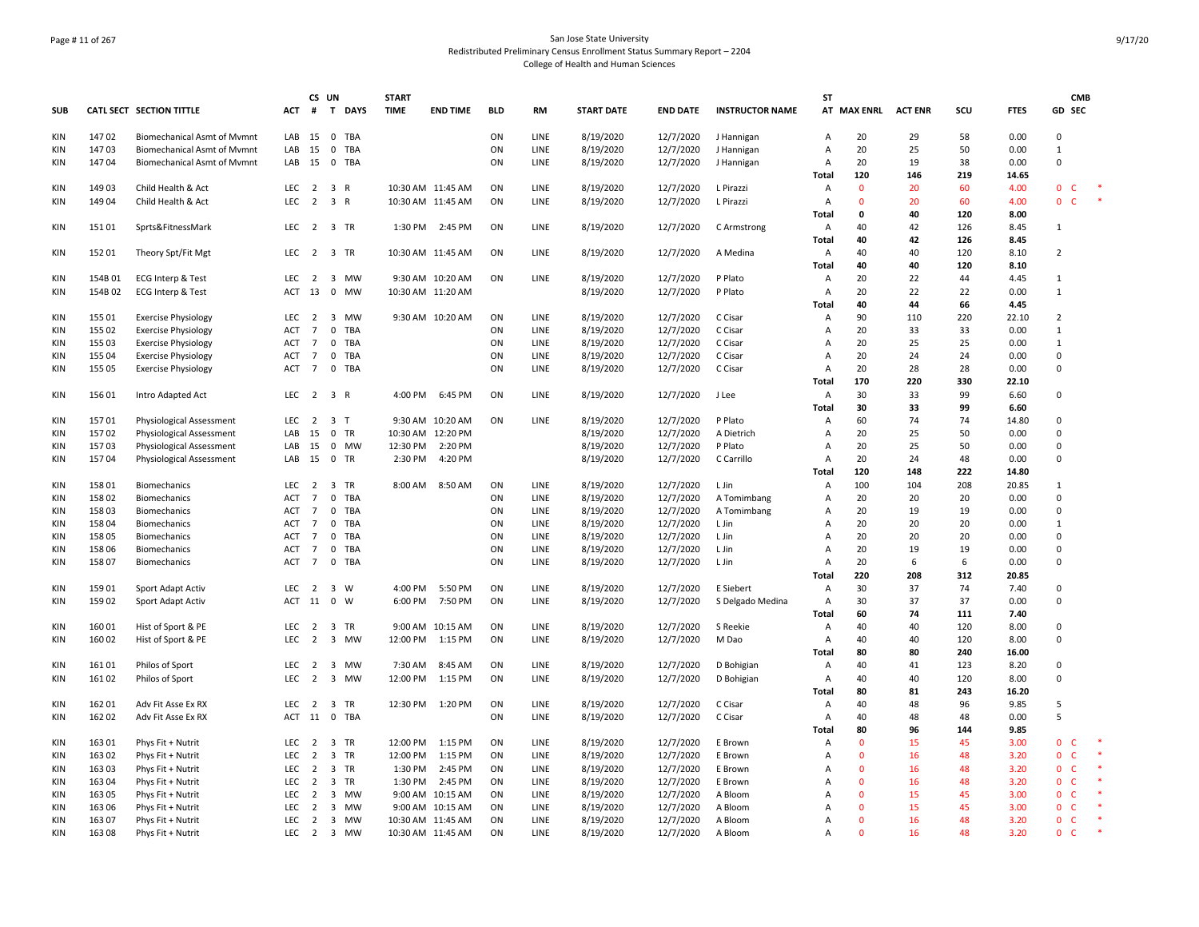# San Jose State University
## Redistributed Preliminary Census Enrollment Status Summary Report – 2204
### College of Health and Human Sciences

| SUB | CATL SECT | SECTION TITTLE | ACT | CS # | UN T | DAYS | START TIME | END TIME | BLD | RM | START DATE | END DATE | INSTRUCTOR NAME | ST AT | MAX ENRL | ACT ENR | SCU | FTES | GD | CMB SEC |
|---|---|---|---|---|---|---|---|---|---|---|---|---|---|---|---|---|---|---|---|---|
| KIN | 147 02 | Biomechanical Asmt of Mvmnt | LAB | 15 | 0 | TBA | | | ON | LINE | 8/19/2020 | 12/7/2020 | J Hannigan | A | 20 | 29 | 58 | 0.00 | 0 | |
| KIN | 147 03 | Biomechanical Asmt of Mvmnt | LAB | 15 | 0 | TBA | | | ON | LINE | 8/19/2020 | 12/7/2020 | J Hannigan | A | 20 | 25 | 50 | 0.00 | 1 | |
| KIN | 147 04 | Biomechanical Asmt of Mvmnt | LAB | 15 | 0 | TBA | | | ON | LINE | 8/19/2020 | 12/7/2020 | J Hannigan | A | 20 | 19 | 38 | 0.00 | 0 | |
| | | | | | | | | | | | | | | Total | 120 | 146 | 219 | 14.65 | | |
| KIN | 149 03 | Child Health & Act | LEC | 2 | 3 | R | 10:30 AM | 11:45 AM | ON | LINE | 8/19/2020 | 12/7/2020 | L Pirazzi | A | 0 | 20 | 60 | 4.00 | 0 | C * |
| KIN | 149 04 | Child Health & Act | LEC | 2 | 3 | R | 10:30 AM | 11:45 AM | ON | LINE | 8/19/2020 | 12/7/2020 | L Pirazzi | A | 0 | 20 | 60 | 4.00 | 0 | C * |
| | | | | | | | | | | | | | | Total | 0 | 40 | 120 | 8.00 | | |
| KIN | 151 01 | Sprts&FitnessMark | LEC | 2 | 3 | TR | 1:30 PM | 2:45 PM | ON | LINE | 8/19/2020 | 12/7/2020 | C Armstrong | A | 40 | 42 | 126 | 8.45 | 1 | |
| | | | | | | | | | | | | | | Total | 40 | 42 | 126 | 8.45 | | |
| KIN | 152 01 | Theory Spt/Fit Mgt | LEC | 2 | 3 | TR | 10:30 AM | 11:45 AM | ON | LINE | 8/19/2020 | 12/7/2020 | A Medina | A | 40 | 40 | 120 | 8.10 | 2 | |
| | | | | | | | | | | | | | | Total | 40 | 40 | 120 | 8.10 | | |
| KIN | 154B 01 | ECG Interp & Test | LEC | 2 | 3 | MW | 9:30 AM | 10:20 AM | ON | LINE | 8/19/2020 | 12/7/2020 | P Plato | A | 20 | 22 | 44 | 4.45 | 1 | |
| KIN | 154B 02 | ECG Interp & Test | ACT | 13 | 0 | MW | 10:30 AM | 11:20 AM | | | 8/19/2020 | 12/7/2020 | P Plato | A | 20 | 22 | 22 | 0.00 | 1 | |
| | | | | | | | | | | | | | | Total | 40 | 44 | 66 | 4.45 | | |
| KIN | 155 01 | Exercise Physiology | LEC | 2 | 3 | MW | 9:30 AM | 10:20 AM | ON | LINE | 8/19/2020 | 12/7/2020 | C Cisar | A | 90 | 110 | 220 | 22.10 | 2 | |
| KIN | 155 02 | Exercise Physiology | ACT | 7 | 0 | TBA | | | ON | LINE | 8/19/2020 | 12/7/2020 | C Cisar | A | 20 | 33 | 33 | 0.00 | 1 | |
| KIN | 155 03 | Exercise Physiology | ACT | 7 | 0 | TBA | | | ON | LINE | 8/19/2020 | 12/7/2020 | C Cisar | A | 20 | 25 | 25 | 0.00 | 1 | |
| KIN | 155 04 | Exercise Physiology | ACT | 7 | 0 | TBA | | | ON | LINE | 8/19/2020 | 12/7/2020 | C Cisar | A | 20 | 24 | 24 | 0.00 | 0 | |
| KIN | 155 05 | Exercise Physiology | ACT | 7 | 0 | TBA | | | ON | LINE | 8/19/2020 | 12/7/2020 | C Cisar | A | 20 | 28 | 28 | 0.00 | 0 | |
| | | | | | | | | | | | | | | Total | 170 | 220 | 330 | 22.10 | | |
| KIN | 156 01 | Intro Adapted Act | LEC | 2 | 3 | R | 4:00 PM | 6:45 PM | ON | LINE | 8/19/2020 | 12/7/2020 | J Lee | A | 30 | 33 | 99 | 6.60 | 0 | |
| | | | | | | | | | | | | | | Total | 30 | 33 | 99 | 6.60 | | |
| KIN | 157 01 | Physiological Assessment | LEC | 2 | 3 | T | 9:30 AM | 10:20 AM | ON | LINE | 8/19/2020 | 12/7/2020 | P Plato | A | 60 | 74 | 74 | 14.80 | 0 | |
| KIN | 157 02 | Physiological Assessment | LAB | 15 | 0 | TR | 10:30 AM | 12:20 PM | | | 8/19/2020 | 12/7/2020 | A Dietrich | A | 20 | 25 | 50 | 0.00 | 0 | |
| KIN | 157 03 | Physiological Assessment | LAB | 15 | 0 | MW | 12:30 PM | 2:20 PM | | | 8/19/2020 | 12/7/2020 | P Plato | A | 20 | 25 | 50 | 0.00 | 0 | |
| KIN | 157 04 | Physiological Assessment | LAB | 15 | 0 | TR | 2:30 PM | 4:20 PM | | | 8/19/2020 | 12/7/2020 | C Carrillo | A | 20 | 24 | 48 | 0.00 | 0 | |
| | | | | | | | | | | | | | | Total | 120 | 148 | 222 | 14.80 | | |
| KIN | 158 01 | Biomechanics | LEC | 2 | 3 | TR | 8:00 AM | 8:50 AM | ON | LINE | 8/19/2020 | 12/7/2020 | L Jin | A | 100 | 104 | 208 | 20.85 | 1 | |
| KIN | 158 02 | Biomechanics | ACT | 7 | 0 | TBA | | | ON | LINE | 8/19/2020 | 12/7/2020 | A Tomimbang | A | 20 | 20 | 20 | 0.00 | 0 | |
| KIN | 158 03 | Biomechanics | ACT | 7 | 0 | TBA | | | ON | LINE | 8/19/2020 | 12/7/2020 | A Tomimbang | A | 20 | 19 | 19 | 0.00 | 0 | |
| KIN | 158 04 | Biomechanics | ACT | 7 | 0 | TBA | | | ON | LINE | 8/19/2020 | 12/7/2020 | L Jin | A | 20 | 20 | 20 | 0.00 | 1 | |
| KIN | 158 05 | Biomechanics | ACT | 7 | 0 | TBA | | | ON | LINE | 8/19/2020 | 12/7/2020 | L Jin | A | 20 | 20 | 20 | 0.00 | 0 | |
| KIN | 158 06 | Biomechanics | ACT | 7 | 0 | TBA | | | ON | LINE | 8/19/2020 | 12/7/2020 | L Jin | A | 20 | 19 | 19 | 0.00 | 0 | |
| KIN | 158 07 | Biomechanics | ACT | 7 | 0 | TBA | | | ON | LINE | 8/19/2020 | 12/7/2020 | L Jin | A | 20 | 6 | 6 | 0.00 | 0 | |
| | | | | | | | | | | | | | | Total | 220 | 208 | 312 | 20.85 | | |
| KIN | 159 01 | Sport Adapt Activ | LEC | 2 | 3 | W | 4:00 PM | 5:50 PM | ON | LINE | 8/19/2020 | 12/7/2020 | E Siebert | A | 30 | 37 | 74 | 7.40 | 0 | |
| KIN | 159 02 | Sport Adapt Activ | ACT | 11 | 0 | W | 6:00 PM | 7:50 PM | ON | LINE | 8/19/2020 | 12/7/2020 | S Delgado Medina | A | 30 | 37 | 37 | 0.00 | 0 | |
| | | | | | | | | | | | | | | Total | 60 | 74 | 111 | 7.40 | | |
| KIN | 160 01 | Hist of Sport & PE | LEC | 2 | 3 | TR | 9:00 AM | 10:15 AM | ON | LINE | 8/19/2020 | 12/7/2020 | S Reekie | A | 40 | 40 | 120 | 8.00 | 0 | |
| KIN | 160 02 | Hist of Sport & PE | LEC | 2 | 3 | MW | 12:00 PM | 1:15 PM | ON | LINE | 8/19/2020 | 12/7/2020 | M Dao | A | 40 | 40 | 120 | 8.00 | 0 | |
| | | | | | | | | | | | | | | Total | 80 | 80 | 240 | 16.00 | | |
| KIN | 161 01 | Philos of Sport | LEC | 2 | 3 | MW | 7:30 AM | 8:45 AM | ON | LINE | 8/19/2020 | 12/7/2020 | D Bohigian | A | 40 | 41 | 123 | 8.20 | 0 | |
| KIN | 161 02 | Philos of Sport | LEC | 2 | 3 | MW | 12:00 PM | 1:15 PM | ON | LINE | 8/19/2020 | 12/7/2020 | D Bohigian | A | 40 | 40 | 120 | 8.00 | 0 | |
| | | | | | | | | | | | | | | Total | 80 | 81 | 243 | 16.20 | | |
| KIN | 162 01 | Adv Fit Asse Ex RX | LEC | 2 | 3 | TR | 12:30 PM | 1:20 PM | ON | LINE | 8/19/2020 | 12/7/2020 | C Cisar | A | 40 | 48 | 96 | 9.85 | 5 | |
| KIN | 162 02 | Adv Fit Asse Ex RX | ACT | 11 | 0 | TBA | | | ON | LINE | 8/19/2020 | 12/7/2020 | C Cisar | A | 40 | 48 | 48 | 0.00 | 5 | |
| | | | | | | | | | | | | | | Total | 80 | 96 | 144 | 9.85 | | |
| KIN | 163 01 | Phys Fit + Nutrit | LEC | 2 | 3 | TR | 12:00 PM | 1:15 PM | ON | LINE | 8/19/2020 | 12/7/2020 | E Brown | A | 0 | 15 | 45 | 3.00 | 0 | C * |
| KIN | 163 02 | Phys Fit + Nutrit | LEC | 2 | 3 | TR | 12:00 PM | 1:15 PM | ON | LINE | 8/19/2020 | 12/7/2020 | E Brown | A | 0 | 16 | 48 | 3.20 | 0 | C * |
| KIN | 163 03 | Phys Fit + Nutrit | LEC | 2 | 3 | TR | 1:30 PM | 2:45 PM | ON | LINE | 8/19/2020 | 12/7/2020 | E Brown | A | 0 | 16 | 48 | 3.20 | 0 | C * |
| KIN | 163 04 | Phys Fit + Nutrit | LEC | 2 | 3 | TR | 1:30 PM | 2:45 PM | ON | LINE | 8/19/2020 | 12/7/2020 | E Brown | A | 0 | 16 | 48 | 3.20 | 0 | C * |
| KIN | 163 05 | Phys Fit + Nutrit | LEC | 2 | 3 | MW | 9:00 AM | 10:15 AM | ON | LINE | 8/19/2020 | 12/7/2020 | A Bloom | A | 0 | 15 | 45 | 3.00 | 0 | C * |
| KIN | 163 06 | Phys Fit + Nutrit | LEC | 2 | 3 | MW | 9:00 AM | 10:15 AM | ON | LINE | 8/19/2020 | 12/7/2020 | A Bloom | A | 0 | 15 | 45 | 3.00 | 0 | C * |
| KIN | 163 07 | Phys Fit + Nutrit | LEC | 2 | 3 | MW | 10:30 AM | 11:45 AM | ON | LINE | 8/19/2020 | 12/7/2020 | A Bloom | A | 0 | 16 | 48 | 3.20 | 0 | C * |
| KIN | 163 08 | Phys Fit + Nutrit | LEC | 2 | 3 | MW | 10:30 AM | 11:45 AM | ON | LINE | 8/19/2020 | 12/7/2020 | A Bloom | A | 0 | 16 | 48 | 3.20 | 0 | C * |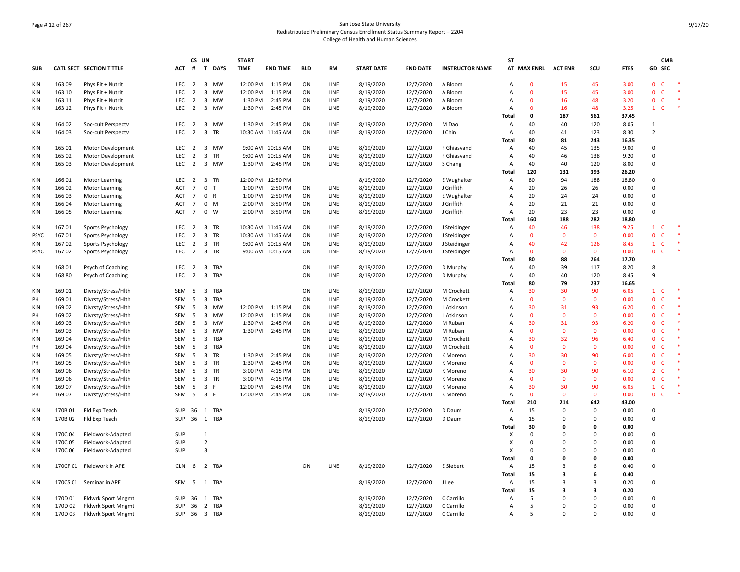San Jose State University
Redistributed Preliminary Census Enrollment Status Summary Report – 2204
College of Health and Human Sciences

| SUB | CATL SECT | SECTION TITTLE | ACT | CS # | UN T | DAYS | START TIME | END TIME | BLD | RM | START DATE | END DATE | INSTRUCTOR NAME | ST AT | MAX ENRL | ACT ENR | SCU | FTES | GD | CMB SEC | |
|---|---|---|---|---|---|---|---|---|---|---|---|---|---|---|---|---|---|---|---|---|---|
| KIN | 163 09 | Phys Fit + Nutrit | LEC | 2 | 3 | MW | 12:00 PM | 1:15 PM | ON | LINE | 8/19/2020 | 12/7/2020 | A Bloom | A | 0 | 15 | 45 | 3.00 | 0 | C | * |
| KIN | 163 10 | Phys Fit + Nutrit | LEC | 2 | 3 | MW | 12:00 PM | 1:15 PM | ON | LINE | 8/19/2020 | 12/7/2020 | A Bloom | A | 0 | 15 | 45 | 3.00 | 0 | C | * |
| KIN | 163 11 | Phys Fit + Nutrit | LEC | 2 | 3 | MW | 1:30 PM | 2:45 PM | ON | LINE | 8/19/2020 | 12/7/2020 | A Bloom | A | 0 | 16 | 48 | 3.20 | 0 | C | * |
| KIN | 163 12 | Phys Fit + Nutrit | LEC | 2 | 3 | MW | 1:30 PM | 2:45 PM | ON | LINE | 8/19/2020 | 12/7/2020 | A Bloom | A | 0 | 16 | 48 | 3.25 | 1 | C | * |
| | | | | | | | | | | | | | | Total | 0 | 187 | 561 | 37.45 | | | |
| KIN | 164 02 | Soc-cult Perspectv | LEC | 2 | 3 | MW | 1:30 PM | 2:45 PM | ON | LINE | 8/19/2020 | 12/7/2020 | M Dao | A | 40 | 40 | 120 | 8.05 | 1 | | |
| KIN | 164 03 | Soc-cult Perspectv | LEC | 2 | 3 | TR | 10:30 AM | 11:45 AM | ON | LINE | 8/19/2020 | 12/7/2020 | J Chin | A | 40 | 41 | 123 | 8.30 | 2 | | |
| | | | | | | | | | | | | | | Total | 80 | 81 | 243 | 16.35 | | | |
| KIN | 165 01 | Motor Development | LEC | 2 | 3 | MW | 9:00 AM | 10:15 AM | ON | LINE | 8/19/2020 | 12/7/2020 | F Ghiasvand | A | 40 | 45 | 135 | 9.00 | 0 | | |
| KIN | 165 02 | Motor Development | LEC | 2 | 3 | TR | 9:00 AM | 10:15 AM | ON | LINE | 8/19/2020 | 12/7/2020 | F Ghiasvand | A | 40 | 46 | 138 | 9.20 | 0 | | |
| KIN | 165 03 | Motor Development | LEC | 2 | 3 | MW | 1:30 PM | 2:45 PM | ON | LINE | 8/19/2020 | 12/7/2020 | S Chang | A | 40 | 40 | 120 | 8.00 | 0 | | |
| | | | | | | | | | | | | | | Total | 120 | 131 | 393 | 26.20 | | | |
| KIN | 166 01 | Motor Learning | LEC | 2 | 3 | TR | 12:00 PM | 12:50 PM | | | 8/19/2020 | 12/7/2020 | E Wughalter | A | 80 | 94 | 188 | 18.80 | 0 | | |
| KIN | 166 02 | Motor Learning | ACT | 7 | 0 | T | 1:00 PM | 2:50 PM | ON | LINE | 8/19/2020 | 12/7/2020 | J Griffith | A | 20 | 26 | 26 | 0.00 | 0 | | |
| KIN | 166 03 | Motor Learning | ACT | 7 | 0 | R | 1:00 PM | 2:50 PM | ON | LINE | 8/19/2020 | 12/7/2020 | E Wughalter | A | 20 | 24 | 24 | 0.00 | 0 | | |
| KIN | 166 04 | Motor Learning | ACT | 7 | 0 | M | 2:00 PM | 3:50 PM | ON | LINE | 8/19/2020 | 12/7/2020 | J Griffith | A | 20 | 21 | 21 | 0.00 | 0 | | |
| KIN | 166 05 | Motor Learning | ACT | 7 | 0 | W | 2:00 PM | 3:50 PM | ON | LINE | 8/19/2020 | 12/7/2020 | J Griffith | A | 20 | 23 | 23 | 0.00 | 0 | | |
| | | | | | | | | | | | | | | Total | 160 | 188 | 282 | 18.80 | | | |
| KIN | 167 01 | Sports Psychology | LEC | 2 | 3 | TR | 10:30 AM | 11:45 AM | ON | LINE | 8/19/2020 | 12/7/2020 | J Steidinger | A | 40 | 46 | 138 | 9.25 | 1 | C | * |
| PSYC | 167 01 | Sports Psychology | LEC | 2 | 3 | TR | 10:30 AM | 11:45 AM | ON | LINE | 8/19/2020 | 12/7/2020 | J Steidinger | A | 0 | 0 | 0 | 0.00 | 0 | C | * |
| KIN | 167 02 | Sports Psychology | LEC | 2 | 3 | TR | 9:00 AM | 10:15 AM | ON | LINE | 8/19/2020 | 12/7/2020 | J Steidinger | A | 40 | 42 | 126 | 8.45 | 1 | C | * |
| PSYC | 167 02 | Sports Psychology | LEC | 2 | 3 | TR | 9:00 AM | 10:15 AM | ON | LINE | 8/19/2020 | 12/7/2020 | J Steidinger | A | 0 | 0 | 0 | 0.00 | 0 | C | * |
| | | | | | | | | | | | | | | Total | 80 | 88 | 264 | 17.70 | | | |
| KIN | 168 01 | Psych of Coaching | LEC | 2 | 3 | TBA | | | ON | LINE | 8/19/2020 | 12/7/2020 | D Murphy | A | 40 | 39 | 117 | 8.20 | 8 | | |
| KIN | 168 80 | Psych of Coaching | LEC | 2 | 3 | TBA | | | ON | LINE | 8/19/2020 | 12/7/2020 | D Murphy | A | 40 | 40 | 120 | 8.45 | 9 | | |
| | | | | | | | | | | | | | | Total | 80 | 79 | 237 | 16.65 | | | |
| KIN | 169 01 | Divrsty/Stress/Hlth | SEM | 5 | 3 | TBA | | | ON | LINE | 8/19/2020 | 12/7/2020 | M Crockett | A | 30 | 30 | 90 | 6.05 | 1 | C | * |
| PH | 169 01 | Divrsty/Stress/Hlth | SEM | 5 | 3 | TBA | | | ON | LINE | 8/19/2020 | 12/7/2020 | M Crockett | A | 0 | 0 | 0 | 0.00 | 0 | C | * |
| KIN | 169 02 | Divrsty/Stress/Hlth | SEM | 5 | 3 | MW | 12:00 PM | 1:15 PM | ON | LINE | 8/19/2020 | 12/7/2020 | L Atkinson | A | 30 | 31 | 93 | 6.20 | 0 | C | * |
| PH | 169 02 | Divrsty/Stress/Hlth | SEM | 5 | 3 | MW | 12:00 PM | 1:15 PM | ON | LINE | 8/19/2020 | 12/7/2020 | L Atkinson | A | 0 | 0 | 0 | 0.00 | 0 | C | * |
| KIN | 169 03 | Divrsty/Stress/Hlth | SEM | 5 | 3 | MW | 1:30 PM | 2:45 PM | ON | LINE | 8/19/2020 | 12/7/2020 | M Ruban | A | 30 | 31 | 93 | 6.20 | 0 | C | * |
| PH | 169 03 | Divrsty/Stress/Hlth | SEM | 5 | 3 | MW | 1:30 PM | 2:45 PM | ON | LINE | 8/19/2020 | 12/7/2020 | M Ruban | A | 0 | 0 | 0 | 0.00 | 0 | C | * |
| KIN | 169 04 | Divrsty/Stress/Hlth | SEM | 5 | 3 | TBA | | | ON | LINE | 8/19/2020 | 12/7/2020 | M Crockett | A | 30 | 32 | 96 | 6.40 | 0 | C | * |
| PH | 169 04 | Divrsty/Stress/Hlth | SEM | 5 | 3 | TBA | | | ON | LINE | 8/19/2020 | 12/7/2020 | M Crockett | A | 0 | 0 | 0 | 0.00 | 0 | C | * |
| KIN | 169 05 | Divrsty/Stress/Hlth | SEM | 5 | 3 | TR | 1:30 PM | 2:45 PM | ON | LINE | 8/19/2020 | 12/7/2020 | K Moreno | A | 30 | 30 | 90 | 6.00 | 0 | C | * |
| PH | 169 05 | Divrsty/Stress/Hlth | SEM | 5 | 3 | TR | 1:30 PM | 2:45 PM | ON | LINE | 8/19/2020 | 12/7/2020 | K Moreno | A | 0 | 0 | 0 | 0.00 | 0 | C | * |
| KIN | 169 06 | Divrsty/Stress/Hlth | SEM | 5 | 3 | TR | 3:00 PM | 4:15 PM | ON | LINE | 8/19/2020 | 12/7/2020 | K Moreno | A | 30 | 30 | 90 | 6.10 | 2 | C | * |
| PH | 169 06 | Divrsty/Stress/Hlth | SEM | 5 | 3 | TR | 3:00 PM | 4:15 PM | ON | LINE | 8/19/2020 | 12/7/2020 | K Moreno | A | 0 | 0 | 0 | 0.00 | 0 | C | * |
| KIN | 169 07 | Divrsty/Stress/Hlth | SEM | 5 | 3 | F | 12:00 PM | 2:45 PM | ON | LINE | 8/19/2020 | 12/7/2020 | K Moreno | A | 30 | 30 | 90 | 6.05 | 1 | C | * |
| PH | 169 07 | Divrsty/Stress/Hlth | SEM | 5 | 3 | F | 12:00 PM | 2:45 PM | ON | LINE | 8/19/2020 | 12/7/2020 | K Moreno | A | 0 | 0 | 0 | 0.00 | 0 | C | * |
| | | | | | | | | | | | | | | Total | 210 | 214 | 642 | 43.00 | | | |
| KIN | 170B 01 | Fld Exp Teach | SUP | 36 | 1 | TBA | | | | | 8/19/2020 | 12/7/2020 | D Daum | A | 15 | 0 | 0 | 0.00 | 0 | | |
| KIN | 170B 02 | Fld Exp Teach | SUP | 36 | 1 | TBA | | | | | 8/19/2020 | 12/7/2020 | D Daum | A | 15 | 0 | 0 | 0.00 | 0 | | |
| | | | | | | | | | | | | | | Total | 30 | 0 | 0 | 0.00 | | | |
| KIN | 170C 04 | Fieldwork-Adapted | SUP | | 1 | | | | | | | | | X | 0 | 0 | 0 | 0.00 | 0 | | |
| KIN | 170C 05 | Fieldwork-Adapted | SUP | | 2 | | | | | | | | | X | 0 | 0 | 0 | 0.00 | 0 | | |
| KIN | 170C 06 | Fieldwork-Adapted | SUP | | 3 | | | | | | | | | X | 0 | 0 | 0 | 0.00 | 0 | | |
| | | | | | | | | | | | | | | Total | 0 | 0 | 0 | 0.00 | | | |
| KIN | 170CF 01 | Fieldwork in APE | CLN | 6 | 2 | TBA | | | ON | LINE | 8/19/2020 | 12/7/2020 | E Siebert | A | 15 | 3 | 6 | 0.40 | 0 | | |
| | | | | | | | | | | | | | | Total | 15 | 3 | 6 | 0.40 | | | |
| KIN | 170CS 01 | Seminar in APE | SEM | 5 | 1 | TBA | | | | | 8/19/2020 | 12/7/2020 | J Lee | A | 15 | 3 | 3 | 0.20 | 0 | | |
| | | | | | | | | | | | | | | Total | 15 | 3 | 3 | 0.20 | | | |
| KIN | 170D 01 | Fldwrk Sport Mngmt | SUP | 36 | 1 | TBA | | | | | 8/19/2020 | 12/7/2020 | C Carrillo | A | 5 | 0 | 0 | 0.00 | 0 | | |
| KIN | 170D 02 | Fldwrk Sport Mngmt | SUP | 36 | 2 | TBA | | | | | 8/19/2020 | 12/7/2020 | C Carrillo | A | 5 | 0 | 0 | 0.00 | 0 | | |
| KIN | 170D 03 | Fldwrk Sport Mngmt | SUP | 36 | 3 | TBA | | | | | 8/19/2020 | 12/7/2020 | C Carrillo | A | 5 | 0 | 0 | 0.00 | 0 | | |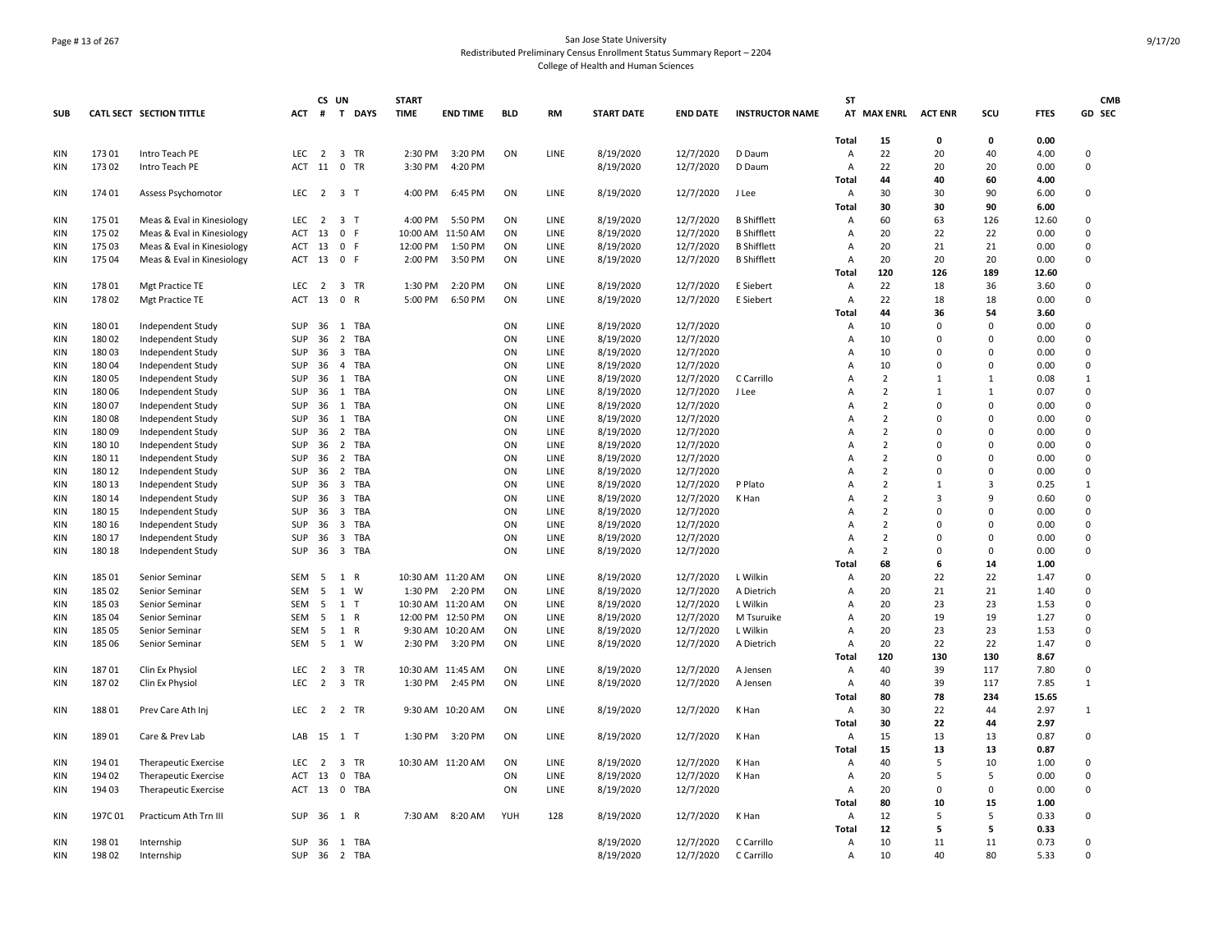San Jose State University
Redistributed Preliminary Census Enrollment Status Summary Report – 2204
College of Health and Human Sciences

| SUB | CATL SECT | SECTION TITTLE | ACT | CS # | UN T | DAYS | START TIME | END TIME | BLD | RM | START DATE | END DATE | INSTRUCTOR NAME | ST AT | MAX ENRL | ACT ENR | SCU | FTES | CMB GD | SEC |
|---|---|---|---|---|---|---|---|---|---|---|---|---|---|---|---|---|---|---|---|---|
| | | | | | | | | | | | | | | Total | 15 | 0 | 0 | 0.00 | | |
| KIN | 173 01 | Intro Teach PE | LEC | 2 | 3 | TR | 2:30 PM | 3:20 PM | ON | LINE | 8/19/2020 | 12/7/2020 | D Daum | A | 22 | 20 | 40 | 4.00 | 0 | |
| KIN | 173 02 | Intro Teach PE | ACT | 11 | 0 | TR | 3:30 PM | 4:20 PM | | | 8/19/2020 | 12/7/2020 | D Daum | A | 22 | 20 | 20 | 0.00 | 0 | |
| | | | | | | | | | | | | | | Total | 44 | 40 | 60 | 4.00 | | |
| KIN | 174 01 | Assess Psychomotor | LEC | 2 | 3 | T | 4:00 PM | 6:45 PM | ON | LINE | 8/19/2020 | 12/7/2020 | J Lee | A | 30 | 30 | 90 | 6.00 | 0 | |
| | | | | | | | | | | | | | | Total | 30 | 30 | 90 | 6.00 | | |
| KIN | 175 01 | Meas & Eval in Kinesiology | LEC | 2 | 3 | T | 4:00 PM | 5:50 PM | ON | LINE | 8/19/2020 | 12/7/2020 | B Shifflett | A | 60 | 63 | 126 | 12.60 | 0 | |
| KIN | 175 02 | Meas & Eval in Kinesiology | ACT | 13 | 0 | F | 10:00 AM | 11:50 AM | ON | LINE | 8/19/2020 | 12/7/2020 | B Shifflett | A | 20 | 22 | 22 | 0.00 | 0 | |
| KIN | 175 03 | Meas & Eval in Kinesiology | ACT | 13 | 0 | F | 12:00 PM | 1:50 PM | ON | LINE | 8/19/2020 | 12/7/2020 | B Shifflett | A | 20 | 21 | 21 | 0.00 | 0 | |
| KIN | 175 04 | Meas & Eval in Kinesiology | ACT | 13 | 0 | F | 2:00 PM | 3:50 PM | ON | LINE | 8/19/2020 | 12/7/2020 | B Shifflett | A | 20 | 20 | 20 | 0.00 | 0 | |
| | | | | | | | | | | | | | | Total | 120 | 126 | 189 | 12.60 | | |
| KIN | 178 01 | Mgt Practice TE | LEC | 2 | 3 | TR | 1:30 PM | 2:20 PM | ON | LINE | 8/19/2020 | 12/7/2020 | E Siebert | A | 22 | 18 | 36 | 3.60 | 0 | |
| KIN | 178 02 | Mgt Practice TE | ACT | 13 | 0 | R | 5:00 PM | 6:50 PM | ON | LINE | 8/19/2020 | 12/7/2020 | E Siebert | A | 22 | 18 | 18 | 0.00 | 0 | |
| | | | | | | | | | | | | | | Total | 44 | 36 | 54 | 3.60 | | |
| KIN | 180 01 | Independent Study | SUP | 36 | 1 | TBA | | | ON | LINE | 8/19/2020 | 12/7/2020 | | A | 10 | 0 | 0 | 0.00 | 0 | |
| KIN | 180 02 | Independent Study | SUP | 36 | 2 | TBA | | | ON | LINE | 8/19/2020 | 12/7/2020 | | A | 10 | 0 | 0 | 0.00 | 0 | |
| KIN | 180 03 | Independent Study | SUP | 36 | 3 | TBA | | | ON | LINE | 8/19/2020 | 12/7/2020 | | A | 10 | 0 | 0 | 0.00 | 0 | |
| KIN | 180 04 | Independent Study | SUP | 36 | 4 | TBA | | | ON | LINE | 8/19/2020 | 12/7/2020 | | A | 10 | 0 | 0 | 0.00 | 0 | |
| KIN | 180 05 | Independent Study | SUP | 36 | 1 | TBA | | | ON | LINE | 8/19/2020 | 12/7/2020 | C Carrillo | A | 2 | 1 | 1 | 0.08 | 1 | |
| KIN | 180 06 | Independent Study | SUP | 36 | 1 | TBA | | | ON | LINE | 8/19/2020 | 12/7/2020 | J Lee | A | 2 | 1 | 1 | 0.07 | 0 | |
| KIN | 180 07 | Independent Study | SUP | 36 | 1 | TBA | | | ON | LINE | 8/19/2020 | 12/7/2020 | | A | 2 | 0 | 0 | 0.00 | 0 | |
| KIN | 180 08 | Independent Study | SUP | 36 | 1 | TBA | | | ON | LINE | 8/19/2020 | 12/7/2020 | | A | 2 | 0 | 0 | 0.00 | 0 | |
| KIN | 180 09 | Independent Study | SUP | 36 | 2 | TBA | | | ON | LINE | 8/19/2020 | 12/7/2020 | | A | 2 | 0 | 0 | 0.00 | 0 | |
| KIN | 180 10 | Independent Study | SUP | 36 | 2 | TBA | | | ON | LINE | 8/19/2020 | 12/7/2020 | | A | 2 | 0 | 0 | 0.00 | 0 | |
| KIN | 180 11 | Independent Study | SUP | 36 | 2 | TBA | | | ON | LINE | 8/19/2020 | 12/7/2020 | | A | 2 | 0 | 0 | 0.00 | 0 | |
| KIN | 180 12 | Independent Study | SUP | 36 | 2 | TBA | | | ON | LINE | 8/19/2020 | 12/7/2020 | | A | 2 | 0 | 0 | 0.00 | 0 | |
| KIN | 180 13 | Independent Study | SUP | 36 | 3 | TBA | | | ON | LINE | 8/19/2020 | 12/7/2020 | P Plato | A | 2 | 1 | 3 | 0.25 | 1 | |
| KIN | 180 14 | Independent Study | SUP | 36 | 3 | TBA | | | ON | LINE | 8/19/2020 | 12/7/2020 | K Han | A | 2 | 3 | 9 | 0.60 | 0 | |
| KIN | 180 15 | Independent Study | SUP | 36 | 3 | TBA | | | ON | LINE | 8/19/2020 | 12/7/2020 | | A | 2 | 0 | 0 | 0.00 | 0 | |
| KIN | 180 16 | Independent Study | SUP | 36 | 3 | TBA | | | ON | LINE | 8/19/2020 | 12/7/2020 | | A | 2 | 0 | 0 | 0.00 | 0 | |
| KIN | 180 17 | Independent Study | SUP | 36 | 3 | TBA | | | ON | LINE | 8/19/2020 | 12/7/2020 | | A | 2 | 0 | 0 | 0.00 | 0 | |
| KIN | 180 18 | Independent Study | SUP | 36 | 3 | TBA | | | ON | LINE | 8/19/2020 | 12/7/2020 | | A | 2 | 0 | 0 | 0.00 | 0 | |
| | | | | | | | | | | | | | | Total | 68 | 6 | 14 | 1.00 | | |
| KIN | 185 01 | Senior Seminar | SEM | 5 | 1 | R | 10:30 AM | 11:20 AM | ON | LINE | 8/19/2020 | 12/7/2020 | L Wilkin | A | 20 | 22 | 22 | 1.47 | 0 | |
| KIN | 185 02 | Senior Seminar | SEM | 5 | 1 | W | 1:30 PM | 2:20 PM | ON | LINE | 8/19/2020 | 12/7/2020 | A Dietrich | A | 20 | 21 | 21 | 1.40 | 0 | |
| KIN | 185 03 | Senior Seminar | SEM | 5 | 1 | T | 10:30 AM | 11:20 AM | ON | LINE | 8/19/2020 | 12/7/2020 | L Wilkin | A | 20 | 23 | 23 | 1.53 | 0 | |
| KIN | 185 04 | Senior Seminar | SEM | 5 | 1 | R | 12:00 PM | 12:50 PM | ON | LINE | 8/19/2020 | 12/7/2020 | M Tsuruike | A | 20 | 19 | 19 | 1.27 | 0 | |
| KIN | 185 05 | Senior Seminar | SEM | 5 | 1 | R | 9:30 AM | 10:20 AM | ON | LINE | 8/19/2020 | 12/7/2020 | L Wilkin | A | 20 | 23 | 23 | 1.53 | 0 | |
| KIN | 185 06 | Senior Seminar | SEM | 5 | 1 | W | 2:30 PM | 3:20 PM | ON | LINE | 8/19/2020 | 12/7/2020 | A Dietrich | A | 20 | 22 | 22 | 1.47 | 0 | |
| | | | | | | | | | | | | | | Total | 120 | 130 | 130 | 8.67 | | |
| KIN | 187 01 | Clin Ex Physiol | LEC | 2 | 3 | TR | 10:30 AM | 11:45 AM | ON | LINE | 8/19/2020 | 12/7/2020 | A Jensen | A | 40 | 39 | 117 | 7.80 | 0 | |
| KIN | 187 02 | Clin Ex Physiol | LEC | 2 | 3 | TR | 1:30 PM | 2:45 PM | ON | LINE | 8/19/2020 | 12/7/2020 | A Jensen | A | 40 | 39 | 117 | 7.85 | 1 | |
| | | | | | | | | | | | | | | Total | 80 | 78 | 234 | 15.65 | | |
| KIN | 188 01 | Prev Care Ath Inj | LEC | 2 | 2 | TR | 9:30 AM | 10:20 AM | ON | LINE | 8/19/2020 | 12/7/2020 | K Han | A | 30 | 22 | 44 | 2.97 | 1 | |
| | | | | | | | | | | | | | | Total | 30 | 22 | 44 | 2.97 | | |
| KIN | 189 01 | Care & Prev Lab | LAB | 15 | 1 | T | 1:30 PM | 3:20 PM | ON | LINE | 8/19/2020 | 12/7/2020 | K Han | A | 15 | 13 | 13 | 0.87 | 0 | |
| | | | | | | | | | | | | | | Total | 15 | 13 | 13 | 0.87 | | |
| KIN | 194 01 | Therapeutic Exercise | LEC | 2 | 3 | TR | 10:30 AM | 11:20 AM | ON | LINE | 8/19/2020 | 12/7/2020 | K Han | A | 40 | 5 | 10 | 1.00 | 0 | |
| KIN | 194 02 | Therapeutic Exercise | ACT | 13 | 0 | TBA | | | ON | LINE | 8/19/2020 | 12/7/2020 | K Han | A | 20 | 5 | 5 | 0.00 | 0 | |
| KIN | 194 03 | Therapeutic Exercise | ACT | 13 | 0 | TBA | | | ON | LINE | 8/19/2020 | 12/7/2020 | | A | 20 | 0 | 0 | 0.00 | 0 | |
| | | | | | | | | | | | | | | Total | 80 | 10 | 15 | 1.00 | | |
| KIN | 197C 01 | Practicum Ath Trn III | SUP | 36 | 1 | R | 7:30 AM | 8:20 AM | YUH | 128 | 8/19/2020 | 12/7/2020 | K Han | A | 12 | 5 | 5 | 0.33 | 0 | |
| | | | | | | | | | | | | | | Total | 12 | 5 | 5 | 0.33 | | |
| KIN | 198 01 | Internship | SUP | 36 | 1 | TBA | | | | | 8/19/2020 | 12/7/2020 | C Carrillo | A | 10 | 11 | 11 | 0.73 | 0 | |
| KIN | 198 02 | Internship | SUP | 36 | 2 | TBA | | | | | 8/19/2020 | 12/7/2020 | C Carrillo | A | 10 | 40 | 80 | 5.33 | 0 | |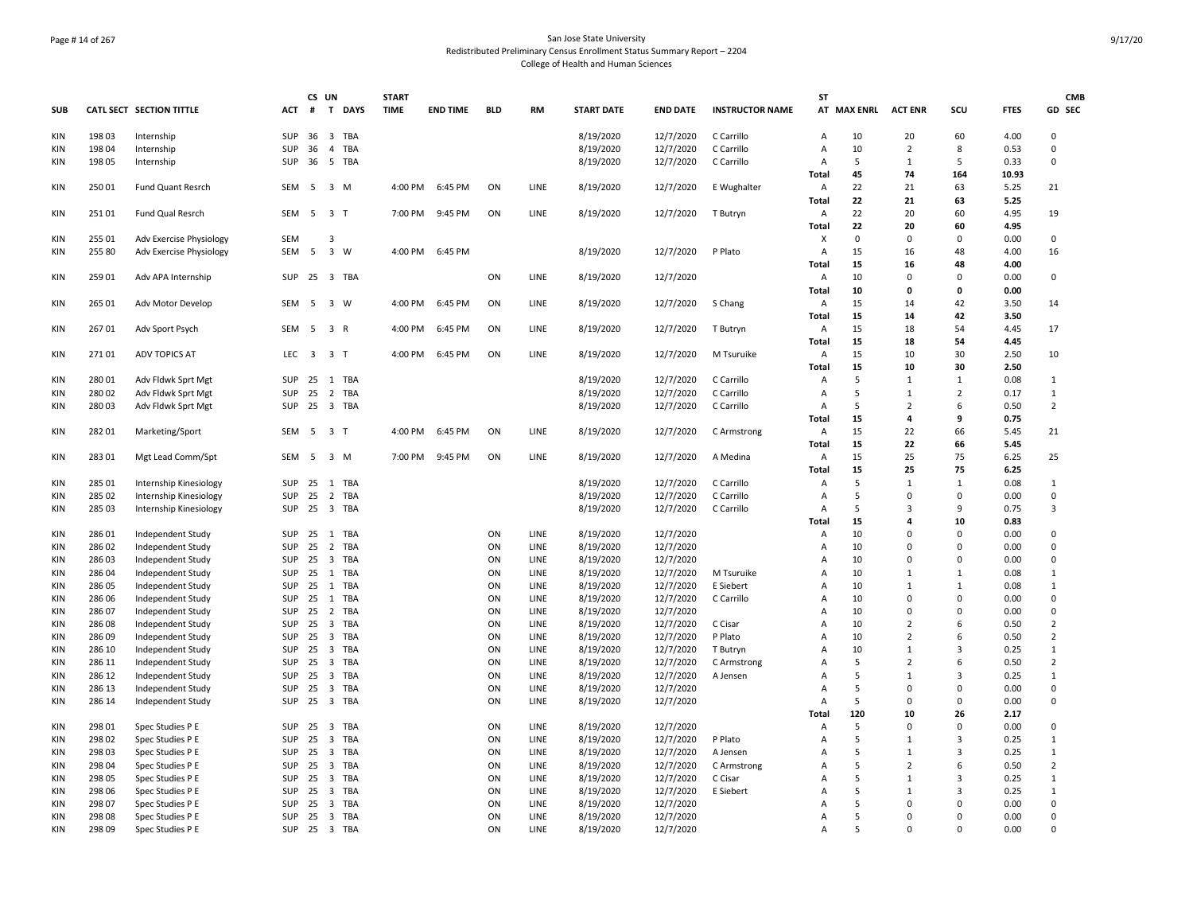# San Jose State University
## Redistributed Preliminary Census Enrollment Status Summary Report – 2204
### College of Health and Human Sciences

| SUB | CATL SECT | SECTION TITTLE | ACT | CS # | UN T | DAYS | START TIME | END TIME | BLD | RM | START DATE | END DATE | INSTRUCTOR NAME | ST AT | MAX ENRL | ACT ENR | SCU | FTES | GD | CMB SEC |
|---|---|---|---|---|---|---|---|---|---|---|---|---|---|---|---|---|---|---|---|---|
| KIN | 198 03 | Internship | SUP | 36 | 3 | TBA | | | | | 8/19/2020 | 12/7/2020 | C Carrillo | A | 10 | 20 | 60 | 4.00 | 0 | |
| KIN | 198 04 | Internship | SUP | 36 | 4 | TBA | | | | | 8/19/2020 | 12/7/2020 | C Carrillo | A | 10 | 2 | 8 | 0.53 | 0 | |
| KIN | 198 05 | Internship | SUP | 36 | 5 | TBA | | | | | 8/19/2020 | 12/7/2020 | C Carrillo | A | 5 | 1 | 5 | 0.33 | 0 | |
| | | | | | | | | | | | | | | Total | 45 | 74 | 164 | 10.93 | | |
| KIN | 250 01 | Fund Quant Resrch | SEM | 5 | 3 | M | 4:00 PM | 6:45 PM | ON | LINE | 8/19/2020 | 12/7/2020 | E Wughalter | A | 22 | 21 | 63 | 5.25 | 21 | |
| | | | | | | | | | | | | | | Total | 22 | 21 | 63 | 5.25 | | |
| KIN | 251 01 | Fund Qual Resrch | SEM | 5 | 3 | T | 7:00 PM | 9:45 PM | ON | LINE | 8/19/2020 | 12/7/2020 | T Butryn | A | 22 | 20 | 60 | 4.95 | 19 | |
| | | | | | | | | | | | | | | Total | 22 | 20 | 60 | 4.95 | | |
| KIN | 255 01 | Adv Exercise Physiology | SEM | | 3 | | | | | | | | | X | 0 | 0 | 0 | 0.00 | 0 | |
| KIN | 255 80 | Adv Exercise Physiology | SEM | 5 | 3 | W | 4:00 PM | 6:45 PM | | | 8/19/2020 | 12/7/2020 | P Plato | A | 15 | 16 | 48 | 4.00 | 16 | |
| | | | | | | | | | | | | | | Total | 15 | 16 | 48 | 4.00 | | |
| KIN | 259 01 | Adv APA Internship | SUP | 25 | 3 | TBA | | | ON | LINE | 8/19/2020 | 12/7/2020 | | A | 10 | 0 | 0 | 0.00 | 0 | |
| | | | | | | | | | | | | | | Total | 10 | 0 | 0 | 0.00 | | |
| KIN | 265 01 | Adv Motor Develop | SEM | 5 | 3 | W | 4:00 PM | 6:45 PM | ON | LINE | 8/19/2020 | 12/7/2020 | S Chang | A | 15 | 14 | 42 | 3.50 | 14 | |
| | | | | | | | | | | | | | | Total | 15 | 14 | 42 | 3.50 | | |
| KIN | 267 01 | Adv Sport Psych | SEM | 5 | 3 | R | 4:00 PM | 6:45 PM | ON | LINE | 8/19/2020 | 12/7/2020 | T Butryn | A | 15 | 18 | 54 | 4.45 | 17 | |
| | | | | | | | | | | | | | | Total | 15 | 18 | 54 | 4.45 | | |
| KIN | 271 01 | ADV TOPICS AT | LEC | 3 | 3 | T | 4:00 PM | 6:45 PM | ON | LINE | 8/19/2020 | 12/7/2020 | M Tsuruike | A | 15 | 10 | 30 | 2.50 | 10 | |
| | | | | | | | | | | | | | | Total | 15 | 10 | 30 | 2.50 | | |
| KIN | 280 01 | Adv Fldwk Sprt Mgt | SUP | 25 | 1 | TBA | | | | | 8/19/2020 | 12/7/2020 | C Carrillo | A | 5 | 1 | 1 | 0.08 | 1 | |
| KIN | 280 02 | Adv Fldwk Sprt Mgt | SUP | 25 | 2 | TBA | | | | | 8/19/2020 | 12/7/2020 | C Carrillo | A | 5 | 1 | 2 | 0.17 | 1 | |
| KIN | 280 03 | Adv Fldwk Sprt Mgt | SUP | 25 | 3 | TBA | | | | | 8/19/2020 | 12/7/2020 | C Carrillo | A | 5 | 2 | 6 | 0.50 | 2 | |
| | | | | | | | | | | | | | | Total | 15 | 4 | 9 | 0.75 | | |
| KIN | 282 01 | Marketing/Sport | SEM | 5 | 3 | T | 4:00 PM | 6:45 PM | ON | LINE | 8/19/2020 | 12/7/2020 | C Armstrong | A | 15 | 22 | 66 | 5.45 | 21 | |
| | | | | | | | | | | | | | | Total | 15 | 22 | 66 | 5.45 | | |
| KIN | 283 01 | Mgt Lead Comm/Spt | SEM | 5 | 3 | M | 7:00 PM | 9:45 PM | ON | LINE | 8/19/2020 | 12/7/2020 | A Medina | A | 15 | 25 | 75 | 6.25 | 25 | |
| | | | | | | | | | | | | | | Total | 15 | 25 | 75 | 6.25 | | |
| KIN | 285 01 | Internship Kinesiology | SUP | 25 | 1 | TBA | | | | | 8/19/2020 | 12/7/2020 | C Carrillo | A | 5 | 1 | 1 | 0.08 | 1 | |
| KIN | 285 02 | Internship Kinesiology | SUP | 25 | 2 | TBA | | | | | 8/19/2020 | 12/7/2020 | C Carrillo | A | 5 | 0 | 0 | 0.00 | 0 | |
| KIN | 285 03 | Internship Kinesiology | SUP | 25 | 3 | TBA | | | | | 8/19/2020 | 12/7/2020 | C Carrillo | A | 5 | 3 | 9 | 0.75 | 3 | |
| | | | | | | | | | | | | | | Total | 15 | 4 | 10 | 0.83 | | |
| KIN | 286 01 | Independent Study | SUP | 25 | 1 | TBA | | | ON | LINE | 8/19/2020 | 12/7/2020 | | A | 10 | 0 | 0 | 0.00 | 0 | |
| KIN | 286 02 | Independent Study | SUP | 25 | 2 | TBA | | | ON | LINE | 8/19/2020 | 12/7/2020 | | A | 10 | 0 | 0 | 0.00 | 0 | |
| KIN | 286 03 | Independent Study | SUP | 25 | 3 | TBA | | | ON | LINE | 8/19/2020 | 12/7/2020 | | A | 10 | 0 | 0 | 0.00 | 0 | |
| KIN | 286 04 | Independent Study | SUP | 25 | 1 | TBA | | | ON | LINE | 8/19/2020 | 12/7/2020 | M Tsuruike | A | 10 | 1 | 1 | 0.08 | 1 | |
| KIN | 286 05 | Independent Study | SUP | 25 | 1 | TBA | | | ON | LINE | 8/19/2020 | 12/7/2020 | E Siebert | A | 10 | 1 | 1 | 0.08 | 1 | |
| KIN | 286 06 | Independent Study | SUP | 25 | 1 | TBA | | | ON | LINE | 8/19/2020 | 12/7/2020 | C Carrillo | A | 10 | 0 | 0 | 0.00 | 0 | |
| KIN | 286 07 | Independent Study | SUP | 25 | 2 | TBA | | | ON | LINE | 8/19/2020 | 12/7/2020 | | A | 10 | 0 | 0 | 0.00 | 0 | |
| KIN | 286 08 | Independent Study | SUP | 25 | 3 | TBA | | | ON | LINE | 8/19/2020 | 12/7/2020 | C Cisar | A | 10 | 2 | 6 | 0.50 | 2 | |
| KIN | 286 09 | Independent Study | SUP | 25 | 3 | TBA | | | ON | LINE | 8/19/2020 | 12/7/2020 | P Plato | A | 10 | 2 | 6 | 0.50 | 2 | |
| KIN | 286 10 | Independent Study | SUP | 25 | 3 | TBA | | | ON | LINE | 8/19/2020 | 12/7/2020 | T Butryn | A | 10 | 1 | 3 | 0.25 | 1 | |
| KIN | 286 11 | Independent Study | SUP | 25 | 3 | TBA | | | ON | LINE | 8/19/2020 | 12/7/2020 | C Armstrong | A | 5 | 2 | 6 | 0.50 | 2 | |
| KIN | 286 12 | Independent Study | SUP | 25 | 3 | TBA | | | ON | LINE | 8/19/2020 | 12/7/2020 | A Jensen | A | 5 | 1 | 3 | 0.25 | 1 | |
| KIN | 286 13 | Independent Study | SUP | 25 | 3 | TBA | | | ON | LINE | 8/19/2020 | 12/7/2020 | | A | 5 | 0 | 0 | 0.00 | 0 | |
| KIN | 286 14 | Independent Study | SUP | 25 | 3 | TBA | | | ON | LINE | 8/19/2020 | 12/7/2020 | | A | 5 | 0 | 0 | 0.00 | 0 | |
| | | | | | | | | | | | | | | Total | 120 | 10 | 26 | 2.17 | | |
| KIN | 298 01 | Spec Studies P E | SUP | 25 | 3 | TBA | | | ON | LINE | 8/19/2020 | 12/7/2020 | | A | 5 | 0 | 0 | 0.00 | 0 | |
| KIN | 298 02 | Spec Studies P E | SUP | 25 | 3 | TBA | | | ON | LINE | 8/19/2020 | 12/7/2020 | P Plato | A | 5 | 1 | 3 | 0.25 | 1 | |
| KIN | 298 03 | Spec Studies P E | SUP | 25 | 3 | TBA | | | ON | LINE | 8/19/2020 | 12/7/2020 | A Jensen | A | 5 | 1 | 3 | 0.25 | 1 | |
| KIN | 298 04 | Spec Studies P E | SUP | 25 | 3 | TBA | | | ON | LINE | 8/19/2020 | 12/7/2020 | C Armstrong | A | 5 | 2 | 6 | 0.50 | 2 | |
| KIN | 298 05 | Spec Studies P E | SUP | 25 | 3 | TBA | | | ON | LINE | 8/19/2020 | 12/7/2020 | C Cisar | A | 5 | 1 | 3 | 0.25 | 1 | |
| KIN | 298 06 | Spec Studies P E | SUP | 25 | 3 | TBA | | | ON | LINE | 8/19/2020 | 12/7/2020 | E Siebert | A | 5 | 1 | 3 | 0.25 | 1 | |
| KIN | 298 07 | Spec Studies P E | SUP | 25 | 3 | TBA | | | ON | LINE | 8/19/2020 | 12/7/2020 | | A | 5 | 0 | 0 | 0.00 | 0 | |
| KIN | 298 08 | Spec Studies P E | SUP | 25 | 3 | TBA | | | ON | LINE | 8/19/2020 | 12/7/2020 | | A | 5 | 0 | 0 | 0.00 | 0 | |
| KIN | 298 09 | Spec Studies P E | SUP | 25 | 3 | TBA | | | ON | LINE | 8/19/2020 | 12/7/2020 | | A | 5 | 0 | 0 | 0.00 | 0 | |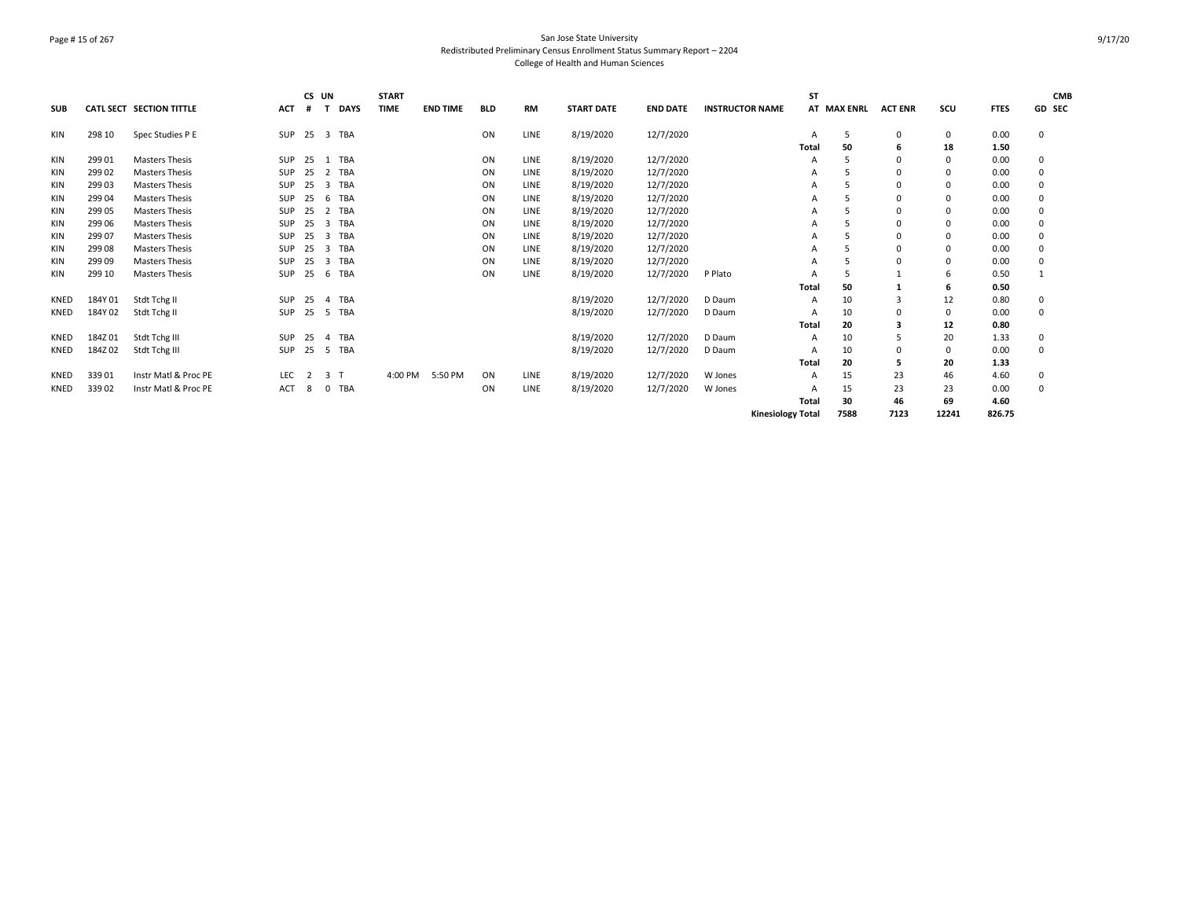San Jose State University
Redistributed Preliminary Census Enrollment Status Summary Report – 2204
College of Health and Human Sciences

| SUB | CATL SECT | SECTION TITTLE | ACT | CS # | UN T | DAYS | START TIME | END TIME | BLD | RM | START DATE | END DATE | INSTRUCTOR NAME | ST AT | MAX ENRL | ACT ENR | SCU | FTES | GD | CMB SEC |
|---|---|---|---|---|---|---|---|---|---|---|---|---|---|---|---|---|---|---|---|---|
| KIN | 298 10 | Spec Studies P E | SUP | 25 | 3 | TBA | | | ON | LINE | 8/19/2020 | 12/7/2020 | | A | 5 | 0 | 0 | 0.00 | 0 | |
| | | | | | | | | | | | | | | **Total** | **50** | **6** | **18** | **1.50** | | |
| KIN | 299 01 | Masters Thesis | SUP | 25 | 1 | TBA | | | ON | LINE | 8/19/2020 | 12/7/2020 | | A | 5 | 0 | 0 | 0.00 | 0 | |
| KIN | 299 02 | Masters Thesis | SUP | 25 | 2 | TBA | | | ON | LINE | 8/19/2020 | 12/7/2020 | | A | 5 | 0 | 0 | 0.00 | 0 | |
| KIN | 299 03 | Masters Thesis | SUP | 25 | 3 | TBA | | | ON | LINE | 8/19/2020 | 12/7/2020 | | A | 5 | 0 | 0 | 0.00 | 0 | |
| KIN | 299 04 | Masters Thesis | SUP | 25 | 6 | TBA | | | ON | LINE | 8/19/2020 | 12/7/2020 | | A | 5 | 0 | 0 | 0.00 | 0 | |
| KIN | 299 05 | Masters Thesis | SUP | 25 | 2 | TBA | | | ON | LINE | 8/19/2020 | 12/7/2020 | | A | 5 | 0 | 0 | 0.00 | 0 | |
| KIN | 299 06 | Masters Thesis | SUP | 25 | 3 | TBA | | | ON | LINE | 8/19/2020 | 12/7/2020 | | A | 5 | 0 | 0 | 0.00 | 0 | |
| KIN | 299 07 | Masters Thesis | SUP | 25 | 3 | TBA | | | ON | LINE | 8/19/2020 | 12/7/2020 | | A | 5 | 0 | 0 | 0.00 | 0 | |
| KIN | 299 08 | Masters Thesis | SUP | 25 | 3 | TBA | | | ON | LINE | 8/19/2020 | 12/7/2020 | | A | 5 | 0 | 0 | 0.00 | 0 | |
| KIN | 299 09 | Masters Thesis | SUP | 25 | 3 | TBA | | | ON | LINE | 8/19/2020 | 12/7/2020 | | A | 5 | 0 | 0 | 0.00 | 0 | |
| KIN | 299 10 | Masters Thesis | SUP | 25 | 6 | TBA | | | ON | LINE | 8/19/2020 | 12/7/2020 | P Plato | A | 5 | 1 | 6 | 0.50 | 1 | |
| | | | | | | | | | | | | | | **Total** | **50** | **1** | **6** | **0.50** | | |
| KNED | 184Y 01 | Stdt Tchg II | SUP | 25 | 4 | TBA | | | | | 8/19/2020 | 12/7/2020 | D Daum | A | 10 | 3 | 12 | 0.80 | 0 | |
| KNED | 184Y 02 | Stdt Tchg II | SUP | 25 | 5 | TBA | | | | | 8/19/2020 | 12/7/2020 | D Daum | A | 10 | 0 | 0 | 0.00 | 0 | |
| | | | | | | | | | | | | | | **Total** | **20** | **3** | **12** | **0.80** | | |
| KNED | 184Z 01 | Stdt Tchg III | SUP | 25 | 4 | TBA | | | | | 8/19/2020 | 12/7/2020 | D Daum | A | 10 | 5 | 20 | 1.33 | 0 | |
| KNED | 184Z 02 | Stdt Tchg III | SUP | 25 | 5 | TBA | | | | | 8/19/2020 | 12/7/2020 | D Daum | A | 10 | 0 | 0 | 0.00 | 0 | |
| | | | | | | | | | | | | | | **Total** | **20** | **5** | **20** | **1.33** | | |
| KNED | 339 01 | Instr Matl & Proc PE | LEC | 2 | 3 | T | 4:00 PM | 5:50 PM | ON | LINE | 8/19/2020 | 12/7/2020 | W Jones | A | 15 | 23 | 46 | 4.60 | 0 | |
| KNED | 339 02 | Instr Matl & Proc PE | ACT | 8 | 0 | TBA | | | ON | LINE | 8/19/2020 | 12/7/2020 | W Jones | A | 15 | 23 | 23 | 0.00 | 0 | |
| | | | | | | | | | | | | | | **Total** | **30** | **46** | **69** | **4.60** | | |
| | | | | | | | | | | | | | **Kinesiology Total** | | **7588** | **7123** | **12241** | **826.75** | | |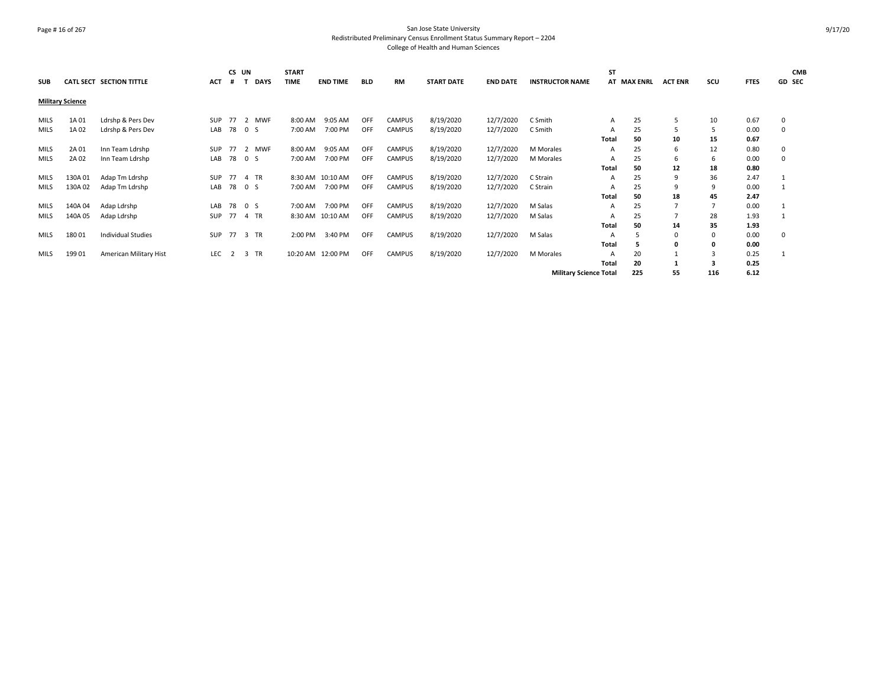San Jose State University
Redistributed Preliminary Census Enrollment Status Summary Report – 2204
College of Health and Human Sciences

| SUB | CATL SECT | SECTION TITTLE | ACT | CS # | UN T | DAYS | START TIME | END TIME | BLD | RM | START DATE | END DATE | INSTRUCTOR NAME | ST AT | MAX ENRL | ACT ENR | SCU | FTES | GD | CMB SEC |
|---|---|---|---|---|---|---|---|---|---|---|---|---|---|---|---|---|---|---|---|---|
| **Military Science** | | | | | | | | | | | | | | | | | | | | |
| MILS | 1A 01 | Ldrshp & Pers Dev | SUP | 77 | 2 | MWF | 8:00 AM | 9:05 AM | OFF | CAMPUS | 8/19/2020 | 12/7/2020 | C Smith | A | 25 | 5 | 10 | 0.67 | 0 | |
| MILS | 1A 02 | Ldrshp & Pers Dev | LAB | 78 | 0 | S | 7:00 AM | 7:00 PM | OFF | CAMPUS | 8/19/2020 | 12/7/2020 | C Smith | A | 25 | 5 | 5 | 0.00 | 0 | |
| | | | | | | | | | | | | | | **Total** | **50** | **10** | **15** | **0.67** | | |
| MILS | 2A 01 | Inn Team Ldrshp | SUP | 77 | 2 | MWF | 8:00 AM | 9:05 AM | OFF | CAMPUS | 8/19/2020 | 12/7/2020 | M Morales | A | 25 | 6 | 12 | 0.80 | 0 | |
| MILS | 2A 02 | Inn Team Ldrshp | LAB | 78 | 0 | S | 7:00 AM | 7:00 PM | OFF | CAMPUS | 8/19/2020 | 12/7/2020 | M Morales | A | 25 | 6 | 6 | 0.00 | 0 | |
| | | | | | | | | | | | | | | **Total** | **50** | **12** | **18** | **0.80** | | |
| MILS | 130A 01 | Adap Tm Ldrshp | SUP | 77 | 4 | TR | 8:30 AM | 10:10 AM | OFF | CAMPUS | 8/19/2020 | 12/7/2020 | C Strain | A | 25 | 9 | 36 | 2.47 | 1 | |
| MILS | 130A 02 | Adap Tm Ldrshp | LAB | 78 | 0 | S | 7:00 AM | 7:00 PM | OFF | CAMPUS | 8/19/2020 | 12/7/2020 | C Strain | A | 25 | 9 | 9 | 0.00 | 1 | |
| | | | | | | | | | | | | | | **Total** | **50** | **18** | **45** | **2.47** | | |
| MILS | 140A 04 | Adap Ldrshp | LAB | 78 | 0 | S | 7:00 AM | 7:00 PM | OFF | CAMPUS | 8/19/2020 | 12/7/2020 | M Salas | A | 25 | 7 | 7 | 0.00 | 1 | |
| MILS | 140A 05 | Adap Ldrshp | SUP | 77 | 4 | TR | 8:30 AM | 10:10 AM | OFF | CAMPUS | 8/19/2020 | 12/7/2020 | M Salas | A | 25 | 7 | 28 | 1.93 | 1 | |
| | | | | | | | | | | | | | | **Total** | **50** | **14** | **35** | **1.93** | | |
| MILS | 180 01 | Individual Studies | SUP | 77 | 3 | TR | 2:00 PM | 3:40 PM | OFF | CAMPUS | 8/19/2020 | 12/7/2020 | M Salas | A | 5 | 0 | 0 | 0.00 | 0 | |
| | | | | | | | | | | | | | | **Total** | **5** | **0** | **0** | **0.00** | | |
| MILS | 199 01 | American Military Hist | LEC | 2 | 3 | TR | 10:20 AM | 12:00 PM | OFF | CAMPUS | 8/19/2020 | 12/7/2020 | M Morales | A | 20 | 1 | 3 | 0.25 | 1 | |
| | | | | | | | | | | | | | | **Total** | **20** | **1** | **3** | **0.25** | | |
| | | | | | | | | | | | | | **Military Science Total** | | **225** | **55** | **116** | **6.12** | | |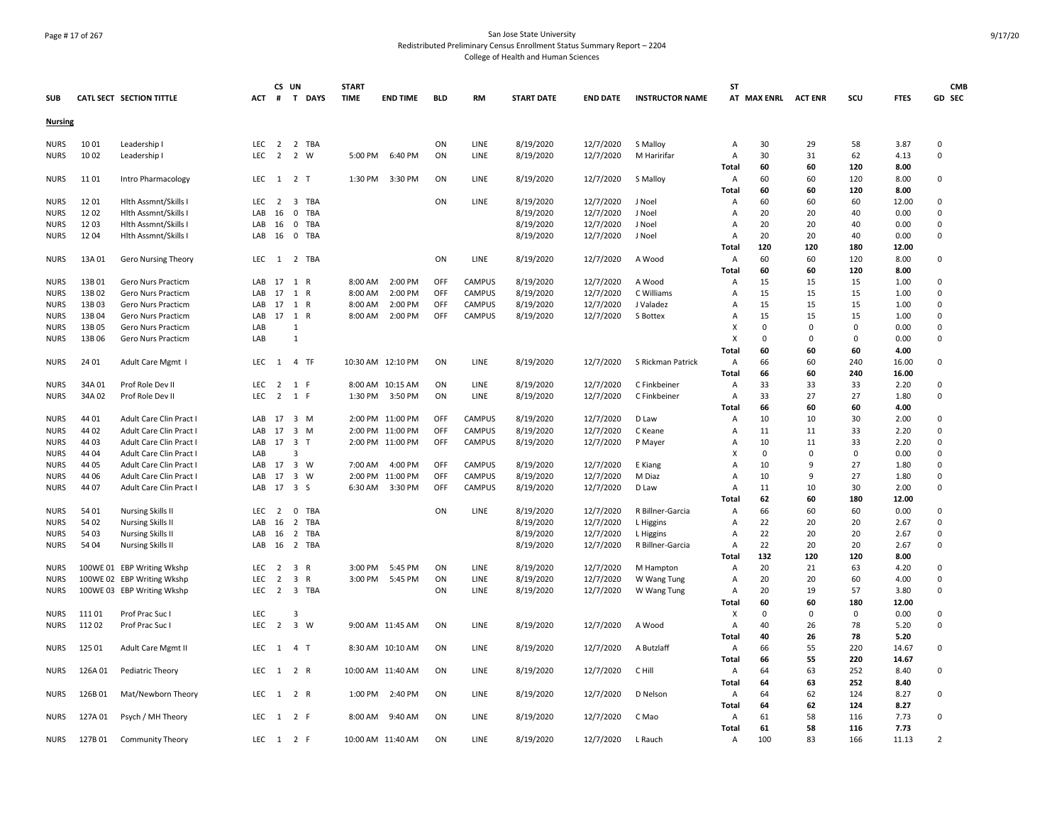San Jose State University
Redistributed Preliminary Census Enrollment Status Summary Report – 2204
College of Health and Human Sciences

| SUB | CATL SECT | SECTION TITTLE | ACT | CS # | UN T | DAYS | START TIME | END TIME | BLD | RM | START DATE | END DATE | INSTRUCTOR NAME | ST AT | MAX ENRL | ACT ENR | SCU | FTES | GD | CMB SEC |
|---|---|---|---|---|---|---|---|---|---|---|---|---|---|---|---|---|---|---|---|---|
| **Nursing** | | | | | | | | | | | | | | | | | | | | |
| NURS | 10 01 | Leadership I | LEC | 2 | 2 | TBA | | | ON | LINE | 8/19/2020 | 12/7/2020 | S Malloy | A | 30 | 29 | 58 | 3.87 | 0 | |
| NURS | 10 02 | Leadership I | LEC | 2 | 2 | W | 5:00 PM | 6:40 PM | ON | LINE | 8/19/2020 | 12/7/2020 | M Haririfar | A | 30 | 31 | 62 | 4.13 | 0 | |
| | | | | | | | | | | | | | | Total | 60 | 60 | 120 | 8.00 | | |
| NURS | 11 01 | Intro Pharmacology | LEC | 1 | 2 | T | 1:30 PM | 3:30 PM | ON | LINE | 8/19/2020 | 12/7/2020 | S Malloy | A | 60 | 60 | 120 | 8.00 | 0 | |
| | | | | | | | | | | | | | | Total | 60 | 60 | 120 | 8.00 | | |
| NURS | 12 01 | Hlth Assmnt/Skills I | LEC | 2 | 3 | TBA | | | ON | LINE | 8/19/2020 | 12/7/2020 | J Noel | A | 60 | 60 | 60 | 12.00 | 0 | |
| NURS | 12 02 | Hlth Assmnt/Skills I | LAB | 16 | 0 | TBA | | | | | 8/19/2020 | 12/7/2020 | J Noel | A | 20 | 20 | 40 | 0.00 | 0 | |
| NURS | 12 03 | Hlth Assmnt/Skills I | LAB | 16 | 0 | TBA | | | | | 8/19/2020 | 12/7/2020 | J Noel | A | 20 | 20 | 40 | 0.00 | 0 | |
| NURS | 12 04 | Hlth Assmnt/Skills I | LAB | 16 | 0 | TBA | | | | | 8/19/2020 | 12/7/2020 | J Noel | A | 20 | 20 | 40 | 0.00 | 0 | |
| | | | | | | | | | | | | | | Total | 120 | 120 | 180 | 12.00 | | |
| NURS | 13A 01 | Gero Nursing Theory | LEC | 1 | 2 | TBA | | | ON | LINE | 8/19/2020 | 12/7/2020 | A Wood | A | 60 | 60 | 120 | 8.00 | 0 | |
| | | | | | | | | | | | | | | Total | 60 | 60 | 120 | 8.00 | | |
| NURS | 13B 01 | Gero Nurs Practicm | LAB | 17 | 1 | R | 8:00 AM | 2:00 PM | OFF | CAMPUS | 8/19/2020 | 12/7/2020 | A Wood | A | 15 | 15 | 15 | 1.00 | 0 | |
| NURS | 13B 02 | Gero Nurs Practicm | LAB | 17 | 1 | R | 8:00 AM | 2:00 PM | OFF | CAMPUS | 8/19/2020 | 12/7/2020 | C Williams | A | 15 | 15 | 15 | 1.00 | 0 | |
| NURS | 13B 03 | Gero Nurs Practicm | LAB | 17 | 1 | R | 8:00 AM | 2:00 PM | OFF | CAMPUS | 8/19/2020 | 12/7/2020 | J Valadez | A | 15 | 15 | 15 | 1.00 | 0 | |
| NURS | 13B 04 | Gero Nurs Practicm | LAB | 17 | 1 | R | 8:00 AM | 2:00 PM | OFF | CAMPUS | 8/19/2020 | 12/7/2020 | S Bottex | A | 15 | 15 | 15 | 1.00 | 0 | |
| NURS | 13B 05 | Gero Nurs Practicm | LAB | | 1 | | | | | | | | | X | 0 | 0 | 0 | 0.00 | 0 | |
| NURS | 13B 06 | Gero Nurs Practicm | LAB | | 1 | | | | | | | | | X | 0 | 0 | 0 | 0.00 | 0 | |
| | | | | | | | | | | | | | | Total | 60 | 60 | 60 | 4.00 | | |
| NURS | 24 01 | Adult Care Mgmt I | LEC | 1 | 4 | TF | 10:30 AM | 12:10 PM | ON | LINE | 8/19/2020 | 12/7/2020 | S Rickman Patrick | A | 66 | 60 | 240 | 16.00 | 0 | |
| | | | | | | | | | | | | | | Total | 66 | 60 | 240 | 16.00 | | |
| NURS | 34A 01 | Prof Role Dev II | LEC | 2 | 1 | F | 8:00 AM | 10:15 AM | ON | LINE | 8/19/2020 | 12/7/2020 | C Finkbeiner | A | 33 | 33 | 33 | 2.20 | 0 | |
| NURS | 34A 02 | Prof Role Dev II | LEC | 2 | 1 | F | 1:30 PM | 3:50 PM | ON | LINE | 8/19/2020 | 12/7/2020 | C Finkbeiner | A | 33 | 27 | 27 | 1.80 | 0 | |
| | | | | | | | | | | | | | | Total | 66 | 60 | 60 | 4.00 | | |
| NURS | 44 01 | Adult Care Clin Pract I | LAB | 17 | 3 | M | 2:00 PM | 11:00 PM | OFF | CAMPUS | 8/19/2020 | 12/7/2020 | D Law | A | 10 | 10 | 30 | 2.00 | 0 | |
| NURS | 44 02 | Adult Care Clin Pract I | LAB | 17 | 3 | M | 2:00 PM | 11:00 PM | OFF | CAMPUS | 8/19/2020 | 12/7/2020 | C Keane | A | 11 | 11 | 33 | 2.20 | 0 | |
| NURS | 44 03 | Adult Care Clin Pract I | LAB | 17 | 3 | T | 2:00 PM | 11:00 PM | OFF | CAMPUS | 8/19/2020 | 12/7/2020 | P Mayer | A | 10 | 11 | 33 | 2.20 | 0 | |
| NURS | 44 04 | Adult Care Clin Pract I | LAB | | 3 | | | | | | | | | X | 0 | 0 | 0 | 0.00 | 0 | |
| NURS | 44 05 | Adult Care Clin Pract I | LAB | 17 | 3 | W | 7:00 AM | 4:00 PM | OFF | CAMPUS | 8/19/2020 | 12/7/2020 | E Kiang | A | 10 | 9 | 27 | 1.80 | 0 | |
| NURS | 44 06 | Adult Care Clin Pract I | LAB | 17 | 3 | W | 2:00 PM | 11:00 PM | OFF | CAMPUS | 8/19/2020 | 12/7/2020 | M Diaz | A | 10 | 9 | 27 | 1.80 | 0 | |
| NURS | 44 07 | Adult Care Clin Pract I | LAB | 17 | 3 | S | 6:30 AM | 3:30 PM | OFF | CAMPUS | 8/19/2020 | 12/7/2020 | D Law | A | 11 | 10 | 30 | 2.00 | 0 | |
| | | | | | | | | | | | | | | Total | 62 | 60 | 180 | 12.00 | | |
| NURS | 54 01 | Nursing Skills II | LEC | 2 | 0 | TBA | | | ON | LINE | 8/19/2020 | 12/7/2020 | R Billner-Garcia | A | 66 | 60 | 60 | 0.00 | 0 | |
| NURS | 54 02 | Nursing Skills II | LAB | 16 | 2 | TBA | | | | | 8/19/2020 | 12/7/2020 | L Higgins | A | 22 | 20 | 20 | 2.67 | 0 | |
| NURS | 54 03 | Nursing Skills II | LAB | 16 | 2 | TBA | | | | | 8/19/2020 | 12/7/2020 | L Higgins | A | 22 | 20 | 20 | 2.67 | 0 | |
| NURS | 54 04 | Nursing Skills II | LAB | 16 | 2 | TBA | | | | | 8/19/2020 | 12/7/2020 | R Billner-Garcia | A | 22 | 20 | 20 | 2.67 | 0 | |
| | | | | | | | | | | | | | | Total | 132 | 120 | 120 | 8.00 | | |
| NURS | 100WE 01 | EBP Writing Wkshp | LEC | 2 | 3 | R | 3:00 PM | 5:45 PM | ON | LINE | 8/19/2020 | 12/7/2020 | M Hampton | A | 20 | 21 | 63 | 4.20 | 0 | |
| NURS | 100WE 02 | EBP Writing Wkshp | LEC | 2 | 3 | R | 3:00 PM | 5:45 PM | ON | LINE | 8/19/2020 | 12/7/2020 | W Wang Tung | A | 20 | 20 | 60 | 4.00 | 0 | |
| NURS | 100WE 03 | EBP Writing Wkshp | LEC | 2 | 3 | TBA | | | ON | LINE | 8/19/2020 | 12/7/2020 | W Wang Tung | A | 20 | 19 | 57 | 3.80 | 0 | |
| | | | | | | | | | | | | | | Total | 60 | 60 | 180 | 12.00 | | |
| NURS | 111 01 | Prof Prac Suc I | LEC | | 3 | | | | | | | | | X | 0 | 0 | 0 | 0.00 | 0 | |
| NURS | 112 02 | Prof Prac Suc I | LEC | 2 | 3 | W | 9:00 AM | 11:45 AM | ON | LINE | 8/19/2020 | 12/7/2020 | A Wood | A | 40 | 26 | 78 | 5.20 | 0 | |
| | | | | | | | | | | | | | | Total | 40 | 26 | 78 | 5.20 | | |
| NURS | 125 01 | Adult Care Mgmt II | LEC | 1 | 4 | T | 8:30 AM | 10:10 AM | ON | LINE | 8/19/2020 | 12/7/2020 | A Butzlaff | A | 66 | 55 | 220 | 14.67 | 0 | |
| | | | | | | | | | | | | | | Total | 66 | 55 | 220 | 14.67 | | |
| NURS | 126A 01 | Pediatric Theory | LEC | 1 | 2 | R | 10:00 AM | 11:40 AM | ON | LINE | 8/19/2020 | 12/7/2020 | C Hill | A | 64 | 63 | 252 | 8.40 | 0 | |
| | | | | | | | | | | | | | | Total | 64 | 63 | 252 | 8.40 | | |
| NURS | 126B 01 | Mat/Newborn Theory | LEC | 1 | 2 | R | 1:00 PM | 2:40 PM | ON | LINE | 8/19/2020 | 12/7/2020 | D Nelson | A | 64 | 62 | 124 | 8.27 | 0 | |
| | | | | | | | | | | | | | | Total | 64 | 62 | 124 | 8.27 | | |
| NURS | 127A 01 | Psych / MH Theory | LEC | 1 | 2 | F | 8:00 AM | 9:40 AM | ON | LINE | 8/19/2020 | 12/7/2020 | C Mao | A | 61 | 58 | 116 | 7.73 | 0 | |
| | | | | | | | | | | | | | | Total | 61 | 58 | 116 | 7.73 | | |
| NURS | 127B 01 | Community Theory | LEC | 1 | 2 | F | 10:00 AM | 11:40 AM | ON | LINE | 8/19/2020 | 12/7/2020 | L Rauch | A | 100 | 83 | 166 | 11.13 | 2 | |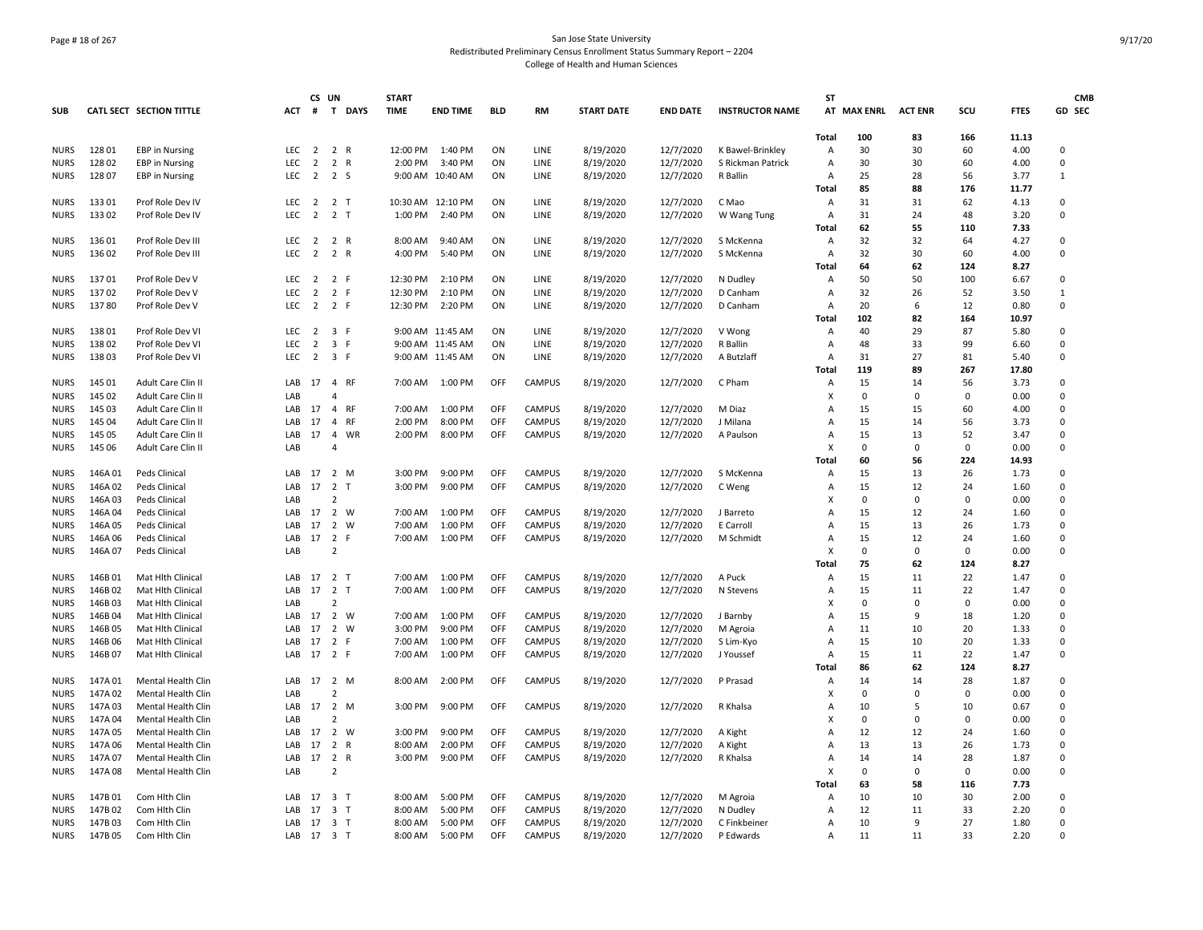# San Jose State University
## Redistributed Preliminary Census Enrollment Status Summary Report – 2204
### College of Health and Human Sciences

| SUB | CATL SECT | SECTION TITTLE | ACT | CS # | UN T | DAYS | START TIME | END TIME | BLD | RM | START DATE | END DATE | INSTRUCTOR NAME | ST AT | MAX ENRL | ACT ENR | SCU | FTES | GD | CMB SEC |
|---|---|---|---|---|---|---|---|---|---|---|---|---|---|---|---|---|---|---|---|---|
| | | | | | | | | | | | | | | Total | 100 | 83 | 166 | 11.13 | | |
| NURS | 128 01 | EBP in Nursing | LEC | 2 | 2 | R | 12:00 PM | 1:40 PM | ON | LINE | 8/19/2020 | 12/7/2020 | K Bawel-Brinkley | A | 30 | 30 | 60 | 4.00 | 0 | |
| NURS | 128 02 | EBP in Nursing | LEC | 2 | 2 | R | 2:00 PM | 3:40 PM | ON | LINE | 8/19/2020 | 12/7/2020 | S Rickman Patrick | A | 30 | 30 | 60 | 4.00 | 0 | |
| NURS | 128 07 | EBP in Nursing | LEC | 2 | 2 | S | 9:00 AM | 10:40 AM | ON | LINE | 8/19/2020 | 12/7/2020 | R Ballin | A | 25 | 28 | 56 | 3.77 | 1 | |
| | | | | | | | | | | | | | | Total | 85 | 88 | 176 | 11.77 | | |
| NURS | 133 01 | Prof Role Dev IV | LEC | 2 | 2 | T | 10:30 AM | 12:10 PM | ON | LINE | 8/19/2020 | 12/7/2020 | C Mao | A | 31 | 31 | 62 | 4.13 | 0 | |
| NURS | 133 02 | Prof Role Dev IV | LEC | 2 | 2 | T | 1:00 PM | 2:40 PM | ON | LINE | 8/19/2020 | 12/7/2020 | W Wang Tung | A | 31 | 24 | 48 | 3.20 | 0 | |
| | | | | | | | | | | | | | | Total | 62 | 55 | 110 | 7.33 | | |
| NURS | 136 01 | Prof Role Dev III | LEC | 2 | 2 | R | 8:00 AM | 9:40 AM | ON | LINE | 8/19/2020 | 12/7/2020 | S McKenna | A | 32 | 32 | 64 | 4.27 | 0 | |
| NURS | 136 02 | Prof Role Dev III | LEC | 2 | 2 | R | 4:00 PM | 5:40 PM | ON | LINE | 8/19/2020 | 12/7/2020 | S McKenna | A | 32 | 30 | 60 | 4.00 | 0 | |
| | | | | | | | | | | | | | | Total | 64 | 62 | 124 | 8.27 | | |
| NURS | 137 01 | Prof Role Dev V | LEC | 2 | 2 | F | 12:30 PM | 2:10 PM | ON | LINE | 8/19/2020 | 12/7/2020 | N Dudley | A | 50 | 50 | 100 | 6.67 | 0 | |
| NURS | 137 02 | Prof Role Dev V | LEC | 2 | 2 | F | 12:30 PM | 2:10 PM | ON | LINE | 8/19/2020 | 12/7/2020 | D Canham | A | 32 | 26 | 52 | 3.50 | 1 | |
| NURS | 137 80 | Prof Role Dev V | LEC | 2 | 2 | F | 12:30 PM | 2:20 PM | ON | LINE | 8/19/2020 | 12/7/2020 | D Canham | A | 20 | 6 | 12 | 0.80 | 0 | |
| | | | | | | | | | | | | | | Total | 102 | 82 | 164 | 10.97 | | |
| NURS | 138 01 | Prof Role Dev VI | LEC | 2 | 3 | F | 9:00 AM | 11:45 AM | ON | LINE | 8/19/2020 | 12/7/2020 | V Wong | A | 40 | 29 | 87 | 5.80 | 0 | |
| NURS | 138 02 | Prof Role Dev VI | LEC | 2 | 3 | F | 9:00 AM | 11:45 AM | ON | LINE | 8/19/2020 | 12/7/2020 | R Ballin | A | 48 | 33 | 99 | 6.60 | 0 | |
| NURS | 138 03 | Prof Role Dev VI | LEC | 2 | 3 | F | 9:00 AM | 11:45 AM | ON | LINE | 8/19/2020 | 12/7/2020 | A Butzlaff | A | 31 | 27 | 81 | 5.40 | 0 | |
| | | | | | | | | | | | | | | Total | 119 | 89 | 267 | 17.80 | | |
| NURS | 145 01 | Adult Care Clin II | LAB | 17 | 4 | RF | 7:00 AM | 1:00 PM | OFF | CAMPUS | 8/19/2020 | 12/7/2020 | C Pham | A | 15 | 14 | 56 | 3.73 | 0 | |
| NURS | 145 02 | Adult Care Clin II | LAB | | 4 | | | | | | | | | X | 0 | 0 | 0 | 0.00 | 0 | |
| NURS | 145 03 | Adult Care Clin II | LAB | 17 | 4 | RF | 7:00 AM | 1:00 PM | OFF | CAMPUS | 8/19/2020 | 12/7/2020 | M Diaz | A | 15 | 15 | 60 | 4.00 | 0 | |
| NURS | 145 04 | Adult Care Clin II | LAB | 17 | 4 | RF | 2:00 PM | 8:00 PM | OFF | CAMPUS | 8/19/2020 | 12/7/2020 | J Milana | A | 15 | 14 | 56 | 3.73 | 0 | |
| NURS | 145 05 | Adult Care Clin II | LAB | 17 | 4 | WR | 2:00 PM | 8:00 PM | OFF | CAMPUS | 8/19/2020 | 12/7/2020 | A Paulson | A | 15 | 13 | 52 | 3.47 | 0 | |
| NURS | 145 06 | Adult Care Clin II | LAB | | 4 | | | | | | | | | X | 0 | 0 | 0 | 0.00 | 0 | |
| | | | | | | | | | | | | | | Total | 60 | 56 | 224 | 14.93 | | |
| NURS | 146A 01 | Peds Clinical | LAB | 17 | 2 | M | 3:00 PM | 9:00 PM | OFF | CAMPUS | 8/19/2020 | 12/7/2020 | S McKenna | A | 15 | 13 | 26 | 1.73 | 0 | |
| NURS | 146A 02 | Peds Clinical | LAB | 17 | 2 | T | 3:00 PM | 9:00 PM | OFF | CAMPUS | 8/19/2020 | 12/7/2020 | C Weng | A | 15 | 12 | 24 | 1.60 | 0 | |
| NURS | 146A 03 | Peds Clinical | LAB | | 2 | | | | | | | | | X | 0 | 0 | 0 | 0.00 | 0 | |
| NURS | 146A 04 | Peds Clinical | LAB | 17 | 2 | W | 7:00 AM | 1:00 PM | OFF | CAMPUS | 8/19/2020 | 12/7/2020 | J Barreto | A | 15 | 12 | 24 | 1.60 | 0 | |
| NURS | 146A 05 | Peds Clinical | LAB | 17 | 2 | W | 7:00 AM | 1:00 PM | OFF | CAMPUS | 8/19/2020 | 12/7/2020 | E Carroll | A | 15 | 13 | 26 | 1.73 | 0 | |
| NURS | 146A 06 | Peds Clinical | LAB | 17 | 2 | F | 7:00 AM | 1:00 PM | OFF | CAMPUS | 8/19/2020 | 12/7/2020 | M Schmidt | A | 15 | 12 | 24 | 1.60 | 0 | |
| NURS | 146A 07 | Peds Clinical | LAB | | 2 | | | | | | | | | X | 0 | 0 | 0 | 0.00 | 0 | |
| | | | | | | | | | | | | | | Total | 75 | 62 | 124 | 8.27 | | |
| NURS | 146B 01 | Mat Hlth Clinical | LAB | 17 | 2 | T | 7:00 AM | 1:00 PM | OFF | CAMPUS | 8/19/2020 | 12/7/2020 | A Puck | A | 15 | 11 | 22 | 1.47 | 0 | |
| NURS | 146B 02 | Mat Hlth Clinical | LAB | 17 | 2 | T | 7:00 AM | 1:00 PM | OFF | CAMPUS | 8/19/2020 | 12/7/2020 | N Stevens | A | 15 | 11 | 22 | 1.47 | 0 | |
| NURS | 146B 03 | Mat Hlth Clinical | LAB | | 2 | | | | | | | | | X | 0 | 0 | 0 | 0.00 | 0 | |
| NURS | 146B 04 | Mat Hlth Clinical | LAB | 17 | 2 | W | 7:00 AM | 1:00 PM | OFF | CAMPUS | 8/19/2020 | 12/7/2020 | J Barnby | A | 15 | 9 | 18 | 1.20 | 0 | |
| NURS | 146B 05 | Mat Hlth Clinical | LAB | 17 | 2 | W | 3:00 PM | 9:00 PM | OFF | CAMPUS | 8/19/2020 | 12/7/2020 | M Agroia | A | 11 | 10 | 20 | 1.33 | 0 | |
| NURS | 146B 06 | Mat Hlth Clinical | LAB | 17 | 2 | F | 7:00 AM | 1:00 PM | OFF | CAMPUS | 8/19/2020 | 12/7/2020 | S Lim-Kyo | A | 15 | 10 | 20 | 1.33 | 0 | |
| NURS | 146B 07 | Mat Hlth Clinical | LAB | 17 | 2 | F | 7:00 AM | 1:00 PM | OFF | CAMPUS | 8/19/2020 | 12/7/2020 | J Youssef | A | 15 | 11 | 22 | 1.47 | 0 | |
| | | | | | | | | | | | | | | Total | 86 | 62 | 124 | 8.27 | | |
| NURS | 147A 01 | Mental Health Clin | LAB | 17 | 2 | M | 8:00 AM | 2:00 PM | OFF | CAMPUS | 8/19/2020 | 12/7/2020 | P Prasad | A | 14 | 14 | 28 | 1.87 | 0 | |
| NURS | 147A 02 | Mental Health Clin | LAB | | 2 | | | | | | | | | X | 0 | 0 | 0 | 0.00 | 0 | |
| NURS | 147A 03 | Mental Health Clin | LAB | 17 | 2 | M | 3:00 PM | 9:00 PM | OFF | CAMPUS | 8/19/2020 | 12/7/2020 | R Khalsa | A | 10 | 5 | 10 | 0.67 | 0 | |
| NURS | 147A 04 | Mental Health Clin | LAB | | 2 | | | | | | | | | X | 0 | 0 | 0 | 0.00 | 0 | |
| NURS | 147A 05 | Mental Health Clin | LAB | 17 | 2 | W | 3:00 PM | 9:00 PM | OFF | CAMPUS | 8/19/2020 | 12/7/2020 | A Kight | A | 12 | 12 | 24 | 1.60 | 0 | |
| NURS | 147A 06 | Mental Health Clin | LAB | 17 | 2 | R | 8:00 AM | 2:00 PM | OFF | CAMPUS | 8/19/2020 | 12/7/2020 | A Kight | A | 13 | 13 | 26 | 1.73 | 0 | |
| NURS | 147A 07 | Mental Health Clin | LAB | 17 | 2 | R | 3:00 PM | 9:00 PM | OFF | CAMPUS | 8/19/2020 | 12/7/2020 | R Khalsa | A | 14 | 14 | 28 | 1.87 | 0 | |
| NURS | 147A 08 | Mental Health Clin | LAB | | 2 | | | | | | | | | X | 0 | 0 | 0 | 0.00 | 0 | |
| | | | | | | | | | | | | | | Total | 63 | 58 | 116 | 7.73 | | |
| NURS | 147B 01 | Com Hlth Clin | LAB | 17 | 3 | T | 8:00 AM | 5:00 PM | OFF | CAMPUS | 8/19/2020 | 12/7/2020 | M Agroia | A | 10 | 10 | 30 | 2.00 | 0 | |
| NURS | 147B 02 | Com Hlth Clin | LAB | 17 | 3 | T | 8:00 AM | 5:00 PM | OFF | CAMPUS | 8/19/2020 | 12/7/2020 | N Dudley | A | 12 | 11 | 33 | 2.20 | 0 | |
| NURS | 147B 03 | Com Hlth Clin | LAB | 17 | 3 | T | 8:00 AM | 5:00 PM | OFF | CAMPUS | 8/19/2020 | 12/7/2020 | C Finkbeiner | A | 10 | 9 | 27 | 1.80 | 0 | |
| NURS | 147B 05 | Com Hlth Clin | LAB | 17 | 3 | T | 8:00 AM | 5:00 PM | OFF | CAMPUS | 8/19/2020 | 12/7/2020 | P Edwards | A | 11 | 11 | 33 | 2.20 | 0 | |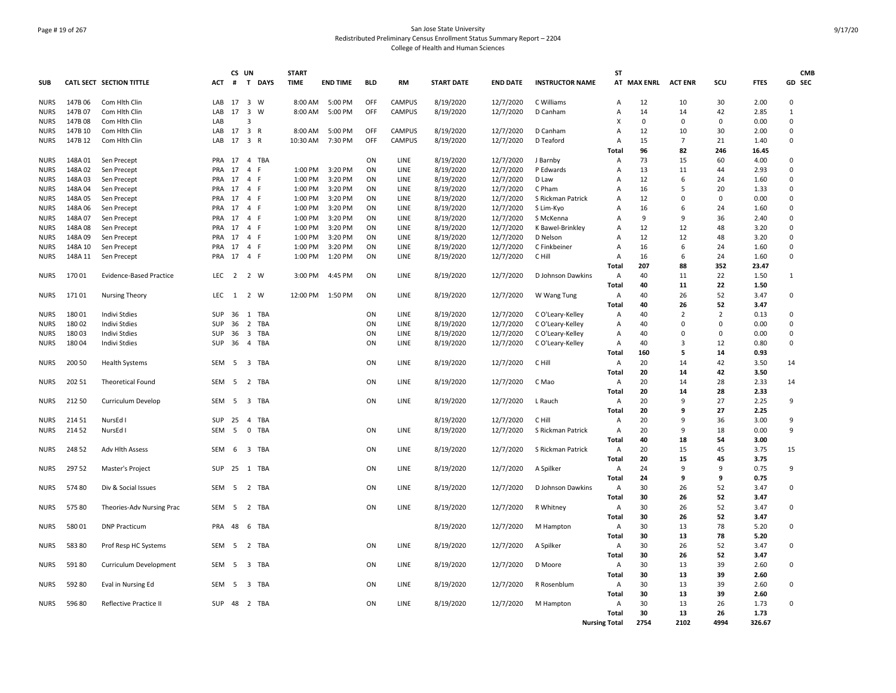San Jose State University
Redistributed Preliminary Census Enrollment Status Summary Report – 2204
College of Health and Human Sciences

| SUB | CATL SECT | SECTION TITTLE | ACT | CS # | UN T | DAYS | START TIME | END TIME | BLD | RM | START DATE | END DATE | INSTRUCTOR NAME | ST AT | MAX ENRL | ACT ENR | SCU | FTES | CMB GD SEC |
|---|---|---|---|---|---|---|---|---|---|---|---|---|---|---|---|---|---|---|---|
| NURS | 147B 06 | Com Hlth Clin | LAB | 17 | 3 | W | 8:00 AM | 5:00 PM | OFF | CAMPUS | 8/19/2020 | 12/7/2020 | C Williams | A | 12 | 10 | 30 | 2.00 | 0 |
| NURS | 147B 07 | Com Hlth Clin | LAB | 17 | 3 | W | 8:00 AM | 5:00 PM | OFF | CAMPUS | 8/19/2020 | 12/7/2020 | D Canham | A | 14 | 14 | 42 | 2.85 | 1 |
| NURS | 147B 08 | Com Hlth Clin | LAB | | 3 | | | | | | | | | X | 0 | 0 | 0 | 0.00 | 0 |
| NURS | 147B 10 | Com Hlth Clin | LAB | 17 | 3 | R | 8:00 AM | 5:00 PM | OFF | CAMPUS | 8/19/2020 | 12/7/2020 | D Canham | A | 12 | 10 | 30 | 2.00 | 0 |
| NURS | 147B 12 | Com Hlth Clin | LAB | 17 | 3 | R | 10:30 AM | 7:30 PM | OFF | CAMPUS | 8/19/2020 | 12/7/2020 | D Teaford | A | 15 | 7 | 21 | 1.40 | 0 |
| | | | | | | | | | | | | | | **Total** | **96** | **82** | **246** | **16.45** | |
| NURS | 148A 01 | Sen Precept | PRA | 17 | 4 | TBA | | | ON | LINE | 8/19/2020 | 12/7/2020 | J Barnby | A | 73 | 15 | 60 | 4.00 | 0 |
| NURS | 148A 02 | Sen Precept | PRA | 17 | 4 | F | 1:00 PM | 3:20 PM | ON | LINE | 8/19/2020 | 12/7/2020 | P Edwards | A | 13 | 11 | 44 | 2.93 | 0 |
| NURS | 148A 03 | Sen Precept | PRA | 17 | 4 | F | 1:00 PM | 3:20 PM | ON | LINE | 8/19/2020 | 12/7/2020 | D Law | A | 12 | 6 | 24 | 1.60 | 0 |
| NURS | 148A 04 | Sen Precept | PRA | 17 | 4 | F | 1:00 PM | 3:20 PM | ON | LINE | 8/19/2020 | 12/7/2020 | C Pham | A | 16 | 5 | 20 | 1.33 | 0 |
| NURS | 148A 05 | Sen Precept | PRA | 17 | 4 | F | 1:00 PM | 3:20 PM | ON | LINE | 8/19/2020 | 12/7/2020 | S Rickman Patrick | A | 12 | 0 | 0 | 0.00 | 0 |
| NURS | 148A 06 | Sen Precept | PRA | 17 | 4 | F | 1:00 PM | 3:20 PM | ON | LINE | 8/19/2020 | 12/7/2020 | S Lim-Kyo | A | 16 | 6 | 24 | 1.60 | 0 |
| NURS | 148A 07 | Sen Precept | PRA | 17 | 4 | F | 1:00 PM | 3:20 PM | ON | LINE | 8/19/2020 | 12/7/2020 | S McKenna | A | 9 | 9 | 36 | 2.40 | 0 |
| NURS | 148A 08 | Sen Precept | PRA | 17 | 4 | F | 1:00 PM | 3:20 PM | ON | LINE | 8/19/2020 | 12/7/2020 | K Bawel-Brinkley | A | 12 | 12 | 48 | 3.20 | 0 |
| NURS | 148A 09 | Sen Precept | PRA | 17 | 4 | F | 1:00 PM | 3:20 PM | ON | LINE | 8/19/2020 | 12/7/2020 | D Nelson | A | 12 | 12 | 48 | 3.20 | 0 |
| NURS | 148A 10 | Sen Precept | PRA | 17 | 4 | F | 1:00 PM | 3:20 PM | ON | LINE | 8/19/2020 | 12/7/2020 | C Finkbeiner | A | 16 | 6 | 24 | 1.60 | 0 |
| NURS | 148A 11 | Sen Precept | PRA | 17 | 4 | F | 1:00 PM | 1:20 PM | ON | LINE | 8/19/2020 | 12/7/2020 | C Hill | A | 16 | 6 | 24 | 1.60 | 0 |
| | | | | | | | | | | | | | | **Total** | **207** | **88** | **352** | **23.47** | |
| NURS | 170 01 | Evidence-Based Practice | LEC | 2 | 2 | W | 3:00 PM | 4:45 PM | ON | LINE | 8/19/2020 | 12/7/2020 | D Johnson Dawkins | A | 40 | 11 | 22 | 1.50 | 1 |
| | | | | | | | | | | | | | | **Total** | **40** | **11** | **22** | **1.50** | |
| NURS | 171 01 | Nursing Theory | LEC | 1 | 2 | W | 12:00 PM | 1:50 PM | ON | LINE | 8/19/2020 | 12/7/2020 | W Wang Tung | A | 40 | 26 | 52 | 3.47 | 0 |
| | | | | | | | | | | | | | | **Total** | **40** | **26** | **52** | **3.47** | |
| NURS | 180 01 | Indivi Stdies | SUP | 36 | 1 | TBA | | | ON | LINE | 8/19/2020 | 12/7/2020 | C O'Leary-Kelley | A | 40 | 2 | 2 | 0.13 | 0 |
| NURS | 180 02 | Indivi Stdies | SUP | 36 | 2 | TBA | | | ON | LINE | 8/19/2020 | 12/7/2020 | C O'Leary-Kelley | A | 40 | 0 | 0 | 0.00 | 0 |
| NURS | 180 03 | Indivi Stdies | SUP | 36 | 3 | TBA | | | ON | LINE | 8/19/2020 | 12/7/2020 | C O'Leary-Kelley | A | 40 | 0 | 0 | 0.00 | 0 |
| NURS | 180 04 | Indivi Stdies | SUP | 36 | 4 | TBA | | | ON | LINE | 8/19/2020 | 12/7/2020 | C O'Leary-Kelley | A | 40 | 3 | 12 | 0.80 | 0 |
| | | | | | | | | | | | | | | **Total** | **160** | **5** | **14** | **0.93** | |
| NURS | 200 50 | Health Systems | SEM | 5 | 3 | TBA | | | ON | LINE | 8/19/2020 | 12/7/2020 | C Hill | A | 20 | 14 | 42 | 3.50 | 14 |
| | | | | | | | | | | | | | | **Total** | **20** | **14** | **42** | **3.50** | |
| NURS | 202 51 | Theoretical Found | SEM | 5 | 2 | TBA | | | ON | LINE | 8/19/2020 | 12/7/2020 | C Mao | A | 20 | 14 | 28 | 2.33 | 14 |
| | | | | | | | | | | | | | | **Total** | **20** | **14** | **28** | **2.33** | |
| NURS | 212 50 | Curriculum Develop | SEM | 5 | 3 | TBA | | | ON | LINE | 8/19/2020 | 12/7/2020 | L Rauch | A | 20 | 9 | 27 | 2.25 | 9 |
| | | | | | | | | | | | | | | **Total** | **20** | **9** | **27** | **2.25** | |
| NURS | 214 51 | NursEd I | SUP | 25 | 4 | TBA | | | | | 8/19/2020 | 12/7/2020 | C Hill | A | 20 | 9 | 36 | 3.00 | 9 |
| NURS | 214 52 | NursEd I | SEM | 5 | 0 | TBA | | | ON | LINE | 8/19/2020 | 12/7/2020 | S Rickman Patrick | A | 20 | 9 | 18 | 0.00 | 9 |
| | | | | | | | | | | | | | | **Total** | **40** | **18** | **54** | **3.00** | |
| NURS | 248 52 | Adv Hlth Assess | SEM | 6 | 3 | TBA | | | ON | LINE | 8/19/2020 | 12/7/2020 | S Rickman Patrick | A | 20 | 15 | 45 | 3.75 | 15 |
| | | | | | | | | | | | | | | **Total** | **20** | **15** | **45** | **3.75** | |
| NURS | 297 52 | Master's Project | SUP | 25 | 1 | TBA | | | ON | LINE | 8/19/2020 | 12/7/2020 | A Spilker | A | 24 | 9 | 9 | 0.75 | 9 |
| | | | | | | | | | | | | | | **Total** | **24** | **9** | **9** | **0.75** | |
| NURS | 574 80 | Div & Social Issues | SEM | 5 | 2 | TBA | | | ON | LINE | 8/19/2020 | 12/7/2020 | D Johnson Dawkins | A | 30 | 26 | 52 | 3.47 | 0 |
| | | | | | | | | | | | | | | **Total** | **30** | **26** | **52** | **3.47** | |
| NURS | 575 80 | Theories-Adv Nursing Prac | SEM | 5 | 2 | TBA | | | ON | LINE | 8/19/2020 | 12/7/2020 | R Whitney | A | 30 | 26 | 52 | 3.47 | 0 |
| | | | | | | | | | | | | | | **Total** | **30** | **26** | **52** | **3.47** | |
| NURS | 580 01 | DNP Practicum | PRA | 48 | 6 | TBA | | | | | 8/19/2020 | 12/7/2020 | M Hampton | A | 30 | 13 | 78 | 5.20 | 0 |
| | | | | | | | | | | | | | | **Total** | **30** | **13** | **78** | **5.20** | |
| NURS | 583 80 | Prof Resp HC Systems | SEM | 5 | 2 | TBA | | | ON | LINE | 8/19/2020 | 12/7/2020 | A Spilker | A | 30 | 26 | 52 | 3.47 | 0 |
| | | | | | | | | | | | | | | **Total** | **30** | **26** | **52** | **3.47** | |
| NURS | 591 80 | Curriculum Development | SEM | 5 | 3 | TBA | | | ON | LINE | 8/19/2020 | 12/7/2020 | D Moore | A | 30 | 13 | 39 | 2.60 | 0 |
| | | | | | | | | | | | | | | **Total** | **30** | **13** | **39** | **2.60** | |
| NURS | 592 80 | Eval in Nursing Ed | SEM | 5 | 3 | TBA | | | ON | LINE | 8/19/2020 | 12/7/2020 | R Rosenblum | A | 30 | 13 | 39 | 2.60 | 0 |
| | | | | | | | | | | | | | | **Total** | **30** | **13** | **39** | **2.60** | |
| NURS | 596 80 | Reflective Practice II | SUP | 48 | 2 | TBA | | | ON | LINE | 8/19/2020 | 12/7/2020 | M Hampton | A | 30 | 13 | 26 | 1.73 | 0 |
| | | | | | | | | | | | | | | **Total** | **30** | **13** | **26** | **1.73** | |
| | | | | | | | | | | | | | **Nursing Total** | | **2754** | **2102** | **4994** | **326.67** | |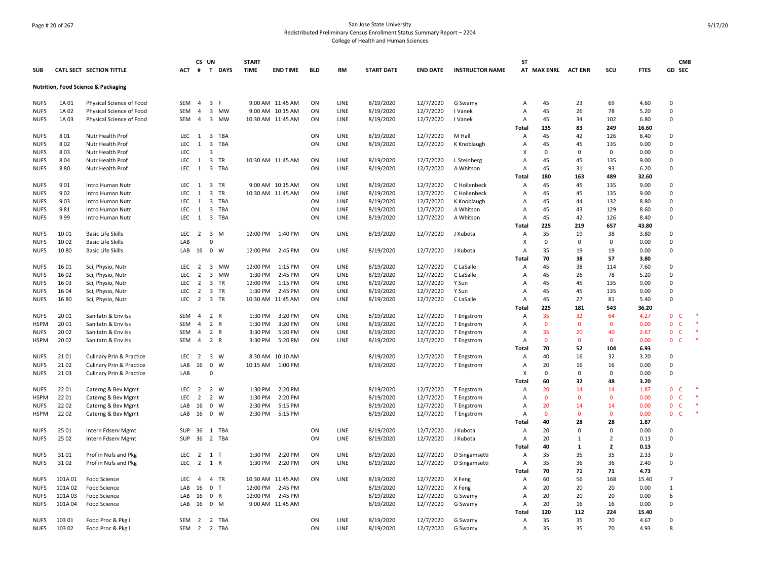San Jose State University
Redistributed Preliminary Census Enrollment Status Summary Report – 2204
College of Health and Human Sciences

| SUB | CATL SECT | SECTION TITTLE | ACT | CS # | UN T | DAYS | START TIME | END TIME | BLD | RM | START DATE | END DATE | INSTRUCTOR NAME | ST AT | MAX ENRL | ACT ENR | SCU | FTES | GD | CMB SEC |
|---|---|---|---|---|---|---|---|---|---|---|---|---|---|---|---|---|---|---|---|---|
| **Nutrition, Food Science & Packaging** | | | | | | | | | | | | | | | | | | | | |
| NUFS | 1A 01 | Physical Science of Food | SEM | 4 | 3 | F | 9:00 AM | 11:45 AM | ON | LINE | 8/19/2020 | 12/7/2020 | G Swamy | A | 45 | 23 | 69 | 4.60 | 0 | |
| NUFS | 1A 02 | Physical Science of Food | SEM | 4 | 3 | MW | 9:00 AM | 10:15 AM | ON | LINE | 8/19/2020 | 12/7/2020 | I Vanek | A | 45 | 26 | 78 | 5.20 | 0 | |
| NUFS | 1A 03 | Physical Science of Food | SEM | 4 | 3 | MW | 10:30 AM | 11:45 AM | ON | LINE | 8/19/2020 | 12/7/2020 | I Vanek | A | 45 | 34 | 102 | 6.80 | 0 | |
| | | | | | | | | | | | | | | Total | 135 | 83 | 249 | 16.60 | | |
| NUFS | 8 01 | Nutr Health Prof | LEC | 1 | 3 | TBA | | | ON | LINE | 8/19/2020 | 12/7/2020 | M Hall | A | 45 | 42 | 126 | 8.40 | 0 | |
| NUFS | 8 02 | Nutr Health Prof | LEC | 1 | 3 | TBA | | | ON | LINE | 8/19/2020 | 12/7/2020 | K Knoblaugh | A | 45 | 45 | 135 | 9.00 | 0 | |
| NUFS | 8 03 | Nutr Health Prof | LEC | | 3 | | | | | | | | | X | 0 | 0 | 0 | 0.00 | 0 | |
| NUFS | 8 04 | Nutr Health Prof | LEC | 1 | 3 | TR | 10:30 AM | 11:45 AM | ON | LINE | 8/19/2020 | 12/7/2020 | L Steinberg | A | 45 | 45 | 135 | 9.00 | 0 | |
| NUFS | 8 80 | Nutr Health Prof | LEC | 1 | 3 | TBA | | | ON | LINE | 8/19/2020 | 12/7/2020 | A Whitson | A | 45 | 31 | 93 | 6.20 | 0 | |
| | | | | | | | | | | | | | | Total | 180 | 163 | 489 | 32.60 | | |
| NUFS | 9 01 | Intro Human Nutr | LEC | 1 | 3 | TR | 9:00 AM | 10:15 AM | ON | LINE | 8/19/2020 | 12/7/2020 | C Hollenbeck | A | 45 | 45 | 135 | 9.00 | 0 | |
| NUFS | 9 02 | Intro Human Nutr | LEC | 1 | 3 | TR | 10:30 AM | 11:45 AM | ON | LINE | 8/19/2020 | 12/7/2020 | C Hollenbeck | A | 45 | 45 | 135 | 9.00 | 0 | |
| NUFS | 9 03 | Intro Human Nutr | LEC | 1 | 3 | TBA | | | ON | LINE | 8/19/2020 | 12/7/2020 | K Knoblaugh | A | 45 | 44 | 132 | 8.80 | 0 | |
| NUFS | 9 81 | Intro Human Nutr | LEC | 1 | 3 | TBA | | | ON | LINE | 8/19/2020 | 12/7/2020 | A Whitson | A | 45 | 43 | 129 | 8.60 | 0 | |
| NUFS | 9 99 | Intro Human Nutr | LEC | 1 | 3 | TBA | | | ON | LINE | 8/19/2020 | 12/7/2020 | A Whitson | A | 45 | 42 | 126 | 8.40 | 0 | |
| | | | | | | | | | | | | | | Total | 225 | 219 | 657 | 43.80 | | |
| NUFS | 10 01 | Basic Life Skills | LEC | 2 | 3 | M | 12:00 PM | 1:40 PM | ON | LINE | 8/19/2020 | 12/7/2020 | J Kubota | A | 35 | 19 | 38 | 3.80 | 0 | |
| NUFS | 10 02 | Basic Life Skills | LAB | | 0 | | | | | | | | | X | 0 | 0 | 0 | 0.00 | 0 | |
| NUFS | 10 80 | Basic Life Skills | LAB | 16 | 0 | W | 12:00 PM | 2:45 PM | ON | LINE | 8/19/2020 | 12/7/2020 | J Kubota | A | 35 | 19 | 19 | 0.00 | 0 | |
| | | | | | | | | | | | | | | Total | 70 | 38 | 57 | 3.80 | | |
| NUFS | 16 01 | Sci, Physio, Nutr | LEC | 2 | 3 | MW | 12:00 PM | 1:15 PM | ON | LINE | 8/19/2020 | 12/7/2020 | C LaSalle | A | 45 | 38 | 114 | 7.60 | 0 | |
| NUFS | 16 02 | Sci, Physio, Nutr | LEC | 2 | 3 | MW | 1:30 PM | 2:45 PM | ON | LINE | 8/19/2020 | 12/7/2020 | C LaSalle | A | 45 | 26 | 78 | 5.20 | 0 | |
| NUFS | 16 03 | Sci, Physio, Nutr | LEC | 2 | 3 | TR | 12:00 PM | 1:15 PM | ON | LINE | 8/19/2020 | 12/7/2020 | Y Sun | A | 45 | 45 | 135 | 9.00 | 0 | |
| NUFS | 16 04 | Sci, Physio, Nutr | LEC | 2 | 3 | TR | 1:30 PM | 2:45 PM | ON | LINE | 8/19/2020 | 12/7/2020 | Y Sun | A | 45 | 45 | 135 | 9.00 | 0 | |
| NUFS | 16 80 | Sci, Physio, Nutr | LEC | 2 | 3 | TR | 10:30 AM | 11:45 AM | ON | LINE | 8/19/2020 | 12/7/2020 | C LaSalle | A | 45 | 27 | 81 | 5.40 | 0 | |
| | | | | | | | | | | | | | | Total | 225 | 181 | 543 | 36.20 | | |
| NUFS | 20 01 | Sanitatn & Env Iss | SEM | 4 | 2 | R | 1:30 PM | 3:20 PM | ON | LINE | 8/19/2020 | 12/7/2020 | T Engstrom | A | 35 | 32 | 64 | 4.27 | 0 | C * |
| HSPM | 20 01 | Sanitatn & Env Iss | SEM | 4 | 2 | R | 1:30 PM | 3:20 PM | ON | LINE | 8/19/2020 | 12/7/2020 | T Engstrom | A | 0 | 0 | 0 | 0.00 | 0 | C * |
| NUFS | 20 02 | Sanitatn & Env Iss | SEM | 4 | 2 | R | 3:30 PM | 5:20 PM | ON | LINE | 8/19/2020 | 12/7/2020 | T Engstrom | A | 35 | 20 | 40 | 2.67 | 0 | C * |
| HSPM | 20 02 | Sanitatn & Env Iss | SEM | 4 | 2 | R | 3:30 PM | 5:20 PM | ON | LINE | 8/19/2020 | 12/7/2020 | T Engstrom | A | 0 | 0 | 0 | 0.00 | 0 | C * |
| | | | | | | | | | | | | | | Total | 70 | 52 | 104 | 6.93 | | |
| NUFS | 21 01 | Culinary Prin & Practice | LEC | 2 | 3 | W | 8:30 AM | 10:10 AM | | | 8/19/2020 | 12/7/2020 | T Engstrom | A | 40 | 16 | 32 | 3.20 | 0 | |
| NUFS | 21 02 | Culinary Prin & Practice | LAB | 16 | 0 | W | 10:15 AM | 1:00 PM | | | 8/19/2020 | 12/7/2020 | T Engstrom | A | 20 | 16 | 16 | 0.00 | 0 | |
| NUFS | 21 03 | Culinary Prin & Practice | LAB | | 0 | | | | | | | | | X | 0 | 0 | 0 | 0.00 | 0 | |
| | | | | | | | | | | | | | | Total | 60 | 32 | 48 | 3.20 | | |
| NUFS | 22 01 | Caterng & Bev Mgmt | LEC | 2 | 2 | W | 1:30 PM | 2:20 PM | | | 8/19/2020 | 12/7/2020 | T Engstrom | A | 20 | 14 | 14 | 1.87 | 0 | C * |
| HSPM | 22 01 | Caterng & Bev Mgmt | LEC | 2 | 2 | W | 1:30 PM | 2:20 PM | | | 8/19/2020 | 12/7/2020 | T Engstrom | A | 0 | 0 | 0 | 0.00 | 0 | C * |
| NUFS | 22 02 | Caterng & Bev Mgmt | LAB | 16 | 0 | W | 2:30 PM | 5:15 PM | | | 8/19/2020 | 12/7/2020 | T Engstrom | A | 20 | 14 | 14 | 0.00 | 0 | C * |
| HSPM | 22 02 | Caterng & Bev Mgmt | LAB | 16 | 0 | W | 2:30 PM | 5:15 PM | | | 8/19/2020 | 12/7/2020 | T Engstrom | A | 0 | 0 | 0 | 0.00 | 0 | C * |
| | | | | | | | | | | | | | | Total | 40 | 28 | 28 | 1.87 | | |
| NUFS | 25 01 | Intern Fdserv Mgmt | SUP | 36 | 1 | TBA | | | ON | LINE | 8/19/2020 | 12/7/2020 | J Kubota | A | 20 | 0 | 0 | 0.00 | 0 | |
| NUFS | 25 02 | Intern Fdserv Mgmt | SUP | 36 | 2 | TBA | | | ON | LINE | 8/19/2020 | 12/7/2020 | J Kubota | A | 20 | 1 | 2 | 0.13 | 0 | |
| | | | | | | | | | | | | | | Total | 40 | 1 | 2 | 0.13 | | |
| NUFS | 31 01 | Prof in Nufs and Pkg | LEC | 2 | 1 | T | 1:30 PM | 2:20 PM | ON | LINE | 8/19/2020 | 12/7/2020 | D Singamsetti | A | 35 | 35 | 35 | 2.33 | 0 | |
| NUFS | 31 02 | Prof in Nufs and Pkg | LEC | 2 | 1 | R | 1:30 PM | 2:20 PM | ON | LINE | 8/19/2020 | 12/7/2020 | D Singamsetti | A | 35 | 36 | 36 | 2.40 | 0 | |
| | | | | | | | | | | | | | | Total | 70 | 71 | 71 | 4.73 | | |
| NUFS | 101A 01 | Food Science | LEC | 4 | 4 | TR | 10:30 AM | 11:45 AM | ON | LINE | 8/19/2020 | 12/7/2020 | X Feng | A | 60 | 56 | 168 | 15.40 | 7 | |
| NUFS | 101A 02 | Food Science | LAB | 16 | 0 | T | 12:00 PM | 2:45 PM | | | 8/19/2020 | 12/7/2020 | X Feng | A | 20 | 20 | 20 | 0.00 | 1 | |
| NUFS | 101A 03 | Food Science | LAB | 16 | 0 | R | 12:00 PM | 2:45 PM | | | 8/19/2020 | 12/7/2020 | G Swamy | A | 20 | 20 | 20 | 0.00 | 6 | |
| NUFS | 101A 04 | Food Science | LAB | 16 | 0 | M | 9:00 AM | 11:45 AM | | | 8/19/2020 | 12/7/2020 | G Swamy | A | 20 | 16 | 16 | 0.00 | 0 | |
| | | | | | | | | | | | | | | Total | 120 | 112 | 224 | 15.40 | | |
| NUFS | 103 01 | Food Proc & Pkg I | SEM | 2 | 2 | TBA | | | ON | LINE | 8/19/2020 | 12/7/2020 | G Swamy | A | 35 | 35 | 70 | 4.67 | 0 | |
| NUFS | 103 02 | Food Proc & Pkg I | SEM | 2 | 2 | TBA | | | ON | LINE | 8/19/2020 | 12/7/2020 | G Swamy | A | 35 | 35 | 70 | 4.93 | 8 | |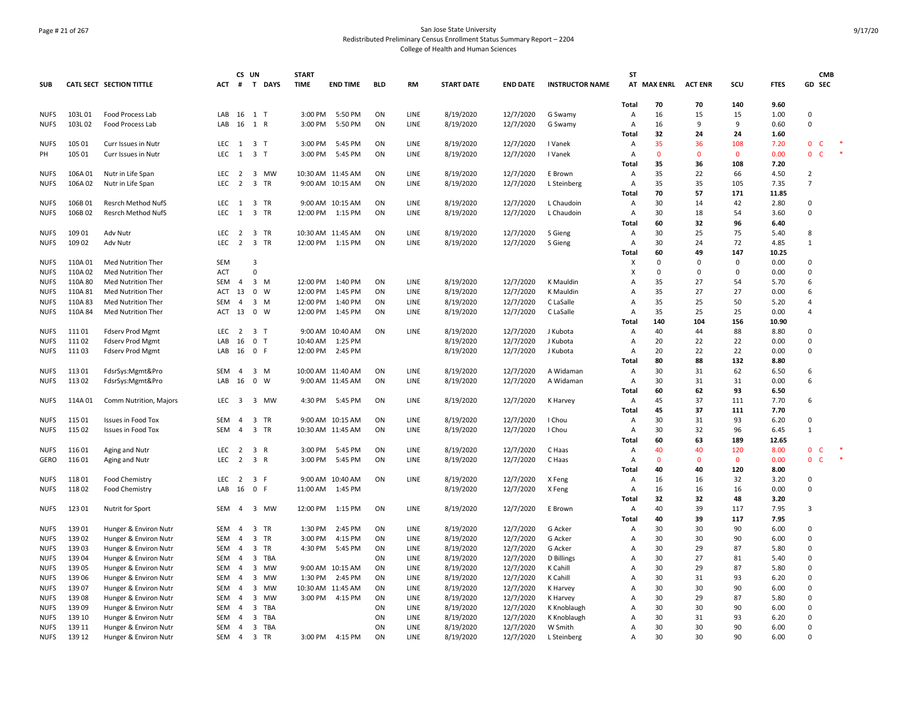San Jose State University
Redistributed Preliminary Census Enrollment Status Summary Report – 2204
College of Health and Human Sciences

| SUB | CATL SECT | SECTION TITTLE | ACT | CS # | UN T | DAYS | START TIME | END TIME | BLD | RM | START DATE | END DATE | INSTRUCTOR NAME | ST AT | MAX ENRL | ACT ENR | SCU | FTES | GD | CMB SEC |
|---|---|---|---|---|---|---|---|---|---|---|---|---|---|---|---|---|---|---|---|---|
| | | | | | | | | | | | | | | Total | 70 | 70 | 140 | 9.60 | | |
| NUFS | 103L 01 | Food Process Lab | LAB | 16 | 1 | T | 3:00 PM | 5:50 PM | ON | LINE | 8/19/2020 | 12/7/2020 | G Swamy | A | 16 | 15 | 15 | 1.00 | 0 | |
| NUFS | 103L 02 | Food Process Lab | LAB | 16 | 1 | R | 3:00 PM | 5:50 PM | ON | LINE | 8/19/2020 | 12/7/2020 | G Swamy | A | 16 | 9 | 9 | 0.60 | 0 | |
| | | | | | | | | | | | | | | Total | 32 | 24 | 24 | 1.60 | | |
| NUFS | 105 01 | Curr Issues in Nutr | LEC | 1 | 3 | T | 3:00 PM | 5:45 PM | ON | LINE | 8/19/2020 | 12/7/2020 | I Vanek | A | 35 | 36 | 108 | 7.20 | 0 | C * |
| PH | 105 01 | Curr Issues in Nutr | LEC | 1 | 3 | T | 3:00 PM | 5:45 PM | ON | LINE | 8/19/2020 | 12/7/2020 | I Vanek | A | 0 | 0 | 0 | 0.00 | 0 | C * |
| | | | | | | | | | | | | | | Total | 35 | 36 | 108 | 7.20 | | |
| NUFS | 106A 01 | Nutr in Life Span | LEC | 2 | 3 | MW | 10:30 AM | 11:45 AM | ON | LINE | 8/19/2020 | 12/7/2020 | E Brown | A | 35 | 22 | 66 | 4.50 | 2 | |
| NUFS | 106A 02 | Nutr in Life Span | LEC | 2 | 3 | TR | 9:00 AM | 10:15 AM | ON | LINE | 8/19/2020 | 12/7/2020 | L Steinberg | A | 35 | 35 | 105 | 7.35 | 7 | |
| | | | | | | | | | | | | | | Total | 70 | 57 | 171 | 11.85 | | |
| NUFS | 106B 01 | Resrch Method NufS | LEC | 1 | 3 | TR | 9:00 AM | 10:15 AM | ON | LINE | 8/19/2020 | 12/7/2020 | L Chaudoin | A | 30 | 14 | 42 | 2.80 | 0 | |
| NUFS | 106B 02 | Resrch Method NufS | LEC | 1 | 3 | TR | 12:00 PM | 1:15 PM | ON | LINE | 8/19/2020 | 12/7/2020 | L Chaudoin | A | 30 | 18 | 54 | 3.60 | 0 | |
| | | | | | | | | | | | | | | Total | 60 | 32 | 96 | 6.40 | | |
| NUFS | 109 01 | Adv Nutr | LEC | 2 | 3 | TR | 10:30 AM | 11:45 AM | ON | LINE | 8/19/2020 | 12/7/2020 | S Gieng | A | 30 | 25 | 75 | 5.40 | 8 | |
| NUFS | 109 02 | Adv Nutr | LEC | 2 | 3 | TR | 12:00 PM | 1:15 PM | ON | LINE | 8/19/2020 | 12/7/2020 | S Gieng | A | 30 | 24 | 72 | 4.85 | 1 | |
| | | | | | | | | | | | | | | Total | 60 | 49 | 147 | 10.25 | | |
| NUFS | 110A 01 | Med Nutrition Ther | SEM | | 3 | | | | | | | | | X | 0 | 0 | 0 | 0.00 | 0 | |
| NUFS | 110A 02 | Med Nutrition Ther | ACT | | 0 | | | | | | | | | X | 0 | 0 | 0 | 0.00 | 0 | |
| NUFS | 110A 80 | Med Nutrition Ther | SEM | 4 | 3 | M | 12:00 PM | 1:40 PM | ON | LINE | 8/19/2020 | 12/7/2020 | K Mauldin | A | 35 | 27 | 54 | 5.70 | 6 | |
| NUFS | 110A 81 | Med Nutrition Ther | ACT | 13 | 0 | W | 12:00 PM | 1:45 PM | ON | LINE | 8/19/2020 | 12/7/2020 | K Mauldin | A | 35 | 27 | 27 | 0.00 | 6 | |
| NUFS | 110A 83 | Med Nutrition Ther | SEM | 4 | 3 | M | 12:00 PM | 1:40 PM | ON | LINE | 8/19/2020 | 12/7/2020 | C LaSalle | A | 35 | 25 | 50 | 5.20 | 4 | |
| NUFS | 110A 84 | Med Nutrition Ther | ACT | 13 | 0 | W | 12:00 PM | 1:45 PM | ON | LINE | 8/19/2020 | 12/7/2020 | C LaSalle | A | 35 | 25 | 25 | 0.00 | 4 | |
| | | | | | | | | | | | | | | Total | 140 | 104 | 156 | 10.90 | | |
| NUFS | 111 01 | Fdserv Prod Mgmt | LEC | 2 | 3 | T | 9:00 AM | 10:40 AM | ON | LINE | 8/19/2020 | 12/7/2020 | J Kubota | A | 40 | 44 | 88 | 8.80 | 0 | |
| NUFS | 111 02 | Fdserv Prod Mgmt | LAB | 16 | 0 | T | 10:40 AM | 1:25 PM | | | 8/19/2020 | 12/7/2020 | J Kubota | A | 20 | 22 | 22 | 0.00 | 0 | |
| NUFS | 111 03 | Fdserv Prod Mgmt | LAB | 16 | 0 | F | 12:00 PM | 2:45 PM | | | 8/19/2020 | 12/7/2020 | J Kubota | A | 20 | 22 | 22 | 0.00 | 0 | |
| | | | | | | | | | | | | | | Total | 80 | 88 | 132 | 8.80 | | |
| NUFS | 113 01 | FdsrSys:Mgmt&Pro | SEM | 4 | 3 | M | 10:00 AM | 11:40 AM | ON | LINE | 8/19/2020 | 12/7/2020 | A Widaman | A | 30 | 31 | 62 | 6.50 | 6 | |
| NUFS | 113 02 | FdsrSys:Mgmt&Pro | LAB | 16 | 0 | W | 9:00 AM | 11:45 AM | ON | LINE | 8/19/2020 | 12/7/2020 | A Widaman | A | 30 | 31 | 31 | 0.00 | 6 | |
| | | | | | | | | | | | | | | Total | 60 | 62 | 93 | 6.50 | | |
| NUFS | 114A 01 | Comm Nutrition, Majors | LEC | 3 | 3 | MW | 4:30 PM | 5:45 PM | ON | LINE | 8/19/2020 | 12/7/2020 | K Harvey | A | 45 | 37 | 111 | 7.70 | 6 | |
| | | | | | | | | | | | | | | Total | 45 | 37 | 111 | 7.70 | | |
| NUFS | 115 01 | Issues in Food Tox | SEM | 4 | 3 | TR | 9:00 AM | 10:15 AM | ON | LINE | 8/19/2020 | 12/7/2020 | I Chou | A | 30 | 31 | 93 | 6.20 | 0 | |
| NUFS | 115 02 | Issues in Food Tox | SEM | 4 | 3 | TR | 10:30 AM | 11:45 AM | ON | LINE | 8/19/2020 | 12/7/2020 | I Chou | A | 30 | 32 | 96 | 6.45 | 1 | |
| | | | | | | | | | | | | | | Total | 60 | 63 | 189 | 12.65 | | |
| NUFS | 116 01 | Aging and Nutr | LEC | 2 | 3 | R | 3:00 PM | 5:45 PM | ON | LINE | 8/19/2020 | 12/7/2020 | C Haas | A | 40 | 40 | 120 | 8.00 | 0 | C * |
| GERO | 116 01 | Aging and Nutr | LEC | 2 | 3 | R | 3:00 PM | 5:45 PM | ON | LINE | 8/19/2020 | 12/7/2020 | C Haas | A | 0 | 0 | 0 | 0.00 | 0 | C * |
| | | | | | | | | | | | | | | Total | 40 | 40 | 120 | 8.00 | | |
| NUFS | 118 01 | Food Chemistry | LEC | 2 | 3 | F | 9:00 AM | 10:40 AM | ON | LINE | 8/19/2020 | 12/7/2020 | X Feng | A | 16 | 16 | 32 | 3.20 | 0 | |
| NUFS | 118 02 | Food Chemistry | LAB | 16 | 0 | F | 11:00 AM | 1:45 PM | | | 8/19/2020 | 12/7/2020 | X Feng | A | 16 | 16 | 16 | 0.00 | 0 | |
| | | | | | | | | | | | | | | Total | 32 | 32 | 48 | 3.20 | | |
| NUFS | 123 01 | Nutrit for Sport | SEM | 4 | 3 | MW | 12:00 PM | 1:15 PM | ON | LINE | 8/19/2020 | 12/7/2020 | E Brown | A | 40 | 39 | 117 | 7.95 | 3 | |
| | | | | | | | | | | | | | | Total | 40 | 39 | 117 | 7.95 | | |
| NUFS | 139 01 | Hunger & Environ Nutr | SEM | 4 | 3 | TR | 1:30 PM | 2:45 PM | ON | LINE | 8/19/2020 | 12/7/2020 | G Acker | A | 30 | 30 | 90 | 6.00 | 0 | |
| NUFS | 139 02 | Hunger & Environ Nutr | SEM | 4 | 3 | TR | 3:00 PM | 4:15 PM | ON | LINE | 8/19/2020 | 12/7/2020 | G Acker | A | 30 | 30 | 90 | 6.00 | 0 | |
| NUFS | 139 03 | Hunger & Environ Nutr | SEM | 4 | 3 | TR | 4:30 PM | 5:45 PM | ON | LINE | 8/19/2020 | 12/7/2020 | G Acker | A | 30 | 29 | 87 | 5.80 | 0 | |
| NUFS | 139 04 | Hunger & Environ Nutr | SEM | 4 | 3 | TBA | | | ON | LINE | 8/19/2020 | 12/7/2020 | D Billings | A | 30 | 27 | 81 | 5.40 | 0 | |
| NUFS | 139 05 | Hunger & Environ Nutr | SEM | 4 | 3 | MW | 9:00 AM | 10:15 AM | ON | LINE | 8/19/2020 | 12/7/2020 | K Cahill | A | 30 | 29 | 87 | 5.80 | 0 | |
| NUFS | 139 06 | Hunger & Environ Nutr | SEM | 4 | 3 | MW | 1:30 PM | 2:45 PM | ON | LINE | 8/19/2020 | 12/7/2020 | K Cahill | A | 30 | 31 | 93 | 6.20 | 0 | |
| NUFS | 139 07 | Hunger & Environ Nutr | SEM | 4 | 3 | MW | 10:30 AM | 11:45 AM | ON | LINE | 8/19/2020 | 12/7/2020 | K Harvey | A | 30 | 30 | 90 | 6.00 | 0 | |
| NUFS | 139 08 | Hunger & Environ Nutr | SEM | 4 | 3 | MW | 3:00 PM | 4:15 PM | ON | LINE | 8/19/2020 | 12/7/2020 | K Harvey | A | 30 | 29 | 87 | 5.80 | 0 | |
| NUFS | 139 09 | Hunger & Environ Nutr | SEM | 4 | 3 | TBA | | | ON | LINE | 8/19/2020 | 12/7/2020 | K Knoblaugh | A | 30 | 30 | 90 | 6.00 | 0 | |
| NUFS | 139 10 | Hunger & Environ Nutr | SEM | 4 | 3 | TBA | | | ON | LINE | 8/19/2020 | 12/7/2020 | K Knoblaugh | A | 30 | 31 | 93 | 6.20 | 0 | |
| NUFS | 139 11 | Hunger & Environ Nutr | SEM | 4 | 3 | TBA | | | ON | LINE | 8/19/2020 | 12/7/2020 | W Smith | A | 30 | 30 | 90 | 6.00 | 0 | |
| NUFS | 139 12 | Hunger & Environ Nutr | SEM | 4 | 3 | TR | 3:00 PM | 4:15 PM | ON | LINE | 8/19/2020 | 12/7/2020 | L Steinberg | A | 30 | 30 | 90 | 6.00 | 0 | |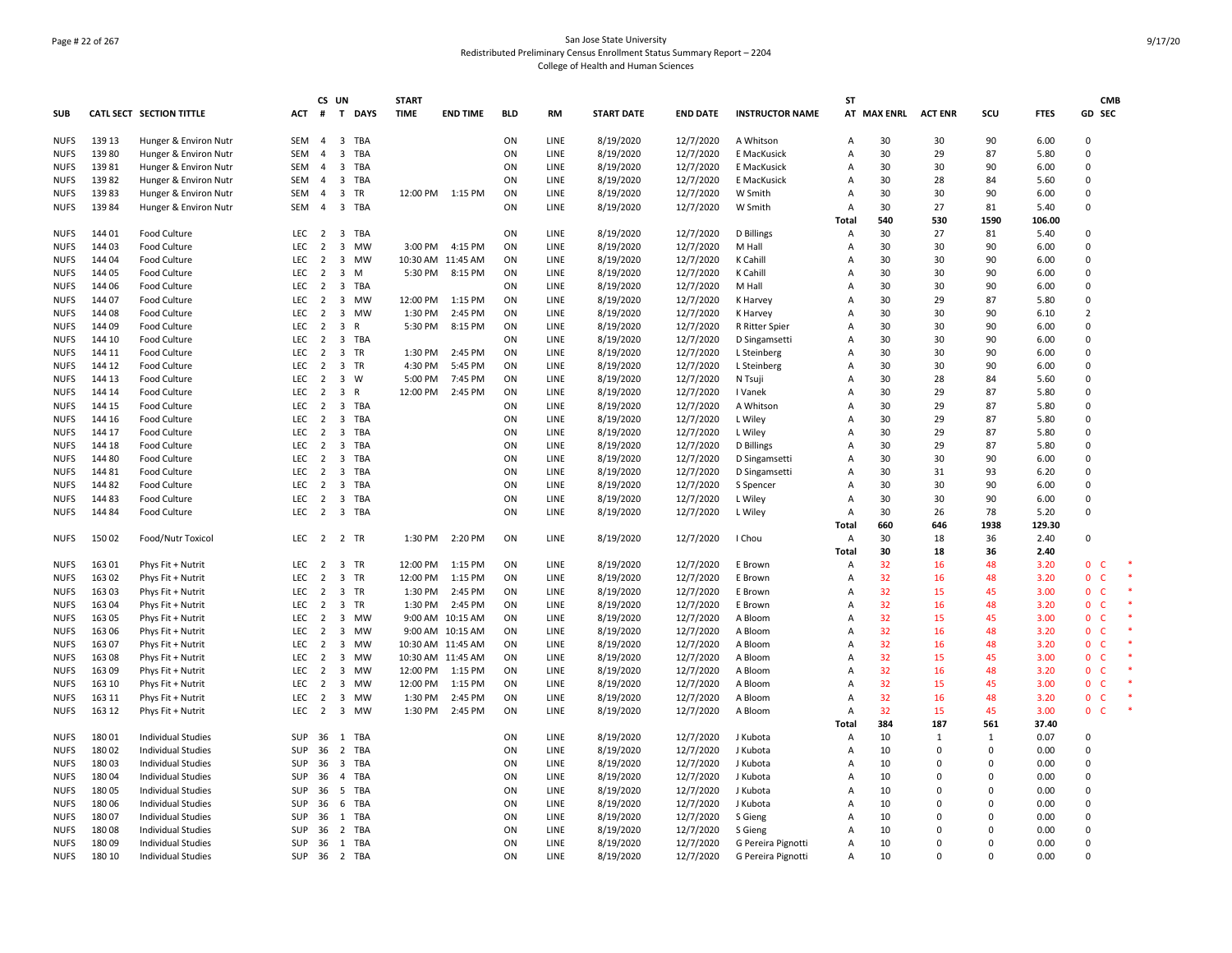San Jose State University
Redistributed Preliminary Census Enrollment Status Summary Report – 2204
College of Health and Human Sciences

| SUB | CATL | SECT | SECTION TITTLE | ACT | CS # | UN T | DAYS | START TIME | END TIME | BLD | RM | START DATE | END DATE | INSTRUCTOR NAME | ST AT | MAX ENRL | ACT ENR | SCU | FTES | GD | CMB SEC |
|---|---|---|---|---|---|---|---|---|---|---|---|---|---|---|---|---|---|---|---|---|---|
| NUFS | 139 | 13 | Hunger & Environ Nutr | SEM | 4 | 3 | TBA | | | ON | LINE | 8/19/2020 | 12/7/2020 | A Whitson | A | 30 | 30 | 90 | 6.00 | 0 | |
| NUFS | 139 | 80 | Hunger & Environ Nutr | SEM | 4 | 3 | TBA | | | ON | LINE | 8/19/2020 | 12/7/2020 | E MacKusick | A | 30 | 29 | 87 | 5.80 | 0 | |
| NUFS | 139 | 81 | Hunger & Environ Nutr | SEM | 4 | 3 | TBA | | | ON | LINE | 8/19/2020 | 12/7/2020 | E MacKusick | A | 30 | 30 | 90 | 6.00 | 0 | |
| NUFS | 139 | 82 | Hunger & Environ Nutr | SEM | 4 | 3 | TBA | | | ON | LINE | 8/19/2020 | 12/7/2020 | E MacKusick | A | 30 | 28 | 84 | 5.60 | 0 | |
| NUFS | 139 | 83 | Hunger & Environ Nutr | SEM | 4 | 3 | TR | 12:00 PM | 1:15 PM | ON | LINE | 8/19/2020 | 12/7/2020 | W Smith | A | 30 | 30 | 90 | 6.00 | 0 | |
| NUFS | 139 | 84 | Hunger & Environ Nutr | SEM | 4 | 3 | TBA | | | ON | LINE | 8/19/2020 | 12/7/2020 | W Smith | A | 30 | 27 | 81 | 5.40 | 0 | |
| | | | | | | | | | | | | | | | **Total** | **540** | **530** | **1590** | **106.00** | | |
| NUFS | 144 | 01 | Food Culture | LEC | 2 | 3 | TBA | | | ON | LINE | 8/19/2020 | 12/7/2020 | D Billings | A | 30 | 27 | 81 | 5.40 | 0 | |
| NUFS | 144 | 03 | Food Culture | LEC | 2 | 3 | MW | 3:00 PM | 4:15 PM | ON | LINE | 8/19/2020 | 12/7/2020 | M Hall | A | 30 | 30 | 90 | 6.00 | 0 | |
| NUFS | 144 | 04 | Food Culture | LEC | 2 | 3 | MW | 10:30 AM | 11:45 AM | ON | LINE | 8/19/2020 | 12/7/2020 | K Cahill | A | 30 | 30 | 90 | 6.00 | 0 | |
| NUFS | 144 | 05 | Food Culture | LEC | 2 | 3 | M | 5:30 PM | 8:15 PM | ON | LINE | 8/19/2020 | 12/7/2020 | K Cahill | A | 30 | 30 | 90 | 6.00 | 0 | |
| NUFS | 144 | 06 | Food Culture | LEC | 2 | 3 | TBA | | | ON | LINE | 8/19/2020 | 12/7/2020 | M Hall | A | 30 | 30 | 90 | 6.00 | 0 | |
| NUFS | 144 | 07 | Food Culture | LEC | 2 | 3 | MW | 12:00 PM | 1:15 PM | ON | LINE | 8/19/2020 | 12/7/2020 | K Harvey | A | 30 | 29 | 87 | 5.80 | 0 | |
| NUFS | 144 | 08 | Food Culture | LEC | 2 | 3 | MW | 1:30 PM | 2:45 PM | ON | LINE | 8/19/2020 | 12/7/2020 | K Harvey | A | 30 | 30 | 90 | 6.10 | 2 | |
| NUFS | 144 | 09 | Food Culture | LEC | 2 | 3 | R | 5:30 PM | 8:15 PM | ON | LINE | 8/19/2020 | 12/7/2020 | R Ritter Spier | A | 30 | 30 | 90 | 6.00 | 0 | |
| NUFS | 144 | 10 | Food Culture | LEC | 2 | 3 | TBA | | | ON | LINE | 8/19/2020 | 12/7/2020 | D Singamsetti | A | 30 | 30 | 90 | 6.00 | 0 | |
| NUFS | 144 | 11 | Food Culture | LEC | 2 | 3 | TR | 1:30 PM | 2:45 PM | ON | LINE | 8/19/2020 | 12/7/2020 | L Steinberg | A | 30 | 30 | 90 | 6.00 | 0 | |
| NUFS | 144 | 12 | Food Culture | LEC | 2 | 3 | TR | 4:30 PM | 5:45 PM | ON | LINE | 8/19/2020 | 12/7/2020 | L Steinberg | A | 30 | 30 | 90 | 6.00 | 0 | |
| NUFS | 144 | 13 | Food Culture | LEC | 2 | 3 | W | 5:00 PM | 7:45 PM | ON | LINE | 8/19/2020 | 12/7/2020 | N Tsuji | A | 30 | 28 | 84 | 5.60 | 0 | |
| NUFS | 144 | 14 | Food Culture | LEC | 2 | 3 | R | 12:00 PM | 2:45 PM | ON | LINE | 8/19/2020 | 12/7/2020 | I Vanek | A | 30 | 29 | 87 | 5.80 | 0 | |
| NUFS | 144 | 15 | Food Culture | LEC | 2 | 3 | TBA | | | ON | LINE | 8/19/2020 | 12/7/2020 | A Whitson | A | 30 | 29 | 87 | 5.80 | 0 | |
| NUFS | 144 | 16 | Food Culture | LEC | 2 | 3 | TBA | | | ON | LINE | 8/19/2020 | 12/7/2020 | L Wiley | A | 30 | 29 | 87 | 5.80 | 0 | |
| NUFS | 144 | 17 | Food Culture | LEC | 2 | 3 | TBA | | | ON | LINE | 8/19/2020 | 12/7/2020 | L Wiley | A | 30 | 29 | 87 | 5.80 | 0 | |
| NUFS | 144 | 18 | Food Culture | LEC | 2 | 3 | TBA | | | ON | LINE | 8/19/2020 | 12/7/2020 | D Billings | A | 30 | 29 | 87 | 5.80 | 0 | |
| NUFS | 144 | 80 | Food Culture | LEC | 2 | 3 | TBA | | | ON | LINE | 8/19/2020 | 12/7/2020 | D Singamsetti | A | 30 | 30 | 90 | 6.00 | 0 | |
| NUFS | 144 | 81 | Food Culture | LEC | 2 | 3 | TBA | | | ON | LINE | 8/19/2020 | 12/7/2020 | D Singamsetti | A | 30 | 31 | 93 | 6.20 | 0 | |
| NUFS | 144 | 82 | Food Culture | LEC | 2 | 3 | TBA | | | ON | LINE | 8/19/2020 | 12/7/2020 | S Spencer | A | 30 | 30 | 90 | 6.00 | 0 | |
| NUFS | 144 | 83 | Food Culture | LEC | 2 | 3 | TBA | | | ON | LINE | 8/19/2020 | 12/7/2020 | L Wiley | A | 30 | 30 | 90 | 6.00 | 0 | |
| NUFS | 144 | 84 | Food Culture | LEC | 2 | 3 | TBA | | | ON | LINE | 8/19/2020 | 12/7/2020 | L Wiley | A | 30 | 26 | 78 | 5.20 | 0 | |
| | | | | | | | | | | | | | | | **Total** | **660** | **646** | **1938** | **129.30** | | |
| NUFS | 150 | 02 | Food/Nutr Toxicol | LEC | 2 | 2 | TR | 1:30 PM | 2:20 PM | ON | LINE | 8/19/2020 | 12/7/2020 | I Chou | A | 30 | 18 | 36 | 2.40 | 0 | |
| | | | | | | | | | | | | | | | **Total** | **30** | **18** | **36** | **2.40** | | |
| NUFS | 163 | 01 | Phys Fit + Nutrit | LEC | 2 | 3 | TR | 12:00 PM | 1:15 PM | ON | LINE | 8/19/2020 | 12/7/2020 | E Brown | A | 32 | 16 | 48 | 3.20 | 0 | C * |
| NUFS | 163 | 02 | Phys Fit + Nutrit | LEC | 2 | 3 | TR | 12:00 PM | 1:15 PM | ON | LINE | 8/19/2020 | 12/7/2020 | E Brown | A | 32 | 16 | 48 | 3.20 | 0 | C * |
| NUFS | 163 | 03 | Phys Fit + Nutrit | LEC | 2 | 3 | TR | 1:30 PM | 2:45 PM | ON | LINE | 8/19/2020 | 12/7/2020 | E Brown | A | 32 | 15 | 45 | 3.00 | 0 | C * |
| NUFS | 163 | 04 | Phys Fit + Nutrit | LEC | 2 | 3 | TR | 1:30 PM | 2:45 PM | ON | LINE | 8/19/2020 | 12/7/2020 | E Brown | A | 32 | 16 | 48 | 3.20 | 0 | C * |
| NUFS | 163 | 05 | Phys Fit + Nutrit | LEC | 2 | 3 | MW | 9:00 AM | 10:15 AM | ON | LINE | 8/19/2020 | 12/7/2020 | A Bloom | A | 32 | 15 | 45 | 3.00 | 0 | C * |
| NUFS | 163 | 06 | Phys Fit + Nutrit | LEC | 2 | 3 | MW | 9:00 AM | 10:15 AM | ON | LINE | 8/19/2020 | 12/7/2020 | A Bloom | A | 32 | 16 | 48 | 3.20 | 0 | C * |
| NUFS | 163 | 07 | Phys Fit + Nutrit | LEC | 2 | 3 | MW | 10:30 AM | 11:45 AM | ON | LINE | 8/19/2020 | 12/7/2020 | A Bloom | A | 32 | 16 | 48 | 3.20 | 0 | C * |
| NUFS | 163 | 08 | Phys Fit + Nutrit | LEC | 2 | 3 | MW | 10:30 AM | 11:45 AM | ON | LINE | 8/19/2020 | 12/7/2020 | A Bloom | A | 32 | 15 | 45 | 3.00 | 0 | C * |
| NUFS | 163 | 09 | Phys Fit + Nutrit | LEC | 2 | 3 | MW | 12:00 PM | 1:15 PM | ON | LINE | 8/19/2020 | 12/7/2020 | A Bloom | A | 32 | 16 | 48 | 3.20 | 0 | C * |
| NUFS | 163 | 10 | Phys Fit + Nutrit | LEC | 2 | 3 | MW | 12:00 PM | 1:15 PM | ON | LINE | 8/19/2020 | 12/7/2020 | A Bloom | A | 32 | 15 | 45 | 3.00 | 0 | C * |
| NUFS | 163 | 11 | Phys Fit + Nutrit | LEC | 2 | 3 | MW | 1:30 PM | 2:45 PM | ON | LINE | 8/19/2020 | 12/7/2020 | A Bloom | A | 32 | 16 | 48 | 3.20 | 0 | C * |
| NUFS | 163 | 12 | Phys Fit + Nutrit | LEC | 2 | 3 | MW | 1:30 PM | 2:45 PM | ON | LINE | 8/19/2020 | 12/7/2020 | A Bloom | A | 32 | 15 | 45 | 3.00 | 0 | C * |
| | | | | | | | | | | | | | | | **Total** | **384** | **187** | **561** | **37.40** | | |
| NUFS | 180 | 01 | Individual Studies | SUP | 36 | 1 | TBA | | | ON | LINE | 8/19/2020 | 12/7/2020 | J Kubota | A | 10 | 1 | 1 | 0.07 | 0 | |
| NUFS | 180 | 02 | Individual Studies | SUP | 36 | 2 | TBA | | | ON | LINE | 8/19/2020 | 12/7/2020 | J Kubota | A | 10 | 0 | 0 | 0.00 | 0 | |
| NUFS | 180 | 03 | Individual Studies | SUP | 36 | 3 | TBA | | | ON | LINE | 8/19/2020 | 12/7/2020 | J Kubota | A | 10 | 0 | 0 | 0.00 | 0 | |
| NUFS | 180 | 04 | Individual Studies | SUP | 36 | 4 | TBA | | | ON | LINE | 8/19/2020 | 12/7/2020 | J Kubota | A | 10 | 0 | 0 | 0.00 | 0 | |
| NUFS | 180 | 05 | Individual Studies | SUP | 36 | 5 | TBA | | | ON | LINE | 8/19/2020 | 12/7/2020 | J Kubota | A | 10 | 0 | 0 | 0.00 | 0 | |
| NUFS | 180 | 06 | Individual Studies | SUP | 36 | 6 | TBA | | | ON | LINE | 8/19/2020 | 12/7/2020 | J Kubota | A | 10 | 0 | 0 | 0.00 | 0 | |
| NUFS | 180 | 07 | Individual Studies | SUP | 36 | 1 | TBA | | | ON | LINE | 8/19/2020 | 12/7/2020 | S Gieng | A | 10 | 0 | 0 | 0.00 | 0 | |
| NUFS | 180 | 08 | Individual Studies | SUP | 36 | 2 | TBA | | | ON | LINE | 8/19/2020 | 12/7/2020 | S Gieng | A | 10 | 0 | 0 | 0.00 | 0 | |
| NUFS | 180 | 09 | Individual Studies | SUP | 36 | 1 | TBA | | | ON | LINE | 8/19/2020 | 12/7/2020 | G Pereira Pignotti | A | 10 | 0 | 0 | 0.00 | 0 | |
| NUFS | 180 | 10 | Individual Studies | SUP | 36 | 2 | TBA | | | ON | LINE | 8/19/2020 | 12/7/2020 | G Pereira Pignotti | A | 10 | 0 | 0 | 0.00 | 0 | |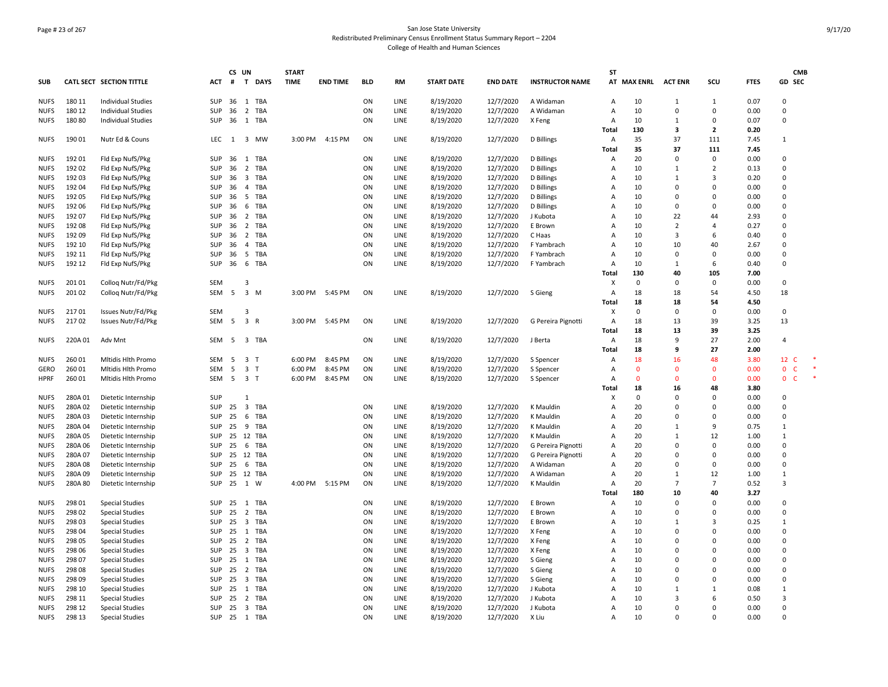San Jose State University
Redistributed Preliminary Census Enrollment Status Summary Report – 2204
College of Health and Human Sciences

| SUB | CATL SECT | SECTION TITTLE | ACT | CS # | UN T | DAYS | START TIME | END TIME | BLD | RM | START DATE | END DATE | INSTRUCTOR NAME | ST AT | MAX ENRL | ACT ENR | SCU | FTES | GD | CMB SEC |
|---|---|---|---|---|---|---|---|---|---|---|---|---|---|---|---|---|---|---|---|---|
| NUFS | 180 11 | Individual Studies | SUP | 36 | 1 | TBA | | | ON | LINE | 8/19/2020 | 12/7/2020 | A Widaman | A | 10 | 1 | 1 | 0.07 | 0 | |
| NUFS | 180 12 | Individual Studies | SUP | 36 | 2 | TBA | | | ON | LINE | 8/19/2020 | 12/7/2020 | A Widaman | A | 10 | 0 | 0 | 0.00 | 0 | |
| NUFS | 180 80 | Individual Studies | SUP | 36 | 1 | TBA | | | ON | LINE | 8/19/2020 | 12/7/2020 | X Feng | A | 10 | 1 | 0 | 0.07 | 0 | |
| | | | | | | | | | | | | | | Total | 130 | 3 | 2 | 0.20 | | |
| NUFS | 190 01 | Nutr Ed & Couns | LEC | 1 | 3 | MW | 3:00 PM | 4:15 PM | ON | LINE | 8/19/2020 | 12/7/2020 | D Billings | A | 35 | 37 | 111 | 7.45 | 1 | |
| | | | | | | | | | | | | | | Total | 35 | 37 | 111 | 7.45 | | |
| NUFS | 192 01 | Fld Exp NufS/Pkg | SUP | 36 | 1 | TBA | | | ON | LINE | 8/19/2020 | 12/7/2020 | D Billings | A | 20 | 0 | 0 | 0.00 | 0 | |
| NUFS | 192 02 | Fld Exp NufS/Pkg | SUP | 36 | 2 | TBA | | | ON | LINE | 8/19/2020 | 12/7/2020 | D Billings | A | 10 | 1 | 2 | 0.13 | 0 | |
| NUFS | 192 03 | Fld Exp NufS/Pkg | SUP | 36 | 3 | TBA | | | ON | LINE | 8/19/2020 | 12/7/2020 | D Billings | A | 10 | 1 | 3 | 0.20 | 0 | |
| NUFS | 192 04 | Fld Exp NufS/Pkg | SUP | 36 | 4 | TBA | | | ON | LINE | 8/19/2020 | 12/7/2020 | D Billings | A | 10 | 0 | 0 | 0.00 | 0 | |
| NUFS | 192 05 | Fld Exp NufS/Pkg | SUP | 36 | 5 | TBA | | | ON | LINE | 8/19/2020 | 12/7/2020 | D Billings | A | 10 | 0 | 0 | 0.00 | 0 | |
| NUFS | 192 06 | Fld Exp NufS/Pkg | SUP | 36 | 6 | TBA | | | ON | LINE | 8/19/2020 | 12/7/2020 | D Billings | A | 10 | 0 | 0 | 0.00 | 0 | |
| NUFS | 192 07 | Fld Exp NufS/Pkg | SUP | 36 | 2 | TBA | | | ON | LINE | 8/19/2020 | 12/7/2020 | J Kubota | A | 10 | 22 | 44 | 2.93 | 0 | |
| NUFS | 192 08 | Fld Exp NufS/Pkg | SUP | 36 | 2 | TBA | | | ON | LINE | 8/19/2020 | 12/7/2020 | E Brown | A | 10 | 2 | 4 | 0.27 | 0 | |
| NUFS | 192 09 | Fld Exp NufS/Pkg | SUP | 36 | 2 | TBA | | | ON | LINE | 8/19/2020 | 12/7/2020 | C Haas | A | 10 | 3 | 6 | 0.40 | 0 | |
| NUFS | 192 10 | Fld Exp NufS/Pkg | SUP | 36 | 4 | TBA | | | ON | LINE | 8/19/2020 | 12/7/2020 | F Yambrach | A | 10 | 10 | 40 | 2.67 | 0 | |
| NUFS | 192 11 | Fld Exp NufS/Pkg | SUP | 36 | 5 | TBA | | | ON | LINE | 8/19/2020 | 12/7/2020 | F Yambrach | A | 10 | 0 | 0 | 0.00 | 0 | |
| NUFS | 192 12 | Fld Exp NufS/Pkg | SUP | 36 | 6 | TBA | | | ON | LINE | 8/19/2020 | 12/7/2020 | F Yambrach | A | 10 | 1 | 6 | 0.40 | 0 | |
| | | | | | | | | | | | | | | Total | 130 | 40 | 105 | 7.00 | | |
| NUFS | 201 01 | Colloq Nutr/Fd/Pkg | SEM | | 3 | | | | | | | | | X | 0 | 0 | 0 | 0.00 | 0 | |
| NUFS | 201 02 | Colloq Nutr/Fd/Pkg | SEM | 5 | 3 | M | 3:00 PM | 5:45 PM | ON | LINE | 8/19/2020 | 12/7/2020 | S Gieng | A | 18 | 18 | 54 | 4.50 | 18 | |
| | | | | | | | | | | | | | | Total | 18 | 18 | 54 | 4.50 | | |
| NUFS | 217 01 | Issues Nutr/Fd/Pkg | SEM | | 3 | | | | | | | | | X | 0 | 0 | 0 | 0.00 | 0 | |
| NUFS | 217 02 | Issues Nutr/Fd/Pkg | SEM | 5 | 3 | R | 3:00 PM | 5:45 PM | ON | LINE | 8/19/2020 | 12/7/2020 | G Pereira Pignotti | A | 18 | 13 | 39 | 3.25 | 13 | |
| | | | | | | | | | | | | | | Total | 18 | 13 | 39 | 3.25 | | |
| NUFS | 220A 01 | Adv Mnt | SEM | 5 | 3 | TBA | | | ON | LINE | 8/19/2020 | 12/7/2020 | J Berta | A | 18 | 9 | 27 | 2.00 | 4 | |
| | | | | | | | | | | | | | | Total | 18 | 9 | 27 | 2.00 | | |
| NUFS | 260 01 | Mltidis Hlth Promo | SEM | 5 | 3 | T | 6:00 PM | 8:45 PM | ON | LINE | 8/19/2020 | 12/7/2020 | S Spencer | A | 18 | 16 | 48 | 3.80 | 12 | C * |
| GERO | 260 01 | Mltidis Hlth Promo | SEM | 5 | 3 | T | 6:00 PM | 8:45 PM | ON | LINE | 8/19/2020 | 12/7/2020 | S Spencer | A | 0 | 0 | 0 | 0.00 | 0 | C * |
| HPRF | 260 01 | Mltidis Hlth Promo | SEM | 5 | 3 | T | 6:00 PM | 8:45 PM | ON | LINE | 8/19/2020 | 12/7/2020 | S Spencer | A | 0 | 0 | 0 | 0.00 | 0 | C * |
| | | | | | | | | | | | | | | Total | 18 | 16 | 48 | 3.80 | | |
| NUFS | 280A 01 | Dietetic Internship | SUP | | 1 | | | | | | | | | X | 0 | 0 | 0 | 0.00 | 0 | |
| NUFS | 280A 02 | Dietetic Internship | SUP | 25 | 3 | TBA | | | ON | LINE | 8/19/2020 | 12/7/2020 | K Mauldin | A | 20 | 0 | 0 | 0.00 | 0 | |
| NUFS | 280A 03 | Dietetic Internship | SUP | 25 | 6 | TBA | | | ON | LINE | 8/19/2020 | 12/7/2020 | K Mauldin | A | 20 | 0 | 0 | 0.00 | 0 | |
| NUFS | 280A 04 | Dietetic Internship | SUP | 25 | 9 | TBA | | | ON | LINE | 8/19/2020 | 12/7/2020 | K Mauldin | A | 20 | 1 | 9 | 0.75 | 1 | |
| NUFS | 280A 05 | Dietetic Internship | SUP | 25 | 12 | TBA | | | ON | LINE | 8/19/2020 | 12/7/2020 | K Mauldin | A | 20 | 1 | 12 | 1.00 | 1 | |
| NUFS | 280A 06 | Dietetic Internship | SUP | 25 | 6 | TBA | | | ON | LINE | 8/19/2020 | 12/7/2020 | G Pereira Pignotti | A | 20 | 0 | 0 | 0.00 | 0 | |
| NUFS | 280A 07 | Dietetic Internship | SUP | 25 | 12 | TBA | | | ON | LINE | 8/19/2020 | 12/7/2020 | G Pereira Pignotti | A | 20 | 0 | 0 | 0.00 | 0 | |
| NUFS | 280A 08 | Dietetic Internship | SUP | 25 | 6 | TBA | | | ON | LINE | 8/19/2020 | 12/7/2020 | A Widaman | A | 20 | 0 | 0 | 0.00 | 0 | |
| NUFS | 280A 09 | Dietetic Internship | SUP | 25 | 12 | TBA | | | ON | LINE | 8/19/2020 | 12/7/2020 | A Widaman | A | 20 | 1 | 12 | 1.00 | 1 | |
| NUFS | 280A 80 | Dietetic Internship | SUP | 25 | 1 | W | 4:00 PM | 5:15 PM | ON | LINE | 8/19/2020 | 12/7/2020 | K Mauldin | A | 20 | 7 | 7 | 0.52 | 3 | |
| | | | | | | | | | | | | | | Total | 180 | 10 | 40 | 3.27 | | |
| NUFS | 298 01 | Special Studies | SUP | 25 | 1 | TBA | | | ON | LINE | 8/19/2020 | 12/7/2020 | E Brown | A | 10 | 0 | 0 | 0.00 | 0 | |
| NUFS | 298 02 | Special Studies | SUP | 25 | 2 | TBA | | | ON | LINE | 8/19/2020 | 12/7/2020 | E Brown | A | 10 | 0 | 0 | 0.00 | 0 | |
| NUFS | 298 03 | Special Studies | SUP | 25 | 3 | TBA | | | ON | LINE | 8/19/2020 | 12/7/2020 | E Brown | A | 10 | 1 | 3 | 0.25 | 1 | |
| NUFS | 298 04 | Special Studies | SUP | 25 | 1 | TBA | | | ON | LINE | 8/19/2020 | 12/7/2020 | X Feng | A | 10 | 0 | 0 | 0.00 | 0 | |
| NUFS | 298 05 | Special Studies | SUP | 25 | 2 | TBA | | | ON | LINE | 8/19/2020 | 12/7/2020 | X Feng | A | 10 | 0 | 0 | 0.00 | 0 | |
| NUFS | 298 06 | Special Studies | SUP | 25 | 3 | TBA | | | ON | LINE | 8/19/2020 | 12/7/2020 | X Feng | A | 10 | 0 | 0 | 0.00 | 0 | |
| NUFS | 298 07 | Special Studies | SUP | 25 | 1 | TBA | | | ON | LINE | 8/19/2020 | 12/7/2020 | S Gieng | A | 10 | 0 | 0 | 0.00 | 0 | |
| NUFS | 298 08 | Special Studies | SUP | 25 | 2 | TBA | | | ON | LINE | 8/19/2020 | 12/7/2020 | S Gieng | A | 10 | 0 | 0 | 0.00 | 0 | |
| NUFS | 298 09 | Special Studies | SUP | 25 | 3 | TBA | | | ON | LINE | 8/19/2020 | 12/7/2020 | S Gieng | A | 10 | 0 | 0 | 0.00 | 0 | |
| NUFS | 298 10 | Special Studies | SUP | 25 | 1 | TBA | | | ON | LINE | 8/19/2020 | 12/7/2020 | J Kubota | A | 10 | 1 | 1 | 0.08 | 1 | |
| NUFS | 298 11 | Special Studies | SUP | 25 | 2 | TBA | | | ON | LINE | 8/19/2020 | 12/7/2020 | J Kubota | A | 10 | 3 | 6 | 0.50 | 3 | |
| NUFS | 298 12 | Special Studies | SUP | 25 | 3 | TBA | | | ON | LINE | 8/19/2020 | 12/7/2020 | J Kubota | A | 10 | 0 | 0 | 0.00 | 0 | |
| NUFS | 298 13 | Special Studies | SUP | 25 | 1 | TBA | | | ON | LINE | 8/19/2020 | 12/7/2020 | X Liu | A | 10 | 0 | 0 | 0.00 | 0 | |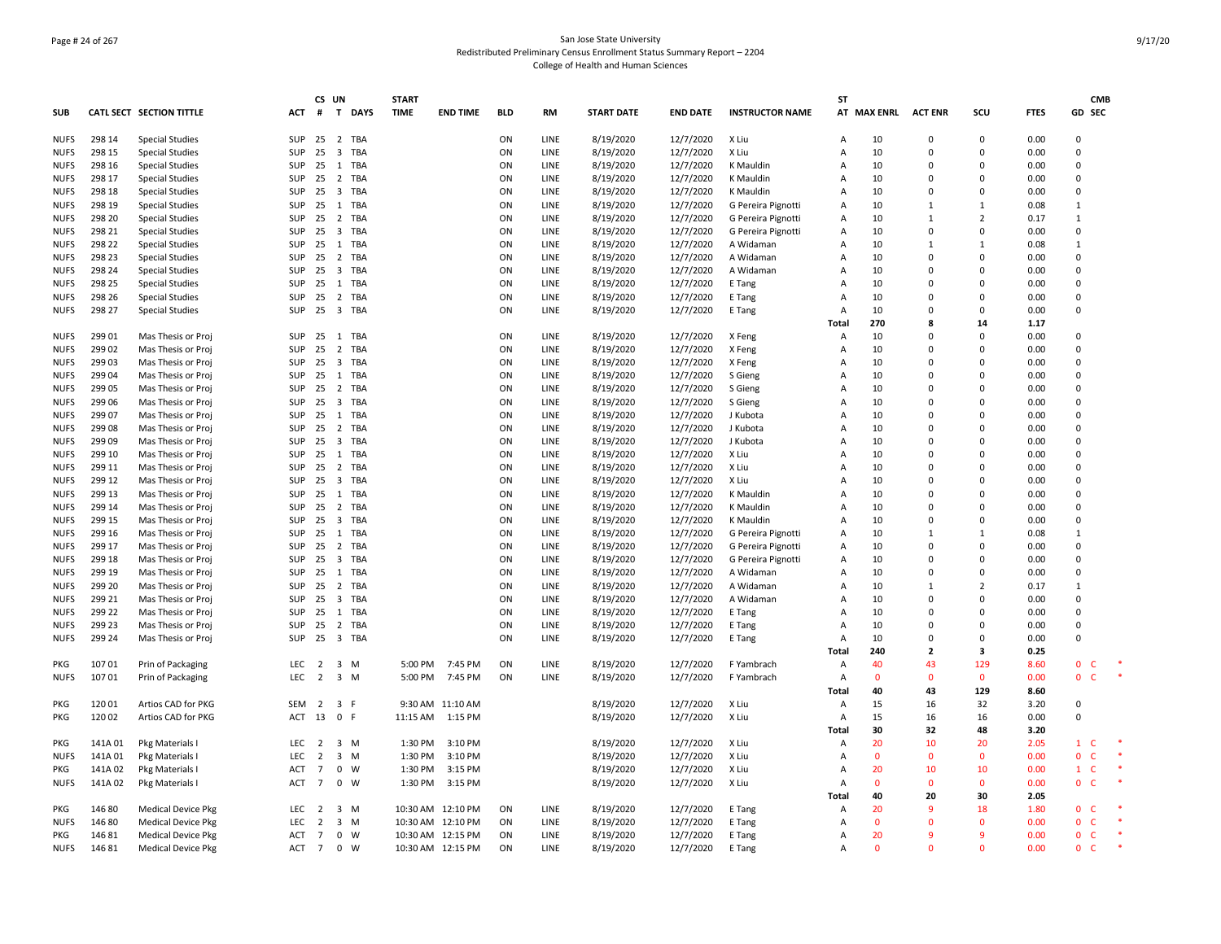# San Jose State University
## Redistributed Preliminary Census Enrollment Status Summary Report – 2204
### College of Health and Human Sciences

| SUB | CATL SECT | SECTION TITTLE | ACT | CS # | UN T | DAYS | START TIME | END TIME | BLD | RM | START DATE | END DATE | INSTRUCTOR NAME | ST AT | MAX ENRL | ACT ENR | SCU | FTES | GD | CMB SEC |
|---|---|---|---|---|---|---|---|---|---|---|---|---|---|---|---|---|---|---|---|---|
| NUFS | 298 14 | Special Studies | SUP | 25 | 2 | TBA | | | ON | LINE | 8/19/2020 | 12/7/2020 | X Liu | A | 10 | 0 | 0 | 0.00 | 0 | |
| NUFS | 298 15 | Special Studies | SUP | 25 | 3 | TBA | | | ON | LINE | 8/19/2020 | 12/7/2020 | X Liu | A | 10 | 0 | 0 | 0.00 | 0 | |
| NUFS | 298 16 | Special Studies | SUP | 25 | 1 | TBA | | | ON | LINE | 8/19/2020 | 12/7/2020 | K Mauldin | A | 10 | 0 | 0 | 0.00 | 0 | |
| NUFS | 298 17 | Special Studies | SUP | 25 | 2 | TBA | | | ON | LINE | 8/19/2020 | 12/7/2020 | K Mauldin | A | 10 | 0 | 0 | 0.00 | 0 | |
| NUFS | 298 18 | Special Studies | SUP | 25 | 3 | TBA | | | ON | LINE | 8/19/2020 | 12/7/2020 | K Mauldin | A | 10 | 0 | 0 | 0.00 | 0 | |
| NUFS | 298 19 | Special Studies | SUP | 25 | 1 | TBA | | | ON | LINE | 8/19/2020 | 12/7/2020 | G Pereira Pignotti | A | 10 | 1 | 1 | 0.08 | 1 | |
| NUFS | 298 20 | Special Studies | SUP | 25 | 2 | TBA | | | ON | LINE | 8/19/2020 | 12/7/2020 | G Pereira Pignotti | A | 10 | 1 | 2 | 0.17 | 1 | |
| NUFS | 298 21 | Special Studies | SUP | 25 | 3 | TBA | | | ON | LINE | 8/19/2020 | 12/7/2020 | G Pereira Pignotti | A | 10 | 0 | 0 | 0.00 | 0 | |
| NUFS | 298 22 | Special Studies | SUP | 25 | 1 | TBA | | | ON | LINE | 8/19/2020 | 12/7/2020 | A Widaman | A | 10 | 1 | 1 | 0.08 | 1 | |
| NUFS | 298 23 | Special Studies | SUP | 25 | 2 | TBA | | | ON | LINE | 8/19/2020 | 12/7/2020 | A Widaman | A | 10 | 0 | 0 | 0.00 | 0 | |
| NUFS | 298 24 | Special Studies | SUP | 25 | 3 | TBA | | | ON | LINE | 8/19/2020 | 12/7/2020 | A Widaman | A | 10 | 0 | 0 | 0.00 | 0 | |
| NUFS | 298 25 | Special Studies | SUP | 25 | 1 | TBA | | | ON | LINE | 8/19/2020 | 12/7/2020 | E Tang | A | 10 | 0 | 0 | 0.00 | 0 | |
| NUFS | 298 26 | Special Studies | SUP | 25 | 2 | TBA | | | ON | LINE | 8/19/2020 | 12/7/2020 | E Tang | A | 10 | 0 | 0 | 0.00 | 0 | |
| NUFS | 298 27 | Special Studies | SUP | 25 | 3 | TBA | | | ON | LINE | 8/19/2020 | 12/7/2020 | E Tang | A | 10 | 0 | 0 | 0.00 | 0 | |
| | | | | | | | | | | | | | | **Total** | **270** | **8** | **14** | **1.17** | | |
| NUFS | 299 01 | Mas Thesis or Proj | SUP | 25 | 1 | TBA | | | ON | LINE | 8/19/2020 | 12/7/2020 | X Feng | A | 10 | 0 | 0 | 0.00 | 0 | |
| NUFS | 299 02 | Mas Thesis or Proj | SUP | 25 | 2 | TBA | | | ON | LINE | 8/19/2020 | 12/7/2020 | X Feng | A | 10 | 0 | 0 | 0.00 | 0 | |
| NUFS | 299 03 | Mas Thesis or Proj | SUP | 25 | 3 | TBA | | | ON | LINE | 8/19/2020 | 12/7/2020 | X Feng | A | 10 | 0 | 0 | 0.00 | 0 | |
| NUFS | 299 04 | Mas Thesis or Proj | SUP | 25 | 1 | TBA | | | ON | LINE | 8/19/2020 | 12/7/2020 | S Gieng | A | 10 | 0 | 0 | 0.00 | 0 | |
| NUFS | 299 05 | Mas Thesis or Proj | SUP | 25 | 2 | TBA | | | ON | LINE | 8/19/2020 | 12/7/2020 | S Gieng | A | 10 | 0 | 0 | 0.00 | 0 | |
| NUFS | 299 06 | Mas Thesis or Proj | SUP | 25 | 3 | TBA | | | ON | LINE | 8/19/2020 | 12/7/2020 | S Gieng | A | 10 | 0 | 0 | 0.00 | 0 | |
| NUFS | 299 07 | Mas Thesis or Proj | SUP | 25 | 1 | TBA | | | ON | LINE | 8/19/2020 | 12/7/2020 | J Kubota | A | 10 | 0 | 0 | 0.00 | 0 | |
| NUFS | 299 08 | Mas Thesis or Proj | SUP | 25 | 2 | TBA | | | ON | LINE | 8/19/2020 | 12/7/2020 | J Kubota | A | 10 | 0 | 0 | 0.00 | 0 | |
| NUFS | 299 09 | Mas Thesis or Proj | SUP | 25 | 3 | TBA | | | ON | LINE | 8/19/2020 | 12/7/2020 | J Kubota | A | 10 | 0 | 0 | 0.00 | 0 | |
| NUFS | 299 10 | Mas Thesis or Proj | SUP | 25 | 1 | TBA | | | ON | LINE | 8/19/2020 | 12/7/2020 | X Liu | A | 10 | 0 | 0 | 0.00 | 0 | |
| NUFS | 299 11 | Mas Thesis or Proj | SUP | 25 | 2 | TBA | | | ON | LINE | 8/19/2020 | 12/7/2020 | X Liu | A | 10 | 0 | 0 | 0.00 | 0 | |
| NUFS | 299 12 | Mas Thesis or Proj | SUP | 25 | 3 | TBA | | | ON | LINE | 8/19/2020 | 12/7/2020 | X Liu | A | 10 | 0 | 0 | 0.00 | 0 | |
| NUFS | 299 13 | Mas Thesis or Proj | SUP | 25 | 1 | TBA | | | ON | LINE | 8/19/2020 | 12/7/2020 | K Mauldin | A | 10 | 0 | 0 | 0.00 | 0 | |
| NUFS | 299 14 | Mas Thesis or Proj | SUP | 25 | 2 | TBA | | | ON | LINE | 8/19/2020 | 12/7/2020 | K Mauldin | A | 10 | 0 | 0 | 0.00 | 0 | |
| NUFS | 299 15 | Mas Thesis or Proj | SUP | 25 | 3 | TBA | | | ON | LINE | 8/19/2020 | 12/7/2020 | K Mauldin | A | 10 | 0 | 0 | 0.00 | 0 | |
| NUFS | 299 16 | Mas Thesis or Proj | SUP | 25 | 1 | TBA | | | ON | LINE | 8/19/2020 | 12/7/2020 | G Pereira Pignotti | A | 10 | 1 | 1 | 0.08 | 1 | |
| NUFS | 299 17 | Mas Thesis or Proj | SUP | 25 | 2 | TBA | | | ON | LINE | 8/19/2020 | 12/7/2020 | G Pereira Pignotti | A | 10 | 0 | 0 | 0.00 | 0 | |
| NUFS | 299 18 | Mas Thesis or Proj | SUP | 25 | 3 | TBA | | | ON | LINE | 8/19/2020 | 12/7/2020 | G Pereira Pignotti | A | 10 | 0 | 0 | 0.00 | 0 | |
| NUFS | 299 19 | Mas Thesis or Proj | SUP | 25 | 1 | TBA | | | ON | LINE | 8/19/2020 | 12/7/2020 | A Widaman | A | 10 | 0 | 0 | 0.00 | 0 | |
| NUFS | 299 20 | Mas Thesis or Proj | SUP | 25 | 2 | TBA | | | ON | LINE | 8/19/2020 | 12/7/2020 | A Widaman | A | 10 | 1 | 2 | 0.17 | 1 | |
| NUFS | 299 21 | Mas Thesis or Proj | SUP | 25 | 3 | TBA | | | ON | LINE | 8/19/2020 | 12/7/2020 | A Widaman | A | 10 | 0 | 0 | 0.00 | 0 | |
| NUFS | 299 22 | Mas Thesis or Proj | SUP | 25 | 1 | TBA | | | ON | LINE | 8/19/2020 | 12/7/2020 | E Tang | A | 10 | 0 | 0 | 0.00 | 0 | |
| NUFS | 299 23 | Mas Thesis or Proj | SUP | 25 | 2 | TBA | | | ON | LINE | 8/19/2020 | 12/7/2020 | E Tang | A | 10 | 0 | 0 | 0.00 | 0 | |
| NUFS | 299 24 | Mas Thesis or Proj | SUP | 25 | 3 | TBA | | | ON | LINE | 8/19/2020 | 12/7/2020 | E Tang | A | 10 | 0 | 0 | 0.00 | 0 | |
| | | | | | | | | | | | | | | **Total** | **240** | **2** | **3** | **0.25** | | |
| PKG | 107 01 | Prin of Packaging | LEC | 2 | 3 | M | 5:00 PM | 7:45 PM | ON | LINE | 8/19/2020 | 12/7/2020 | F Yambrach | A | 40 | 43 | 129 | 8.60 | 0 | C * |
| NUFS | 107 01 | Prin of Packaging | LEC | 2 | 3 | M | 5:00 PM | 7:45 PM | ON | LINE | 8/19/2020 | 12/7/2020 | F Yambrach | A | 0 | 0 | 0 | 0.00 | 0 | C * |
| | | | | | | | | | | | | | | **Total** | **40** | **43** | **129** | **8.60** | | |
| PKG | 120 01 | Artios CAD for PKG | SEM | 2 | 3 | F | 9:30 AM | 11:10 AM | | | 8/19/2020 | 12/7/2020 | X Liu | A | 15 | 16 | 32 | 3.20 | 0 | |
| PKG | 120 02 | Artios CAD for PKG | ACT | 13 | 0 | F | 11:15 AM | 1:15 PM | | | 8/19/2020 | 12/7/2020 | X Liu | A | 15 | 16 | 16 | 0.00 | 0 | |
| | | | | | | | | | | | | | | **Total** | **30** | **32** | **48** | **3.20** | | |
| PKG | 141A 01 | Pkg Materials I | LEC | 2 | 3 | M | 1:30 PM | 3:10 PM | | | 8/19/2020 | 12/7/2020 | X Liu | A | 20 | 10 | 20 | 2.05 | 1 | C * |
| NUFS | 141A 01 | Pkg Materials I | LEC | 2 | 3 | M | 1:30 PM | 3:10 PM | | | 8/19/2020 | 12/7/2020 | X Liu | A | 0 | 0 | 0 | 0.00 | 0 | C * |
| PKG | 141A 02 | Pkg Materials I | ACT | 7 | 0 | W | 1:30 PM | 3:15 PM | | | 8/19/2020 | 12/7/2020 | X Liu | A | 20 | 10 | 10 | 0.00 | 1 | C * |
| NUFS | 141A 02 | Pkg Materials I | ACT | 7 | 0 | W | 1:30 PM | 3:15 PM | | | 8/19/2020 | 12/7/2020 | X Liu | A | 0 | 0 | 0 | 0.00 | 0 | C * |
| | | | | | | | | | | | | | | **Total** | **40** | **20** | **30** | **2.05** | | |
| PKG | 146 80 | Medical Device Pkg | LEC | 2 | 3 | M | 10:30 AM | 12:10 PM | ON | LINE | 8/19/2020 | 12/7/2020 | E Tang | A | 20 | 9 | 18 | 1.80 | 0 | C * |
| NUFS | 146 80 | Medical Device Pkg | LEC | 2 | 3 | M | 10:30 AM | 12:10 PM | ON | LINE | 8/19/2020 | 12/7/2020 | E Tang | A | 0 | 0 | 0 | 0.00 | 0 | C * |
| PKG | 146 81 | Medical Device Pkg | ACT | 7 | 0 | W | 10:30 AM | 12:15 PM | ON | LINE | 8/19/2020 | 12/7/2020 | E Tang | A | 20 | 9 | 9 | 0.00 | 0 | C * |
| NUFS | 146 81 | Medical Device Pkg | ACT | 7 | 0 | W | 10:30 AM | 12:15 PM | ON | LINE | 8/19/2020 | 12/7/2020 | E Tang | A | 0 | 0 | 0 | 0.00 | 0 | C * |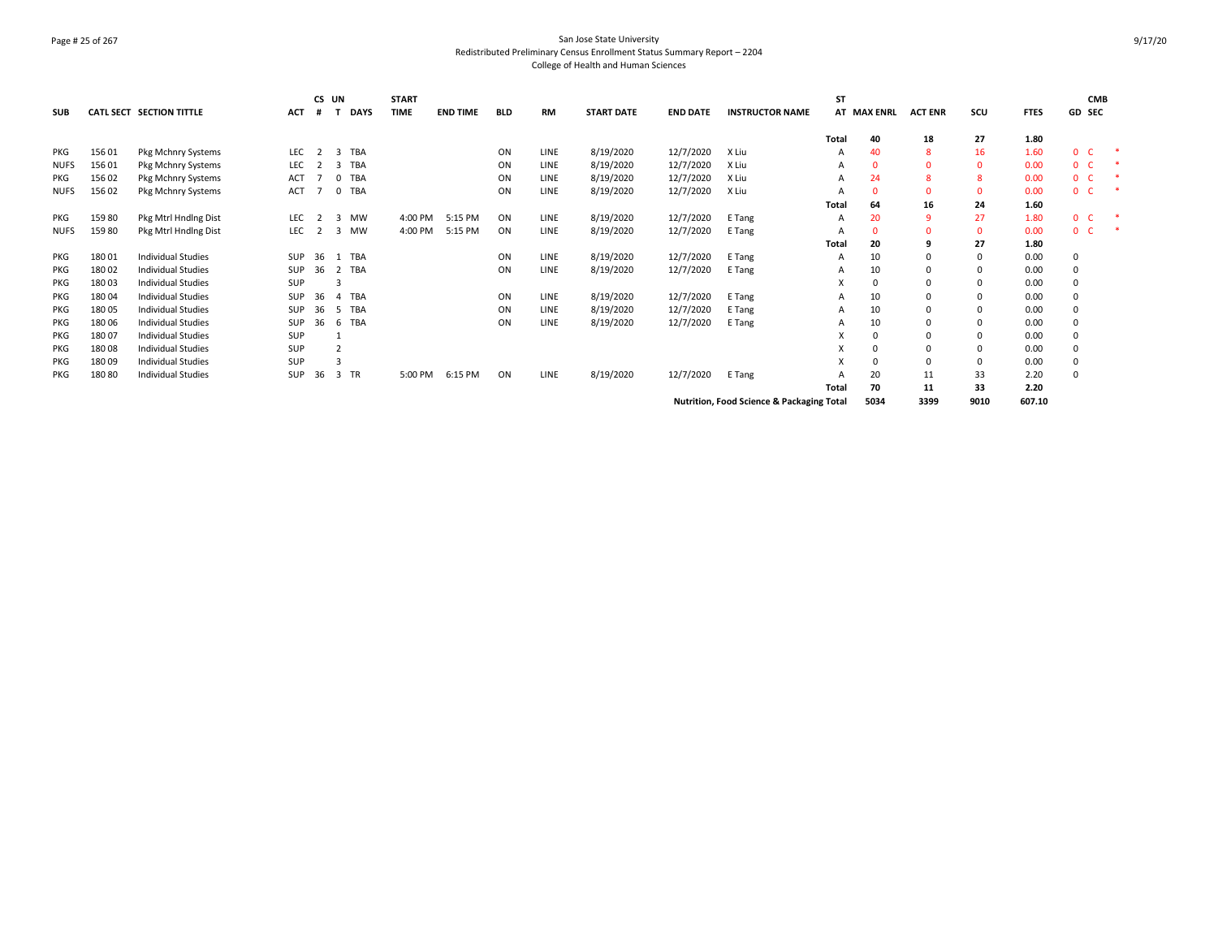San Jose State University
Redistributed Preliminary Census Enrollment Status Summary Report – 2204
College of Health and Human Sciences

| SUB | CATL SECT | SECTION TITTLE | ACT | CS # | UN T | DAYS | START TIME | END TIME | BLD | RM | START DATE | END DATE | INSTRUCTOR NAME | ST AT | MAX ENRL | ACT ENR | SCU | FTES | GD | CMB SEC | |
|---|---|---|---|---|---|---|---|---|---|---|---|---|---|---|---|---|---|---|---|---|---|
| | | | | | | | | | | | | | | Total | 40 | 18 | 27 | 1.80 | | | |
| PKG | 156 01 | Pkg Mchnry Systems | LEC | 2 | 3 | TBA | | | ON | LINE | 8/19/2020 | 12/7/2020 | X Liu | A | 40 | 8 | 16 | 1.60 | 0 | C | * |
| NUFS | 156 01 | Pkg Mchnry Systems | LEC | 2 | 3 | TBA | | | ON | LINE | 8/19/2020 | 12/7/2020 | X Liu | A | 0 | 0 | 0 | 0.00 | 0 | C | * |
| PKG | 156 02 | Pkg Mchnry Systems | ACT | 7 | 0 | TBA | | | ON | LINE | 8/19/2020 | 12/7/2020 | X Liu | A | 24 | 8 | 8 | 0.00 | 0 | C | * |
| NUFS | 156 02 | Pkg Mchnry Systems | ACT | 7 | 0 | TBA | | | ON | LINE | 8/19/2020 | 12/7/2020 | X Liu | A | 0 | 0 | 0 | 0.00 | 0 | C | * |
| | | | | | | | | | | | | | | Total | 64 | 16 | 24 | 1.60 | | | |
| PKG | 159 80 | Pkg Mtrl Hndlng Dist | LEC | 2 | 3 | MW | 4:00 PM | 5:15 PM | ON | LINE | 8/19/2020 | 12/7/2020 | E Tang | A | 20 | 9 | 27 | 1.80 | 0 | C | * |
| NUFS | 159 80 | Pkg Mtrl Hndlng Dist | LEC | 2 | 3 | MW | 4:00 PM | 5:15 PM | ON | LINE | 8/19/2020 | 12/7/2020 | E Tang | A | 0 | 0 | 0 | 0.00 | 0 | C | * |
| | | | | | | | | | | | | | | Total | 20 | 9 | 27 | 1.80 | | | |
| PKG | 180 01 | Individual Studies | SUP | 36 | 1 | TBA | | | ON | LINE | 8/19/2020 | 12/7/2020 | E Tang | A | 10 | 0 | 0 | 0.00 | 0 | | |
| PKG | 180 02 | Individual Studies | SUP | 36 | 2 | TBA | | | ON | LINE | 8/19/2020 | 12/7/2020 | E Tang | A | 10 | 0 | 0 | 0.00 | 0 | | |
| PKG | 180 03 | Individual Studies | SUP | | 3 | | | | | | | | | X | 0 | 0 | 0 | 0.00 | 0 | | |
| PKG | 180 04 | Individual Studies | SUP | 36 | 4 | TBA | | | ON | LINE | 8/19/2020 | 12/7/2020 | E Tang | A | 10 | 0 | 0 | 0.00 | 0 | | |
| PKG | 180 05 | Individual Studies | SUP | 36 | 5 | TBA | | | ON | LINE | 8/19/2020 | 12/7/2020 | E Tang | A | 10 | 0 | 0 | 0.00 | 0 | | |
| PKG | 180 06 | Individual Studies | SUP | 36 | 6 | TBA | | | ON | LINE | 8/19/2020 | 12/7/2020 | E Tang | A | 10 | 0 | 0 | 0.00 | 0 | | |
| PKG | 180 07 | Individual Studies | SUP | | 1 | | | | | | | | | X | 0 | 0 | 0 | 0.00 | 0 | | |
| PKG | 180 08 | Individual Studies | SUP | | 2 | | | | | | | | | X | 0 | 0 | 0 | 0.00 | 0 | | |
| PKG | 180 09 | Individual Studies | SUP | | 3 | | | | | | | | | X | 0 | 0 | 0 | 0.00 | 0 | | |
| PKG | 180 80 | Individual Studies | SUP | 36 | 3 | TR | 5:00 PM | 6:15 PM | ON | LINE | 8/19/2020 | 12/7/2020 | E Tang | A | 20 | 11 | 33 | 2.20 | 0 | | |
| | | | | | | | | | | | | | | Total | 70 | 11 | 33 | 2.20 | | | |
| | | | | | | | | | | | | | Nutrition, Food Science & Packaging Total | | 5034 | 3399 | 9010 | 607.10 | | | |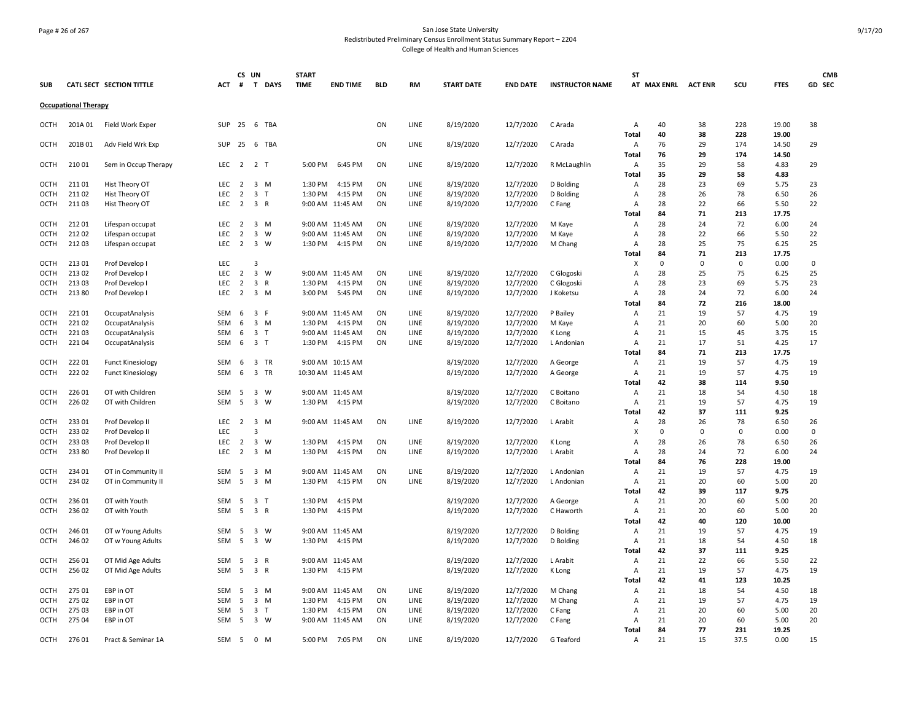San Jose State University
Redistributed Preliminary Census Enrollment Status Summary Report – 2204
College of Health and Human Sciences

| SUB | CATL SECT | SECTION TITTLE | ACT | CS # | UN T | DAYS | START TIME | END TIME | BLD | RM | START DATE | END DATE | INSTRUCTOR NAME | ST AT | MAX ENRL | ACT ENR | SCU | FTES | GD | CMB SEC |
|---|---|---|---|---|---|---|---|---|---|---|---|---|---|---|---|---|---|---|---|---|
| **Occupational Therapy** | | | | | | | | | | | | | | | | | | | | |
| OCTH | 201A 01 | Field Work Exper | SUP | 25 | 6 | TBA | | | ON | LINE | 8/19/2020 | 12/7/2020 | C Arada | A | 40 | 38 | 228 | 19.00 | 38 | |
| | | | | | | | | | | | | | | Total | 40 | 38 | 228 | 19.00 | | |
| OCTH | 201B 01 | Adv Field Wrk Exp | SUP | 25 | 6 | TBA | | | ON | LINE | 8/19/2020 | 12/7/2020 | C Arada | A | 76 | 29 | 174 | 14.50 | 29 | |
| | | | | | | | | | | | | | | Total | 76 | 29 | 174 | 14.50 | | |
| OCTH | 210 01 | Sem in Occup Therapy | LEC | 2 | 2 | T | 5:00 PM | 6:45 PM | ON | LINE | 8/19/2020 | 12/7/2020 | R McLaughlin | A | 35 | 29 | 58 | 4.83 | 29 | |
| | | | | | | | | | | | | | | Total | 35 | 29 | 58 | 4.83 | | |
| OCTH | 211 01 | Hist Theory OT | LEC | 2 | 3 | M | 1:30 PM | 4:15 PM | ON | LINE | 8/19/2020 | 12/7/2020 | D Bolding | A | 28 | 23 | 69 | 5.75 | 23 | |
| OCTH | 211 02 | Hist Theory OT | LEC | 2 | 3 | T | 1:30 PM | 4:15 PM | ON | LINE | 8/19/2020 | 12/7/2020 | D Bolding | A | 28 | 26 | 78 | 6.50 | 26 | |
| OCTH | 211 03 | Hist Theory OT | LEC | 2 | 3 | R | 9:00 AM | 11:45 AM | ON | LINE | 8/19/2020 | 12/7/2020 | C Fang | A | 28 | 22 | 66 | 5.50 | 22 | |
| | | | | | | | | | | | | | | Total | 84 | 71 | 213 | 17.75 | | |
| OCTH | 212 01 | Lifespan occupat | LEC | 2 | 3 | M | 9:00 AM | 11:45 AM | ON | LINE | 8/19/2020 | 12/7/2020 | M Kaye | A | 28 | 24 | 72 | 6.00 | 24 | |
| OCTH | 212 02 | Lifespan occupat | LEC | 2 | 3 | W | 9:00 AM | 11:45 AM | ON | LINE | 8/19/2020 | 12/7/2020 | M Kaye | A | 28 | 22 | 66 | 5.50 | 22 | |
| OCTH | 212 03 | Lifespan occupat | LEC | 2 | 3 | W | 1:30 PM | 4:15 PM | ON | LINE | 8/19/2020 | 12/7/2020 | M Chang | A | 28 | 25 | 75 | 6.25 | 25 | |
| | | | | | | | | | | | | | | Total | 84 | 71 | 213 | 17.75 | | |
| OCTH | 213 01 | Prof Develop I | LEC | | 3 | | | | | | | | | X | 0 | 0 | 0 | 0.00 | 0 | |
| OCTH | 213 02 | Prof Develop I | LEC | 2 | 3 | W | 9:00 AM | 11:45 AM | ON | LINE | 8/19/2020 | 12/7/2020 | C Glogoski | A | 28 | 25 | 75 | 6.25 | 25 | |
| OCTH | 213 03 | Prof Develop I | LEC | 2 | 3 | R | 1:30 PM | 4:15 PM | ON | LINE | 8/19/2020 | 12/7/2020 | C Glogoski | A | 28 | 23 | 69 | 5.75 | 23 | |
| OCTH | 213 80 | Prof Develop I | LEC | 2 | 3 | M | 3:00 PM | 5:45 PM | ON | LINE | 8/19/2020 | 12/7/2020 | J Koketsu | A | 28 | 24 | 72 | 6.00 | 24 | |
| | | | | | | | | | | | | | | Total | 84 | 72 | 216 | 18.00 | | |
| OCTH | 221 01 | OccupatAnalysis | SEM | 6 | 3 | F | 9:00 AM | 11:45 AM | ON | LINE | 8/19/2020 | 12/7/2020 | P Bailey | A | 21 | 19 | 57 | 4.75 | 19 | |
| OCTH | 221 02 | OccupatAnalysis | SEM | 6 | 3 | M | 1:30 PM | 4:15 PM | ON | LINE | 8/19/2020 | 12/7/2020 | M Kaye | A | 21 | 20 | 60 | 5.00 | 20 | |
| OCTH | 221 03 | OccupatAnalysis | SEM | 6 | 3 | T | 9:00 AM | 11:45 AM | ON | LINE | 8/19/2020 | 12/7/2020 | K Long | A | 21 | 15 | 45 | 3.75 | 15 | |
| OCTH | 221 04 | OccupatAnalysis | SEM | 6 | 3 | T | 1:30 PM | 4:15 PM | ON | LINE | 8/19/2020 | 12/7/2020 | L Andonian | A | 21 | 17 | 51 | 4.25 | 17 | |
| | | | | | | | | | | | | | | Total | 84 | 71 | 213 | 17.75 | | |
| OCTH | 222 01 | Funct Kinesiology | SEM | 6 | 3 | TR | 9:00 AM | 10:15 AM | | | 8/19/2020 | 12/7/2020 | A George | A | 21 | 19 | 57 | 4.75 | 19 | |
| OCTH | 222 02 | Funct Kinesiology | SEM | 6 | 3 | TR | 10:30 AM | 11:45 AM | | | 8/19/2020 | 12/7/2020 | A George | A | 21 | 19 | 57 | 4.75 | 19 | |
| | | | | | | | | | | | | | | Total | 42 | 38 | 114 | 9.50 | | |
| OCTH | 226 01 | OT with Children | SEM | 5 | 3 | W | 9:00 AM | 11:45 AM | | | 8/19/2020 | 12/7/2020 | C Boitano | A | 21 | 18 | 54 | 4.50 | 18 | |
| OCTH | 226 02 | OT with Children | SEM | 5 | 3 | W | 1:30 PM | 4:15 PM | | | 8/19/2020 | 12/7/2020 | C Boitano | A | 21 | 19 | 57 | 4.75 | 19 | |
| | | | | | | | | | | | | | | Total | 42 | 37 | 111 | 9.25 | | |
| OCTH | 233 01 | Prof Develop II | LEC | 2 | 3 | M | 9:00 AM | 11:45 AM | ON | LINE | 8/19/2020 | 12/7/2020 | L Arabit | A | 28 | 26 | 78 | 6.50 | 26 | |
| OCTH | 233 02 | Prof Develop II | LEC | | 3 | | | | | | | | | X | 0 | 0 | 0 | 0.00 | 0 | |
| OCTH | 233 03 | Prof Develop II | LEC | 2 | 3 | W | 1:30 PM | 4:15 PM | ON | LINE | 8/19/2020 | 12/7/2020 | K Long | A | 28 | 26 | 78 | 6.50 | 26 | |
| OCTH | 233 80 | Prof Develop II | LEC | 2 | 3 | M | 1:30 PM | 4:15 PM | ON | LINE | 8/19/2020 | 12/7/2020 | L Arabit | A | 28 | 24 | 72 | 6.00 | 24 | |
| | | | | | | | | | | | | | | Total | 84 | 76 | 228 | 19.00 | | |
| OCTH | 234 01 | OT in Community II | SEM | 5 | 3 | M | 9:00 AM | 11:45 AM | ON | LINE | 8/19/2020 | 12/7/2020 | L Andonian | A | 21 | 19 | 57 | 4.75 | 19 | |
| OCTH | 234 02 | OT in Community II | SEM | 5 | 3 | M | 1:30 PM | 4:15 PM | ON | LINE | 8/19/2020 | 12/7/2020 | L Andonian | A | 21 | 20 | 60 | 5.00 | 20 | |
| | | | | | | | | | | | | | | Total | 42 | 39 | 117 | 9.75 | | |
| OCTH | 236 01 | OT with Youth | SEM | 5 | 3 | T | 1:30 PM | 4:15 PM | | | 8/19/2020 | 12/7/2020 | A George | A | 21 | 20 | 60 | 5.00 | 20 | |
| OCTH | 236 02 | OT with Youth | SEM | 5 | 3 | R | 1:30 PM | 4:15 PM | | | 8/19/2020 | 12/7/2020 | C Haworth | A | 21 | 20 | 60 | 5.00 | 20 | |
| | | | | | | | | | | | | | | Total | 42 | 40 | 120 | 10.00 | | |
| OCTH | 246 01 | OT w Young Adults | SEM | 5 | 3 | W | 9:00 AM | 11:45 AM | | | 8/19/2020 | 12/7/2020 | D Bolding | A | 21 | 19 | 57 | 4.75 | 19 | |
| OCTH | 246 02 | OT w Young Adults | SEM | 5 | 3 | W | 1:30 PM | 4:15 PM | | | 8/19/2020 | 12/7/2020 | D Bolding | A | 21 | 18 | 54 | 4.50 | 18 | |
| | | | | | | | | | | | | | | Total | 42 | 37 | 111 | 9.25 | | |
| OCTH | 256 01 | OT Mid Age Adults | SEM | 5 | 3 | R | 9:00 AM | 11:45 AM | | | 8/19/2020 | 12/7/2020 | L Arabit | A | 21 | 22 | 66 | 5.50 | 22 | |
| OCTH | 256 02 | OT Mid Age Adults | SEM | 5 | 3 | R | 1:30 PM | 4:15 PM | | | 8/19/2020 | 12/7/2020 | K Long | A | 21 | 19 | 57 | 4.75 | 19 | |
| | | | | | | | | | | | | | | Total | 42 | 41 | 123 | 10.25 | | |
| OCTH | 275 01 | EBP in OT | SEM | 5 | 3 | M | 9:00 AM | 11:45 AM | ON | LINE | 8/19/2020 | 12/7/2020 | M Chang | A | 21 | 18 | 54 | 4.50 | 18 | |
| OCTH | 275 02 | EBP in OT | SEM | 5 | 3 | M | 1:30 PM | 4:15 PM | ON | LINE | 8/19/2020 | 12/7/2020 | M Chang | A | 21 | 19 | 57 | 4.75 | 19 | |
| OCTH | 275 03 | EBP in OT | SEM | 5 | 3 | T | 1:30 PM | 4:15 PM | ON | LINE | 8/19/2020 | 12/7/2020 | C Fang | A | 21 | 20 | 60 | 5.00 | 20 | |
| OCTH | 275 04 | EBP in OT | SEM | 5 | 3 | W | 9:00 AM | 11:45 AM | ON | LINE | 8/19/2020 | 12/7/2020 | C Fang | A | 21 | 20 | 60 | 5.00 | 20 | |
| | | | | | | | | | | | | | | Total | 84 | 77 | 231 | 19.25 | | |
| OCTH | 276 01 | Pract & Seminar 1A | SEM | 5 | 0 | M | 5:00 PM | 7:05 PM | ON | LINE | 8/19/2020 | 12/7/2020 | G Teaford | A | 21 | 15 | 37.5 | 0.00 | 15 | |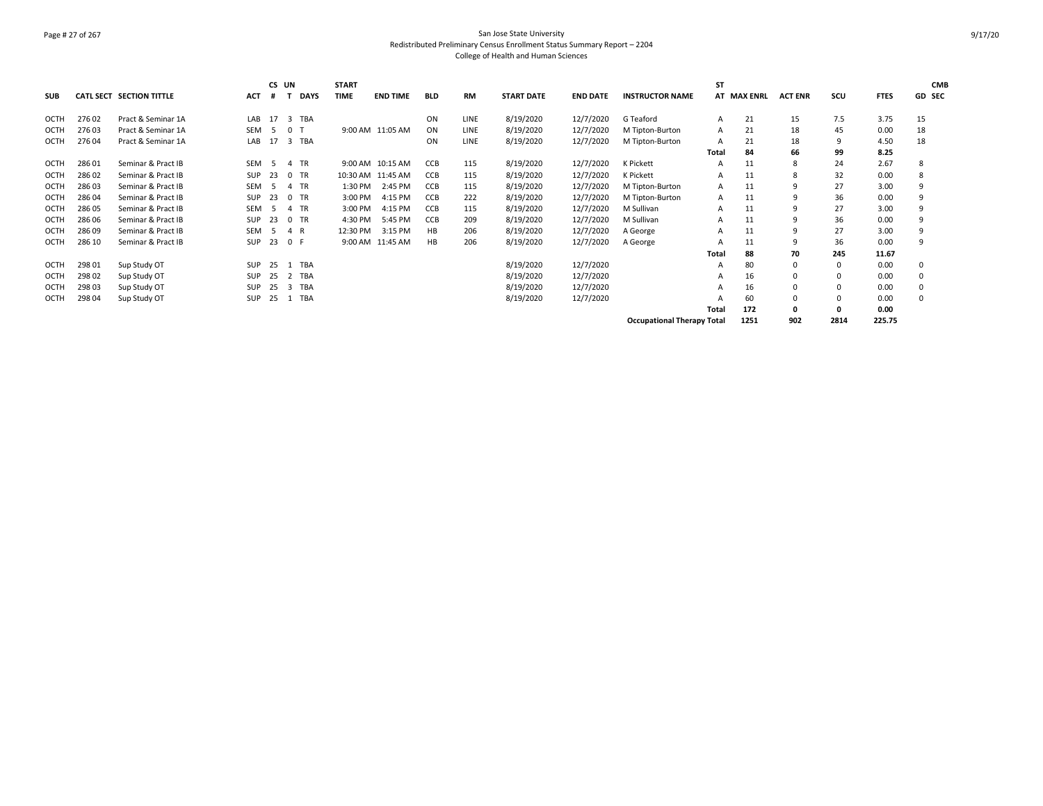San Jose State University
Redistributed Preliminary Census Enrollment Status Summary Report – 2204
College of Health and Human Sciences

| SUB | CATL SECT | SECTION TITTLE | ACT | CS # | UN T | DAYS | START TIME | END TIME | BLD | RM | START DATE | END DATE | INSTRUCTOR NAME | ST AT | MAX ENRL | ACT ENR | SCU | FTES | GD | CMB SEC |
|---|---|---|---|---|---|---|---|---|---|---|---|---|---|---|---|---|---|---|---|---|
| OCTH | 276 02 | Pract & Seminar 1A | LAB | 17 | 3 | TBA | | | ON | LINE | 8/19/2020 | 12/7/2020 | G Teaford | A | 21 | 15 | 7.5 | 3.75 | 15 | |
| OCTH | 276 03 | Pract & Seminar 1A | SEM | 5 | 0 | T | 9:00 AM | 11:05 AM | ON | LINE | 8/19/2020 | 12/7/2020 | M Tipton-Burton | A | 21 | 18 | 45 | 0.00 | 18 | |
| OCTH | 276 04 | Pract & Seminar 1A | LAB | 17 | 3 | TBA | | | ON | LINE | 8/19/2020 | 12/7/2020 | M Tipton-Burton | A | 21 | 18 | 9 | 4.50 | 18 | |
| | | | | | | | | | | | | | | **Total** | **84** | **66** | **99** | **8.25** | | |
| OCTH | 286 01 | Seminar & Pract IB | SEM | 5 | 4 | TR | 9:00 AM | 10:15 AM | CCB | 115 | 8/19/2020 | 12/7/2020 | K Pickett | A | 11 | 8 | 24 | 2.67 | 8 | |
| OCTH | 286 02 | Seminar & Pract IB | SUP | 23 | 0 | TR | 10:30 AM | 11:45 AM | CCB | 115 | 8/19/2020 | 12/7/2020 | K Pickett | A | 11 | 8 | 32 | 0.00 | 8 | |
| OCTH | 286 03 | Seminar & Pract IB | SEM | 5 | 4 | TR | 1:30 PM | 2:45 PM | CCB | 115 | 8/19/2020 | 12/7/2020 | M Tipton-Burton | A | 11 | 9 | 27 | 3.00 | 9 | |
| OCTH | 286 04 | Seminar & Pract IB | SUP | 23 | 0 | TR | 3:00 PM | 4:15 PM | CCB | 222 | 8/19/2020 | 12/7/2020 | M Tipton-Burton | A | 11 | 9 | 36 | 0.00 | 9 | |
| OCTH | 286 05 | Seminar & Pract IB | SEM | 5 | 4 | TR | 3:00 PM | 4:15 PM | CCB | 115 | 8/19/2020 | 12/7/2020 | M Sullivan | A | 11 | 9 | 27 | 3.00 | 9 | |
| OCTH | 286 06 | Seminar & Pract IB | SUP | 23 | 0 | TR | 4:30 PM | 5:45 PM | CCB | 209 | 8/19/2020 | 12/7/2020 | M Sullivan | A | 11 | 9 | 36 | 0.00 | 9 | |
| OCTH | 286 09 | Seminar & Pract IB | SEM | 5 | 4 | R | 12:30 PM | 3:15 PM | HB | 206 | 8/19/2020 | 12/7/2020 | A George | A | 11 | 9 | 27 | 3.00 | 9 | |
| OCTH | 286 10 | Seminar & Pract IB | SUP | 23 | 0 | F | 9:00 AM | 11:45 AM | HB | 206 | 8/19/2020 | 12/7/2020 | A George | A | 11 | 9 | 36 | 0.00 | 9 | |
| | | | | | | | | | | | | | | **Total** | **88** | **70** | **245** | **11.67** | | |
| OCTH | 298 01 | Sup Study OT | SUP | 25 | 1 | TBA | | | | | 8/19/2020 | 12/7/2020 | | A | 80 | 0 | 0 | 0.00 | 0 | |
| OCTH | 298 02 | Sup Study OT | SUP | 25 | 2 | TBA | | | | | 8/19/2020 | 12/7/2020 | | A | 16 | 0 | 0 | 0.00 | 0 | |
| OCTH | 298 03 | Sup Study OT | SUP | 25 | 3 | TBA | | | | | 8/19/2020 | 12/7/2020 | | A | 16 | 0 | 0 | 0.00 | 0 | |
| OCTH | 298 04 | Sup Study OT | SUP | 25 | 1 | TBA | | | | | 8/19/2020 | 12/7/2020 | | A | 60 | 0 | 0 | 0.00 | 0 | |
| | | | | | | | | | | | | | | **Total** | **172** | **0** | **0** | **0.00** | | |
| | | | | | | | | | | | | | **Occupational Therapy Total** | | **1251** | **902** | **2814** | **225.75** | | |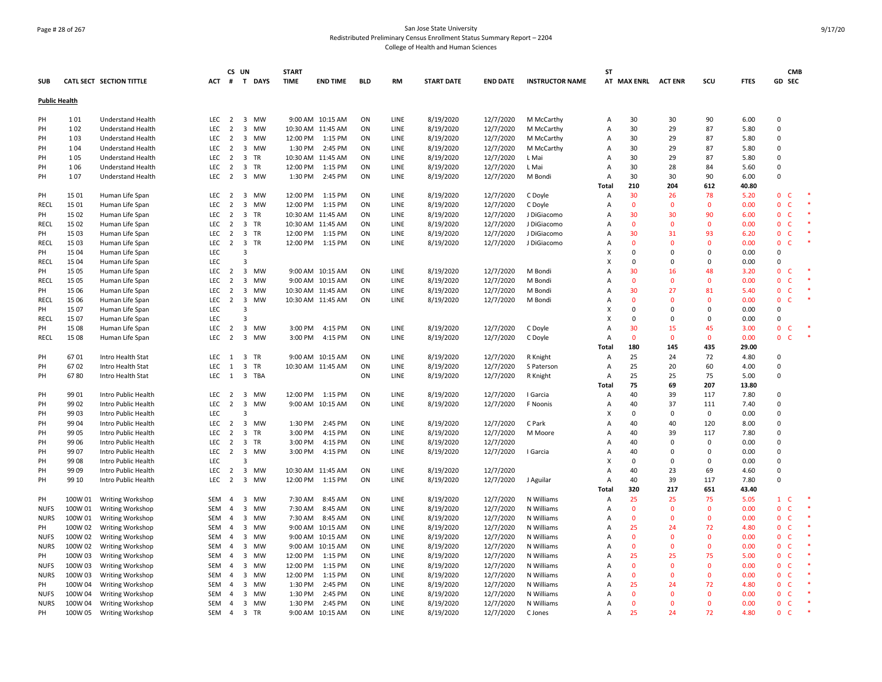San Jose State University
Redistributed Preliminary Census Enrollment Status Summary Report – 2204
College of Health and Human Sciences

| SUB | CATL | SECT | SECTION TITTLE | ACT | CS # | UN T | DAYS | START TIME | END TIME | BLD | RM | START DATE | END DATE | INSTRUCTOR NAME | ST AT | MAX ENRL | ACT ENR | SCU | FTES | GD | CMB SEC | |
|---|---|---|---|---|---|---|---|---|---|---|---|---|---|---|---|---|---|---|---|---|---|---|
| **Public Health** | | | | | | | | | | | | | | | | | | | | | | |
| PH | 1 | 01 | Understand Health | LEC | 2 | 3 | MW | 9:00 AM | 10:15 AM | ON | LINE | 8/19/2020 | 12/7/2020 | M McCarthy | A | 30 | 30 | 90 | 6.00 | 0 | | |
| PH | 1 | 02 | Understand Health | LEC | 2 | 3 | MW | 10:30 AM | 11:45 AM | ON | LINE | 8/19/2020 | 12/7/2020 | M McCarthy | A | 30 | 29 | 87 | 5.80 | 0 | | |
| PH | 1 | 03 | Understand Health | LEC | 2 | 3 | MW | 12:00 PM | 1:15 PM | ON | LINE | 8/19/2020 | 12/7/2020 | M McCarthy | A | 30 | 29 | 87 | 5.80 | 0 | | |
| PH | 1 | 04 | Understand Health | LEC | 2 | 3 | MW | 1:30 PM | 2:45 PM | ON | LINE | 8/19/2020 | 12/7/2020 | M McCarthy | A | 30 | 29 | 87 | 5.80 | 0 | | |
| PH | 1 | 05 | Understand Health | LEC | 2 | 3 | TR | 10:30 AM | 11:45 AM | ON | LINE | 8/19/2020 | 12/7/2020 | L Mai | A | 30 | 29 | 87 | 5.80 | 0 | | |
| PH | 1 | 06 | Understand Health | LEC | 2 | 3 | TR | 12:00 PM | 1:15 PM | ON | LINE | 8/19/2020 | 12/7/2020 | L Mai | A | 30 | 28 | 84 | 5.60 | 0 | | |
| PH | 1 | 07 | Understand Health | LEC | 2 | 3 | MW | 1:30 PM | 2:45 PM | ON | LINE | 8/19/2020 | 12/7/2020 | M Bondi | A | 30 | 30 | 90 | 6.00 | 0 | | |
| | | | | | | | | | | | | | | | **Total** | **210** | **204** | **612** | **40.80** | | | |
| PH | 15 | 01 | Human Life Span | LEC | 2 | 3 | MW | 12:00 PM | 1:15 PM | ON | LINE | 8/19/2020 | 12/7/2020 | C Doyle | A | 30 | 26 | 78 | 5.20 | 0 | C | * |
| RECL | 15 | 01 | Human Life Span | LEC | 2 | 3 | MW | 12:00 PM | 1:15 PM | ON | LINE | 8/19/2020 | 12/7/2020 | C Doyle | A | 0 | 0 | 0 | 0.00 | 0 | C | * |
| PH | 15 | 02 | Human Life Span | LEC | 2 | 3 | TR | 10:30 AM | 11:45 AM | ON | LINE | 8/19/2020 | 12/7/2020 | J DiGiacomo | A | 30 | 30 | 90 | 6.00 | 0 | C | * |
| RECL | 15 | 02 | Human Life Span | LEC | 2 | 3 | TR | 10:30 AM | 11:45 AM | ON | LINE | 8/19/2020 | 12/7/2020 | J DiGiacomo | A | 0 | 0 | 0 | 0.00 | 0 | C | * |
| PH | 15 | 03 | Human Life Span | LEC | 2 | 3 | TR | 12:00 PM | 1:15 PM | ON | LINE | 8/19/2020 | 12/7/2020 | J DiGiacomo | A | 30 | 31 | 93 | 6.20 | 0 | C | * |
| RECL | 15 | 03 | Human Life Span | LEC | 2 | 3 | TR | 12:00 PM | 1:15 PM | ON | LINE | 8/19/2020 | 12/7/2020 | J DiGiacomo | A | 0 | 0 | 0 | 0.00 | 0 | C | * |
| PH | 15 | 04 | Human Life Span | LEC | | 3 | | | | | | | | | X | 0 | 0 | 0 | 0.00 | 0 | | |
| RECL | 15 | 04 | Human Life Span | LEC | | 3 | | | | | | | | | X | 0 | 0 | 0 | 0.00 | 0 | | |
| PH | 15 | 05 | Human Life Span | LEC | 2 | 3 | MW | 9:00 AM | 10:15 AM | ON | LINE | 8/19/2020 | 12/7/2020 | M Bondi | A | 30 | 16 | 48 | 3.20 | 0 | C | * |
| RECL | 15 | 05 | Human Life Span | LEC | 2 | 3 | MW | 9:00 AM | 10:15 AM | ON | LINE | 8/19/2020 | 12/7/2020 | M Bondi | A | 0 | 0 | 0 | 0.00 | 0 | C | * |
| PH | 15 | 06 | Human Life Span | LEC | 2 | 3 | MW | 10:30 AM | 11:45 AM | ON | LINE | 8/19/2020 | 12/7/2020 | M Bondi | A | 30 | 27 | 81 | 5.40 | 0 | C | * |
| RECL | 15 | 06 | Human Life Span | LEC | 2 | 3 | MW | 10:30 AM | 11:45 AM | ON | LINE | 8/19/2020 | 12/7/2020 | M Bondi | A | 0 | 0 | 0 | 0.00 | 0 | C | * |
| PH | 15 | 07 | Human Life Span | LEC | | 3 | | | | | | | | | X | 0 | 0 | 0 | 0.00 | 0 | | |
| RECL | 15 | 07 | Human Life Span | LEC | | 3 | | | | | | | | | X | 0 | 0 | 0 | 0.00 | 0 | | |
| PH | 15 | 08 | Human Life Span | LEC | 2 | 3 | MW | 3:00 PM | 4:15 PM | ON | LINE | 8/19/2020 | 12/7/2020 | C Doyle | A | 30 | 15 | 45 | 3.00 | 0 | C | * |
| RECL | 15 | 08 | Human Life Span | LEC | 2 | 3 | MW | 3:00 PM | 4:15 PM | ON | LINE | 8/19/2020 | 12/7/2020 | C Doyle | A | 0 | 0 | 0 | 0.00 | 0 | C | * |
| | | | | | | | | | | | | | | | **Total** | **180** | **145** | **435** | **29.00** | | | |
| PH | 67 | 01 | Intro Health Stat | LEC | 1 | 3 | TR | 9:00 AM | 10:15 AM | ON | LINE | 8/19/2020 | 12/7/2020 | R Knight | A | 25 | 24 | 72 | 4.80 | 0 | | |
| PH | 67 | 02 | Intro Health Stat | LEC | 1 | 3 | TR | 10:30 AM | 11:45 AM | ON | LINE | 8/19/2020 | 12/7/2020 | S Paterson | A | 25 | 20 | 60 | 4.00 | 0 | | |
| PH | 67 | 80 | Intro Health Stat | LEC | 1 | 3 | TBA | | | ON | LINE | 8/19/2020 | 12/7/2020 | R Knight | A | 25 | 25 | 75 | 5.00 | 0 | | |
| | | | | | | | | | | | | | | | **Total** | **75** | **69** | **207** | **13.80** | | | |
| PH | 99 | 01 | Intro Public Health | LEC | 2 | 3 | MW | 12:00 PM | 1:15 PM | ON | LINE | 8/19/2020 | 12/7/2020 | I Garcia | A | 40 | 39 | 117 | 7.80 | 0 | | |
| PH | 99 | 02 | Intro Public Health | LEC | 2 | 3 | MW | 9:00 AM | 10:15 AM | ON | LINE | 8/19/2020 | 12/7/2020 | F Noonis | A | 40 | 37 | 111 | 7.40 | 0 | | |
| PH | 99 | 03 | Intro Public Health | LEC | | 3 | | | | | | | | | X | 0 | 0 | 0 | 0.00 | 0 | | |
| PH | 99 | 04 | Intro Public Health | LEC | 2 | 3 | MW | 1:30 PM | 2:45 PM | ON | LINE | 8/19/2020 | 12/7/2020 | C Park | A | 40 | 40 | 120 | 8.00 | 0 | | |
| PH | 99 | 05 | Intro Public Health | LEC | 2 | 3 | TR | 3:00 PM | 4:15 PM | ON | LINE | 8/19/2020 | 12/7/2020 | M Moore | A | 40 | 39 | 117 | 7.80 | 0 | | |
| PH | 99 | 06 | Intro Public Health | LEC | 2 | 3 | TR | 3:00 PM | 4:15 PM | ON | LINE | 8/19/2020 | 12/7/2020 | | A | 40 | 0 | 0 | 0.00 | 0 | | |
| PH | 99 | 07 | Intro Public Health | LEC | 2 | 3 | MW | 3:00 PM | 4:15 PM | ON | LINE | 8/19/2020 | 12/7/2020 | I Garcia | A | 40 | 0 | 0 | 0.00 | 0 | | |
| PH | 99 | 08 | Intro Public Health | LEC | | 3 | | | | | | | | | X | 0 | 0 | 0 | 0.00 | 0 | | |
| PH | 99 | 09 | Intro Public Health | LEC | 2 | 3 | MW | 10:30 AM | 11:45 AM | ON | LINE | 8/19/2020 | 12/7/2020 | | A | 40 | 23 | 69 | 4.60 | 0 | | |
| PH | 99 | 10 | Intro Public Health | LEC | 2 | 3 | MW | 12:00 PM | 1:15 PM | ON | LINE | 8/19/2020 | 12/7/2020 | J Aguilar | A | 40 | 39 | 117 | 7.80 | 0 | | |
| | | | | | | | | | | | | | | | **Total** | **320** | **217** | **651** | **43.40** | | | |
| PH | 100W | 01 | Writing Workshop | SEM | 4 | 3 | MW | 7:30 AM | 8:45 AM | ON | LINE | 8/19/2020 | 12/7/2020 | N Williams | A | 25 | 25 | 75 | 5.05 | 1 | C | * |
| NUFS | 100W | 01 | Writing Workshop | SEM | 4 | 3 | MW | 7:30 AM | 8:45 AM | ON | LINE | 8/19/2020 | 12/7/2020 | N Williams | A | 0 | 0 | 0 | 0.00 | 0 | C | * |
| NURS | 100W | 01 | Writing Workshop | SEM | 4 | 3 | MW | 7:30 AM | 8:45 AM | ON | LINE | 8/19/2020 | 12/7/2020 | N Williams | A | 0 | 0 | 0 | 0.00 | 0 | C | * |
| PH | 100W | 02 | Writing Workshop | SEM | 4 | 3 | MW | 9:00 AM | 10:15 AM | ON | LINE | 8/19/2020 | 12/7/2020 | N Williams | A | 25 | 24 | 72 | 4.80 | 0 | C | * |
| NUFS | 100W | 02 | Writing Workshop | SEM | 4 | 3 | MW | 9:00 AM | 10:15 AM | ON | LINE | 8/19/2020 | 12/7/2020 | N Williams | A | 0 | 0 | 0 | 0.00 | 0 | C | * |
| NURS | 100W | 02 | Writing Workshop | SEM | 4 | 3 | MW | 9:00 AM | 10:15 AM | ON | LINE | 8/19/2020 | 12/7/2020 | N Williams | A | 0 | 0 | 0 | 0.00 | 0 | C | * |
| PH | 100W | 03 | Writing Workshop | SEM | 4 | 3 | MW | 12:00 PM | 1:15 PM | ON | LINE | 8/19/2020 | 12/7/2020 | N Williams | A | 25 | 25 | 75 | 5.00 | 0 | C | * |
| NUFS | 100W | 03 | Writing Workshop | SEM | 4 | 3 | MW | 12:00 PM | 1:15 PM | ON | LINE | 8/19/2020 | 12/7/2020 | N Williams | A | 0 | 0 | 0 | 0.00 | 0 | C | * |
| NURS | 100W | 03 | Writing Workshop | SEM | 4 | 3 | MW | 12:00 PM | 1:15 PM | ON | LINE | 8/19/2020 | 12/7/2020 | N Williams | A | 0 | 0 | 0 | 0.00 | 0 | C | * |
| PH | 100W | 04 | Writing Workshop | SEM | 4 | 3 | MW | 1:30 PM | 2:45 PM | ON | LINE | 8/19/2020 | 12/7/2020 | N Williams | A | 25 | 24 | 72 | 4.80 | 0 | C | * |
| NUFS | 100W | 04 | Writing Workshop | SEM | 4 | 3 | MW | 1:30 PM | 2:45 PM | ON | LINE | 8/19/2020 | 12/7/2020 | N Williams | A | 0 | 0 | 0 | 0.00 | 0 | C | * |
| NURS | 100W | 04 | Writing Workshop | SEM | 4 | 3 | MW | 1:30 PM | 2:45 PM | ON | LINE | 8/19/2020 | 12/7/2020 | N Williams | A | 0 | 0 | 0 | 0.00 | 0 | C | * |
| PH | 100W | 05 | Writing Workshop | SEM | 4 | 3 | TR | 9:00 AM | 10:15 AM | ON | LINE | 8/19/2020 | 12/7/2020 | C Jones | A | 25 | 24 | 72 | 4.80 | 0 | C | * |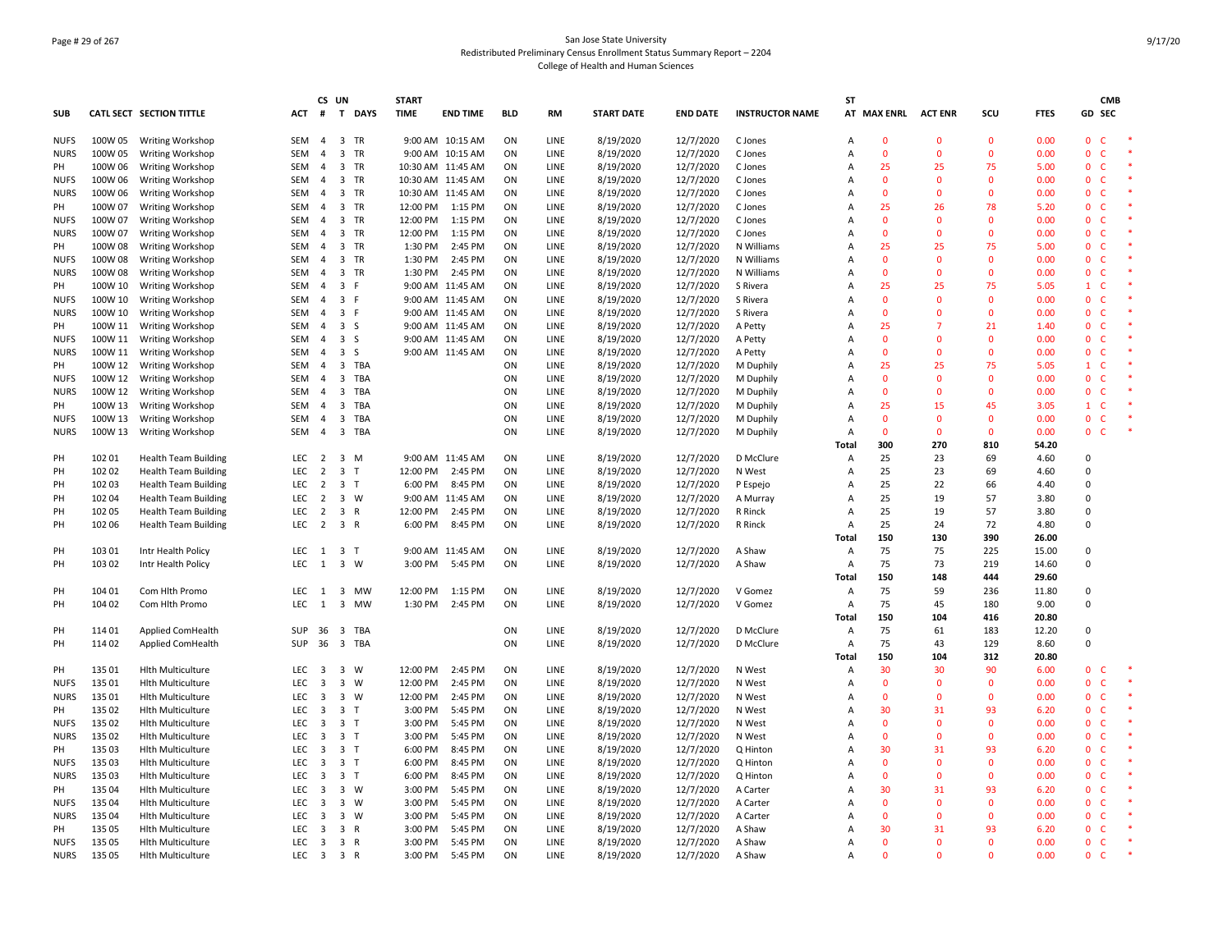San Jose State University
Redistributed Preliminary Census Enrollment Status Summary Report – 2204
College of Health and Human Sciences

| SUB | CATL SECT | SECTION TITTLE | ACT | CS # | UN T | DAYS | START TIME | END TIME | BLD | RM | START DATE | END DATE | INSTRUCTOR NAME | ST AT | MAX ENRL | ACT ENR | SCU | FTES | GD | CMB SEC | |
|---|---|---|---|---|---|---|---|---|---|---|---|---|---|---|---|---|---|---|---|---|---|
| NUFS | 100W 05 | Writing Workshop | SEM | 4 | 3 | TR | 9:00 AM | 10:15 AM | ON | LINE | 8/19/2020 | 12/7/2020 | C Jones | A | 0 | 0 | 0 | 0.00 | 0 | C | * |
| NURS | 100W 05 | Writing Workshop | SEM | 4 | 3 | TR | 9:00 AM | 10:15 AM | ON | LINE | 8/19/2020 | 12/7/2020 | C Jones | A | 0 | 0 | 0 | 0.00 | 0 | C | * |
| PH | 100W 06 | Writing Workshop | SEM | 4 | 3 | TR | 10:30 AM | 11:45 AM | ON | LINE | 8/19/2020 | 12/7/2020 | C Jones | A | 25 | 25 | 75 | 5.00 | 0 | C | * |
| NUFS | 100W 06 | Writing Workshop | SEM | 4 | 3 | TR | 10:30 AM | 11:45 AM | ON | LINE | 8/19/2020 | 12/7/2020 | C Jones | A | 0 | 0 | 0 | 0.00 | 0 | C | * |
| NURS | 100W 06 | Writing Workshop | SEM | 4 | 3 | TR | 10:30 AM | 11:45 AM | ON | LINE | 8/19/2020 | 12/7/2020 | C Jones | A | 0 | 0 | 0 | 0.00 | 0 | C | * |
| PH | 100W 07 | Writing Workshop | SEM | 4 | 3 | TR | 12:00 PM | 1:15 PM | ON | LINE | 8/19/2020 | 12/7/2020 | C Jones | A | 25 | 26 | 78 | 5.20 | 0 | C | * |
| NUFS | 100W 07 | Writing Workshop | SEM | 4 | 3 | TR | 12:00 PM | 1:15 PM | ON | LINE | 8/19/2020 | 12/7/2020 | C Jones | A | 0 | 0 | 0 | 0.00 | 0 | C | * |
| NURS | 100W 07 | Writing Workshop | SEM | 4 | 3 | TR | 12:00 PM | 1:15 PM | ON | LINE | 8/19/2020 | 12/7/2020 | C Jones | A | 0 | 0 | 0 | 0.00 | 0 | C | * |
| PH | 100W 08 | Writing Workshop | SEM | 4 | 3 | TR | 1:30 PM | 2:45 PM | ON | LINE | 8/19/2020 | 12/7/2020 | N Williams | A | 25 | 25 | 75 | 5.00 | 0 | C | * |
| NUFS | 100W 08 | Writing Workshop | SEM | 4 | 3 | TR | 1:30 PM | 2:45 PM | ON | LINE | 8/19/2020 | 12/7/2020 | N Williams | A | 0 | 0 | 0 | 0.00 | 0 | C | * |
| NURS | 100W 08 | Writing Workshop | SEM | 4 | 3 | TR | 1:30 PM | 2:45 PM | ON | LINE | 8/19/2020 | 12/7/2020 | N Williams | A | 0 | 0 | 0 | 0.00 | 0 | C | * |
| PH | 100W 10 | Writing Workshop | SEM | 4 | 3 | F | 9:00 AM | 11:45 AM | ON | LINE | 8/19/2020 | 12/7/2020 | S Rivera | A | 25 | 25 | 75 | 5.05 | 1 | C | * |
| NUFS | 100W 10 | Writing Workshop | SEM | 4 | 3 | F | 9:00 AM | 11:45 AM | ON | LINE | 8/19/2020 | 12/7/2020 | S Rivera | A | 0 | 0 | 0 | 0.00 | 0 | C | * |
| NURS | 100W 10 | Writing Workshop | SEM | 4 | 3 | F | 9:00 AM | 11:45 AM | ON | LINE | 8/19/2020 | 12/7/2020 | S Rivera | A | 0 | 0 | 0 | 0.00 | 0 | C | * |
| PH | 100W 11 | Writing Workshop | SEM | 4 | 3 | S | 9:00 AM | 11:45 AM | ON | LINE | 8/19/2020 | 12/7/2020 | A Petty | A | 25 | 7 | 21 | 1.40 | 0 | C | * |
| NUFS | 100W 11 | Writing Workshop | SEM | 4 | 3 | S | 9:00 AM | 11:45 AM | ON | LINE | 8/19/2020 | 12/7/2020 | A Petty | A | 0 | 0 | 0 | 0.00 | 0 | C | * |
| NURS | 100W 11 | Writing Workshop | SEM | 4 | 3 | S | 9:00 AM | 11:45 AM | ON | LINE | 8/19/2020 | 12/7/2020 | A Petty | A | 0 | 0 | 0 | 0.00 | 0 | C | * |
| PH | 100W 12 | Writing Workshop | SEM | 4 | 3 | TBA | | | ON | LINE | 8/19/2020 | 12/7/2020 | M Duphily | A | 25 | 25 | 75 | 5.05 | 1 | C | * |
| NUFS | 100W 12 | Writing Workshop | SEM | 4 | 3 | TBA | | | ON | LINE | 8/19/2020 | 12/7/2020 | M Duphily | A | 0 | 0 | 0 | 0.00 | 0 | C | * |
| NURS | 100W 12 | Writing Workshop | SEM | 4 | 3 | TBA | | | ON | LINE | 8/19/2020 | 12/7/2020 | M Duphily | A | 0 | 0 | 0 | 0.00 | 0 | C | * |
| PH | 100W 13 | Writing Workshop | SEM | 4 | 3 | TBA | | | ON | LINE | 8/19/2020 | 12/7/2020 | M Duphily | A | 25 | 15 | 45 | 3.05 | 1 | C | * |
| NUFS | 100W 13 | Writing Workshop | SEM | 4 | 3 | TBA | | | ON | LINE | 8/19/2020 | 12/7/2020 | M Duphily | A | 0 | 0 | 0 | 0.00 | 0 | C | * |
| NURS | 100W 13 | Writing Workshop | SEM | 4 | 3 | TBA | | | ON | LINE | 8/19/2020 | 12/7/2020 | M Duphily | A | 0 | 0 | 0 | 0.00 | 0 | C | * |
| | | | | | | | | | | | | | | **Total** | **300** | **270** | **810** | **54.20** | | | |
| PH | 102 01 | Health Team Building | LEC | 2 | 3 | M | 9:00 AM | 11:45 AM | ON | LINE | 8/19/2020 | 12/7/2020 | D McClure | A | 25 | 23 | 69 | 4.60 | 0 | | |
| PH | 102 02 | Health Team Building | LEC | 2 | 3 | T | 12:00 PM | 2:45 PM | ON | LINE | 8/19/2020 | 12/7/2020 | N West | A | 25 | 23 | 69 | 4.60 | 0 | | |
| PH | 102 03 | Health Team Building | LEC | 2 | 3 | T | 6:00 PM | 8:45 PM | ON | LINE | 8/19/2020 | 12/7/2020 | P Espejo | A | 25 | 22 | 66 | 4.40 | 0 | | |
| PH | 102 04 | Health Team Building | LEC | 2 | 3 | W | 9:00 AM | 11:45 AM | ON | LINE | 8/19/2020 | 12/7/2020 | A Murray | A | 25 | 19 | 57 | 3.80 | 0 | | |
| PH | 102 05 | Health Team Building | LEC | 2 | 3 | R | 12:00 PM | 2:45 PM | ON | LINE | 8/19/2020 | 12/7/2020 | R Rinck | A | 25 | 19 | 57 | 3.80 | 0 | | |
| PH | 102 06 | Health Team Building | LEC | 2 | 3 | R | 6:00 PM | 8:45 PM | ON | LINE | 8/19/2020 | 12/7/2020 | R Rinck | A | 25 | 24 | 72 | 4.80 | 0 | | |
| | | | | | | | | | | | | | | **Total** | **150** | **130** | **390** | **26.00** | | | |
| PH | 103 01 | Intr Health Policy | LEC | 1 | 3 | T | 9:00 AM | 11:45 AM | ON | LINE | 8/19/2020 | 12/7/2020 | A Shaw | A | 75 | 75 | 225 | 15.00 | 0 | | |
| PH | 103 02 | Intr Health Policy | LEC | 1 | 3 | W | 3:00 PM | 5:45 PM | ON | LINE | 8/19/2020 | 12/7/2020 | A Shaw | A | 75 | 73 | 219 | 14.60 | 0 | | |
| | | | | | | | | | | | | | | **Total** | **150** | **148** | **444** | **29.60** | | | |
| PH | 104 01 | Com Hlth Promo | LEC | 1 | 3 | MW | 12:00 PM | 1:15 PM | ON | LINE | 8/19/2020 | 12/7/2020 | V Gomez | A | 75 | 59 | 236 | 11.80 | 0 | | |
| PH | 104 02 | Com Hlth Promo | LEC | 1 | 3 | MW | 1:30 PM | 2:45 PM | ON | LINE | 8/19/2020 | 12/7/2020 | V Gomez | A | 75 | 45 | 180 | 9.00 | 0 | | |
| | | | | | | | | | | | | | | **Total** | **150** | **104** | **416** | **20.80** | | | |
| PH | 114 01 | Applied ComHealth | SUP | 36 | 3 | TBA | | | ON | LINE | 8/19/2020 | 12/7/2020 | D McClure | A | 75 | 61 | 183 | 12.20 | 0 | | |
| PH | 114 02 | Applied ComHealth | SUP | 36 | 3 | TBA | | | ON | LINE | 8/19/2020 | 12/7/2020 | D McClure | A | 75 | 43 | 129 | 8.60 | 0 | | |
| | | | | | | | | | | | | | | **Total** | **150** | **104** | **312** | **20.80** | | | |
| PH | 135 01 | Hlth Multiculture | LEC | 3 | 3 | W | 12:00 PM | 2:45 PM | ON | LINE | 8/19/2020 | 12/7/2020 | N West | A | 30 | 30 | 90 | 6.00 | 0 | C | * |
| NUFS | 135 01 | Hlth Multiculture | LEC | 3 | 3 | W | 12:00 PM | 2:45 PM | ON | LINE | 8/19/2020 | 12/7/2020 | N West | A | 0 | 0 | 0 | 0.00 | 0 | C | * |
| NURS | 135 01 | Hlth Multiculture | LEC | 3 | 3 | W | 12:00 PM | 2:45 PM | ON | LINE | 8/19/2020 | 12/7/2020 | N West | A | 0 | 0 | 0 | 0.00 | 0 | C | * |
| PH | 135 02 | Hlth Multiculture | LEC | 3 | 3 | T | 3:00 PM | 5:45 PM | ON | LINE | 8/19/2020 | 12/7/2020 | N West | A | 30 | 31 | 93 | 6.20 | 0 | C | * |
| NUFS | 135 02 | Hlth Multiculture | LEC | 3 | 3 | T | 3:00 PM | 5:45 PM | ON | LINE | 8/19/2020 | 12/7/2020 | N West | A | 0 | 0 | 0 | 0.00 | 0 | C | * |
| NURS | 135 02 | Hlth Multiculture | LEC | 3 | 3 | T | 3:00 PM | 5:45 PM | ON | LINE | 8/19/2020 | 12/7/2020 | N West | A | 0 | 0 | 0 | 0.00 | 0 | C | * |
| PH | 135 03 | Hlth Multiculture | LEC | 3 | 3 | T | 6:00 PM | 8:45 PM | ON | LINE | 8/19/2020 | 12/7/2020 | Q Hinton | A | 30 | 31 | 93 | 6.20 | 0 | C | * |
| NUFS | 135 03 | Hlth Multiculture | LEC | 3 | 3 | T | 6:00 PM | 8:45 PM | ON | LINE | 8/19/2020 | 12/7/2020 | Q Hinton | A | 0 | 0 | 0 | 0.00 | 0 | C | * |
| NURS | 135 03 | Hlth Multiculture | LEC | 3 | 3 | T | 6:00 PM | 8:45 PM | ON | LINE | 8/19/2020 | 12/7/2020 | Q Hinton | A | 0 | 0 | 0 | 0.00 | 0 | C | * |
| PH | 135 04 | Hlth Multiculture | LEC | 3 | 3 | W | 3:00 PM | 5:45 PM | ON | LINE | 8/19/2020 | 12/7/2020 | A Carter | A | 30 | 31 | 93 | 6.20 | 0 | C | * |
| NUFS | 135 04 | Hlth Multiculture | LEC | 3 | 3 | W | 3:00 PM | 5:45 PM | ON | LINE | 8/19/2020 | 12/7/2020 | A Carter | A | 0 | 0 | 0 | 0.00 | 0 | C | * |
| NURS | 135 04 | Hlth Multiculture | LEC | 3 | 3 | W | 3:00 PM | 5:45 PM | ON | LINE | 8/19/2020 | 12/7/2020 | A Carter | A | 0 | 0 | 0 | 0.00 | 0 | C | * |
| PH | 135 05 | Hlth Multiculture | LEC | 3 | 3 | R | 3:00 PM | 5:45 PM | ON | LINE | 8/19/2020 | 12/7/2020 | A Shaw | A | 30 | 31 | 93 | 6.20 | 0 | C | * |
| NUFS | 135 05 | Hlth Multiculture | LEC | 3 | 3 | R | 3:00 PM | 5:45 PM | ON | LINE | 8/19/2020 | 12/7/2020 | A Shaw | A | 0 | 0 | 0 | 0.00 | 0 | C | * |
| NURS | 135 05 | Hlth Multiculture | LEC | 3 | 3 | R | 3:00 PM | 5:45 PM | ON | LINE | 8/19/2020 | 12/7/2020 | A Shaw | A | 0 | 0 | 0 | 0.00 | 0 | C | * |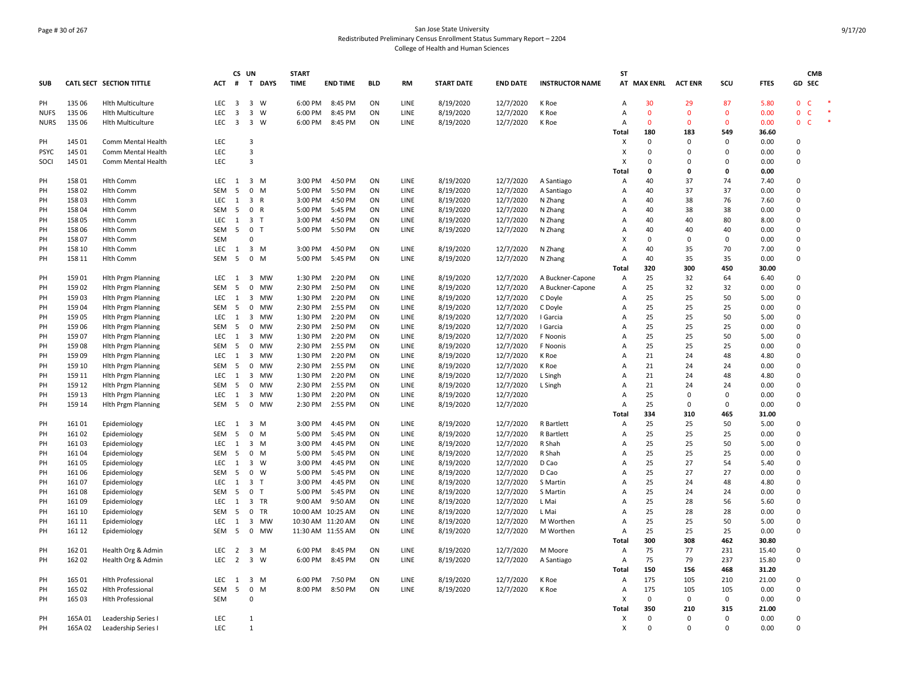San Jose State University
Redistributed Preliminary Census Enrollment Status Summary Report – 2204
College of Health and Human Sciences

| SUB | CATL SECT | SECTION TITTLE | ACT | CS # | UN T | DAYS | START TIME | END TIME | BLD | RM | START DATE | END DATE | INSTRUCTOR NAME | ST AT | MAX ENRL | ACT ENR | SCU | FTES | GD | CMB SEC |
|---|---|---|---|---|---|---|---|---|---|---|---|---|---|---|---|---|---|---|---|---|
| PH | 135 06 | Hlth Multiculture | LEC | 3 | 3 | W | 6:00 PM | 8:45 PM | ON | LINE | 8/19/2020 | 12/7/2020 | K Roe | A | 30 | 29 | 87 | 5.80 | 0 | C * |
| NUFS | 135 06 | Hlth Multiculture | LEC | 3 | 3 | W | 6:00 PM | 8:45 PM | ON | LINE | 8/19/2020 | 12/7/2020 | K Roe | A | 0 | 0 | 0 | 0.00 | 0 | C * |
| NURS | 135 06 | Hlth Multiculture | LEC | 3 | 3 | W | 6:00 PM | 8:45 PM | ON | LINE | 8/19/2020 | 12/7/2020 | K Roe | A | 0 | 0 | 0 | 0.00 | 0 | C * |
| | | | | | | | | | | | | | | Total | 180 | 183 | 549 | 36.60 | | |
| PH | 145 01 | Comm Mental Health | LEC | | 3 | | | | | | | | | X | 0 | 0 | 0 | 0.00 | 0 | |
| PSYC | 145 01 | Comm Mental Health | LEC | | 3 | | | | | | | | | X | 0 | 0 | 0 | 0.00 | 0 | |
| SOCI | 145 01 | Comm Mental Health | LEC | | 3 | | | | | | | | | X | 0 | 0 | 0 | 0.00 | 0 | |
| | | | | | | | | | | | | | | Total | 0 | 0 | 0 | 0.00 | | |
| PH | 158 01 | Hlth Comm | LEC | 1 | 3 | M | 3:00 PM | 4:50 PM | ON | LINE | 8/19/2020 | 12/7/2020 | A Santiago | A | 40 | 37 | 74 | 7.40 | 0 | |
| PH | 158 02 | Hlth Comm | SEM | 5 | 0 | M | 5:00 PM | 5:50 PM | ON | LINE | 8/19/2020 | 12/7/2020 | A Santiago | A | 40 | 37 | 37 | 0.00 | 0 | |
| PH | 158 03 | Hlth Comm | LEC | 1 | 3 | R | 3:00 PM | 4:50 PM | ON | LINE | 8/19/2020 | 12/7/2020 | N Zhang | A | 40 | 38 | 76 | 7.60 | 0 | |
| PH | 158 04 | Hlth Comm | SEM | 5 | 0 | R | 5:00 PM | 5:45 PM | ON | LINE | 8/19/2020 | 12/7/2020 | N Zhang | A | 40 | 38 | 38 | 0.00 | 0 | |
| PH | 158 05 | Hlth Comm | LEC | 1 | 3 | T | 3:00 PM | 4:50 PM | ON | LINE | 8/19/2020 | 12/7/2020 | N Zhang | A | 40 | 40 | 80 | 8.00 | 0 | |
| PH | 158 06 | Hlth Comm | SEM | 5 | 0 | T | 5:00 PM | 5:50 PM | ON | LINE | 8/19/2020 | 12/7/2020 | N Zhang | A | 40 | 40 | 40 | 0.00 | 0 | |
| PH | 158 07 | Hlth Comm | SEM | | 0 | | | | | | | | | X | 0 | 0 | 0 | 0.00 | 0 | |
| PH | 158 10 | Hlth Comm | LEC | 1 | 3 | M | 3:00 PM | 4:50 PM | ON | LINE | 8/19/2020 | 12/7/2020 | N Zhang | A | 40 | 35 | 70 | 7.00 | 0 | |
| PH | 158 11 | Hlth Comm | SEM | 5 | 0 | M | 5:00 PM | 5:45 PM | ON | LINE | 8/19/2020 | 12/7/2020 | N Zhang | A | 40 | 35 | 35 | 0.00 | 0 | |
| | | | | | | | | | | | | | | Total | 320 | 300 | 450 | 30.00 | | |
| PH | 159 01 | Hlth Prgm Planning | LEC | 1 | 3 | MW | 1:30 PM | 2:20 PM | ON | LINE | 8/19/2020 | 12/7/2020 | A Buckner-Capone | A | 25 | 32 | 64 | 6.40 | 0 | |
| PH | 159 02 | Hlth Prgm Planning | SEM | 5 | 0 | MW | 2:30 PM | 2:50 PM | ON | LINE | 8/19/2020 | 12/7/2020 | A Buckner-Capone | A | 25 | 32 | 32 | 0.00 | 0 | |
| PH | 159 03 | Hlth Prgm Planning | LEC | 1 | 3 | MW | 1:30 PM | 2:20 PM | ON | LINE | 8/19/2020 | 12/7/2020 | C Doyle | A | 25 | 25 | 50 | 5.00 | 0 | |
| PH | 159 04 | Hlth Prgm Planning | SEM | 5 | 0 | MW | 2:30 PM | 2:55 PM | ON | LINE | 8/19/2020 | 12/7/2020 | C Doyle | A | 25 | 25 | 25 | 0.00 | 0 | |
| PH | 159 05 | Hlth Prgm Planning | LEC | 1 | 3 | MW | 1:30 PM | 2:20 PM | ON | LINE | 8/19/2020 | 12/7/2020 | I Garcia | A | 25 | 25 | 50 | 5.00 | 0 | |
| PH | 159 06 | Hlth Prgm Planning | SEM | 5 | 0 | MW | 2:30 PM | 2:50 PM | ON | LINE | 8/19/2020 | 12/7/2020 | I Garcia | A | 25 | 25 | 25 | 0.00 | 0 | |
| PH | 159 07 | Hlth Prgm Planning | LEC | 1 | 3 | MW | 1:30 PM | 2:20 PM | ON | LINE | 8/19/2020 | 12/7/2020 | F Noonis | A | 25 | 25 | 50 | 5.00 | 0 | |
| PH | 159 08 | Hlth Prgm Planning | SEM | 5 | 0 | MW | 2:30 PM | 2:55 PM | ON | LINE | 8/19/2020 | 12/7/2020 | F Noonis | A | 25 | 25 | 25 | 0.00 | 0 | |
| PH | 159 09 | Hlth Prgm Planning | LEC | 1 | 3 | MW | 1:30 PM | 2:20 PM | ON | LINE | 8/19/2020 | 12/7/2020 | K Roe | A | 21 | 24 | 48 | 4.80 | 0 | |
| PH | 159 10 | Hlth Prgm Planning | SEM | 5 | 0 | MW | 2:30 PM | 2:55 PM | ON | LINE | 8/19/2020 | 12/7/2020 | K Roe | A | 21 | 24 | 24 | 0.00 | 0 | |
| PH | 159 11 | Hlth Prgm Planning | LEC | 1 | 3 | MW | 1:30 PM | 2:20 PM | ON | LINE | 8/19/2020 | 12/7/2020 | L Singh | A | 21 | 24 | 48 | 4.80 | 0 | |
| PH | 159 12 | Hlth Prgm Planning | SEM | 5 | 0 | MW | 2:30 PM | 2:55 PM | ON | LINE | 8/19/2020 | 12/7/2020 | L Singh | A | 21 | 24 | 24 | 0.00 | 0 | |
| PH | 159 13 | Hlth Prgm Planning | LEC | 1 | 3 | MW | 1:30 PM | 2:20 PM | ON | LINE | 8/19/2020 | 12/7/2020 | | A | 25 | 0 | 0 | 0.00 | 0 | |
| PH | 159 14 | Hlth Prgm Planning | SEM | 5 | 0 | MW | 2:30 PM | 2:55 PM | ON | LINE | 8/19/2020 | 12/7/2020 | | A | 25 | 0 | 0 | 0.00 | 0 | |
| | | | | | | | | | | | | | | Total | 334 | 310 | 465 | 31.00 | | |
| PH | 161 01 | Epidemiology | LEC | 1 | 3 | M | 3:00 PM | 4:45 PM | ON | LINE | 8/19/2020 | 12/7/2020 | R Bartlett | A | 25 | 25 | 50 | 5.00 | 0 | |
| PH | 161 02 | Epidemiology | SEM | 5 | 0 | M | 5:00 PM | 5:45 PM | ON | LINE | 8/19/2020 | 12/7/2020 | R Bartlett | A | 25 | 25 | 25 | 0.00 | 0 | |
| PH | 161 03 | Epidemiology | LEC | 1 | 3 | M | 3:00 PM | 4:45 PM | ON | LINE | 8/19/2020 | 12/7/2020 | R Shah | A | 25 | 25 | 50 | 5.00 | 0 | |
| PH | 161 04 | Epidemiology | SEM | 5 | 0 | M | 5:00 PM | 5:45 PM | ON | LINE | 8/19/2020 | 12/7/2020 | R Shah | A | 25 | 25 | 25 | 0.00 | 0 | |
| PH | 161 05 | Epidemiology | LEC | 1 | 3 | W | 3:00 PM | 4:45 PM | ON | LINE | 8/19/2020 | 12/7/2020 | D Cao | A | 25 | 27 | 54 | 5.40 | 0 | |
| PH | 161 06 | Epidemiology | SEM | 5 | 0 | W | 5:00 PM | 5:45 PM | ON | LINE | 8/19/2020 | 12/7/2020 | D Cao | A | 25 | 27 | 27 | 0.00 | 0 | |
| PH | 161 07 | Epidemiology | LEC | 1 | 3 | T | 3:00 PM | 4:45 PM | ON | LINE | 8/19/2020 | 12/7/2020 | S Martin | A | 25 | 24 | 48 | 4.80 | 0 | |
| PH | 161 08 | Epidemiology | SEM | 5 | 0 | T | 5:00 PM | 5:45 PM | ON | LINE | 8/19/2020 | 12/7/2020 | S Martin | A | 25 | 24 | 24 | 0.00 | 0 | |
| PH | 161 09 | Epidemiology | LEC | 1 | 3 | TR | 9:00 AM | 9:50 AM | ON | LINE | 8/19/2020 | 12/7/2020 | L Mai | A | 25 | 28 | 56 | 5.60 | 0 | |
| PH | 161 10 | Epidemiology | SEM | 5 | 0 | TR | 10:00 AM | 10:25 AM | ON | LINE | 8/19/2020 | 12/7/2020 | L Mai | A | 25 | 28 | 28 | 0.00 | 0 | |
| PH | 161 11 | Epidemiology | LEC | 1 | 3 | MW | 10:30 AM | 11:20 AM | ON | LINE | 8/19/2020 | 12/7/2020 | M Worthen | A | 25 | 25 | 50 | 5.00 | 0 | |
| PH | 161 12 | Epidemiology | SEM | 5 | 0 | MW | 11:30 AM | 11:55 AM | ON | LINE | 8/19/2020 | 12/7/2020 | M Worthen | A | 25 | 25 | 25 | 0.00 | 0 | |
| | | | | | | | | | | | | | | Total | 300 | 308 | 462 | 30.80 | | |
| PH | 162 01 | Health Org & Admin | LEC | 2 | 3 | M | 6:00 PM | 8:45 PM | ON | LINE | 8/19/2020 | 12/7/2020 | M Moore | A | 75 | 77 | 231 | 15.40 | 0 | |
| PH | 162 02 | Health Org & Admin | LEC | 2 | 3 | W | 6:00 PM | 8:45 PM | ON | LINE | 8/19/2020 | 12/7/2020 | A Santiago | A | 75 | 79 | 237 | 15.80 | 0 | |
| | | | | | | | | | | | | | | Total | 150 | 156 | 468 | 31.20 | | |
| PH | 165 01 | Hlth Professional | LEC | 1 | 3 | M | 6:00 PM | 7:50 PM | ON | LINE | 8/19/2020 | 12/7/2020 | K Roe | A | 175 | 105 | 210 | 21.00 | 0 | |
| PH | 165 02 | Hlth Professional | SEM | 5 | 0 | M | 8:00 PM | 8:50 PM | ON | LINE | 8/19/2020 | 12/7/2020 | K Roe | A | 175 | 105 | 105 | 0.00 | 0 | |
| PH | 165 03 | Hlth Professional | SEM | | 0 | | | | | | | | | X | 0 | 0 | 0 | 0.00 | 0 | |
| | | | | | | | | | | | | | | Total | 350 | 210 | 315 | 21.00 | | |
| PH | 165A 01 | Leadership Series I | LEC | | 1 | | | | | | | | | X | 0 | 0 | 0 | 0.00 | 0 | |
| PH | 165A 02 | Leadership Series I | LEC | | 1 | | | | | | | | | X | 0 | 0 | 0 | 0.00 | 0 | |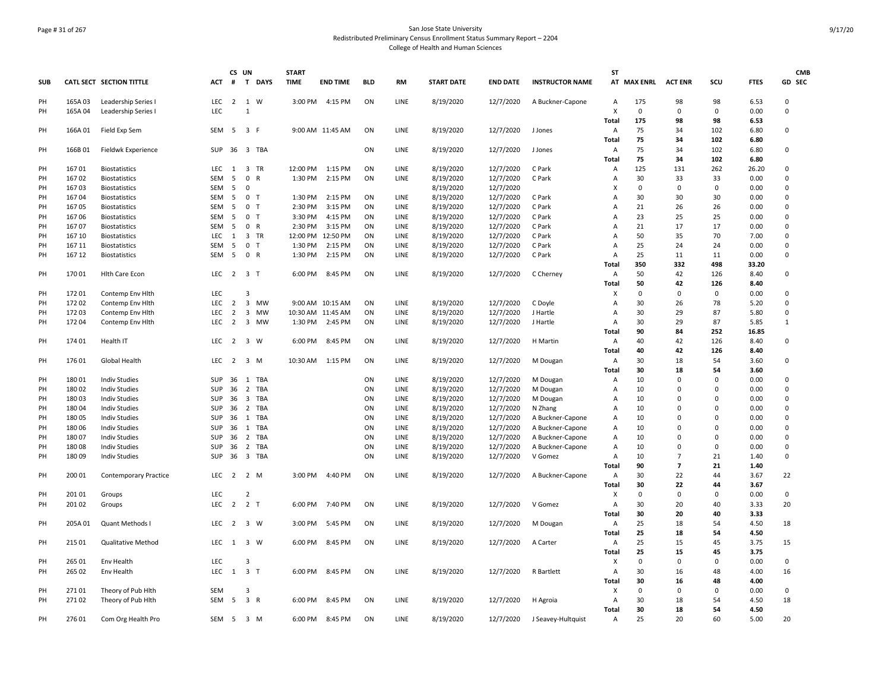San Jose State University
Redistributed Preliminary Census Enrollment Status Summary Report – 2204
College of Health and Human Sciences

| SUB | CATL SECT | SECTION TITTLE | ACT | CS # | UN T | DAYS | START TIME | END TIME | BLD | RM | START DATE | END DATE | INSTRUCTOR NAME | ST AT | MAX ENRL | ACT ENR | SCU | FTES | GD | CMB SEC |
|---|---|---|---|---|---|---|---|---|---|---|---|---|---|---|---|---|---|---|---|---|
| PH | 165A 03 | Leadership Series I | LEC | 2 | 1 | W | 3:00 PM | 4:15 PM | ON | LINE | 8/19/2020 | 12/7/2020 | A Buckner-Capone | A | 175 | 98 | 98 | 6.53 | 0 | |
| PH | 165A 04 | Leadership Series I | LEC | | 1 | | | | | | | | | X | 0 | 0 | 0 | 0.00 | 0 | |
| | | | | | | | | | | | | | | Total | 175 | 98 | 98 | 6.53 | | |
| PH | 166A 01 | Field Exp Sem | SEM | 5 | 3 | F | 9:00 AM | 11:45 AM | ON | LINE | 8/19/2020 | 12/7/2020 | J Jones | A | 75 | 34 | 102 | 6.80 | 0 | |
| | | | | | | | | | | | | | | Total | 75 | 34 | 102 | 6.80 | | |
| PH | 166B 01 | Fieldwk Experience | SUP | 36 | 3 | TBA | | | ON | LINE | 8/19/2020 | 12/7/2020 | J Jones | A | 75 | 34 | 102 | 6.80 | 0 | |
| | | | | | | | | | | | | | | Total | 75 | 34 | 102 | 6.80 | | |
| PH | 167 01 | Biostatistics | LEC | 1 | 3 | TR | 12:00 PM | 1:15 PM | ON | LINE | 8/19/2020 | 12/7/2020 | C Park | A | 125 | 131 | 262 | 26.20 | 0 | |
| PH | 167 02 | Biostatistics | SEM | 5 | 0 | R | 1:30 PM | 2:15 PM | ON | LINE | 8/19/2020 | 12/7/2020 | C Park | A | 30 | 33 | 33 | 0.00 | 0 | |
| PH | 167 03 | Biostatistics | SEM | 5 | 0 | | | | | | 8/19/2020 | 12/7/2020 | | X | 0 | 0 | 0 | 0.00 | 0 | |
| PH | 167 04 | Biostatistics | SEM | 5 | 0 | T | 1:30 PM | 2:15 PM | ON | LINE | 8/19/2020 | 12/7/2020 | C Park | A | 30 | 30 | 30 | 0.00 | 0 | |
| PH | 167 05 | Biostatistics | SEM | 5 | 0 | T | 2:30 PM | 3:15 PM | ON | LINE | 8/19/2020 | 12/7/2020 | C Park | A | 21 | 26 | 26 | 0.00 | 0 | |
| PH | 167 06 | Biostatistics | SEM | 5 | 0 | T | 3:30 PM | 4:15 PM | ON | LINE | 8/19/2020 | 12/7/2020 | C Park | A | 23 | 25 | 25 | 0.00 | 0 | |
| PH | 167 07 | Biostatistics | SEM | 5 | 0 | R | 2:30 PM | 3:15 PM | ON | LINE | 8/19/2020 | 12/7/2020 | C Park | A | 21 | 17 | 17 | 0.00 | 0 | |
| PH | 167 10 | Biostatistics | LEC | 1 | 3 | TR | 12:00 PM | 12:50 PM | ON | LINE | 8/19/2020 | 12/7/2020 | C Park | A | 50 | 35 | 70 | 7.00 | 0 | |
| PH | 167 11 | Biostatistics | SEM | 5 | 0 | T | 1:30 PM | 2:15 PM | ON | LINE | 8/19/2020 | 12/7/2020 | C Park | A | 25 | 24 | 24 | 0.00 | 0 | |
| PH | 167 12 | Biostatistics | SEM | 5 | 0 | R | 1:30 PM | 2:15 PM | ON | LINE | 8/19/2020 | 12/7/2020 | C Park | A | 25 | 11 | 11 | 0.00 | 0 | |
| | | | | | | | | | | | | | | Total | 350 | 332 | 498 | 33.20 | | |
| PH | 170 01 | Hlth Care Econ | LEC | 2 | 3 | T | 6:00 PM | 8:45 PM | ON | LINE | 8/19/2020 | 12/7/2020 | C Cherney | A | 50 | 42 | 126 | 8.40 | 0 | |
| | | | | | | | | | | | | | | Total | 50 | 42 | 126 | 8.40 | | |
| PH | 172 01 | Contemp Env Hlth | LEC | | 3 | | | | | | | | | X | 0 | 0 | 0 | 0.00 | 0 | |
| PH | 172 02 | Contemp Env Hlth | LEC | 2 | 3 | MW | 9:00 AM | 10:15 AM | ON | LINE | 8/19/2020 | 12/7/2020 | C Doyle | A | 30 | 26 | 78 | 5.20 | 0 | |
| PH | 172 03 | Contemp Env Hlth | LEC | 2 | 3 | MW | 10:30 AM | 11:45 AM | ON | LINE | 8/19/2020 | 12/7/2020 | J Hartle | A | 30 | 29 | 87 | 5.80 | 0 | |
| PH | 172 04 | Contemp Env Hlth | LEC | 2 | 3 | MW | 1:30 PM | 2:45 PM | ON | LINE | 8/19/2020 | 12/7/2020 | J Hartle | A | 30 | 29 | 87 | 5.85 | 1 | |
| | | | | | | | | | | | | | | Total | 90 | 84 | 252 | 16.85 | | |
| PH | 174 01 | Health IT | LEC | 2 | 3 | W | 6:00 PM | 8:45 PM | ON | LINE | 8/19/2020 | 12/7/2020 | H Martin | A | 40 | 42 | 126 | 8.40 | 0 | |
| | | | | | | | | | | | | | | Total | 40 | 42 | 126 | 8.40 | | |
| PH | 176 01 | Global Health | LEC | 2 | 3 | M | 10:30 AM | 1:15 PM | ON | LINE | 8/19/2020 | 12/7/2020 | M Dougan | A | 30 | 18 | 54 | 3.60 | 0 | |
| | | | | | | | | | | | | | | Total | 30 | 18 | 54 | 3.60 | | |
| PH | 180 01 | Indiv Studies | SUP | 36 | 1 | TBA | | | ON | LINE | 8/19/2020 | 12/7/2020 | M Dougan | A | 10 | 0 | 0 | 0.00 | 0 | |
| PH | 180 02 | Indiv Studies | SUP | 36 | 2 | TBA | | | ON | LINE | 8/19/2020 | 12/7/2020 | M Dougan | A | 10 | 0 | 0 | 0.00 | 0 | |
| PH | 180 03 | Indiv Studies | SUP | 36 | 3 | TBA | | | ON | LINE | 8/19/2020 | 12/7/2020 | M Dougan | A | 10 | 0 | 0 | 0.00 | 0 | |
| PH | 180 04 | Indiv Studies | SUP | 36 | 2 | TBA | | | ON | LINE | 8/19/2020 | 12/7/2020 | N Zhang | A | 10 | 0 | 0 | 0.00 | 0 | |
| PH | 180 05 | Indiv Studies | SUP | 36 | 1 | TBA | | | ON | LINE | 8/19/2020 | 12/7/2020 | A Buckner-Capone | A | 10 | 0 | 0 | 0.00 | 0 | |
| PH | 180 06 | Indiv Studies | SUP | 36 | 1 | TBA | | | ON | LINE | 8/19/2020 | 12/7/2020 | A Buckner-Capone | A | 10 | 0 | 0 | 0.00 | 0 | |
| PH | 180 07 | Indiv Studies | SUP | 36 | 2 | TBA | | | ON | LINE | 8/19/2020 | 12/7/2020 | A Buckner-Capone | A | 10 | 0 | 0 | 0.00 | 0 | |
| PH | 180 08 | Indiv Studies | SUP | 36 | 2 | TBA | | | ON | LINE | 8/19/2020 | 12/7/2020 | A Buckner-Capone | A | 10 | 0 | 0 | 0.00 | 0 | |
| PH | 180 09 | Indiv Studies | SUP | 36 | 3 | TBA | | | ON | LINE | 8/19/2020 | 12/7/2020 | V Gomez | A | 10 | 7 | 21 | 1.40 | 0 | |
| | | | | | | | | | | | | | | Total | 90 | 7 | 21 | 1.40 | | |
| PH | 200 01 | Contemporary Practice | LEC | 2 | 2 | M | 3:00 PM | 4:40 PM | ON | LINE | 8/19/2020 | 12/7/2020 | A Buckner-Capone | A | 30 | 22 | 44 | 3.67 | 22 | |
| | | | | | | | | | | | | | | Total | 30 | 22 | 44 | 3.67 | | |
| PH | 201 01 | Groups | LEC | | 2 | | | | | | | | | X | 0 | 0 | 0 | 0.00 | 0 | |
| PH | 201 02 | Groups | LEC | 2 | 2 | T | 6:00 PM | 7:40 PM | ON | LINE | 8/19/2020 | 12/7/2020 | V Gomez | A | 30 | 20 | 40 | 3.33 | 20 | |
| | | | | | | | | | | | | | | Total | 30 | 20 | 40 | 3.33 | | |
| PH | 205A 01 | Quant Methods I | LEC | 2 | 3 | W | 3:00 PM | 5:45 PM | ON | LINE | 8/19/2020 | 12/7/2020 | M Dougan | A | 25 | 18 | 54 | 4.50 | 18 | |
| | | | | | | | | | | | | | | Total | 25 | 18 | 54 | 4.50 | | |
| PH | 215 01 | Qualitative Method | LEC | 1 | 3 | W | 6:00 PM | 8:45 PM | ON | LINE | 8/19/2020 | 12/7/2020 | A Carter | A | 25 | 15 | 45 | 3.75 | 15 | |
| | | | | | | | | | | | | | | Total | 25 | 15 | 45 | 3.75 | | |
| PH | 265 01 | Env Health | LEC | | 3 | | | | | | | | | X | 0 | 0 | 0 | 0.00 | 0 | |
| PH | 265 02 | Env Health | LEC | 1 | 3 | T | 6:00 PM | 8:45 PM | ON | LINE | 8/19/2020 | 12/7/2020 | R Bartlett | A | 30 | 16 | 48 | 4.00 | 16 | |
| | | | | | | | | | | | | | | Total | 30 | 16 | 48 | 4.00 | | |
| PH | 271 01 | Theory of Pub Hlth | SEM | | 3 | | | | | | | | | X | 0 | 0 | 0 | 0.00 | 0 | |
| PH | 271 02 | Theory of Pub Hlth | SEM | 5 | 3 | R | 6:00 PM | 8:45 PM | ON | LINE | 8/19/2020 | 12/7/2020 | H Agroia | A | 30 | 18 | 54 | 4.50 | 18 | |
| | | | | | | | | | | | | | | Total | 30 | 18 | 54 | 4.50 | | |
| PH | 276 01 | Com Org Health Pro | SEM | 5 | 3 | M | 6:00 PM | 8:45 PM | ON | LINE | 8/19/2020 | 12/7/2020 | J Seavey-Hultquist | A | 25 | 20 | 60 | 5.00 | 20 | |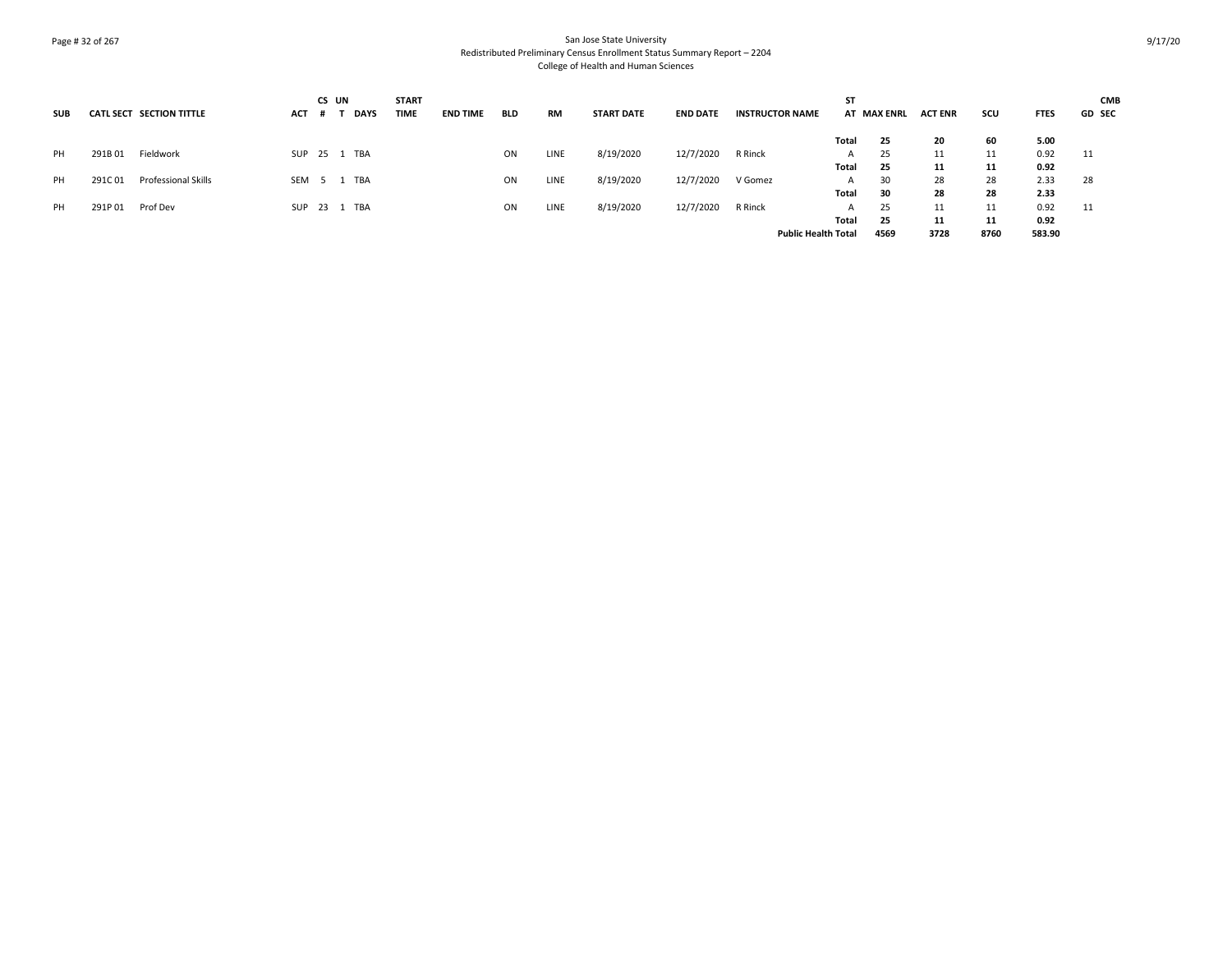San Jose State University
Redistributed Preliminary Census Enrollment Status Summary Report – 2204
College of Health and Human Sciences

| SUB | CATL | SECT | SECTION TITTLE | ACT | CS # | UN T | DAYS | START TIME | END TIME | BLD | RM | START DATE | END DATE | INSTRUCTOR NAME | ST AT | MAX ENRL | ACT ENR | SCU | FTES | GD | CMB SEC |
|---|---|---|---|---|---|---|---|---|---|---|---|---|---|---|---|---|---|---|---|---|---|
| | | | | | | | | | | | | | | | **Total** | **25** | **20** | **60** | **5.00** | | |
| PH | 291B | 01 | Fieldwork | SUP | 25 | 1 | TBA | | | ON | LINE | 8/19/2020 | 12/7/2020 | R Rinck | A | 25 | 11 | 11 | 0.92 | 11 | |
| | | | | | | | | | | | | | | | **Total** | **25** | **11** | **11** | **0.92** | | |
| PH | 291C | 01 | Professional Skills | SEM | 5 | 1 | TBA | | | ON | LINE | 8/19/2020 | 12/7/2020 | V Gomez | A | 30 | 28 | 28 | 2.33 | 28 | |
| | | | | | | | | | | | | | | | **Total** | **30** | **28** | **28** | **2.33** | | |
| PH | 291P | 01 | Prof Dev | SUP | 23 | 1 | TBA | | | ON | LINE | 8/19/2020 | 12/7/2020 | R Rinck | A | 25 | 11 | 11 | 0.92 | 11 | |
| | | | | | | | | | | | | | | | **Total** | **25** | **11** | **11** | **0.92** | | |
| | | | | | | | | | | | | | | **Public Health Total** | | **4569** | **3728** | **8760** | **583.90** | | |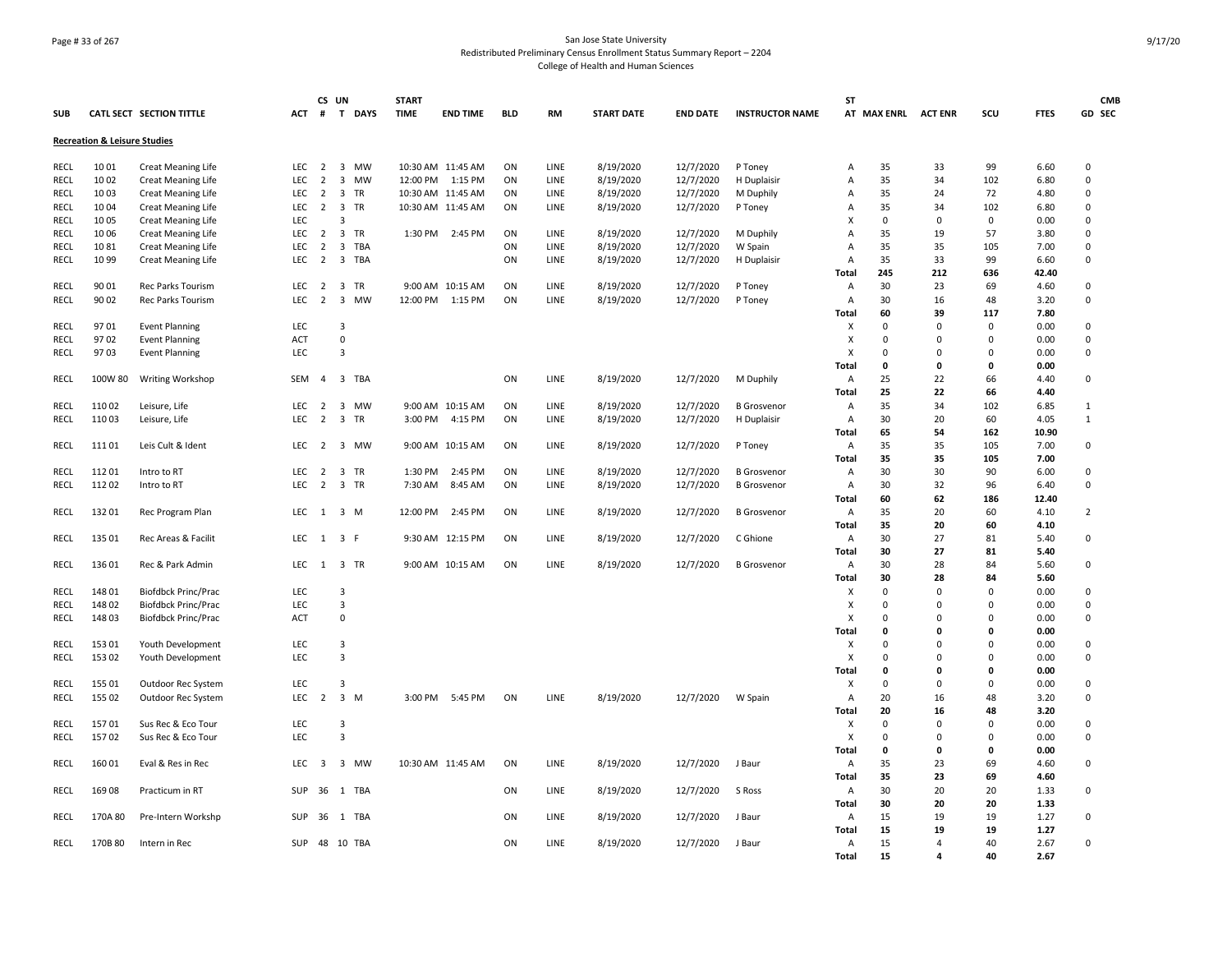San Jose State University
Redistributed Preliminary Census Enrollment Status Summary Report – 2204
College of Health and Human Sciences

| SUB | CATL SECT | SECTION TITTLE | ACT | CS # | UN T | DAYS | START TIME | END TIME | BLD | RM | START DATE | END DATE | INSTRUCTOR NAME | ST AT | MAX ENRL | ACT ENR | SCU | FTES | GD | CMB SEC |
|---|---|---|---|---|---|---|---|---|---|---|---|---|---|---|---|---|---|---|---|---|
| **Recreation & Leisure Studies** | | | | | | | | | | | | | | | | | | | | |
| RECL | 10 01 | Creat Meaning Life | LEC | 2 | 3 | MW | 10:30 AM | 11:45 AM | ON | LINE | 8/19/2020 | 12/7/2020 | P Toney | A | 35 | 33 | 99 | 6.60 | 0 | |
| RECL | 10 02 | Creat Meaning Life | LEC | 2 | 3 | MW | 12:00 PM | 1:15 PM | ON | LINE | 8/19/2020 | 12/7/2020 | H Duplaisir | A | 35 | 34 | 102 | 6.80 | 0 | |
| RECL | 10 03 | Creat Meaning Life | LEC | 2 | 3 | TR | 10:30 AM | 11:45 AM | ON | LINE | 8/19/2020 | 12/7/2020 | M Duphily | A | 35 | 24 | 72 | 4.80 | 0 | |
| RECL | 10 04 | Creat Meaning Life | LEC | 2 | 3 | TR | 10:30 AM | 11:45 AM | ON | LINE | 8/19/2020 | 12/7/2020 | P Toney | A | 35 | 34 | 102 | 6.80 | 0 | |
| RECL | 10 05 | Creat Meaning Life | LEC | | 3 | | | | | | | | | X | 0 | 0 | 0 | 0.00 | 0 | |
| RECL | 10 06 | Creat Meaning Life | LEC | 2 | 3 | TR | 1:30 PM | 2:45 PM | ON | LINE | 8/19/2020 | 12/7/2020 | M Duphily | A | 35 | 19 | 57 | 3.80 | 0 | |
| RECL | 10 81 | Creat Meaning Life | LEC | 2 | 3 | TBA | | | ON | LINE | 8/19/2020 | 12/7/2020 | W Spain | A | 35 | 35 | 105 | 7.00 | 0 | |
| RECL | 10 99 | Creat Meaning Life | LEC | 2 | 3 | TBA | | | ON | LINE | 8/19/2020 | 12/7/2020 | H Duplaisir | A | 35 | 33 | 99 | 6.60 | 0 | |
| | | | | | | | | | | | | | | **Total** | **245** | **212** | **636** | **42.40** | | |
| RECL | 90 01 | Rec Parks Tourism | LEC | 2 | 3 | TR | 9:00 AM | 10:15 AM | ON | LINE | 8/19/2020 | 12/7/2020 | P Toney | A | 30 | 23 | 69 | 4.60 | 0 | |
| RECL | 90 02 | Rec Parks Tourism | LEC | 2 | 3 | MW | 12:00 PM | 1:15 PM | ON | LINE | 8/19/2020 | 12/7/2020 | P Toney | A | 30 | 16 | 48 | 3.20 | 0 | |
| | | | | | | | | | | | | | | **Total** | **60** | **39** | **117** | **7.80** | | |
| RECL | 97 01 | Event Planning | LEC | | 3 | | | | | | | | | X | 0 | 0 | 0 | 0.00 | 0 | |
| RECL | 97 02 | Event Planning | ACT | | 0 | | | | | | | | | X | 0 | 0 | 0 | 0.00 | 0 | |
| RECL | 97 03 | Event Planning | LEC | | 3 | | | | | | | | | X | 0 | 0 | 0 | 0.00 | 0 | |
| | | | | | | | | | | | | | | **Total** | **0** | **0** | **0** | **0.00** | | |
| RECL | 100W 80 | Writing Workshop | SEM | 4 | 3 | TBA | | | ON | LINE | 8/19/2020 | 12/7/2020 | M Duphily | A | 25 | 22 | 66 | 4.40 | 0 | |
| | | | | | | | | | | | | | | **Total** | **25** | **22** | **66** | **4.40** | | |
| RECL | 110 02 | Leisure, Life | LEC | 2 | 3 | MW | 9:00 AM | 10:15 AM | ON | LINE | 8/19/2020 | 12/7/2020 | B Grosvenor | A | 35 | 34 | 102 | 6.85 | 1 | |
| RECL | 110 03 | Leisure, Life | LEC | 2 | 3 | TR | 3:00 PM | 4:15 PM | ON | LINE | 8/19/2020 | 12/7/2020 | H Duplaisir | A | 30 | 20 | 60 | 4.05 | 1 | |
| | | | | | | | | | | | | | | **Total** | **65** | **54** | **162** | **10.90** | | |
| RECL | 111 01 | Leis Cult & Ident | LEC | 2 | 3 | MW | 9:00 AM | 10:15 AM | ON | LINE | 8/19/2020 | 12/7/2020 | P Toney | A | 35 | 35 | 105 | 7.00 | 0 | |
| | | | | | | | | | | | | | | **Total** | **35** | **35** | **105** | **7.00** | | |
| RECL | 112 01 | Intro to RT | LEC | 2 | 3 | TR | 1:30 PM | 2:45 PM | ON | LINE | 8/19/2020 | 12/7/2020 | B Grosvenor | A | 30 | 30 | 90 | 6.00 | 0 | |
| RECL | 112 02 | Intro to RT | LEC | 2 | 3 | TR | 7:30 AM | 8:45 AM | ON | LINE | 8/19/2020 | 12/7/2020 | B Grosvenor | A | 30 | 32 | 96 | 6.40 | 0 | |
| | | | | | | | | | | | | | | **Total** | **60** | **62** | **186** | **12.40** | | |
| RECL | 132 01 | Rec Program Plan | LEC | 1 | 3 | M | 12:00 PM | 2:45 PM | ON | LINE | 8/19/2020 | 12/7/2020 | B Grosvenor | A | 35 | 20 | 60 | 4.10 | 2 | |
| | | | | | | | | | | | | | | **Total** | **35** | **20** | **60** | **4.10** | | |
| RECL | 135 01 | Rec Areas & Facilit | LEC | 1 | 3 | F | 9:30 AM | 12:15 PM | ON | LINE | 8/19/2020 | 12/7/2020 | C Ghione | A | 30 | 27 | 81 | 5.40 | 0 | |
| | | | | | | | | | | | | | | **Total** | **30** | **27** | **81** | **5.40** | | |
| RECL | 136 01 | Rec & Park Admin | LEC | 1 | 3 | TR | 9:00 AM | 10:15 AM | ON | LINE | 8/19/2020 | 12/7/2020 | B Grosvenor | A | 30 | 28 | 84 | 5.60 | 0 | |
| | | | | | | | | | | | | | | **Total** | **30** | **28** | **84** | **5.60** | | |
| RECL | 148 01 | Biofdbck Princ/Prac | LEC | | 3 | | | | | | | | | X | 0 | 0 | 0 | 0.00 | 0 | |
| RECL | 148 02 | Biofdbck Princ/Prac | LEC | | 3 | | | | | | | | | X | 0 | 0 | 0 | 0.00 | 0 | |
| RECL | 148 03 | Biofdbck Princ/Prac | ACT | | 0 | | | | | | | | | X | 0 | 0 | 0 | 0.00 | 0 | |
| | | | | | | | | | | | | | | **Total** | **0** | **0** | **0** | **0.00** | | |
| RECL | 153 01 | Youth Development | LEC | | 3 | | | | | | | | | X | 0 | 0 | 0 | 0.00 | 0 | |
| RECL | 153 02 | Youth Development | LEC | | 3 | | | | | | | | | X | 0 | 0 | 0 | 0.00 | 0 | |
| | | | | | | | | | | | | | | **Total** | **0** | **0** | **0** | **0.00** | | |
| RECL | 155 01 | Outdoor Rec System | LEC | | 3 | | | | | | | | | X | 0 | 0 | 0 | 0.00 | 0 | |
| RECL | 155 02 | Outdoor Rec System | LEC | 2 | 3 | M | 3:00 PM | 5:45 PM | ON | LINE | 8/19/2020 | 12/7/2020 | W Spain | A | 20 | 16 | 48 | 3.20 | 0 | |
| | | | | | | | | | | | | | | **Total** | **20** | **16** | **48** | **3.20** | | |
| RECL | 157 01 | Sus Rec & Eco Tour | LEC | | 3 | | | | | | | | | X | 0 | 0 | 0 | 0.00 | 0 | |
| RECL | 157 02 | Sus Rec & Eco Tour | LEC | | 3 | | | | | | | | | X | 0 | 0 | 0 | 0.00 | 0 | |
| | | | | | | | | | | | | | | **Total** | **0** | **0** | **0** | **0.00** | | |
| RECL | 160 01 | Eval & Res in Rec | LEC | 3 | 3 | MW | 10:30 AM | 11:45 AM | ON | LINE | 8/19/2020 | 12/7/2020 | J Baur | A | 35 | 23 | 69 | 4.60 | 0 | |
| | | | | | | | | | | | | | | **Total** | **35** | **23** | **69** | **4.60** | | |
| RECL | 169 08 | Practicum in RT | SUP | 36 | 1 | TBA | | | ON | LINE | 8/19/2020 | 12/7/2020 | S Ross | A | 30 | 20 | 20 | 1.33 | 0 | |
| | | | | | | | | | | | | | | **Total** | **30** | **20** | **20** | **1.33** | | |
| RECL | 170A 80 | Pre-Intern Workshp | SUP | 36 | 1 | TBA | | | ON | LINE | 8/19/2020 | 12/7/2020 | J Baur | A | 15 | 19 | 19 | 1.27 | 0 | |
| | | | | | | | | | | | | | | **Total** | **15** | **19** | **19** | **1.27** | | |
| RECL | 170B 80 | Intern in Rec | SUP | 48 | 10 | TBA | | | ON | LINE | 8/19/2020 | 12/7/2020 | J Baur | A | 15 | 4 | 40 | 2.67 | 0 | |
| | | | | | | | | | | | | | | **Total** | **15** | **4** | **40** | **2.67** | | |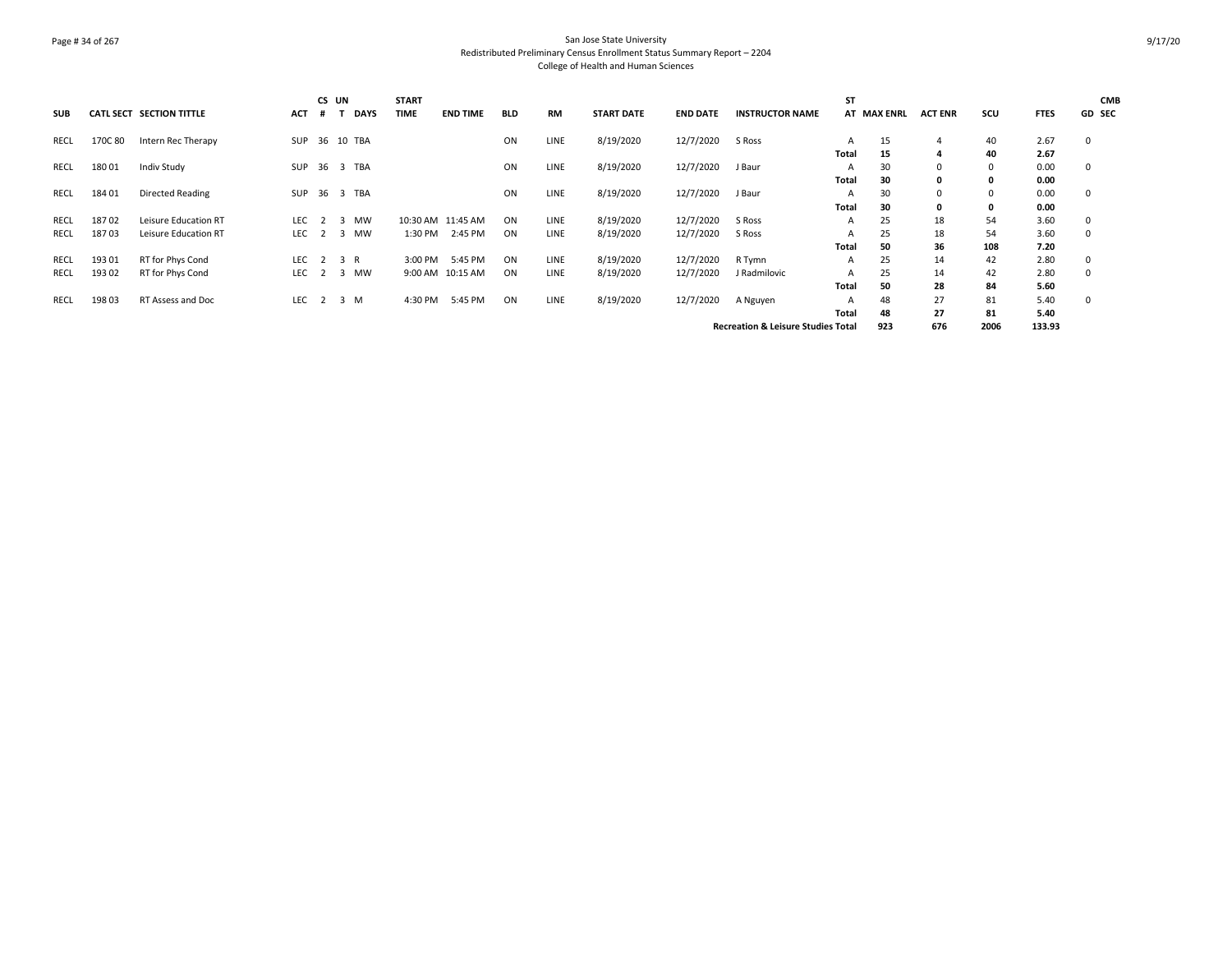San Jose State University
Redistributed Preliminary Census Enrollment Status Summary Report – 2204
College of Health and Human Sciences

| SUB | CATL SECT | SECTION TITTLE | ACT | CS # | UN T | DAYS | START TIME | END TIME | BLD | RM | START DATE | END DATE | INSTRUCTOR NAME | ST AT | MAX ENRL | ACT ENR | SCU | FTES | GD | CMB SEC |
|---|---|---|---|---|---|---|---|---|---|---|---|---|---|---|---|---|---|---|---|---|
| RECL | 170C 80 | Intern Rec Therapy | SUP | 36 | 10 | TBA | | | ON | LINE | 8/19/2020 | 12/7/2020 | S Ross | A | 15 | 4 | 40 | 2.67 | 0 | |
| | | | | | | | | | | | | | | **Total** | **15** | **4** | **40** | **2.67** | | |
| RECL | 180 01 | Indiv Study | SUP | 36 | 3 | TBA | | | ON | LINE | 8/19/2020 | 12/7/2020 | J Baur | A | 30 | 0 | 0 | 0.00 | 0 | |
| | | | | | | | | | | | | | | **Total** | **30** | **0** | **0** | **0.00** | | |
| RECL | 184 01 | Directed Reading | SUP | 36 | 3 | TBA | | | ON | LINE | 8/19/2020 | 12/7/2020 | J Baur | A | 30 | 0 | 0 | 0.00 | 0 | |
| | | | | | | | | | | | | | | **Total** | **30** | **0** | **0** | **0.00** | | |
| RECL | 187 02 | Leisure Education RT | LEC | 2 | 3 | MW | 10:30 AM | 11:45 AM | ON | LINE | 8/19/2020 | 12/7/2020 | S Ross | A | 25 | 18 | 54 | 3.60 | 0 | |
| RECL | 187 03 | Leisure Education RT | LEC | 2 | 3 | MW | 1:30 PM | 2:45 PM | ON | LINE | 8/19/2020 | 12/7/2020 | S Ross | A | 25 | 18 | 54 | 3.60 | 0 | |
| | | | | | | | | | | | | | | **Total** | **50** | **36** | **108** | **7.20** | | |
| RECL | 193 01 | RT for Phys Cond | LEC | 2 | 3 | R | 3:00 PM | 5:45 PM | ON | LINE | 8/19/2020 | 12/7/2020 | R Tymn | A | 25 | 14 | 42 | 2.80 | 0 | |
| RECL | 193 02 | RT for Phys Cond | LEC | 2 | 3 | MW | 9:00 AM | 10:15 AM | ON | LINE | 8/19/2020 | 12/7/2020 | J Radmilovic | A | 25 | 14 | 42 | 2.80 | 0 | |
| | | | | | | | | | | | | | | **Total** | **50** | **28** | **84** | **5.60** | | |
| RECL | 198 03 | RT Assess and Doc | LEC | 2 | 3 | M | 4:30 PM | 5:45 PM | ON | LINE | 8/19/2020 | 12/7/2020 | A Nguyen | A | 48 | 27 | 81 | 5.40 | 0 | |
| | | | | | | | | | | | | | | **Total** | **48** | **27** | **81** | **5.40** | | |
| | | | | | | | | | | | | | **Recreation & Leisure Studies Total** | | **923** | **676** | **2006** | **133.93** | | |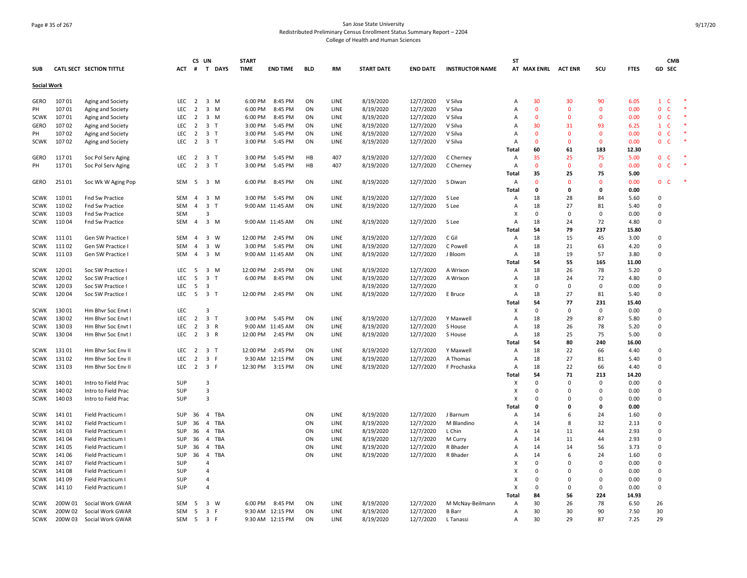San Jose State University
Redistributed Preliminary Census Enrollment Status Summary Report – 2204
College of Health and Human Sciences

| SUB | CATL SECT | SECTION TITTLE | ACT | CS # | UN T | DAYS | START TIME | END TIME | BLD | RM | START DATE | END DATE | INSTRUCTOR NAME | ST AT | MAX ENRL | ACT ENR | SCU | FTES | GD | CMB SEC |
|---|---|---|---|---|---|---|---|---|---|---|---|---|---|---|---|---|---|---|---|---|
| **Social Work** | | | | | | | | | | | | | | | | | | | | |
| GERO | 107 01 | Aging and Society | LEC | 2 | 3 | M | 6:00 PM | 8:45 PM | ON | LINE | 8/19/2020 | 12/7/2020 | V Silva | A | 30 | 30 | 90 | 6.05 | 1 | C * |
| PH | 107 01 | Aging and Society | LEC | 2 | 3 | M | 6:00 PM | 8:45 PM | ON | LINE | 8/19/2020 | 12/7/2020 | V Silva | A | 0 | 0 | 0 | 0.00 | 0 | C * |
| SCWK | 107 01 | Aging and Society | LEC | 2 | 3 | M | 6:00 PM | 8:45 PM | ON | LINE | 8/19/2020 | 12/7/2020 | V Silva | A | 0 | 0 | 0 | 0.00 | 0 | C * |
| GERO | 107 02 | Aging and Society | LEC | 2 | 3 | T | 3:00 PM | 5:45 PM | ON | LINE | 8/19/2020 | 12/7/2020 | V Silva | A | 30 | 31 | 93 | 6.25 | 1 | C * |
| PH | 107 02 | Aging and Society | LEC | 2 | 3 | T | 3:00 PM | 5:45 PM | ON | LINE | 8/19/2020 | 12/7/2020 | V Silva | A | 0 | 0 | 0 | 0.00 | 0 | C * |
| SCWK | 107 02 | Aging and Society | LEC | 2 | 3 | T | 3:00 PM | 5:45 PM | ON | LINE | 8/19/2020 | 12/7/2020 | V Silva | A | 0 | 0 | 0 | 0.00 | 0 | C * |
| | | | | | | | | | | | | | | **Total** | **60** | **61** | **183** | **12.30** | | |
| GERO | 117 01 | Soc Pol Serv Aging | LEC | 2 | 3 | T | 3:00 PM | 5:45 PM | HB | 407 | 8/19/2020 | 12/7/2020 | C Cherney | A | 35 | 25 | 75 | 5.00 | 0 | C * |
| PH | 117 01 | Soc Pol Serv Aging | LEC | 2 | 3 | T | 3:00 PM | 5:45 PM | HB | 407 | 8/19/2020 | 12/7/2020 | C Cherney | A | 0 | 0 | 0 | 0.00 | 0 | C * |
| | | | | | | | | | | | | | | **Total** | **35** | **25** | **75** | **5.00** | | |
| GERO | 251 01 | Soc Wk W Aging Pop | SEM | 5 | 3 | M | 6:00 PM | 8:45 PM | ON | LINE | 8/19/2020 | 12/7/2020 | S Diwan | A | 0 | 0 | 0 | 0.00 | 0 | C * |
| | | | | | | | | | | | | | | **Total** | **0** | **0** | **0** | **0.00** | | |
| SCWK | 110 01 | Fnd Sw Practice | SEM | 4 | 3 | M | 3:00 PM | 5:45 PM | ON | LINE | 8/19/2020 | 12/7/2020 | S Lee | A | 18 | 28 | 84 | 5.60 | 0 | |
| SCWK | 110 02 | Fnd Sw Practice | SEM | 4 | 3 | T | 9:00 AM | 11:45 AM | ON | LINE | 8/19/2020 | 12/7/2020 | S Lee | A | 18 | 27 | 81 | 5.40 | 0 | |
| SCWK | 110 03 | Fnd Sw Practice | SEM | | 3 | | | | | | | | | X | 0 | 0 | 0 | 0.00 | 0 | |
| SCWK | 110 04 | Fnd Sw Practice | SEM | 4 | 3 | M | 9:00 AM | 11:45 AM | ON | LINE | 8/19/2020 | 12/7/2020 | S Lee | A | 18 | 24 | 72 | 4.80 | 0 | |
| | | | | | | | | | | | | | | **Total** | **54** | **79** | **237** | **15.80** | | |
| SCWK | 111 01 | Gen SW Practice I | SEM | 4 | 3 | W | 12:00 PM | 2:45 PM | ON | LINE | 8/19/2020 | 12/7/2020 | C Gil | A | 18 | 15 | 45 | 3.00 | 0 | |
| SCWK | 111 02 | Gen SW Practice I | SEM | 4 | 3 | W | 3:00 PM | 5:45 PM | ON | LINE | 8/19/2020 | 12/7/2020 | C Powell | A | 18 | 21 | 63 | 4.20 | 0 | |
| SCWK | 111 03 | Gen SW Practice I | SEM | 4 | 3 | M | 9:00 AM | 11:45 AM | ON | LINE | 8/19/2020 | 12/7/2020 | J Bloom | A | 18 | 19 | 57 | 3.80 | 0 | |
| | | | | | | | | | | | | | | **Total** | **54** | **55** | **165** | **11.00** | | |
| SCWK | 120 01 | Soc SW Practice I | LEC | 5 | 3 | M | 12:00 PM | 2:45 PM | ON | LINE | 8/19/2020 | 12/7/2020 | A Wrixon | A | 18 | 26 | 78 | 5.20 | 0 | |
| SCWK | 120 02 | Soc SW Practice I | LEC | 5 | 3 | T | 6:00 PM | 8:45 PM | ON | LINE | 8/19/2020 | 12/7/2020 | A Wrixon | A | 18 | 24 | 72 | 4.80 | 0 | |
| SCWK | 120 03 | Soc SW Practice I | LEC | 5 | 3 | | | | | | 8/19/2020 | 12/7/2020 | | X | 0 | 0 | 0 | 0.00 | 0 | |
| SCWK | 120 04 | Soc SW Practice I | LEC | 5 | 3 | T | 12:00 PM | 2:45 PM | ON | LINE | 8/19/2020 | 12/7/2020 | E Bruce | A | 18 | 27 | 81 | 5.40 | 0 | |
| | | | | | | | | | | | | | | **Total** | **54** | **77** | **231** | **15.40** | | |
| SCWK | 130 01 | Hm Bhvr Soc Envt I | LEC | | 3 | | | | | | | | | X | 0 | 0 | 0 | 0.00 | 0 | |
| SCWK | 130 02 | Hm Bhvr Soc Envt I | LEC | 2 | 3 | T | 3:00 PM | 5:45 PM | ON | LINE | 8/19/2020 | 12/7/2020 | Y Maxwell | A | 18 | 29 | 87 | 5.80 | 0 | |
| SCWK | 130 03 | Hm Bhvr Soc Envt I | LEC | 2 | 3 | R | 9:00 AM | 11:45 AM | ON | LINE | 8/19/2020 | 12/7/2020 | S House | A | 18 | 26 | 78 | 5.20 | 0 | |
| SCWK | 130 04 | Hm Bhvr Soc Envt I | LEC | 2 | 3 | R | 12:00 PM | 2:45 PM | ON | LINE | 8/19/2020 | 12/7/2020 | S House | A | 18 | 25 | 75 | 5.00 | 0 | |
| | | | | | | | | | | | | | | **Total** | **54** | **80** | **240** | **16.00** | | |
| SCWK | 131 01 | Hm Bhvr Soc Env II | LEC | 2 | 3 | T | 12:00 PM | 2:45 PM | ON | LINE | 8/19/2020 | 12/7/2020 | Y Maxwell | A | 18 | 22 | 66 | 4.40 | 0 | |
| SCWK | 131 02 | Hm Bhvr Soc Env II | LEC | 2 | 3 | F | 9:30 AM | 12:15 PM | ON | LINE | 8/19/2020 | 12/7/2020 | A Thomas | A | 18 | 27 | 81 | 5.40 | 0 | |
| SCWK | 131 03 | Hm Bhvr Soc Env II | LEC | 2 | 3 | F | 12:30 PM | 3:15 PM | ON | LINE | 8/19/2020 | 12/7/2020 | F Prochaska | A | 18 | 22 | 66 | 4.40 | 0 | |
| | | | | | | | | | | | | | | **Total** | **54** | **71** | **213** | **14.20** | | |
| SCWK | 140 01 | Intro to Field Prac | SUP | | 3 | | | | | | | | | X | 0 | 0 | 0 | 0.00 | 0 | |
| SCWK | 140 02 | Intro to Field Prac | SUP | | 3 | | | | | | | | | X | 0 | 0 | 0 | 0.00 | 0 | |
| SCWK | 140 03 | Intro to Field Prac | SUP | | 3 | | | | | | | | | X | 0 | 0 | 0 | 0.00 | 0 | |
| | | | | | | | | | | | | | | **Total** | **0** | **0** | **0** | **0.00** | | |
| SCWK | 141 01 | Field Practicum I | SUP | 36 | 4 | TBA | | | ON | LINE | 8/19/2020 | 12/7/2020 | J Barnum | A | 14 | 6 | 24 | 1.60 | 0 | |
| SCWK | 141 02 | Field Practicum I | SUP | 36 | 4 | TBA | | | ON | LINE | 8/19/2020 | 12/7/2020 | M Blandino | A | 14 | 8 | 32 | 2.13 | 0 | |
| SCWK | 141 03 | Field Practicum I | SUP | 36 | 4 | TBA | | | ON | LINE | 8/19/2020 | 12/7/2020 | L Chin | A | 14 | 11 | 44 | 2.93 | 0 | |
| SCWK | 141 04 | Field Practicum I | SUP | 36 | 4 | TBA | | | ON | LINE | 8/19/2020 | 12/7/2020 | M Curry | A | 14 | 11 | 44 | 2.93 | 0 | |
| SCWK | 141 05 | Field Practicum I | SUP | 36 | 4 | TBA | | | ON | LINE | 8/19/2020 | 12/7/2020 | R Bhader | A | 14 | 14 | 56 | 3.73 | 0 | |
| SCWK | 141 06 | Field Practicum I | SUP | 36 | 4 | TBA | | | ON | LINE | 8/19/2020 | 12/7/2020 | R Bhader | A | 14 | 6 | 24 | 1.60 | 0 | |
| SCWK | 141 07 | Field Practicum I | SUP | | 4 | | | | | | | | | X | 0 | 0 | 0 | 0.00 | 0 | |
| SCWK | 141 08 | Field Practicum I | SUP | | 4 | | | | | | | | | X | 0 | 0 | 0 | 0.00 | 0 | |
| SCWK | 141 09 | Field Practicum I | SUP | | 4 | | | | | | | | | X | 0 | 0 | 0 | 0.00 | 0 | |
| SCWK | 141 10 | Field Practicum I | SUP | | 4 | | | | | | | | | X | 0 | 0 | 0 | 0.00 | 0 | |
| | | | | | | | | | | | | | | **Total** | **84** | **56** | **224** | **14.93** | | |
| SCWK | 200W 01 | Social Work GWAR | SEM | 5 | 3 | W | 6:00 PM | 8:45 PM | ON | LINE | 8/19/2020 | 12/7/2020 | M McNay-Beilmann | A | 30 | 26 | 78 | 6.50 | 26 | |
| SCWK | 200W 02 | Social Work GWAR | SEM | 5 | 3 | F | 9:30 AM | 12:15 PM | ON | LINE | 8/19/2020 | 12/7/2020 | B Barr | A | 30 | 30 | 90 | 7.50 | 30 | |
| SCWK | 200W 03 | Social Work GWAR | SEM | 5 | 3 | F | 9:30 AM | 12:15 PM | ON | LINE | 8/19/2020 | 12/7/2020 | L Tanassi | A | 30 | 29 | 87 | 7.25 | 29 | |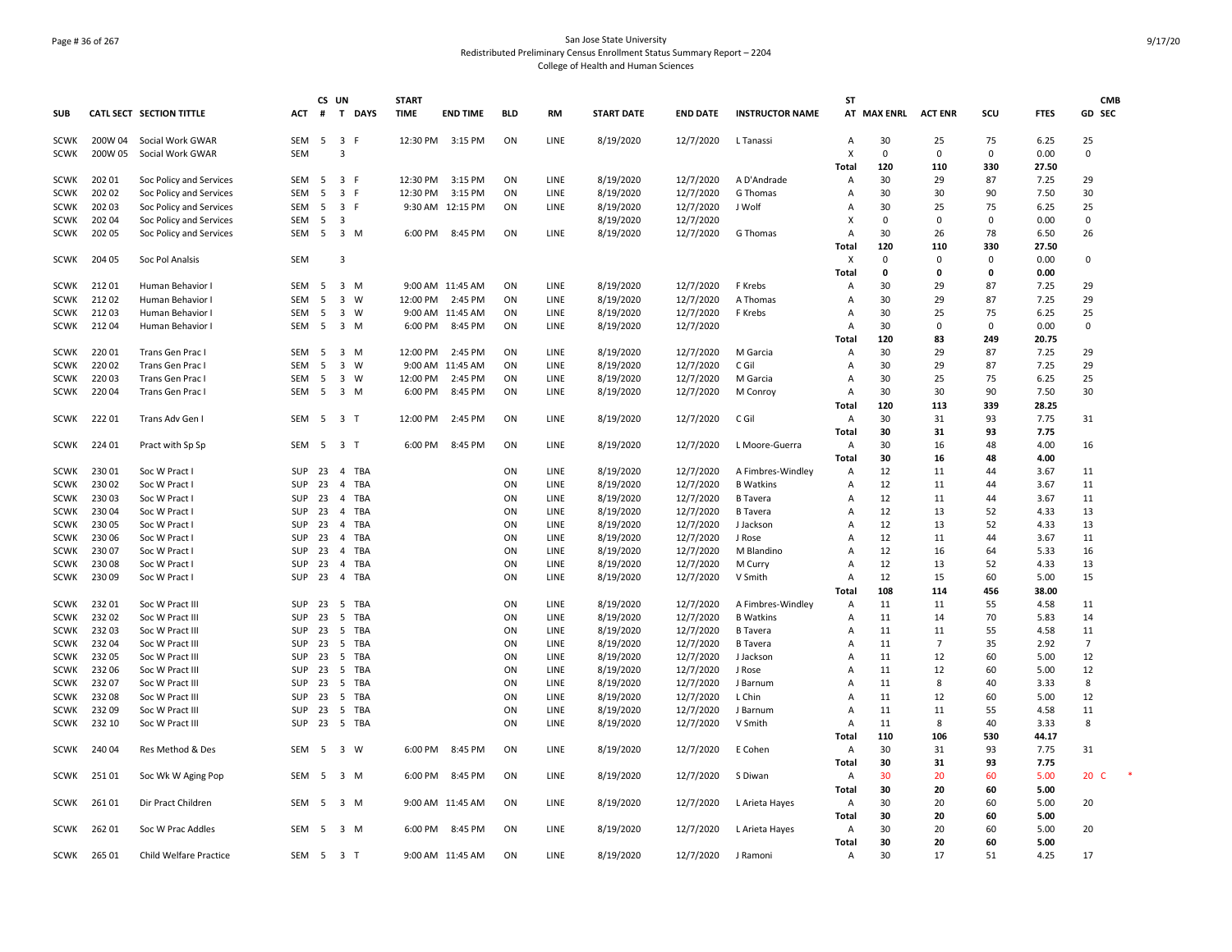San Jose State University
Redistributed Preliminary Census Enrollment Status Summary Report – 2204
College of Health and Human Sciences

| SUB | CATL SECT | SECTION TITTLE | ACT | CS # | UN T | DAYS | START TIME | END TIME | BLD | RM | START DATE | END DATE | INSTRUCTOR NAME | ST AT | MAX ENRL | ACT ENR | SCU | FTES | GD | CMB SEC |
|---|---|---|---|---|---|---|---|---|---|---|---|---|---|---|---|---|---|---|---|---|
| SCWK | 200W 04 | Social Work GWAR | SEM | 5 | 3 | F | 12:30 PM | 3:15 PM | ON | LINE | 8/19/2020 | 12/7/2020 | L Tanassi | A | 30 | 25 | 75 | 6.25 | 25 | |
| SCWK | 200W 05 | Social Work GWAR | SEM | | 3 | | | | | | | | | X | 0 | 0 | 0 | 0.00 | 0 | |
| | | | | | | | | | | | | | | Total | 120 | 110 | 330 | 27.50 | | |
| SCWK | 202 01 | Soc Policy and Services | SEM | 5 | 3 | F | 12:30 PM | 3:15 PM | ON | LINE | 8/19/2020 | 12/7/2020 | A D'Andrade | A | 30 | 29 | 87 | 7.25 | 29 | |
| SCWK | 202 02 | Soc Policy and Services | SEM | 5 | 3 | F | 12:30 PM | 3:15 PM | ON | LINE | 8/19/2020 | 12/7/2020 | G Thomas | A | 30 | 30 | 90 | 7.50 | 30 | |
| SCWK | 202 03 | Soc Policy and Services | SEM | 5 | 3 | F | 9:30 AM | 12:15 PM | ON | LINE | 8/19/2020 | 12/7/2020 | J Wolf | A | 30 | 25 | 75 | 6.25 | 25 | |
| SCWK | 202 04 | Soc Policy and Services | SEM | 5 | 3 | | | | | | 8/19/2020 | 12/7/2020 | | X | 0 | 0 | 0 | 0.00 | 0 | |
| SCWK | 202 05 | Soc Policy and Services | SEM | 5 | 3 | M | 6:00 PM | 8:45 PM | ON | LINE | 8/19/2020 | 12/7/2020 | G Thomas | A | 30 | 26 | 78 | 6.50 | 26 | |
| | | | | | | | | | | | | | | Total | 120 | 110 | 330 | 27.50 | | |
| SCWK | 204 05 | Soc Pol Analsis | SEM | | 3 | | | | | | | | | X | 0 | 0 | 0 | 0.00 | 0 | |
| | | | | | | | | | | | | | | Total | 0 | 0 | 0 | 0.00 | | |
| SCWK | 212 01 | Human Behavior I | SEM | 5 | 3 | M | 9:00 AM | 11:45 AM | ON | LINE | 8/19/2020 | 12/7/2020 | F Krebs | A | 30 | 29 | 87 | 7.25 | 29 | |
| SCWK | 212 02 | Human Behavior I | SEM | 5 | 3 | W | 12:00 PM | 2:45 PM | ON | LINE | 8/19/2020 | 12/7/2020 | A Thomas | A | 30 | 29 | 87 | 7.25 | 29 | |
| SCWK | 212 03 | Human Behavior I | SEM | 5 | 3 | W | 9:00 AM | 11:45 AM | ON | LINE | 8/19/2020 | 12/7/2020 | F Krebs | A | 30 | 25 | 75 | 6.25 | 25 | |
| SCWK | 212 04 | Human Behavior I | SEM | 5 | 3 | M | 6:00 PM | 8:45 PM | ON | LINE | 8/19/2020 | 12/7/2020 | | A | 30 | 0 | 0 | 0.00 | 0 | |
| | | | | | | | | | | | | | | Total | 120 | 83 | 249 | 20.75 | | |
| SCWK | 220 01 | Trans Gen Prac I | SEM | 5 | 3 | M | 12:00 PM | 2:45 PM | ON | LINE | 8/19/2020 | 12/7/2020 | M Garcia | A | 30 | 29 | 87 | 7.25 | 29 | |
| SCWK | 220 02 | Trans Gen Prac I | SEM | 5 | 3 | W | 9:00 AM | 11:45 AM | ON | LINE | 8/19/2020 | 12/7/2020 | C Gil | A | 30 | 29 | 87 | 7.25 | 29 | |
| SCWK | 220 03 | Trans Gen Prac I | SEM | 5 | 3 | W | 12:00 PM | 2:45 PM | ON | LINE | 8/19/2020 | 12/7/2020 | M Garcia | A | 30 | 25 | 75 | 6.25 | 25 | |
| SCWK | 220 04 | Trans Gen Prac I | SEM | 5 | 3 | M | 6:00 PM | 8:45 PM | ON | LINE | 8/19/2020 | 12/7/2020 | M Conroy | A | 30 | 30 | 90 | 7.50 | 30 | |
| | | | | | | | | | | | | | | Total | 120 | 113 | 339 | 28.25 | | |
| SCWK | 222 01 | Trans Adv Gen I | SEM | 5 | 3 | T | 12:00 PM | 2:45 PM | ON | LINE | 8/19/2020 | 12/7/2020 | C Gil | A | 30 | 31 | 93 | 7.75 | 31 | |
| | | | | | | | | | | | | | | Total | 30 | 31 | 93 | 7.75 | | |
| SCWK | 224 01 | Pract with Sp Sp | SEM | 5 | 3 | T | 6:00 PM | 8:45 PM | ON | LINE | 8/19/2020 | 12/7/2020 | L Moore-Guerra | A | 30 | 16 | 48 | 4.00 | 16 | |
| | | | | | | | | | | | | | | Total | 30 | 16 | 48 | 4.00 | | |
| SCWK | 230 01 | Soc W Pract I | SUP | 23 | 4 | TBA | | | ON | LINE | 8/19/2020 | 12/7/2020 | A Fimbres-Windley | A | 12 | 11 | 44 | 3.67 | 11 | |
| SCWK | 230 02 | Soc W Pract I | SUP | 23 | 4 | TBA | | | ON | LINE | 8/19/2020 | 12/7/2020 | B Watkins | A | 12 | 11 | 44 | 3.67 | 11 | |
| SCWK | 230 03 | Soc W Pract I | SUP | 23 | 4 | TBA | | | ON | LINE | 8/19/2020 | 12/7/2020 | B Tavera | A | 12 | 11 | 44 | 3.67 | 11 | |
| SCWK | 230 04 | Soc W Pract I | SUP | 23 | 4 | TBA | | | ON | LINE | 8/19/2020 | 12/7/2020 | B Tavera | A | 12 | 13 | 52 | 4.33 | 13 | |
| SCWK | 230 05 | Soc W Pract I | SUP | 23 | 4 | TBA | | | ON | LINE | 8/19/2020 | 12/7/2020 | J Jackson | A | 12 | 13 | 52 | 4.33 | 13 | |
| SCWK | 230 06 | Soc W Pract I | SUP | 23 | 4 | TBA | | | ON | LINE | 8/19/2020 | 12/7/2020 | J Rose | A | 12 | 11 | 44 | 3.67 | 11 | |
| SCWK | 230 07 | Soc W Pract I | SUP | 23 | 4 | TBA | | | ON | LINE | 8/19/2020 | 12/7/2020 | M Blandino | A | 12 | 16 | 64 | 5.33 | 16 | |
| SCWK | 230 08 | Soc W Pract I | SUP | 23 | 4 | TBA | | | ON | LINE | 8/19/2020 | 12/7/2020 | M Curry | A | 12 | 13 | 52 | 4.33 | 13 | |
| SCWK | 230 09 | Soc W Pract I | SUP | 23 | 4 | TBA | | | ON | LINE | 8/19/2020 | 12/7/2020 | V Smith | A | 12 | 15 | 60 | 5.00 | 15 | |
| | | | | | | | | | | | | | | Total | 108 | 114 | 456 | 38.00 | | |
| SCWK | 232 01 | Soc W Pract III | SUP | 23 | 5 | TBA | | | ON | LINE | 8/19/2020 | 12/7/2020 | A Fimbres-Windley | A | 11 | 11 | 55 | 4.58 | 11 | |
| SCWK | 232 02 | Soc W Pract III | SUP | 23 | 5 | TBA | | | ON | LINE | 8/19/2020 | 12/7/2020 | B Watkins | A | 11 | 14 | 70 | 5.83 | 14 | |
| SCWK | 232 03 | Soc W Pract III | SUP | 23 | 5 | TBA | | | ON | LINE | 8/19/2020 | 12/7/2020 | B Tavera | A | 11 | 11 | 55 | 4.58 | 11 | |
| SCWK | 232 04 | Soc W Pract III | SUP | 23 | 5 | TBA | | | ON | LINE | 8/19/2020 | 12/7/2020 | B Tavera | A | 11 | 7 | 35 | 2.92 | 7 | |
| SCWK | 232 05 | Soc W Pract III | SUP | 23 | 5 | TBA | | | ON | LINE | 8/19/2020 | 12/7/2020 | J Jackson | A | 11 | 12 | 60 | 5.00 | 12 | |
| SCWK | 232 06 | Soc W Pract III | SUP | 23 | 5 | TBA | | | ON | LINE | 8/19/2020 | 12/7/2020 | J Rose | A | 11 | 12 | 60 | 5.00 | 12 | |
| SCWK | 232 07 | Soc W Pract III | SUP | 23 | 5 | TBA | | | ON | LINE | 8/19/2020 | 12/7/2020 | J Barnum | A | 11 | 8 | 40 | 3.33 | 8 | |
| SCWK | 232 08 | Soc W Pract III | SUP | 23 | 5 | TBA | | | ON | LINE | 8/19/2020 | 12/7/2020 | L Chin | A | 11 | 12 | 60 | 5.00 | 12 | |
| SCWK | 232 09 | Soc W Pract III | SUP | 23 | 5 | TBA | | | ON | LINE | 8/19/2020 | 12/7/2020 | J Barnum | A | 11 | 11 | 55 | 4.58 | 11 | |
| SCWK | 232 10 | Soc W Pract III | SUP | 23 | 5 | TBA | | | ON | LINE | 8/19/2020 | 12/7/2020 | V Smith | A | 11 | 8 | 40 | 3.33 | 8 | |
| | | | | | | | | | | | | | | Total | 110 | 106 | 530 | 44.17 | | |
| SCWK | 240 04 | Res Method & Des | SEM | 5 | 3 | W | 6:00 PM | 8:45 PM | ON | LINE | 8/19/2020 | 12/7/2020 | E Cohen | A | 30 | 31 | 93 | 7.75 | 31 | |
| | | | | | | | | | | | | | | Total | 30 | 31 | 93 | 7.75 | | |
| SCWK | 251 01 | Soc Wk W Aging Pop | SEM | 5 | 3 | M | 6:00 PM | 8:45 PM | ON | LINE | 8/19/2020 | 12/7/2020 | S Diwan | A | 30 | 20 | 60 | 5.00 | 20 | C * |
| | | | | | | | | | | | | | | Total | 30 | 20 | 60 | 5.00 | | |
| SCWK | 261 01 | Dir Pract Children | SEM | 5 | 3 | M | 9:00 AM | 11:45 AM | ON | LINE | 8/19/2020 | 12/7/2020 | L Arieta Hayes | A | 30 | 20 | 60 | 5.00 | 20 | |
| | | | | | | | | | | | | | | Total | 30 | 20 | 60 | 5.00 | | |
| SCWK | 262 01 | Soc W Prac Addles | SEM | 5 | 3 | M | 6:00 PM | 8:45 PM | ON | LINE | 8/19/2020 | 12/7/2020 | L Arieta Hayes | A | 30 | 20 | 60 | 5.00 | 20 | |
| | | | | | | | | | | | | | | Total | 30 | 20 | 60 | 5.00 | | |
| SCWK | 265 01 | Child Welfare Practice | SEM | 5 | 3 | T | 9:00 AM | 11:45 AM | ON | LINE | 8/19/2020 | 12/7/2020 | J Ramoni | A | 30 | 17 | 51 | 4.25 | 17 | |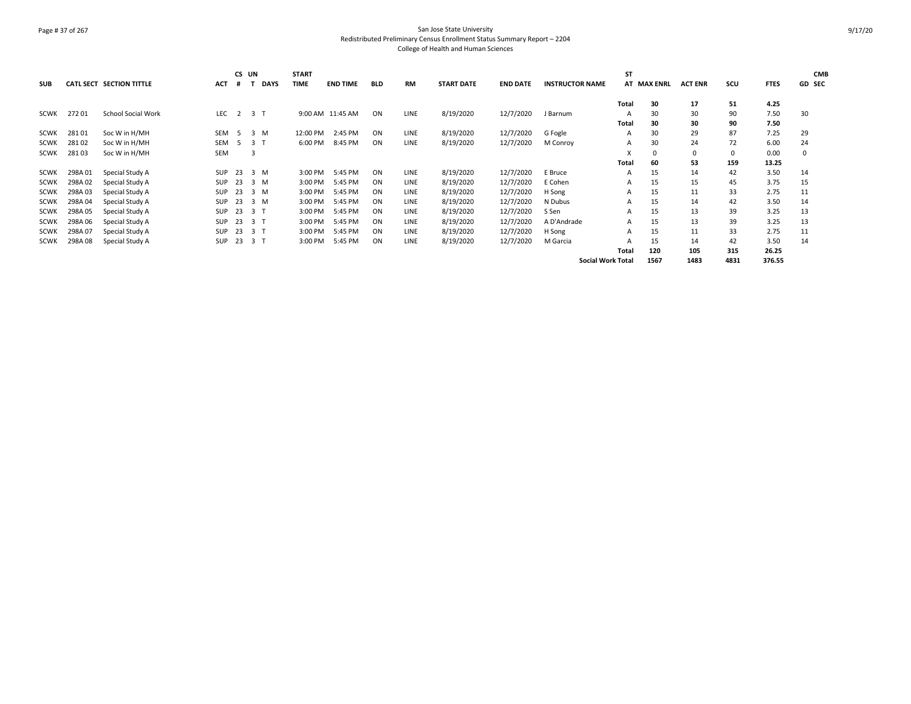| SUB | CATL | SECT | SECTION TITTLE | ACT | CS # | UN T | DAYS | START TIME | END TIME | BLD | RM | START DATE | END DATE | INSTRUCTOR NAME | STAT | MAX ENRL | ACT ENR | SCU | FTES | GD | CMB SEC |
|---|---|---|---|---|---|---|---|---|---|---|---|---|---|---|---|---|---|---|---|---|---|
| | | | | | | | | | | | | | | | **Total** | **30** | **17** | **51** | **4.25** | | |
| SCWK | 272 | 01 | School Social Work | LEC | 2 | 3 | T | 9:00 AM | 11:45 AM | ON | LINE | 8/19/2020 | 12/7/2020 | J Barnum | A | 30 | 30 | 90 | 7.50 | 30 | |
| | | | | | | | | | | | | | | | **Total** | **30** | **30** | **90** | **7.50** | | |
| SCWK | 281 | 01 | Soc W in H/MH | SEM | 5 | 3 | M | 12:00 PM | 2:45 PM | ON | LINE | 8/19/2020 | 12/7/2020 | G Fogle | A | 30 | 29 | 87 | 7.25 | 29 | |
| SCWK | 281 | 02 | Soc W in H/MH | SEM | 5 | 3 | T | 6:00 PM | 8:45 PM | ON | LINE | 8/19/2020 | 12/7/2020 | M Conroy | A | 30 | 24 | 72 | 6.00 | 24 | |
| SCWK | 281 | 03 | Soc W in H/MH | SEM | | 3 | | | | | | | | | X | 0 | 0 | 0 | 0.00 | 0 | |
| | | | | | | | | | | | | | | | **Total** | **60** | **53** | **159** | **13.25** | | |
| SCWK | 298A | 01 | Special Study A | SUP | 23 | 3 | M | 3:00 PM | 5:45 PM | ON | LINE | 8/19/2020 | 12/7/2020 | E Bruce | A | 15 | 14 | 42 | 3.50 | 14 | |
| SCWK | 298A | 02 | Special Study A | SUP | 23 | 3 | M | 3:00 PM | 5:45 PM | ON | LINE | 8/19/2020 | 12/7/2020 | E Cohen | A | 15 | 15 | 45 | 3.75 | 15 | |
| SCWK | 298A | 03 | Special Study A | SUP | 23 | 3 | M | 3:00 PM | 5:45 PM | ON | LINE | 8/19/2020 | 12/7/2020 | H Song | A | 15 | 11 | 33 | 2.75 | 11 | |
| SCWK | 298A | 04 | Special Study A | SUP | 23 | 3 | M | 3:00 PM | 5:45 PM | ON | LINE | 8/19/2020 | 12/7/2020 | N Dubus | A | 15 | 14 | 42 | 3.50 | 14 | |
| SCWK | 298A | 05 | Special Study A | SUP | 23 | 3 | T | 3:00 PM | 5:45 PM | ON | LINE | 8/19/2020 | 12/7/2020 | S Sen | A | 15 | 13 | 39 | 3.25 | 13 | |
| SCWK | 298A | 06 | Special Study A | SUP | 23 | 3 | T | 3:00 PM | 5:45 PM | ON | LINE | 8/19/2020 | 12/7/2020 | A D'Andrade | A | 15 | 13 | 39 | 3.25 | 13 | |
| SCWK | 298A | 07 | Special Study A | SUP | 23 | 3 | T | 3:00 PM | 5:45 PM | ON | LINE | 8/19/2020 | 12/7/2020 | H Song | A | 15 | 11 | 33 | 2.75 | 11 | |
| SCWK | 298A | 08 | Special Study A | SUP | 23 | 3 | T | 3:00 PM | 5:45 PM | ON | LINE | 8/19/2020 | 12/7/2020 | M Garcia | A | 15 | 14 | 42 | 3.50 | 14 | |
| | | | | | | | | | | | | | | | **Total** | **120** | **105** | **315** | **26.25** | | |
| | | | | | | | | | | | | | | **Social Work Total** | | **1567** | **1483** | **4831** | **376.55** | | |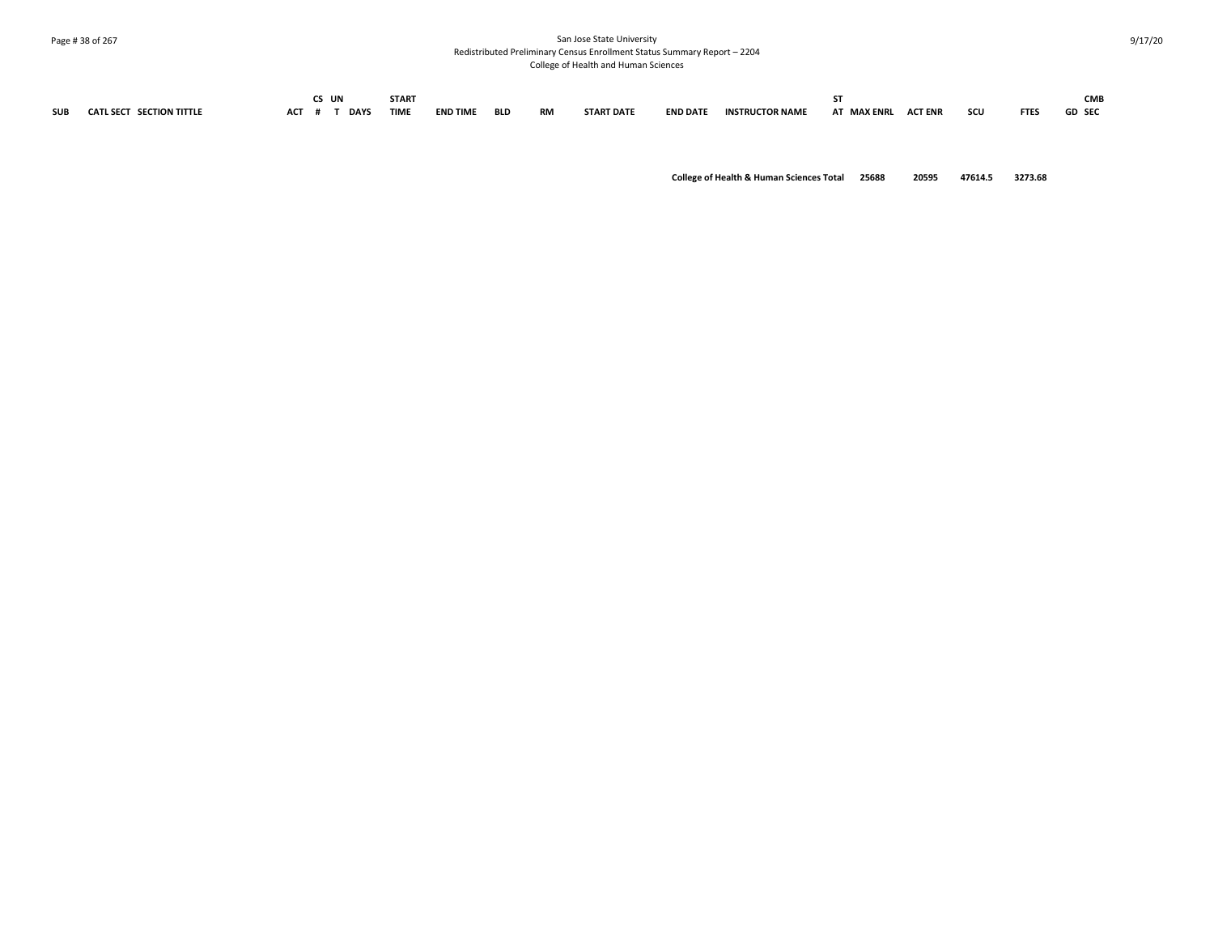| SUB | CATL | SECT | SECTION TITTLE | ACT | CS # | UN T | DAYS | START TIME | END TIME | BLD | RM | START DATE | END DATE | INSTRUCTOR NAME | ST AT | MAX ENRL | ACT ENR | SCU | FTES | GD | CMB SEC |
|---|---|---|---|---|---|---|---|---|---|---|---|---|---|---|---|---|---|---|---|---|---|
| | | | | | | | | | | | | | | **College of Health & Human Sciences Total** | | **25688** | **20595** | **47614.5** | **3273.68** | | |